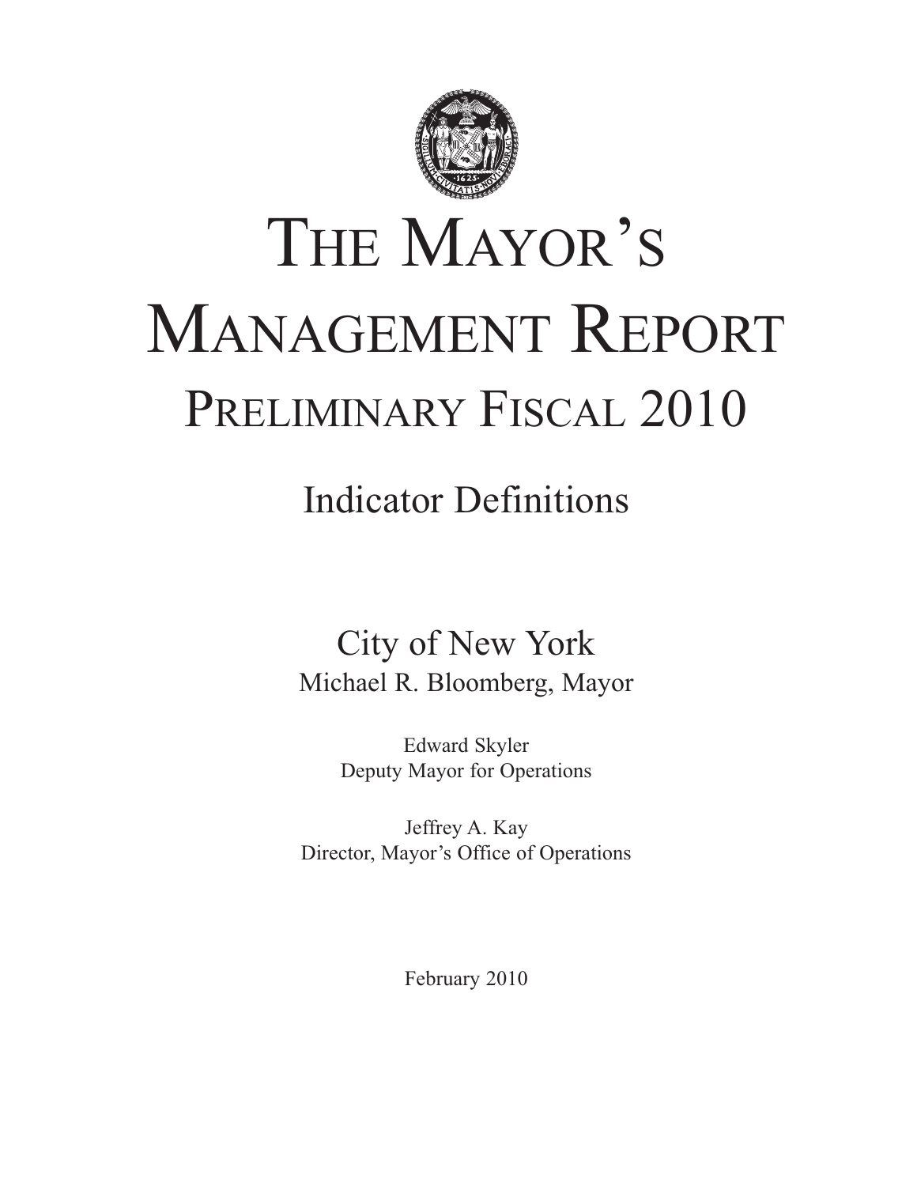# The Mayor's Management Report

## Preliminary Fiscal 2010

### Indicator Definitions

City of New York

Michael R. Bloomberg, Mayor

Edward Skyler
Deputy Mayor for Operations

Jeffrey A. Kay
Director, Mayor's Office of Operations

February 2010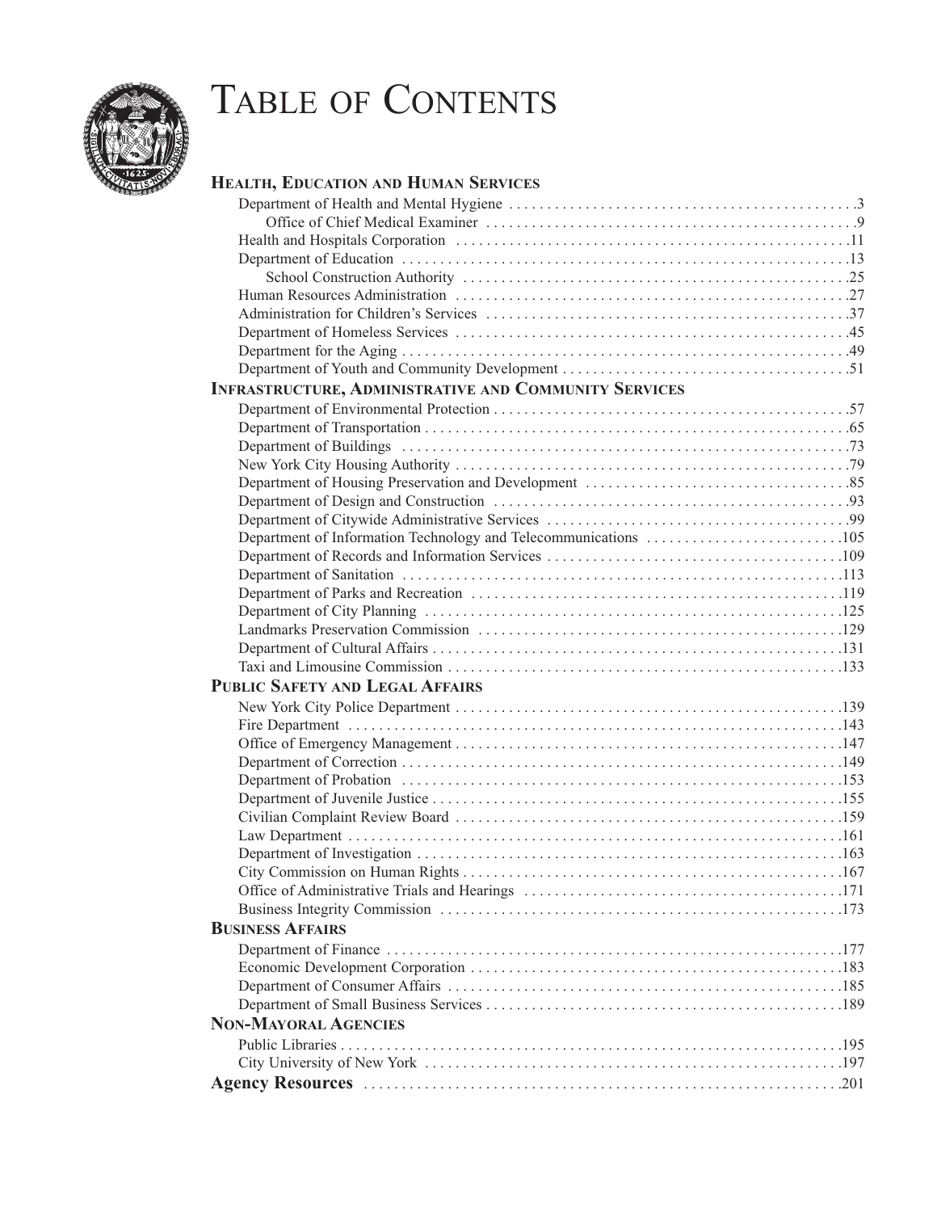# Table of Contents

## Health, Education and Human Services

- Department of Health and Mental Hygiene ... 3
  - Office of Chief Medical Examiner ... 9
- Health and Hospitals Corporation ... 11
- Department of Education ... 13
  - School Construction Authority ... 25
- Human Resources Administration ... 27
- Administration for Children's Services ... 37
- Department of Homeless Services ... 45
- Department for the Aging ... 49
- Department of Youth and Community Development ... 51

## Infrastructure, Administrative and Community Services

- Department of Environmental Protection ... 57
- Department of Transportation ... 65
- Department of Buildings ... 73
- New York City Housing Authority ... 79
- Department of Housing Preservation and Development ... 85
- Department of Design and Construction ... 93
- Department of Citywide Administrative Services ... 99
- Department of Information Technology and Telecommunications ... 105
- Department of Records and Information Services ... 109
- Department of Sanitation ... 113
- Department of Parks and Recreation ... 119
- Department of City Planning ... 125
- Landmarks Preservation Commission ... 129
- Department of Cultural Affairs ... 131
- Taxi and Limousine Commission ... 133

## Public Safety and Legal Affairs

- New York City Police Department ... 139
- Fire Department ... 143
- Office of Emergency Management ... 147
- Department of Correction ... 149
- Department of Probation ... 153
- Department of Juvenile Justice ... 155
- Civilian Complaint Review Board ... 159
- Law Department ... 161
- Department of Investigation ... 163
- City Commission on Human Rights ... 167
- Office of Administrative Trials and Hearings ... 171
- Business Integrity Commission ... 173

## Business Affairs

- Department of Finance ... 177
- Economic Development Corporation ... 183
- Department of Consumer Affairs ... 185
- Department of Small Business Services ... 189

## Non-Mayoral Agencies

- Public Libraries ... 195
- City University of New York ... 197

## Agency Resources ... 201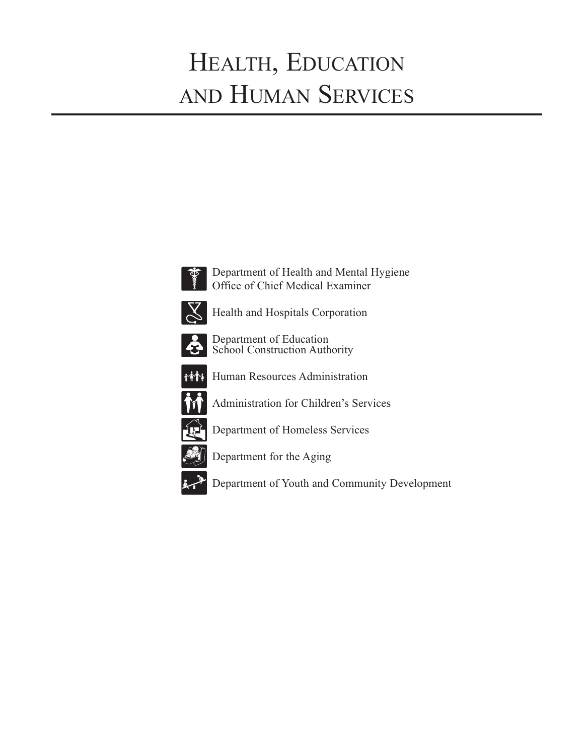# Health, Education and Human Services

- Department of Health and Mental Hygiene
  Office of Chief Medical Examiner
- Health and Hospitals Corporation
- Department of Education
  School Construction Authority
- Human Resources Administration
- Administration for Children's Services
- Department of Homeless Services
- Department for the Aging
- Department of Youth and Community Development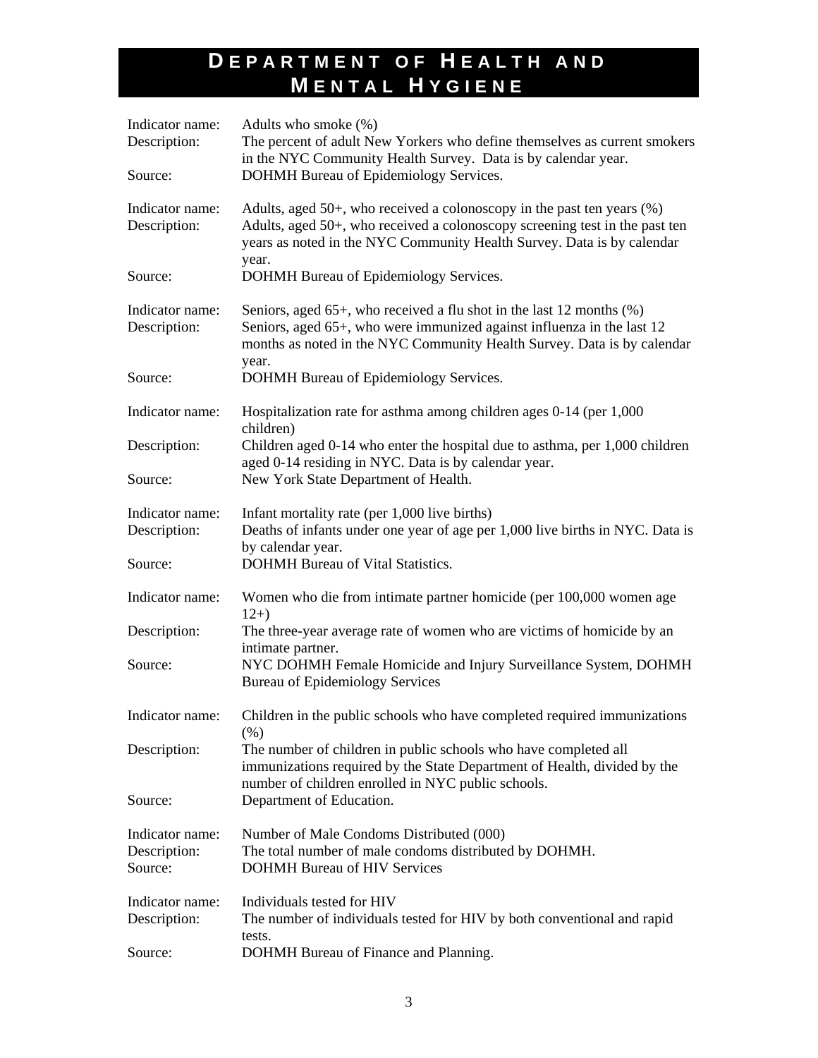# DEPARTMENT OF HEALTH AND MENTAL HYGIENE

| | |
|---|---|
| Indicator name: | Adults who smoke (%) |
| Description: | The percent of adult New Yorkers who define themselves as current smokers in the NYC Community Health Survey. Data is by calendar year. |
| Source: | DOHMH Bureau of Epidemiology Services. |

| | |
|---|---|
| Indicator name: | Adults, aged 50+, who received a colonoscopy in the past ten years (%) |
| Description: | Adults, aged 50+, who received a colonoscopy screening test in the past ten years as noted in the NYC Community Health Survey. Data is by calendar year. |
| Source: | DOHMH Bureau of Epidemiology Services. |

| | |
|---|---|
| Indicator name: | Seniors, aged 65+, who received a flu shot in the last 12 months (%) |
| Description: | Seniors, aged 65+, who were immunized against influenza in the last 12 months as noted in the NYC Community Health Survey. Data is by calendar year. |
| Source: | DOHMH Bureau of Epidemiology Services. |

| | |
|---|---|
| Indicator name: | Hospitalization rate for asthma among children ages 0-14 (per 1,000 children) |
| Description: | Children aged 0-14 who enter the hospital due to asthma, per 1,000 children aged 0-14 residing in NYC. Data is by calendar year. |
| Source: | New York State Department of Health. |

| | |
|---|---|
| Indicator name: | Infant mortality rate (per 1,000 live births) |
| Description: | Deaths of infants under one year of age per 1,000 live births in NYC. Data is by calendar year. |
| Source: | DOHMH Bureau of Vital Statistics. |

| | |
|---|---|
| Indicator name: | Women who die from intimate partner homicide (per 100,000 women age 12+) |
| Description: | The three-year average rate of women who are victims of homicide by an intimate partner. |
| Source: | NYC DOHMH Female Homicide and Injury Surveillance System, DOHMH Bureau of Epidemiology Services |

| | |
|---|---|
| Indicator name: | Children in the public schools who have completed required immunizations (%) |
| Description: | The number of children in public schools who have completed all immunizations required by the State Department of Health, divided by the number of children enrolled in NYC public schools. |
| Source: | Department of Education. |

| | |
|---|---|
| Indicator name: | Number of Male Condoms Distributed (000) |
| Description: | The total number of male condoms distributed by DOHMH. |
| Source: | DOHMH Bureau of HIV Services |

| | |
|---|---|
| Indicator name: | Individuals tested for HIV |
| Description: | The number of individuals tested for HIV by both conventional and rapid tests. |
| Source: | DOHMH Bureau of Finance and Planning. |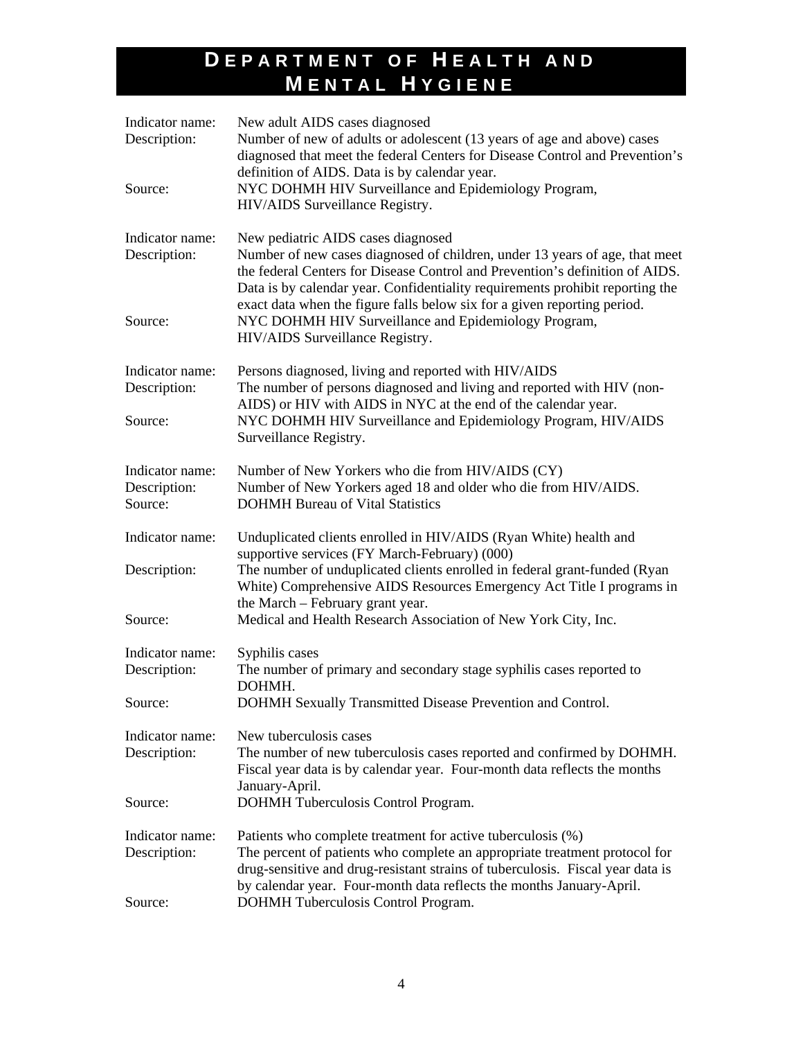# DEPARTMENT OF HEALTH AND MENTAL HYGIENE

Indicator name: New adult AIDS cases diagnosed
Description: Number of new of adults or adolescent (13 years of age and above) cases diagnosed that meet the federal Centers for Disease Control and Prevention's definition of AIDS. Data is by calendar year.
Source: NYC DOHMH HIV Surveillance and Epidemiology Program, HIV/AIDS Surveillance Registry.

Indicator name: New pediatric AIDS cases diagnosed
Description: Number of new cases diagnosed of children, under 13 years of age, that meet the federal Centers for Disease Control and Prevention's definition of AIDS. Data is by calendar year. Confidentiality requirements prohibit reporting the exact data when the figure falls below six for a given reporting period.
Source: NYC DOHMH HIV Surveillance and Epidemiology Program, HIV/AIDS Surveillance Registry.

Indicator name: Persons diagnosed, living and reported with HIV/AIDS
Description: The number of persons diagnosed and living and reported with HIV (non-AIDS) or HIV with AIDS in NYC at the end of the calendar year.
Source: NYC DOHMH HIV Surveillance and Epidemiology Program, HIV/AIDS Surveillance Registry.

Indicator name: Number of New Yorkers who die from HIV/AIDS (CY)
Description: Number of New Yorkers aged 18 and older who die from HIV/AIDS.
Source: DOHMH Bureau of Vital Statistics

Indicator name: Unduplicated clients enrolled in HIV/AIDS (Ryan White) health and supportive services (FY March-February) (000)
Description: The number of unduplicated clients enrolled in federal grant-funded (Ryan White) Comprehensive AIDS Resources Emergency Act Title I programs in the March – February grant year.
Source: Medical and Health Research Association of New York City, Inc.

Indicator name: Syphilis cases
Description: The number of primary and secondary stage syphilis cases reported to DOHMH.
Source: DOHMH Sexually Transmitted Disease Prevention and Control.

Indicator name: New tuberculosis cases
Description: The number of new tuberculosis cases reported and confirmed by DOHMH. Fiscal year data is by calendar year. Four-month data reflects the months January-April.
Source: DOHMH Tuberculosis Control Program.

Indicator name: Patients who complete treatment for active tuberculosis (%)
Description: The percent of patients who complete an appropriate treatment protocol for drug-sensitive and drug-resistant strains of tuberculosis. Fiscal year data is by calendar year. Four-month data reflects the months January-April.
Source: DOHMH Tuberculosis Control Program.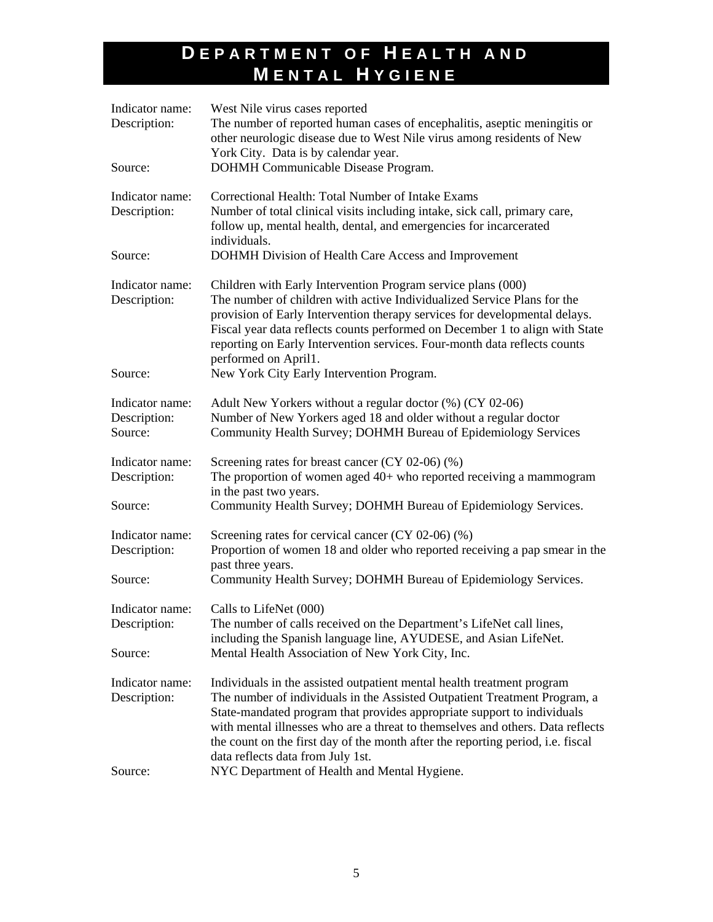# DEPARTMENT OF HEALTH AND MENTAL HYGIENE

Indicator name: West Nile virus cases reported
Description: The number of reported human cases of encephalitis, aseptic meningitis or other neurologic disease due to West Nile virus among residents of New York City. Data is by calendar year.
Source: DOHMH Communicable Disease Program.

Indicator name: Correctional Health: Total Number of Intake Exams
Description: Number of total clinical visits including intake, sick call, primary care, follow up, mental health, dental, and emergencies for incarcerated individuals.
Source: DOHMH Division of Health Care Access and Improvement

Indicator name: Children with Early Intervention Program service plans (000)
Description: The number of children with active Individualized Service Plans for the provision of Early Intervention therapy services for developmental delays. Fiscal year data reflects counts performed on December 1 to align with State reporting on Early Intervention services. Four-month data reflects counts performed on April1.
Source: New York City Early Intervention Program.

Indicator name: Adult New Yorkers without a regular doctor (%) (CY 02-06)
Description: Number of New Yorkers aged 18 and older without a regular doctor
Source: Community Health Survey; DOHMH Bureau of Epidemiology Services

Indicator name: Screening rates for breast cancer (CY 02-06) (%)
Description: The proportion of women aged 40+ who reported receiving a mammogram in the past two years.
Source: Community Health Survey; DOHMH Bureau of Epidemiology Services.

Indicator name: Screening rates for cervical cancer (CY 02-06) (%)
Description: Proportion of women 18 and older who reported receiving a pap smear in the past three years.
Source: Community Health Survey; DOHMH Bureau of Epidemiology Services.

Indicator name: Calls to LifeNet (000)
Description: The number of calls received on the Department's LifeNet call lines, including the Spanish language line, AYUDESE, and Asian LifeNet.
Source: Mental Health Association of New York City, Inc.

Indicator name: Individuals in the assisted outpatient mental health treatment program
Description: The number of individuals in the Assisted Outpatient Treatment Program, a State-mandated program that provides appropriate support to individuals with mental illnesses who are a threat to themselves and others. Data reflects the count on the first day of the month after the reporting period, i.e. fiscal data reflects data from July 1st.
Source: NYC Department of Health and Mental Hygiene.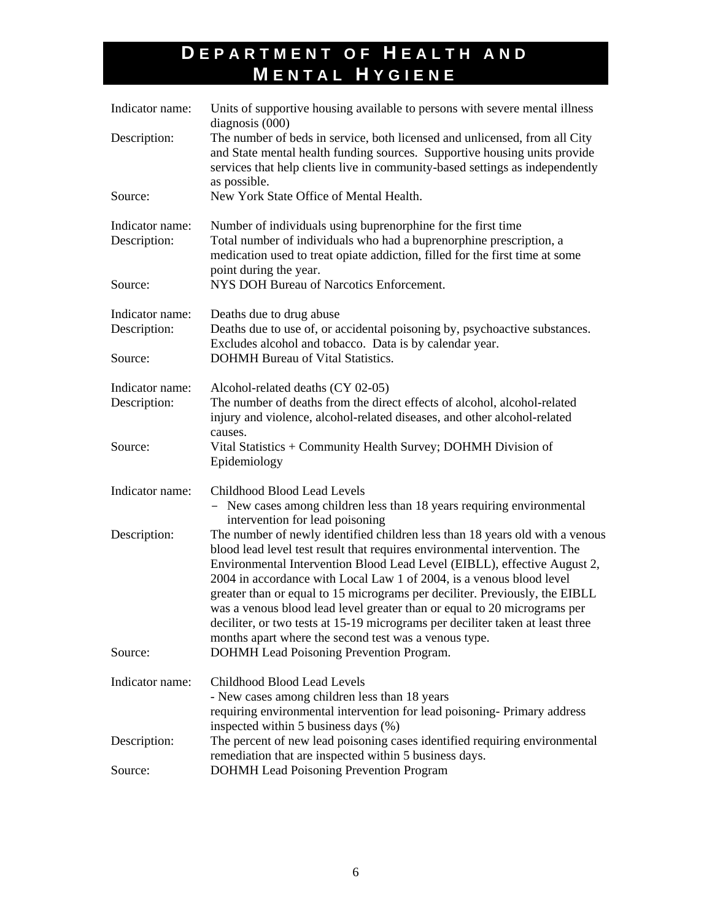# DEPARTMENT OF HEALTH AND MENTAL HYGIENE

Indicator name: Units of supportive housing available to persons with severe mental illness diagnosis (000)

Description: The number of beds in service, both licensed and unlicensed, from all City and State mental health funding sources. Supportive housing units provide services that help clients live in community-based settings as independently as possible.

Source: New York State Office of Mental Health.

Indicator name: Number of individuals using buprenorphine for the first time

Description: Total number of individuals who had a buprenorphine prescription, a medication used to treat opiate addiction, filled for the first time at some point during the year.

Source: NYS DOH Bureau of Narcotics Enforcement.

Indicator name: Deaths due to drug abuse

Description: Deaths due to use of, or accidental poisoning by, psychoactive substances. Excludes alcohol and tobacco. Data is by calendar year.

Source: DOHMH Bureau of Vital Statistics.

Indicator name: Alcohol-related deaths (CY 02-05)

Description: The number of deaths from the direct effects of alcohol, alcohol-related injury and violence, alcohol-related diseases, and other alcohol-related causes.

Source: Vital Statistics + Community Health Survey; DOHMH Division of Epidemiology

Indicator name: Childhood Blood Lead Levels
- New cases among children less than 18 years requiring environmental intervention for lead poisoning

Description: The number of newly identified children less than 18 years old with a venous blood lead level test result that requires environmental intervention. The Environmental Intervention Blood Lead Level (EIBLL), effective August 2, 2004 in accordance with Local Law 1 of 2004, is a venous blood level greater than or equal to 15 micrograms per deciliter. Previously, the EIBLL was a venous blood lead level greater than or equal to 20 micrograms per deciliter, or two tests at 15-19 micrograms per deciliter taken at least three months apart where the second test was a venous type.

Source: DOHMH Lead Poisoning Prevention Program.

Indicator name: Childhood Blood Lead Levels
- New cases among children less than 18 years requiring environmental intervention for lead poisoning- Primary address inspected within 5 business days (%)

Description: The percent of new lead poisoning cases identified requiring environmental remediation that are inspected within 5 business days.

Source: DOHMH Lead Poisoning Prevention Program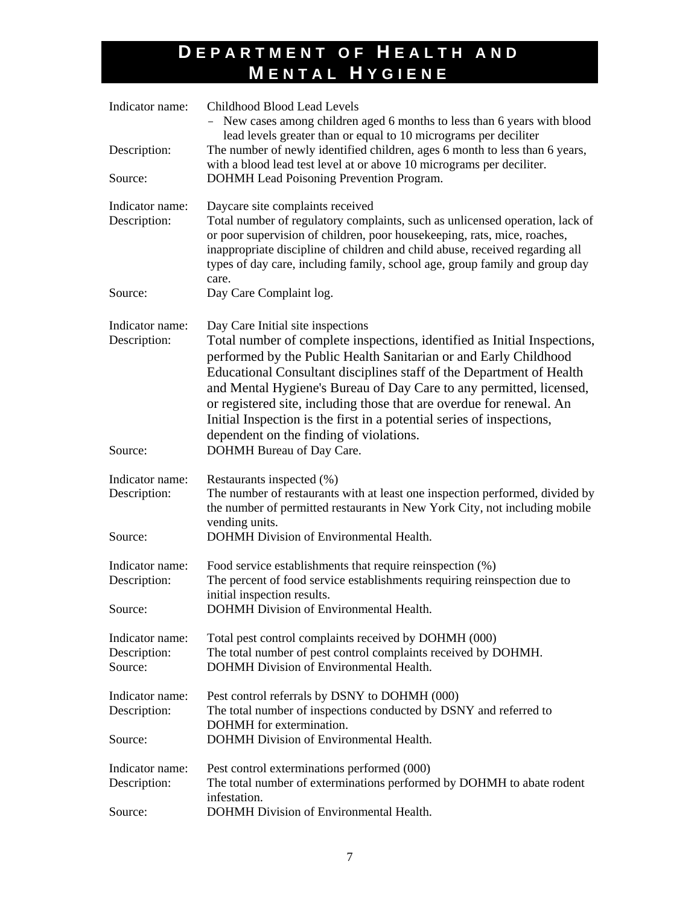# DEPARTMENT OF HEALTH AND MENTAL HYGIENE

Indicator name: Childhood Blood Lead Levels
- New cases among children aged 6 months to less than 6 years with blood lead levels greater than or equal to 10 micrograms per deciliter

Description: The number of newly identified children, ages 6 month to less than 6 years, with a blood lead test level at or above 10 micrograms per deciliter.

Source: DOHMH Lead Poisoning Prevention Program.

Indicator name: Daycare site complaints received

Description: Total number of regulatory complaints, such as unlicensed operation, lack of or poor supervision of children, poor housekeeping, rats, mice, roaches, inappropriate discipline of children and child abuse, received regarding all types of day care, including family, school age, group family and group day care.

Source: Day Care Complaint log.

Indicator name: Day Care Initial site inspections

Description: Total number of complete inspections, identified as Initial Inspections, performed by the Public Health Sanitarian or and Early Childhood Educational Consultant disciplines staff of the Department of Health and Mental Hygiene's Bureau of Day Care to any permitted, licensed, or registered site, including those that are overdue for renewal. An Initial Inspection is the first in a potential series of inspections, dependent on the finding of violations.

Source: DOHMH Bureau of Day Care.

Indicator name: Restaurants inspected (%)

Description: The number of restaurants with at least one inspection performed, divided by the number of permitted restaurants in New York City, not including mobile vending units.

Source: DOHMH Division of Environmental Health.

Indicator name: Food service establishments that require reinspection (%)

Description: The percent of food service establishments requiring reinspection due to initial inspection results.

Source: DOHMH Division of Environmental Health.

Indicator name: Total pest control complaints received by DOHMH (000)

Description: The total number of pest control complaints received by DOHMH.

Source: DOHMH Division of Environmental Health.

Indicator name: Pest control referrals by DSNY to DOHMH (000)

Description: The total number of inspections conducted by DSNY and referred to DOHMH for extermination.

Source: DOHMH Division of Environmental Health.

Indicator name: Pest control exterminations performed (000)

Description: The total number of exterminations performed by DOHMH to abate rodent infestation.

Source: DOHMH Division of Environmental Health.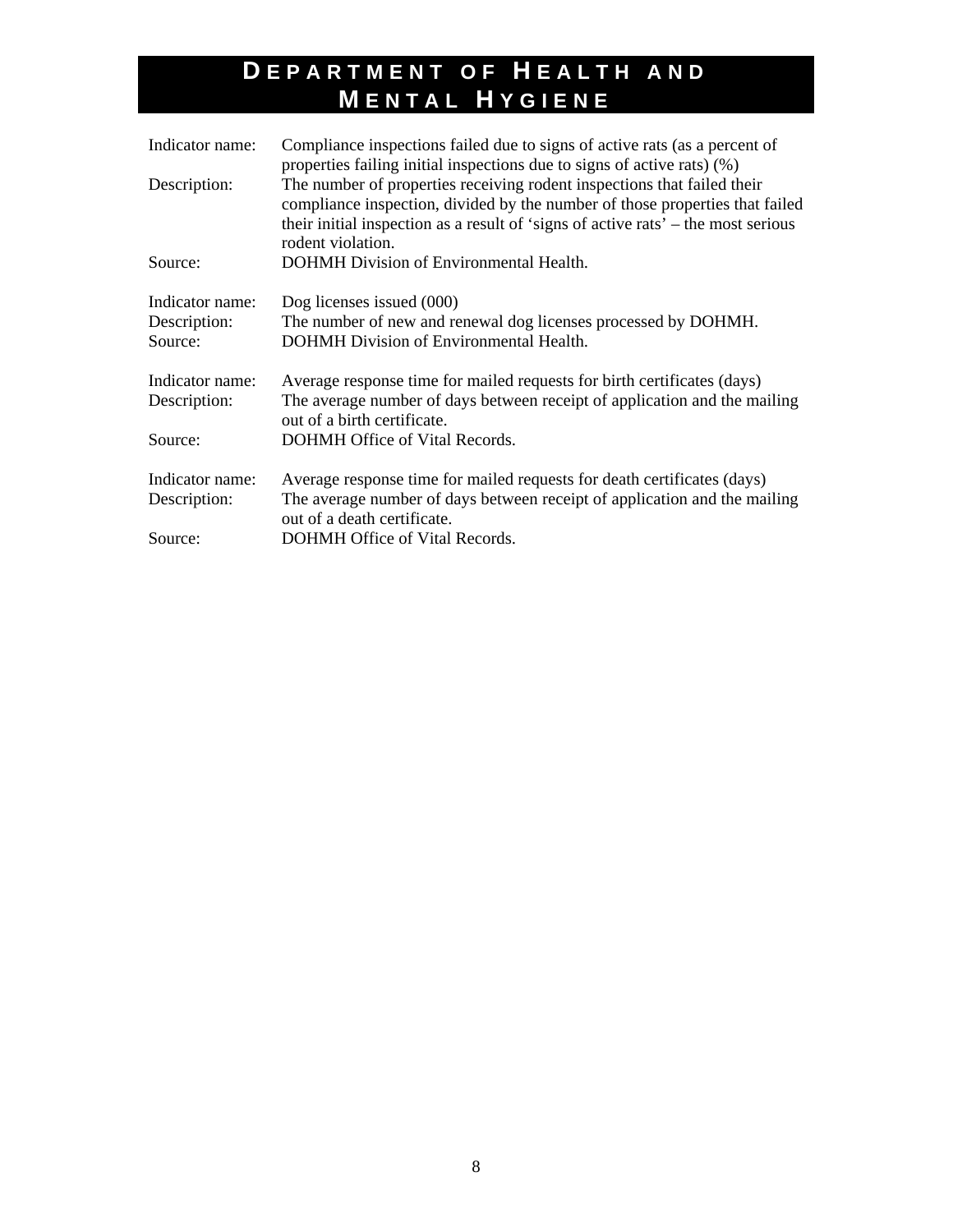# Department of Health and Mental Hygiene

Indicator name: Compliance inspections failed due to signs of active rats (as a percent of properties failing initial inspections due to signs of active rats) (%)
Description: The number of properties receiving rodent inspections that failed their compliance inspection, divided by the number of those properties that failed their initial inspection as a result of 'signs of active rats' – the most serious rodent violation.
Source: DOHMH Division of Environmental Health.

Indicator name: Dog licenses issued (000)
Description: The number of new and renewal dog licenses processed by DOHMH.
Source: DOHMH Division of Environmental Health.

Indicator name: Average response time for mailed requests for birth certificates (days)
Description: The average number of days between receipt of application and the mailing out of a birth certificate.
Source: DOHMH Office of Vital Records.

Indicator name: Average response time for mailed requests for death certificates (days)
Description: The average number of days between receipt of application and the mailing out of a death certificate.
Source: DOHMH Office of Vital Records.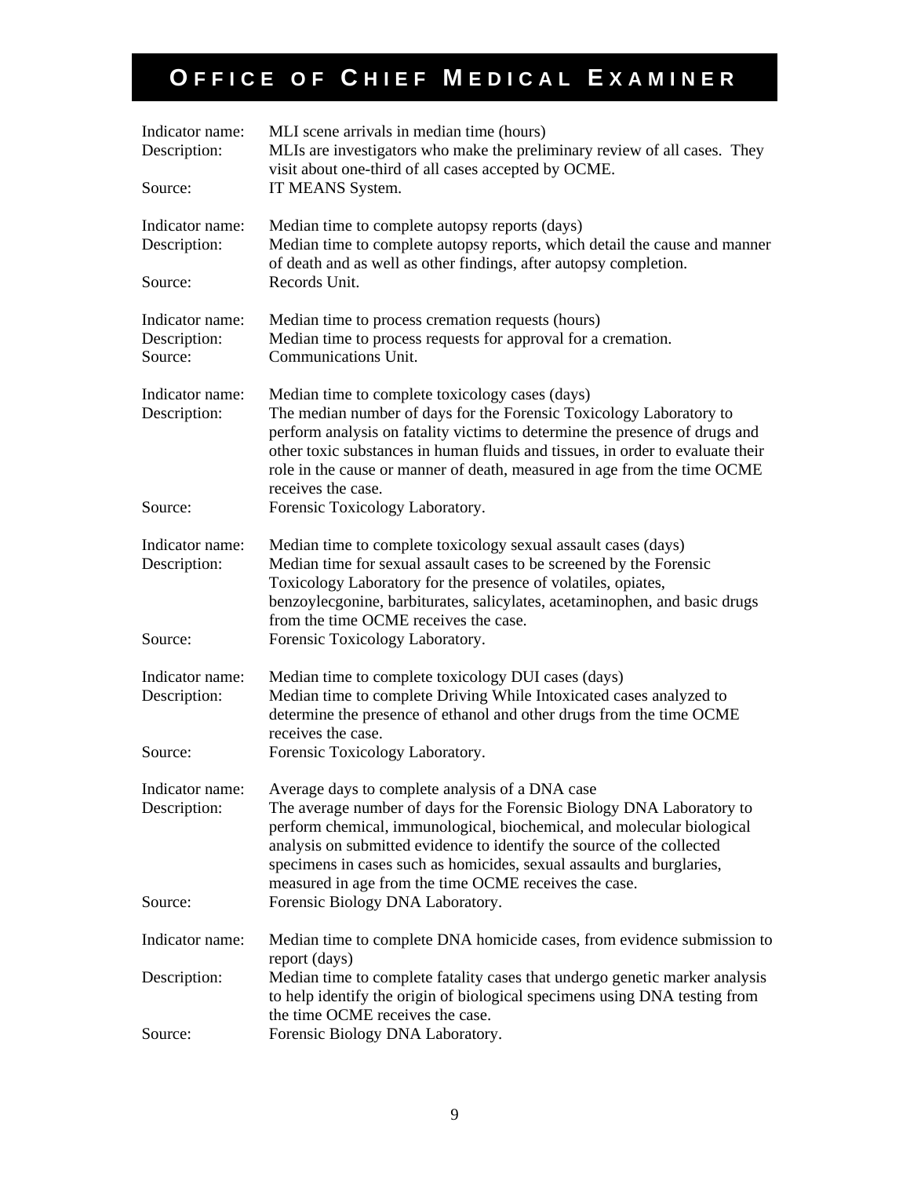# OFFICE OF CHIEF MEDICAL EXAMINER

| | |
|---|---|
| Indicator name: | MLI scene arrivals in median time (hours) |
| Description: | MLIs are investigators who make the preliminary review of all cases. They visit about one-third of all cases accepted by OCME. |
| Source: | IT MEANS System. |

| | |
|---|---|
| Indicator name: | Median time to complete autopsy reports (days) |
| Description: | Median time to complete autopsy reports, which detail the cause and manner of death and as well as other findings, after autopsy completion. |
| Source: | Records Unit. |

| | |
|---|---|
| Indicator name: | Median time to process cremation requests (hours) |
| Description: | Median time to process requests for approval for a cremation. |
| Source: | Communications Unit. |

| | |
|---|---|
| Indicator name: | Median time to complete toxicology cases (days) |
| Description: | The median number of days for the Forensic Toxicology Laboratory to perform analysis on fatality victims to determine the presence of drugs and other toxic substances in human fluids and tissues, in order to evaluate their role in the cause or manner of death, measured in age from the time OCME receives the case. |
| Source: | Forensic Toxicology Laboratory. |

| | |
|---|---|
| Indicator name: | Median time to complete toxicology sexual assault cases (days) |
| Description: | Median time for sexual assault cases to be screened by the Forensic Toxicology Laboratory for the presence of volatiles, opiates, benzoylecgonine, barbiturates, salicylates, acetaminophen, and basic drugs from the time OCME receives the case. |
| Source: | Forensic Toxicology Laboratory. |

| | |
|---|---|
| Indicator name: | Median time to complete toxicology DUI cases (days) |
| Description: | Median time to complete Driving While Intoxicated cases analyzed to determine the presence of ethanol and other drugs from the time OCME receives the case. |
| Source: | Forensic Toxicology Laboratory. |

| | |
|---|---|
| Indicator name: | Average days to complete analysis of a DNA case |
| Description: | The average number of days for the Forensic Biology DNA Laboratory to perform chemical, immunological, biochemical, and molecular biological analysis on submitted evidence to identify the source of the collected specimens in cases such as homicides, sexual assaults and burglaries, measured in age from the time OCME receives the case. |
| Source: | Forensic Biology DNA Laboratory. |

| | |
|---|---|
| Indicator name: | Median time to complete DNA homicide cases, from evidence submission to report (days) |
| Description: | Median time to complete fatality cases that undergo genetic marker analysis to help identify the origin of biological specimens using DNA testing from the time OCME receives the case. |
| Source: | Forensic Biology DNA Laboratory. |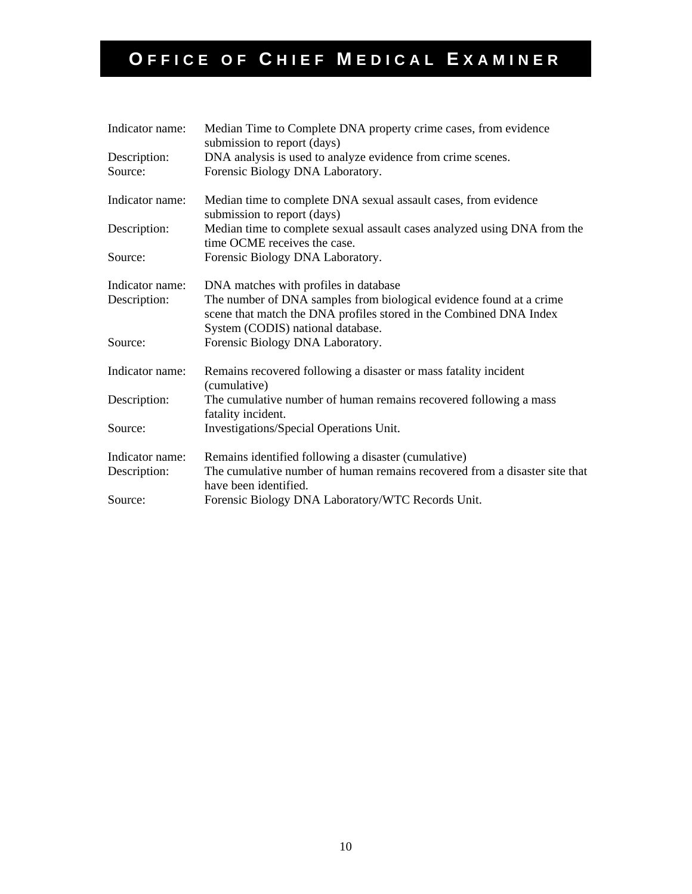# OFFICE OF CHIEF MEDICAL EXAMINER

| | |
|---|---|
| Indicator name: | Median Time to Complete DNA property crime cases, from evidence submission to report (days) |
| Description: | DNA analysis is used to analyze evidence from crime scenes. |
| Source: | Forensic Biology DNA Laboratory. |

| | |
|---|---|
| Indicator name: | Median time to complete DNA sexual assault cases, from evidence submission to report (days) |
| Description: | Median time to complete sexual assault cases analyzed using DNA from the time OCME receives the case. |
| Source: | Forensic Biology DNA Laboratory. |

| | |
|---|---|
| Indicator name: | DNA matches with profiles in database |
| Description: | The number of DNA samples from biological evidence found at a crime scene that match the DNA profiles stored in the Combined DNA Index System (CODIS) national database. |
| Source: | Forensic Biology DNA Laboratory. |

| | |
|---|---|
| Indicator name: | Remains recovered following a disaster or mass fatality incident (cumulative) |
| Description: | The cumulative number of human remains recovered following a mass fatality incident. |
| Source: | Investigations/Special Operations Unit. |

| | |
|---|---|
| Indicator name: | Remains identified following a disaster (cumulative) |
| Description: | The cumulative number of human remains recovered from a disaster site that have been identified. |
| Source: | Forensic Biology DNA Laboratory/WTC Records Unit. |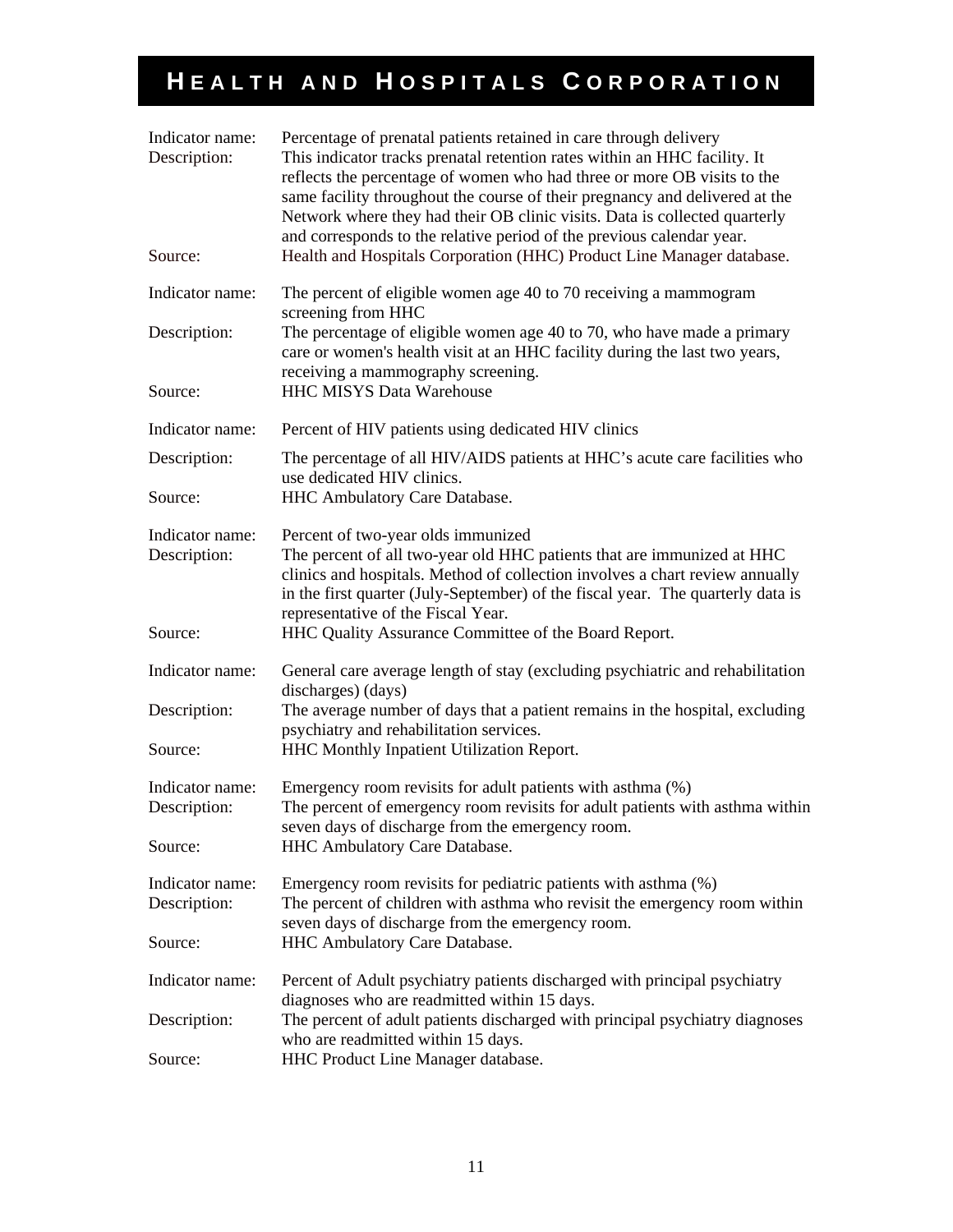# HEALTH AND HOSPITALS CORPORATION

| | |
|---|---|
| Indicator name: | Percentage of prenatal patients retained in care through delivery |
| Description: | This indicator tracks prenatal retention rates within an HHC facility. It reflects the percentage of women who had three or more OB visits to the same facility throughout the course of their pregnancy and delivered at the Network where they had their OB clinic visits. Data is collected quarterly and corresponds to the relative period of the previous calendar year. |
| Source: | Health and Hospitals Corporation (HHC) Product Line Manager database. |

| | |
|---|---|
| Indicator name: | The percent of eligible women age 40 to 70 receiving a mammogram screening from HHC |
| Description: | The percentage of eligible women age 40 to 70, who have made a primary care or women's health visit at an HHC facility during the last two years, receiving a mammography screening. |
| Source: | HHC MISYS Data Warehouse |

| | |
|---|---|
| Indicator name: | Percent of HIV patients using dedicated HIV clinics |
| Description: | The percentage of all HIV/AIDS patients at HHC's acute care facilities who use dedicated HIV clinics. |
| Source: | HHC Ambulatory Care Database. |

| | |
|---|---|
| Indicator name: | Percent of two-year olds immunized |
| Description: | The percent of all two-year old HHC patients that are immunized at HHC clinics and hospitals. Method of collection involves a chart review annually in the first quarter (July-September) of the fiscal year. The quarterly data is representative of the Fiscal Year. |
| Source: | HHC Quality Assurance Committee of the Board Report. |

| | |
|---|---|
| Indicator name: | General care average length of stay (excluding psychiatric and rehabilitation discharges) (days) |
| Description: | The average number of days that a patient remains in the hospital, excluding psychiatry and rehabilitation services. |
| Source: | HHC Monthly Inpatient Utilization Report. |

| | |
|---|---|
| Indicator name: | Emergency room revisits for adult patients with asthma (%) |
| Description: | The percent of emergency room revisits for adult patients with asthma within seven days of discharge from the emergency room. |
| Source: | HHC Ambulatory Care Database. |

| | |
|---|---|
| Indicator name: | Emergency room revisits for pediatric patients with asthma (%) |
| Description: | The percent of children with asthma who revisit the emergency room within seven days of discharge from the emergency room. |
| Source: | HHC Ambulatory Care Database. |

| | |
|---|---|
| Indicator name: | Percent of Adult psychiatry patients discharged with principal psychiatry diagnoses who are readmitted within 15 days. |
| Description: | The percent of adult patients discharged with principal psychiatry diagnoses who are readmitted within 15 days. |
| Source: | HHC Product Line Manager database. |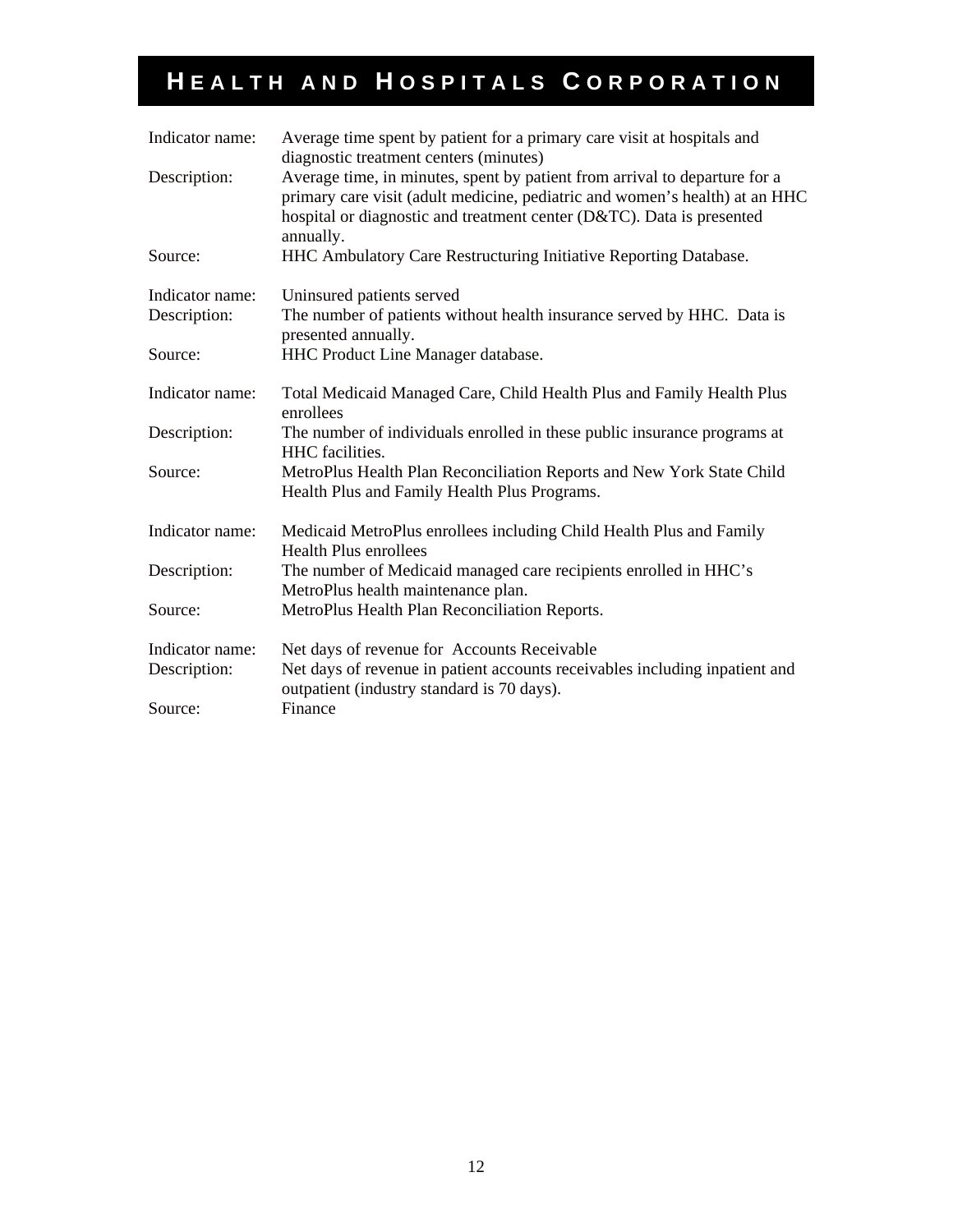# Health and Hospitals Corporation

| | |
|---|---|
| Indicator name: | Average time spent by patient for a primary care visit at hospitals and diagnostic treatment centers (minutes) |
| Description: | Average time, in minutes, spent by patient from arrival to departure for a primary care visit (adult medicine, pediatric and women's health) at an HHC hospital or diagnostic and treatment center (D&TC). Data is presented annually. |
| Source: | HHC Ambulatory Care Restructuring Initiative Reporting Database. |

| | |
|---|---|
| Indicator name: | Uninsured patients served |
| Description: | The number of patients without health insurance served by HHC. Data is presented annually. |
| Source: | HHC Product Line Manager database. |

| | |
|---|---|
| Indicator name: | Total Medicaid Managed Care, Child Health Plus and Family Health Plus enrollees |
| Description: | The number of individuals enrolled in these public insurance programs at HHC facilities. |
| Source: | MetroPlus Health Plan Reconciliation Reports and New York State Child Health Plus and Family Health Plus Programs. |

| | |
|---|---|
| Indicator name: | Medicaid MetroPlus enrollees including Child Health Plus and Family Health Plus enrollees |
| Description: | The number of Medicaid managed care recipients enrolled in HHC's MetroPlus health maintenance plan. |
| Source: | MetroPlus Health Plan Reconciliation Reports. |

| | |
|---|---|
| Indicator name: | Net days of revenue for Accounts Receivable |
| Description: | Net days of revenue in patient accounts receivables including inpatient and outpatient (industry standard is 70 days). |
| Source: | Finance |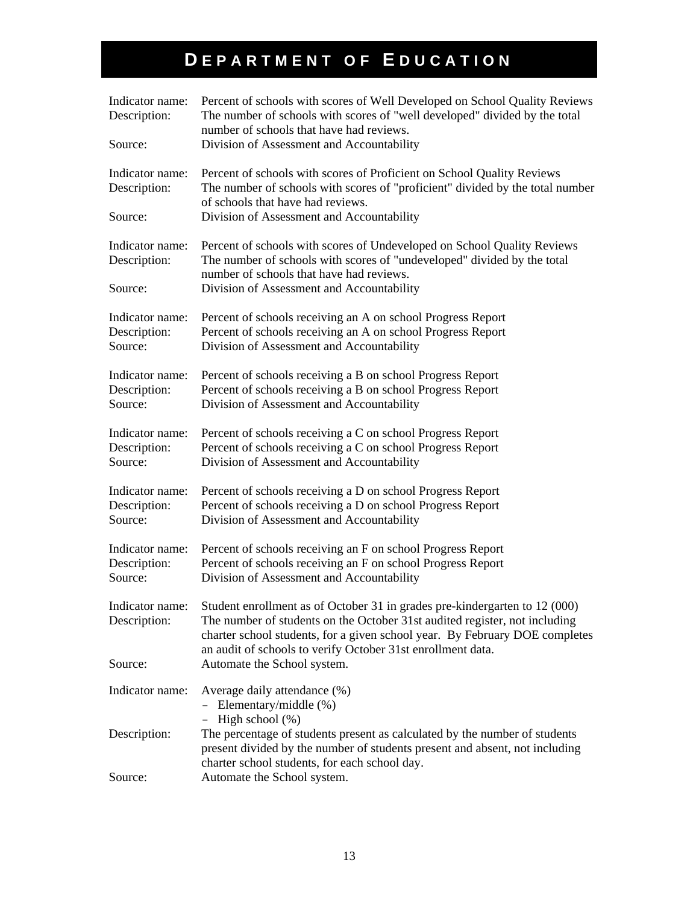# DEPARTMENT OF EDUCATION

Indicator name: Percent of schools with scores of Well Developed on School Quality Reviews
Description: The number of schools with scores of "well developed" divided by the total number of schools that have had reviews.
Source: Division of Assessment and Accountability

Indicator name: Percent of schools with scores of Proficient on School Quality Reviews
Description: The number of schools with scores of "proficient" divided by the total number of schools that have had reviews.
Source: Division of Assessment and Accountability

Indicator name: Percent of schools with scores of Undeveloped on School Quality Reviews
Description: The number of schools with scores of "undeveloped" divided by the total number of schools that have had reviews.
Source: Division of Assessment and Accountability

Indicator name: Percent of schools receiving an A on school Progress Report
Description: Percent of schools receiving an A on school Progress Report
Source: Division of Assessment and Accountability

Indicator name: Percent of schools receiving a B on school Progress Report
Description: Percent of schools receiving a B on school Progress Report
Source: Division of Assessment and Accountability

Indicator name: Percent of schools receiving a C on school Progress Report
Description: Percent of schools receiving a C on school Progress Report
Source: Division of Assessment and Accountability

Indicator name: Percent of schools receiving a D on school Progress Report
Description: Percent of schools receiving a D on school Progress Report
Source: Division of Assessment and Accountability

Indicator name: Percent of schools receiving an F on school Progress Report
Description: Percent of schools receiving an F on school Progress Report
Source: Division of Assessment and Accountability

Indicator name: Student enrollment as of October 31 in grades pre-kindergarten to 12 (000)
Description: The number of students on the October 31st audited register, not including charter school students, for a given school year. By February DOE completes an audit of schools to verify October 31st enrollment data.
Source: Automate the School system.

Indicator name: Average daily attendance (%)
- Elementary/middle (%)
- High school (%)

Description: The percentage of students present as calculated by the number of students present divided by the number of students present and absent, not including charter school students, for each school day.
Source: Automate the School system.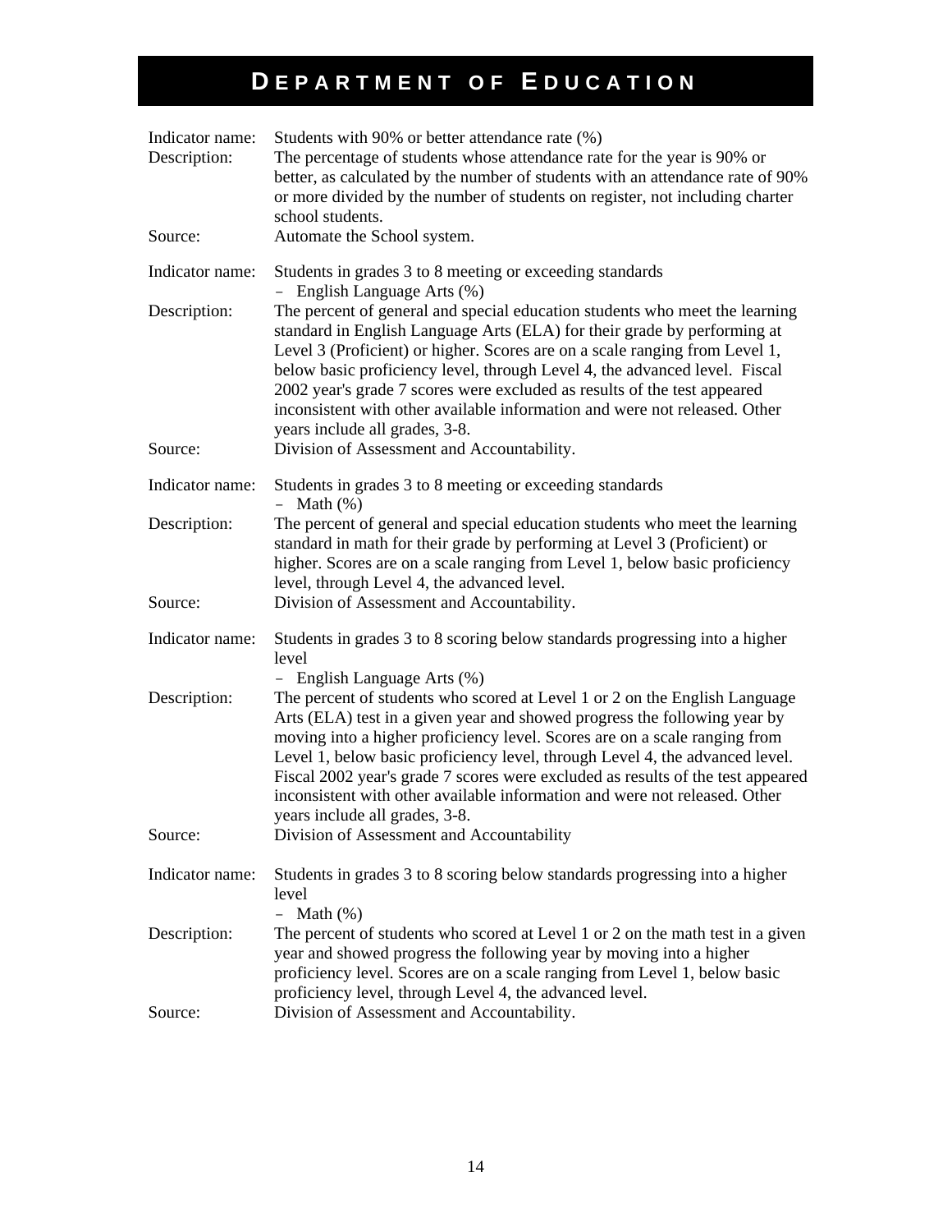# DEPARTMENT OF EDUCATION

Indicator name: Students with 90% or better attendance rate (%)

Description: The percentage of students whose attendance rate for the year is 90% or better, as calculated by the number of students with an attendance rate of 90% or more divided by the number of students on register, not including charter school students.

Source: Automate the School system.

Indicator name: Students in grades 3 to 8 meeting or exceeding standards
– English Language Arts (%)

Description: The percent of general and special education students who meet the learning standard in English Language Arts (ELA) for their grade by performing at Level 3 (Proficient) or higher. Scores are on a scale ranging from Level 1, below basic proficiency level, through Level 4, the advanced level. Fiscal 2002 year's grade 7 scores were excluded as results of the test appeared inconsistent with other available information and were not released. Other years include all grades, 3-8.

Source: Division of Assessment and Accountability.

Indicator name: Students in grades 3 to 8 meeting or exceeding standards
– Math (%)

Description: The percent of general and special education students who meet the learning standard in math for their grade by performing at Level 3 (Proficient) or higher. Scores are on a scale ranging from Level 1, below basic proficiency level, through Level 4, the advanced level.

Source: Division of Assessment and Accountability.

Indicator name: Students in grades 3 to 8 scoring below standards progressing into a higher level
– English Language Arts (%)

Description: The percent of students who scored at Level 1 or 2 on the English Language Arts (ELA) test in a given year and showed progress the following year by moving into a higher proficiency level. Scores are on a scale ranging from Level 1, below basic proficiency level, through Level 4, the advanced level. Fiscal 2002 year's grade 7 scores were excluded as results of the test appeared inconsistent with other available information and were not released. Other years include all grades, 3-8.

Source: Division of Assessment and Accountability

Indicator name: Students in grades 3 to 8 scoring below standards progressing into a higher level
– Math (%)

Description: The percent of students who scored at Level 1 or 2 on the math test in a given year and showed progress the following year by moving into a higher proficiency level. Scores are on a scale ranging from Level 1, below basic proficiency level, through Level 4, the advanced level.

Source: Division of Assessment and Accountability.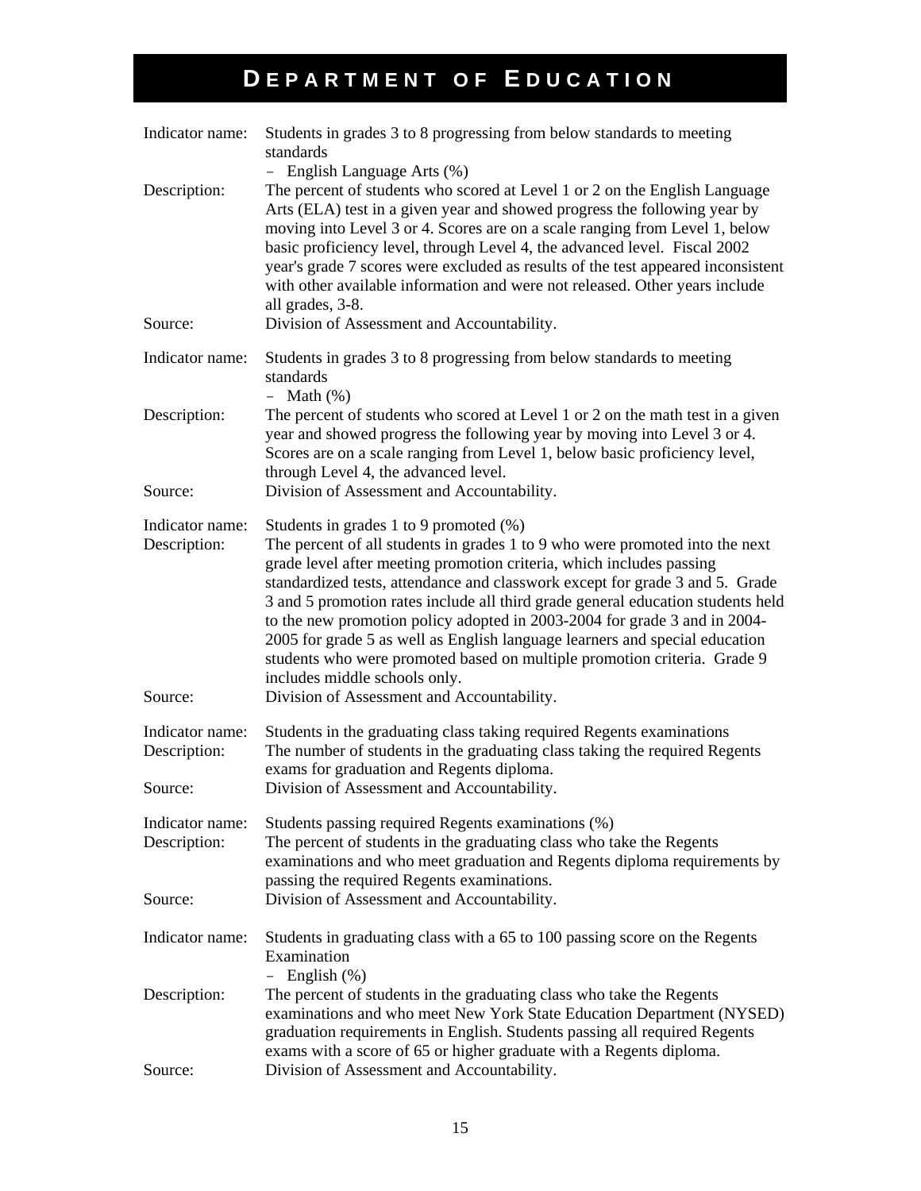# Department of Education

| | |
|---|---|
| Indicator name: | Students in grades 3 to 8 progressing from below standards to meeting standards – English Language Arts (%) |
| Description: | The percent of students who scored at Level 1 or 2 on the English Language Arts (ELA) test in a given year and showed progress the following year by moving into Level 3 or 4. Scores are on a scale ranging from Level 1, below basic proficiency level, through Level 4, the advanced level. Fiscal 2002 year's grade 7 scores were excluded as results of the test appeared inconsistent with other available information and were not released. Other years include all grades, 3-8. |
| Source: | Division of Assessment and Accountability. |
| Indicator name: | Students in grades 3 to 8 progressing from below standards to meeting standards – Math (%) |
| Description: | The percent of students who scored at Level 1 or 2 on the math test in a given year and showed progress the following year by moving into Level 3 or 4. Scores are on a scale ranging from Level 1, below basic proficiency level, through Level 4, the advanced level. |
| Source: | Division of Assessment and Accountability. |
| Indicator name: | Students in grades 1 to 9 promoted (%) |
| Description: | The percent of all students in grades 1 to 9 who were promoted into the next grade level after meeting promotion criteria, which includes passing standardized tests, attendance and classwork except for grade 3 and 5. Grade 3 and 5 promotion rates include all third grade general education students held to the new promotion policy adopted in 2003-2004 for grade 3 and in 2004-2005 for grade 5 as well as English language learners and special education students who were promoted based on multiple promotion criteria. Grade 9 includes middle schools only. |
| Source: | Division of Assessment and Accountability. |
| Indicator name: | Students in the graduating class taking required Regents examinations |
| Description: | The number of students in the graduating class taking the required Regents exams for graduation and Regents diploma. |
| Source: | Division of Assessment and Accountability. |
| Indicator name: | Students passing required Regents examinations (%) |
| Description: | The percent of students in the graduating class who take the Regents examinations and who meet graduation and Regents diploma requirements by passing the required Regents examinations. |
| Source: | Division of Assessment and Accountability. |
| Indicator name: | Students in graduating class with a 65 to 100 passing score on the Regents Examination – English (%) |
| Description: | The percent of students in the graduating class who take the Regents examinations and who meet New York State Education Department (NYSED) graduation requirements in English. Students passing all required Regents exams with a score of 65 or higher graduate with a Regents diploma. |
| Source: | Division of Assessment and Accountability. |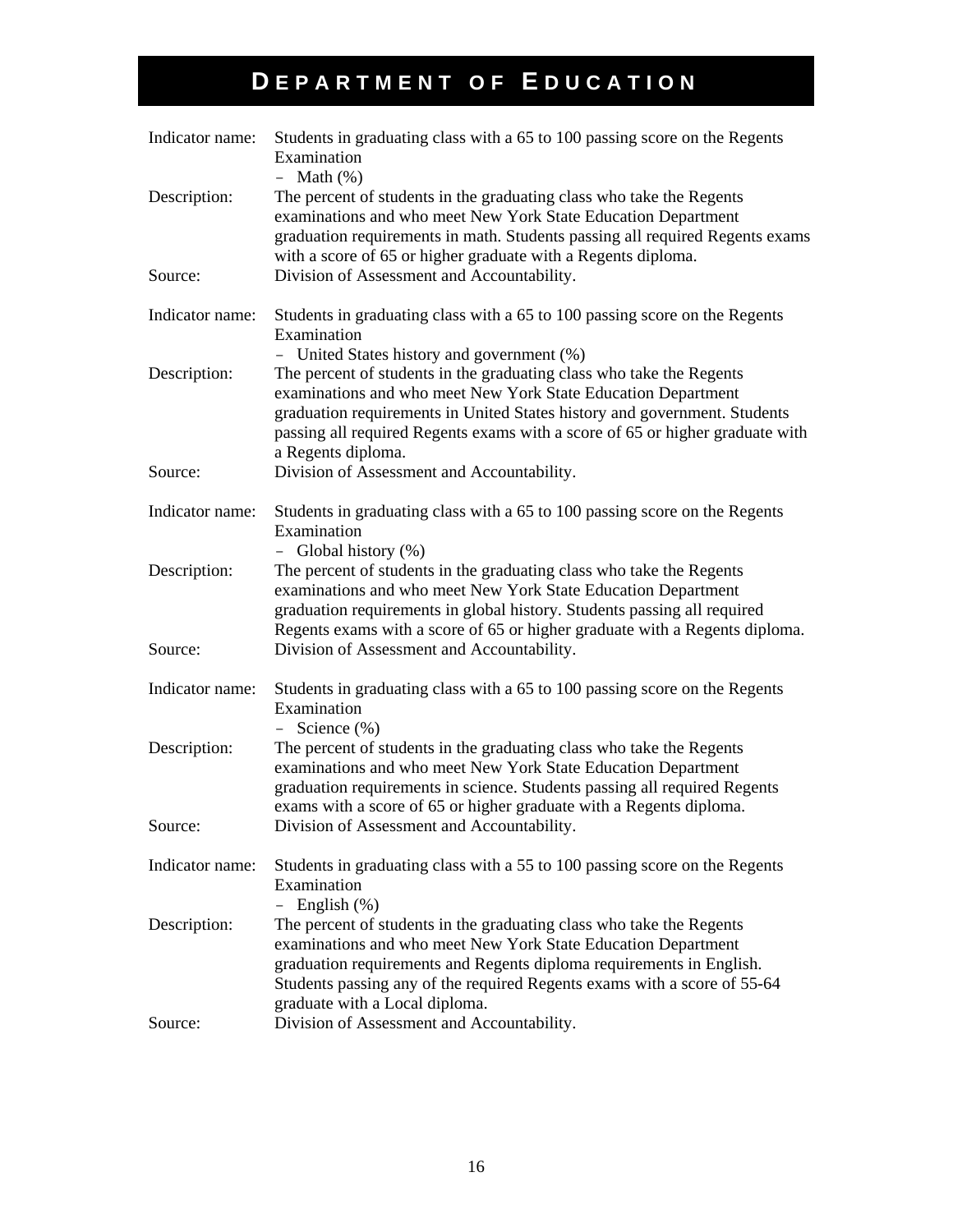# DEPARTMENT OF EDUCATION

Indicator name: Students in graduating class with a 65 to 100 passing score on the Regents Examination
– Math (%)

Description: The percent of students in the graduating class who take the Regents examinations and who meet New York State Education Department graduation requirements in math. Students passing all required Regents exams with a score of 65 or higher graduate with a Regents diploma.

Source: Division of Assessment and Accountability.

Indicator name: Students in graduating class with a 65 to 100 passing score on the Regents Examination
– United States history and government (%)

Description: The percent of students in the graduating class who take the Regents examinations and who meet New York State Education Department graduation requirements in United States history and government. Students passing all required Regents exams with a score of 65 or higher graduate with a Regents diploma.

Source: Division of Assessment and Accountability.

Indicator name: Students in graduating class with a 65 to 100 passing score on the Regents Examination
– Global history (%)

Description: The percent of students in the graduating class who take the Regents examinations and who meet New York State Education Department graduation requirements in global history. Students passing all required Regents exams with a score of 65 or higher graduate with a Regents diploma.

Source: Division of Assessment and Accountability.

Indicator name: Students in graduating class with a 65 to 100 passing score on the Regents Examination
– Science (%)

Description: The percent of students in the graduating class who take the Regents examinations and who meet New York State Education Department graduation requirements in science. Students passing all required Regents exams with a score of 65 or higher graduate with a Regents diploma.

Source: Division of Assessment and Accountability.

Indicator name: Students in graduating class with a 55 to 100 passing score on the Regents Examination
– English (%)

Description: The percent of students in the graduating class who take the Regents examinations and who meet New York State Education Department graduation requirements and Regents diploma requirements in English. Students passing any of the required Regents exams with a score of 55-64 graduate with a Local diploma.

Source: Division of Assessment and Accountability.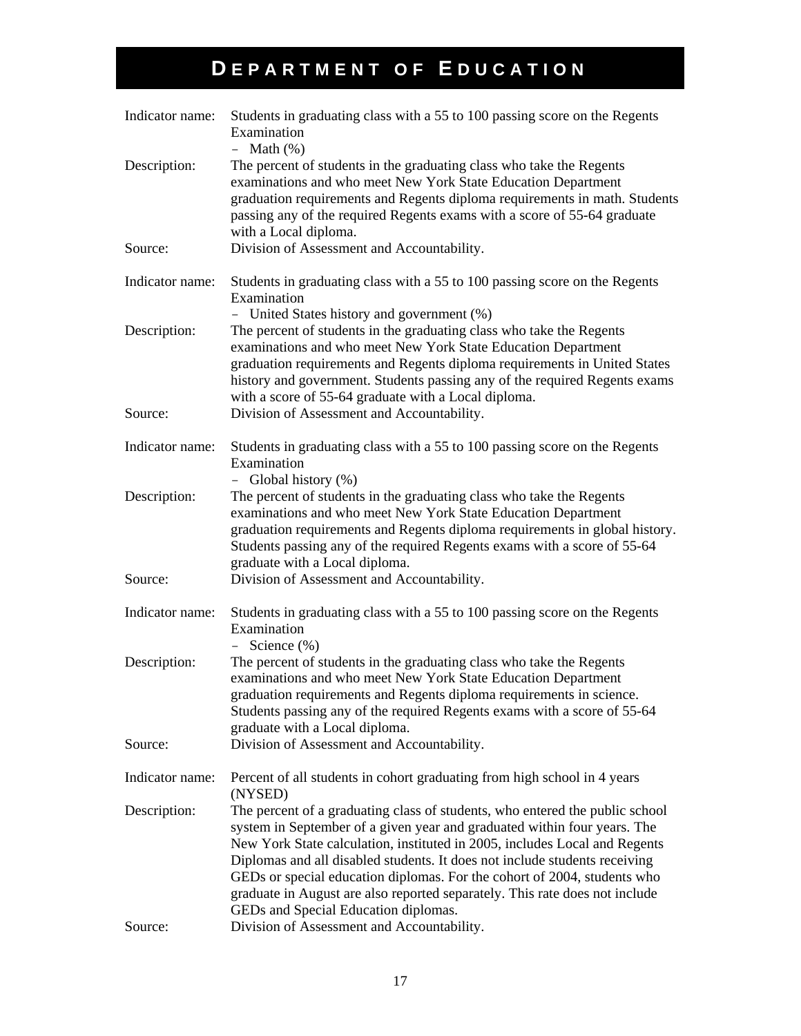# DEPARTMENT OF EDUCATION

| | |
|---|---|
| Indicator name: | Students in graduating class with a 55 to 100 passing score on the Regents Examination<br>– Math (%) |
| Description: | The percent of students in the graduating class who take the Regents examinations and who meet New York State Education Department graduation requirements and Regents diploma requirements in math. Students passing any of the required Regents exams with a score of 55-64 graduate with a Local diploma. |
| Source: | Division of Assessment and Accountability. |

| | |
|---|---|
| Indicator name: | Students in graduating class with a 55 to 100 passing score on the Regents Examination<br>– United States history and government (%) |
| Description: | The percent of students in the graduating class who take the Regents examinations and who meet New York State Education Department graduation requirements and Regents diploma requirements in United States history and government. Students passing any of the required Regents exams with a score of 55-64 graduate with a Local diploma. |
| Source: | Division of Assessment and Accountability. |

| | |
|---|---|
| Indicator name: | Students in graduating class with a 55 to 100 passing score on the Regents Examination<br>– Global history (%) |
| Description: | The percent of students in the graduating class who take the Regents examinations and who meet New York State Education Department graduation requirements and Regents diploma requirements in global history. Students passing any of the required Regents exams with a score of 55-64 graduate with a Local diploma. |
| Source: | Division of Assessment and Accountability. |

| | |
|---|---|
| Indicator name: | Students in graduating class with a 55 to 100 passing score on the Regents Examination<br>– Science (%) |
| Description: | The percent of students in the graduating class who take the Regents examinations and who meet New York State Education Department graduation requirements and Regents diploma requirements in science. Students passing any of the required Regents exams with a score of 55-64 graduate with a Local diploma. |
| Source: | Division of Assessment and Accountability. |

| | |
|---|---|
| Indicator name: | Percent of all students in cohort graduating from high school in 4 years (NYSED) |
| Description: | The percent of a graduating class of students, who entered the public school system in September of a given year and graduated within four years. The New York State calculation, instituted in 2005, includes Local and Regents Diplomas and all disabled students. It does not include students receiving GEDs or special education diplomas. For the cohort of 2004, students who graduate in August are also reported separately. This rate does not include GEDs and Special Education diplomas. |
| Source: | Division of Assessment and Accountability. |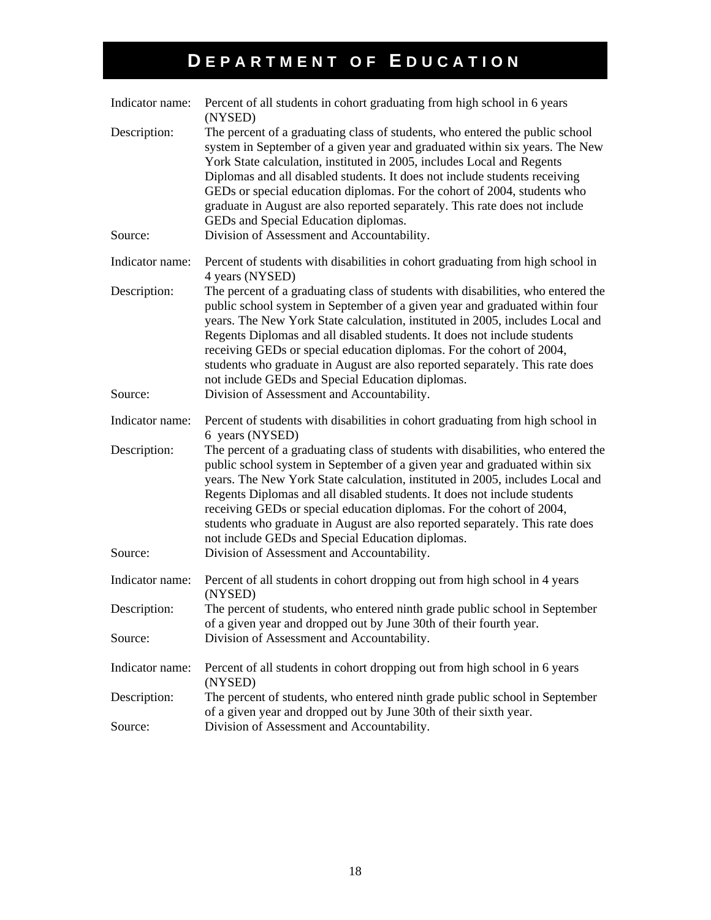# DEPARTMENT OF EDUCATION

Indicator name: Percent of all students in cohort graduating from high school in 6 years (NYSED)

Description: The percent of a graduating class of students, who entered the public school system in September of a given year and graduated within six years. The New York State calculation, instituted in 2005, includes Local and Regents Diplomas and all disabled students. It does not include students receiving GEDs or special education diplomas. For the cohort of 2004, students who graduate in August are also reported separately. This rate does not include GEDs and Special Education diplomas.

Source: Division of Assessment and Accountability.

Indicator name: Percent of students with disabilities in cohort graduating from high school in 4 years (NYSED)

Description: The percent of a graduating class of students with disabilities, who entered the public school system in September of a given year and graduated within four years. The New York State calculation, instituted in 2005, includes Local and Regents Diplomas and all disabled students. It does not include students receiving GEDs or special education diplomas. For the cohort of 2004, students who graduate in August are also reported separately. This rate does not include GEDs and Special Education diplomas.

Source: Division of Assessment and Accountability.

Indicator name: Percent of students with disabilities in cohort graduating from high school in 6 years (NYSED)

Description: The percent of a graduating class of students with disabilities, who entered the public school system in September of a given year and graduated within six years. The New York State calculation, instituted in 2005, includes Local and Regents Diplomas and all disabled students. It does not include students receiving GEDs or special education diplomas. For the cohort of 2004, students who graduate in August are also reported separately. This rate does not include GEDs and Special Education diplomas.

Source: Division of Assessment and Accountability.

Indicator name: Percent of all students in cohort dropping out from high school in 4 years (NYSED)

Description: The percent of students, who entered ninth grade public school in September of a given year and dropped out by June 30th of their fourth year.

Source: Division of Assessment and Accountability.

Indicator name: Percent of all students in cohort dropping out from high school in 6 years (NYSED)

Description: The percent of students, who entered ninth grade public school in September of a given year and dropped out by June 30th of their sixth year.

Source: Division of Assessment and Accountability.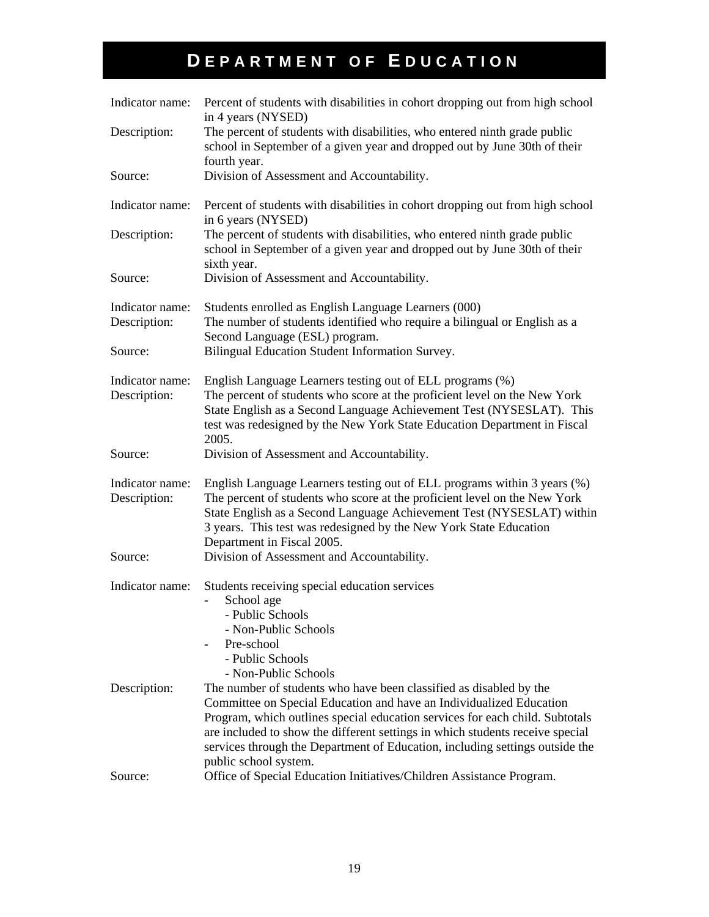# DEPARTMENT OF EDUCATION

| | |
|---|---|
| Indicator name: | Percent of students with disabilities in cohort dropping out from high school in 4 years (NYSED) |
| Description: | The percent of students with disabilities, who entered ninth grade public school in September of a given year and dropped out by June 30th of their fourth year. |
| Source: | Division of Assessment and Accountability. |

| | |
|---|---|
| Indicator name: | Percent of students with disabilities in cohort dropping out from high school in 6 years (NYSED) |
| Description: | The percent of students with disabilities, who entered ninth grade public school in September of a given year and dropped out by June 30th of their sixth year. |
| Source: | Division of Assessment and Accountability. |

| | |
|---|---|
| Indicator name: | Students enrolled as English Language Learners (000) |
| Description: | The number of students identified who require a bilingual or English as a Second Language (ESL) program. |
| Source: | Bilingual Education Student Information Survey. |

| | |
|---|---|
| Indicator name: | English Language Learners testing out of ELL programs (%) |
| Description: | The percent of students who score at the proficient level on the New York State English as a Second Language Achievement Test (NYSESLAT). This test was redesigned by the New York State Education Department in Fiscal 2005. |
| Source: | Division of Assessment and Accountability. |

| | |
|---|---|
| Indicator name: | English Language Learners testing out of ELL programs within 3 years (%) |
| Description: | The percent of students who score at the proficient level on the New York State English as a Second Language Achievement Test (NYSESLAT) within 3 years. This test was redesigned by the New York State Education Department in Fiscal 2005. |
| Source: | Division of Assessment and Accountability. |

Indicator name: Students receiving special education services

- School age
  - Public Schools
  - Non-Public Schools
- Pre-school
  - Public Schools
  - Non-Public Schools

Description: The number of students who have been classified as disabled by the Committee on Special Education and have an Individualized Education Program, which outlines special education services for each child. Subtotals are included to show the different settings in which students receive special services through the Department of Education, including settings outside the public school system.

Source: Office of Special Education Initiatives/Children Assistance Program.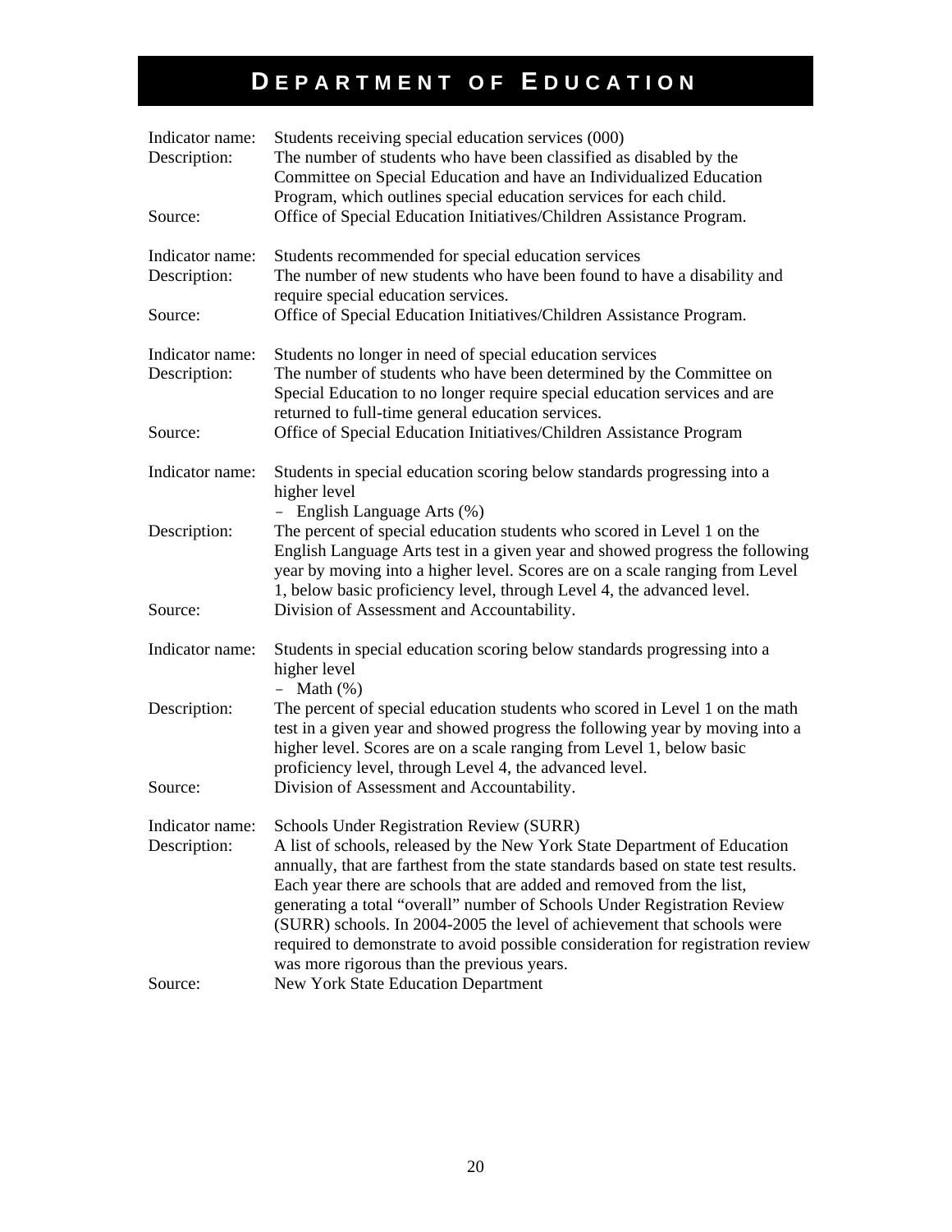# DEPARTMENT OF EDUCATION

Indicator name: Students receiving special education services (000)
Description: The number of students who have been classified as disabled by the Committee on Special Education and have an Individualized Education Program, which outlines special education services for each child.
Source: Office of Special Education Initiatives/Children Assistance Program.

Indicator name: Students recommended for special education services
Description: The number of new students who have been found to have a disability and require special education services.
Source: Office of Special Education Initiatives/Children Assistance Program.

Indicator name: Students no longer in need of special education services
Description: The number of students who have been determined by the Committee on Special Education to no longer require special education services and are returned to full-time general education services.
Source: Office of Special Education Initiatives/Children Assistance Program

Indicator name: Students in special education scoring below standards progressing into a higher level
– English Language Arts (%)
Description: The percent of special education students who scored in Level 1 on the English Language Arts test in a given year and showed progress the following year by moving into a higher level. Scores are on a scale ranging from Level 1, below basic proficiency level, through Level 4, the advanced level.
Source: Division of Assessment and Accountability.

Indicator name: Students in special education scoring below standards progressing into a higher level
– Math (%)
Description: The percent of special education students who scored in Level 1 on the math test in a given year and showed progress the following year by moving into a higher level. Scores are on a scale ranging from Level 1, below basic proficiency level, through Level 4, the advanced level.
Source: Division of Assessment and Accountability.

Indicator name: Schools Under Registration Review (SURR)
Description: A list of schools, released by the New York State Department of Education annually, that are farthest from the state standards based on state test results. Each year there are schools that are added and removed from the list, generating a total "overall" number of Schools Under Registration Review (SURR) schools. In 2004-2005 the level of achievement that schools were required to demonstrate to avoid possible consideration for registration review was more rigorous than the previous years.
Source: New York State Education Department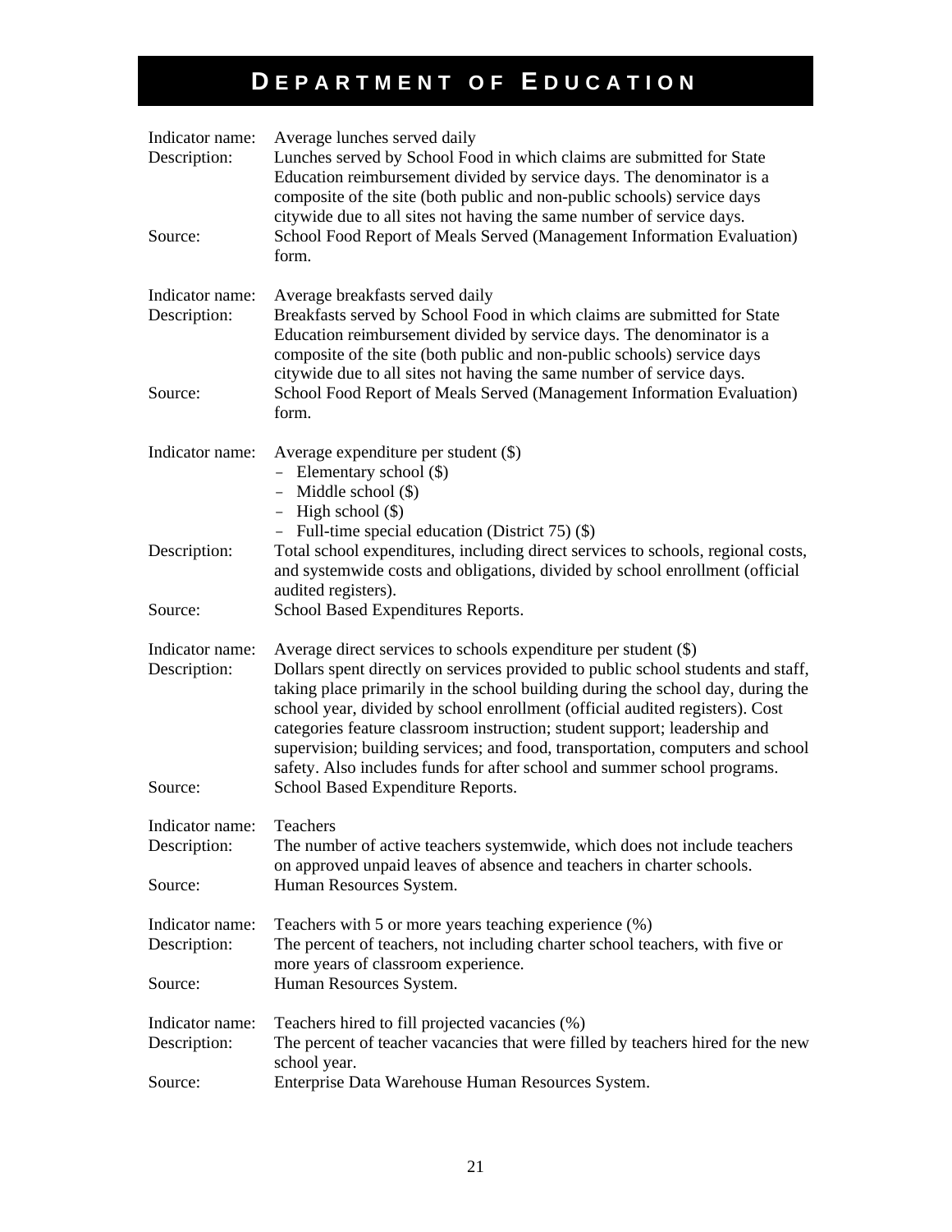# DEPARTMENT OF EDUCATION

Indicator name: Average lunches served daily
Description: Lunches served by School Food in which claims are submitted for State Education reimbursement divided by service days. The denominator is a composite of the site (both public and non-public schools) service days citywide due to all sites not having the same number of service days.
Source: School Food Report of Meals Served (Management Information Evaluation) form.

Indicator name: Average breakfasts served daily
Description: Breakfasts served by School Food in which claims are submitted for State Education reimbursement divided by service days. The denominator is a composite of the site (both public and non-public schools) service days citywide due to all sites not having the same number of service days.
Source: School Food Report of Meals Served (Management Information Evaluation) form.

Indicator name: Average expenditure per student ($)
- Elementary school ($)
- Middle school ($)
- High school ($)
- Full-time special education (District 75) ($)

Description: Total school expenditures, including direct services to schools, regional costs, and systemwide costs and obligations, divided by school enrollment (official audited registers).
Source: School Based Expenditures Reports.

Indicator name: Average direct services to schools expenditure per student ($)
Description: Dollars spent directly on services provided to public school students and staff, taking place primarily in the school building during the school day, during the school year, divided by school enrollment (official audited registers). Cost categories feature classroom instruction; student support; leadership and supervision; building services; and food, transportation, computers and school safety. Also includes funds for after school and summer school programs.
Source: School Based Expenditure Reports.

Indicator name: Teachers
Description: The number of active teachers systemwide, which does not include teachers on approved unpaid leaves of absence and teachers in charter schools.
Source: Human Resources System.

Indicator name: Teachers with 5 or more years teaching experience (%)
Description: The percent of teachers, not including charter school teachers, with five or more years of classroom experience.
Source: Human Resources System.

Indicator name: Teachers hired to fill projected vacancies (%)
Description: The percent of teacher vacancies that were filled by teachers hired for the new school year.
Source: Enterprise Data Warehouse Human Resources System.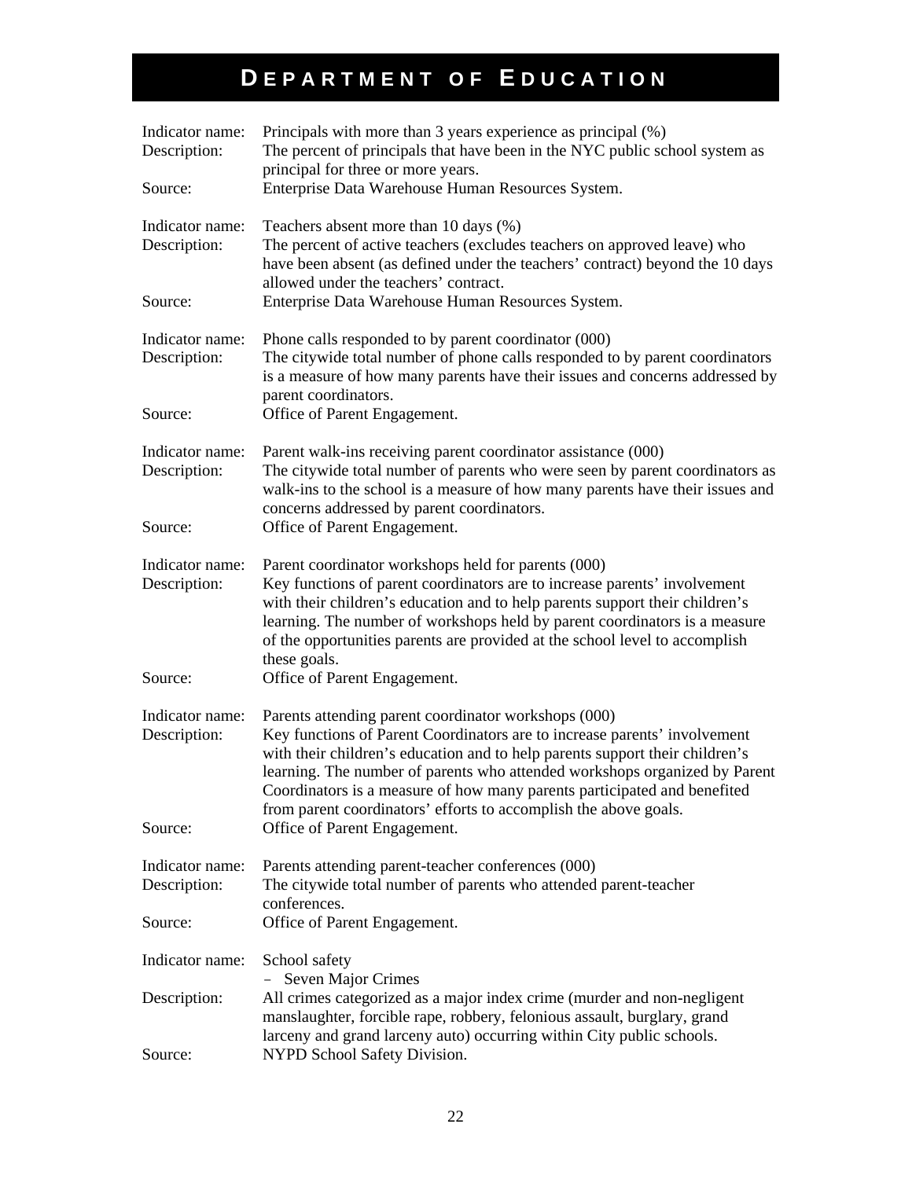# DEPARTMENT OF EDUCATION

| | |
|---|---|
| Indicator name: | Principals with more than 3 years experience as principal (%) |
| Description: | The percent of principals that have been in the NYC public school system as principal for three or more years. |
| Source: | Enterprise Data Warehouse Human Resources System. |

| | |
|---|---|
| Indicator name: | Teachers absent more than 10 days (%) |
| Description: | The percent of active teachers (excludes teachers on approved leave) who have been absent (as defined under the teachers' contract) beyond the 10 days allowed under the teachers' contract. |
| Source: | Enterprise Data Warehouse Human Resources System. |

| | |
|---|---|
| Indicator name: | Phone calls responded to by parent coordinator (000) |
| Description: | The citywide total number of phone calls responded to by parent coordinators is a measure of how many parents have their issues and concerns addressed by parent coordinators. |
| Source: | Office of Parent Engagement. |

| | |
|---|---|
| Indicator name: | Parent walk-ins receiving parent coordinator assistance (000) |
| Description: | The citywide total number of parents who were seen by parent coordinators as walk-ins to the school is a measure of how many parents have their issues and concerns addressed by parent coordinators. |
| Source: | Office of Parent Engagement. |

| | |
|---|---|
| Indicator name: | Parent coordinator workshops held for parents (000) |
| Description: | Key functions of parent coordinators are to increase parents' involvement with their children's education and to help parents support their children's learning. The number of workshops held by parent coordinators is a measure of the opportunities parents are provided at the school level to accomplish these goals. |
| Source: | Office of Parent Engagement. |

| | |
|---|---|
| Indicator name: | Parents attending parent coordinator workshops (000) |
| Description: | Key functions of Parent Coordinators are to increase parents' involvement with their children's education and to help parents support their children's learning. The number of parents who attended workshops organized by Parent Coordinators is a measure of how many parents participated and benefited from parent coordinators' efforts to accomplish the above goals. |
| Source: | Office of Parent Engagement. |

| | |
|---|---|
| Indicator name: | Parents attending parent-teacher conferences (000) |
| Description: | The citywide total number of parents who attended parent-teacher conferences. |
| Source: | Office of Parent Engagement. |

| | |
|---|---|
| Indicator name: | School safety<br>– Seven Major Crimes |
| Description: | All crimes categorized as a major index crime (murder and non-negligent manslaughter, forcible rape, robbery, felonious assault, burglary, grand larceny and grand larceny auto) occurring within City public schools. |
| Source: | NYPD School Safety Division. |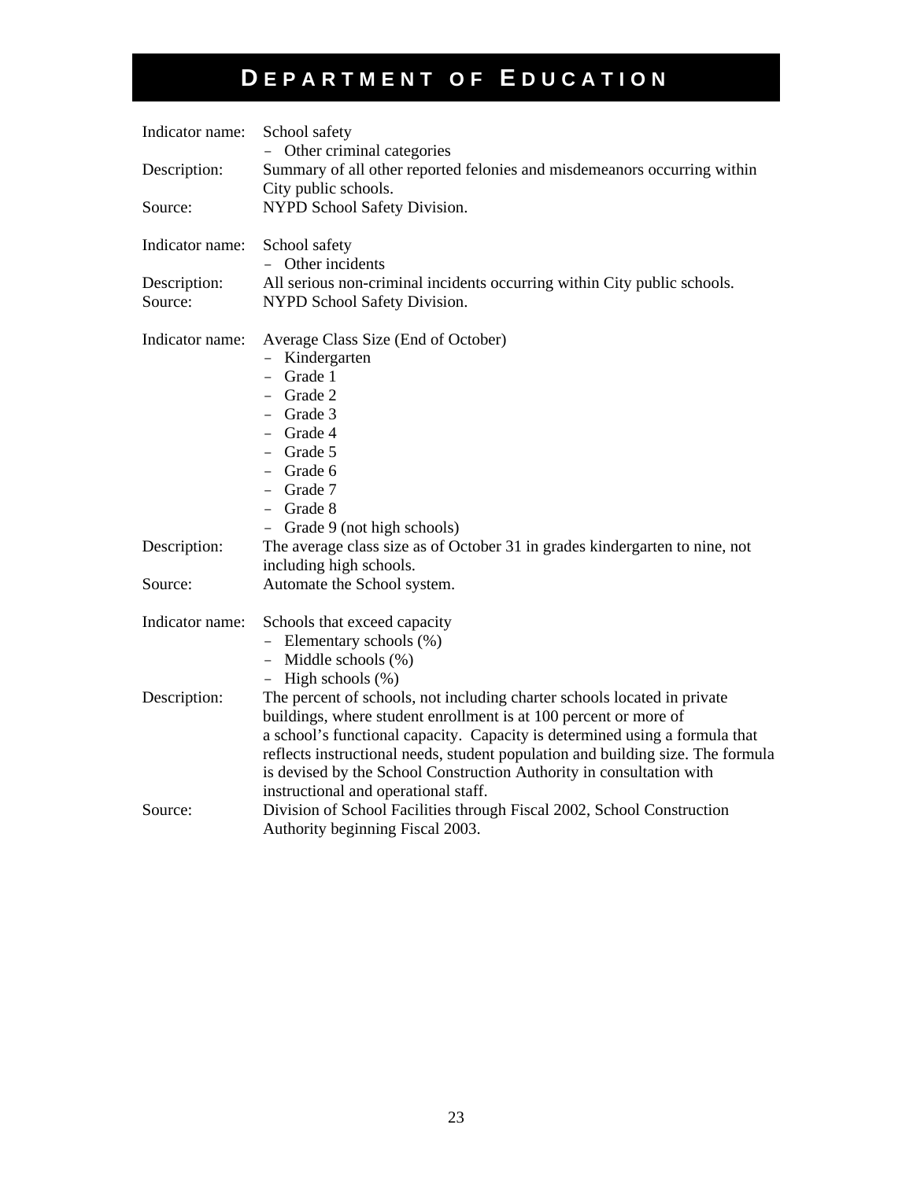# DEPARTMENT OF EDUCATION

Indicator name: School safety
- Other criminal categories

Description: Summary of all other reported felonies and misdemeanors occurring within City public schools.

Source: NYPD School Safety Division.

Indicator name: School safety
- Other incidents

Description: All serious non-criminal incidents occurring within City public schools.

Source: NYPD School Safety Division.

Indicator name: Average Class Size (End of October)
- Kindergarten
- Grade 1
- Grade 2
- Grade 3
- Grade 4
- Grade 5
- Grade 6
- Grade 7
- Grade 8
- Grade 9 (not high schools)

Description: The average class size as of October 31 in grades kindergarten to nine, not including high schools.

Source: Automate the School system.

Indicator name: Schools that exceed capacity
- Elementary schools (%)
- Middle schools (%)
- High schools (%)

Description: The percent of schools, not including charter schools located in private buildings, where student enrollment is at 100 percent or more of a school's functional capacity. Capacity is determined using a formula that reflects instructional needs, student population and building size. The formula is devised by the School Construction Authority in consultation with instructional and operational staff.

Source: Division of School Facilities through Fiscal 2002, School Construction Authority beginning Fiscal 2003.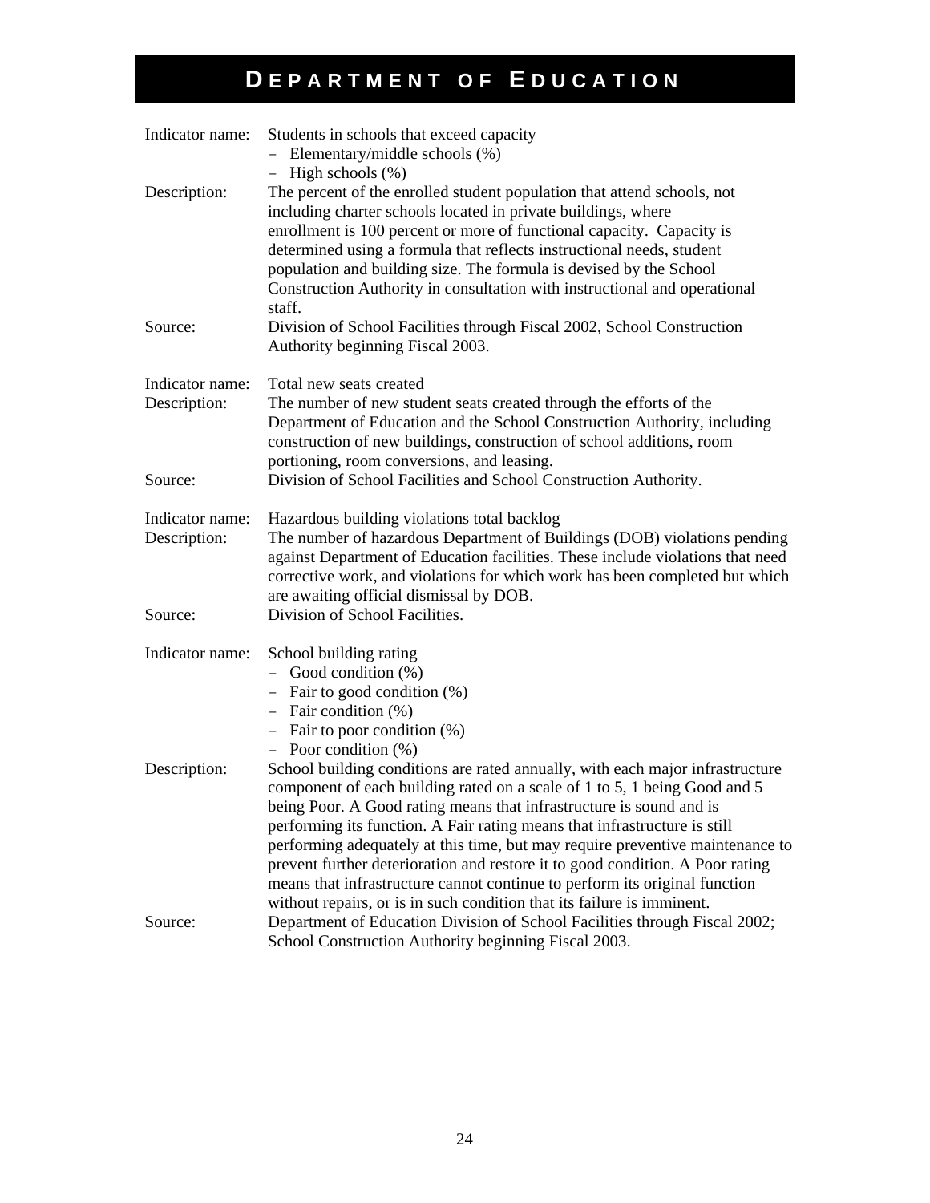# DEPARTMENT OF EDUCATION

| | |
|---|---|
| Indicator name: | Students in schools that exceed capacity<br>– Elementary/middle schools (%)<br>– High schools (%) |
| Description: | The percent of the enrolled student population that attend schools, not including charter schools located in private buildings, where enrollment is 100 percent or more of functional capacity. Capacity is determined using a formula that reflects instructional needs, student population and building size. The formula is devised by the School Construction Authority in consultation with instructional and operational staff. |
| Source: | Division of School Facilities through Fiscal 2002, School Construction Authority beginning Fiscal 2003. |

| | |
|---|---|
| Indicator name: | Total new seats created |
| Description: | The number of new student seats created through the efforts of the Department of Education and the School Construction Authority, including construction of new buildings, construction of school additions, room portioning, room conversions, and leasing. |
| Source: | Division of School Facilities and School Construction Authority. |

| | |
|---|---|
| Indicator name: | Hazardous building violations total backlog |
| Description: | The number of hazardous Department of Buildings (DOB) violations pending against Department of Education facilities. These include violations that need corrective work, and violations for which work has been completed but which are awaiting official dismissal by DOB. |
| Source: | Division of School Facilities. |

| | |
|---|---|
| Indicator name: | School building rating<br>– Good condition (%)<br>– Fair to good condition (%)<br>– Fair condition (%)<br>– Fair to poor condition (%)<br>– Poor condition (%) |
| Description: | School building conditions are rated annually, with each major infrastructure component of each building rated on a scale of 1 to 5, 1 being Good and 5 being Poor. A Good rating means that infrastructure is sound and is performing its function. A Fair rating means that infrastructure is still performing adequately at this time, but may require preventive maintenance to prevent further deterioration and restore it to good condition. A Poor rating means that infrastructure cannot continue to perform its original function without repairs, or is in such condition that its failure is imminent. |
| Source: | Department of Education Division of School Facilities through Fiscal 2002; School Construction Authority beginning Fiscal 2003. |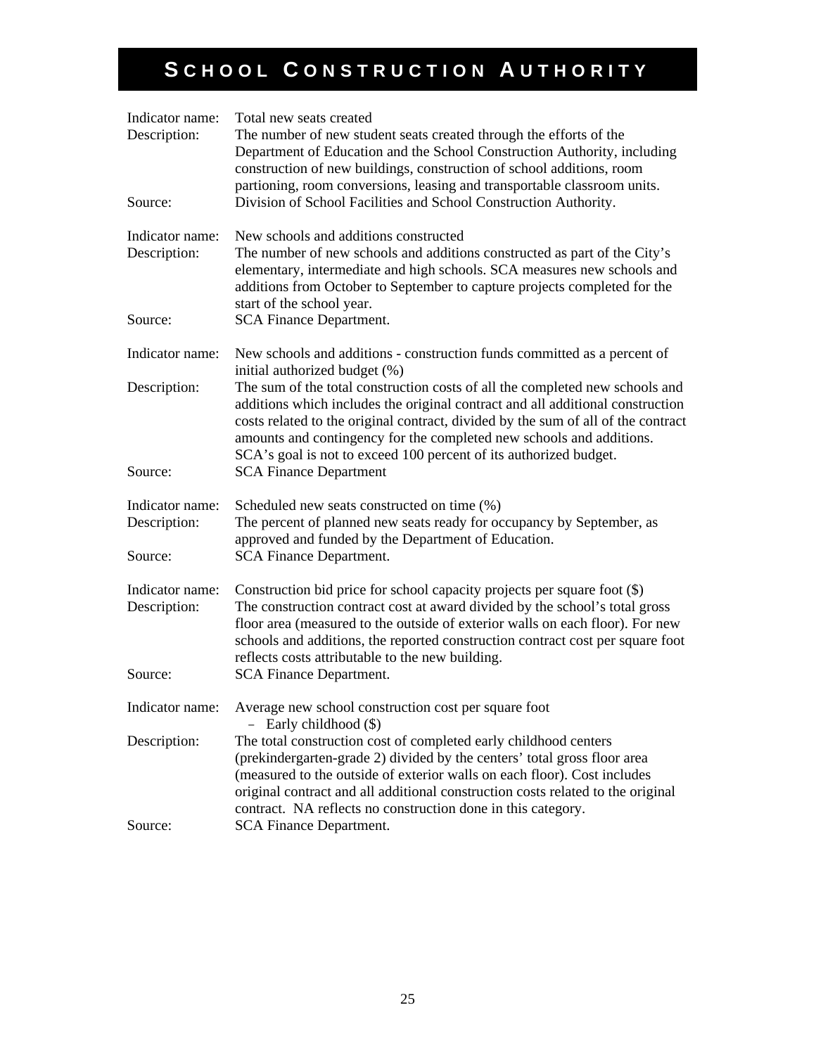# SCHOOL CONSTRUCTION AUTHORITY

Indicator name: Total new seats created
Description: The number of new student seats created through the efforts of the Department of Education and the School Construction Authority, including construction of new buildings, construction of school additions, room partitioning, room conversions, leasing and transportable classroom units.
Source: Division of School Facilities and School Construction Authority.

Indicator name: New schools and additions constructed
Description: The number of new schools and additions constructed as part of the City's elementary, intermediate and high schools. SCA measures new schools and additions from October to September to capture projects completed for the start of the school year.
Source: SCA Finance Department.

Indicator name: New schools and additions - construction funds committed as a percent of initial authorized budget (%)
Description: The sum of the total construction costs of all the completed new schools and additions which includes the original contract and all additional construction costs related to the original contract, divided by the sum of all of the contract amounts and contingency for the completed new schools and additions. SCA's goal is not to exceed 100 percent of its authorized budget.
Source: SCA Finance Department

Indicator name: Scheduled new seats constructed on time (%)
Description: The percent of planned new seats ready for occupancy by September, as approved and funded by the Department of Education.
Source: SCA Finance Department.

Indicator name: Construction bid price for school capacity projects per square foot ($)
Description: The construction contract cost at award divided by the school's total gross floor area (measured to the outside of exterior walls on each floor). For new schools and additions, the reported construction contract cost per square foot reflects costs attributable to the new building.
Source: SCA Finance Department.

Indicator name: Average new school construction cost per square foot – Early childhood ($)
Description: The total construction cost of completed early childhood centers (prekindergarten-grade 2) divided by the centers' total gross floor area (measured to the outside of exterior walls on each floor). Cost includes original contract and all additional construction costs related to the original contract. NA reflects no construction done in this category.
Source: SCA Finance Department.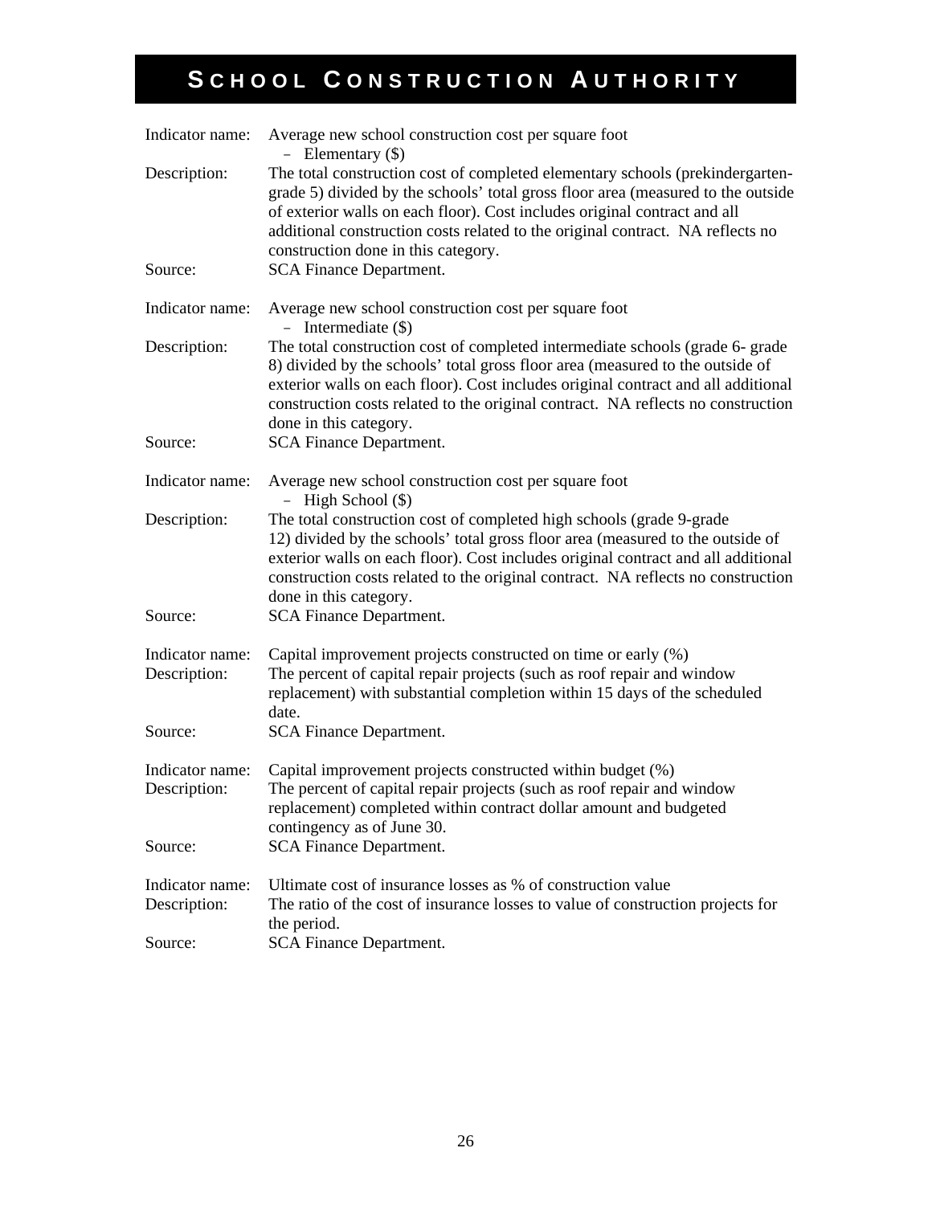# School Construction Authority

Indicator name: Average new school construction cost per square foot
– Elementary ($)

Description: The total construction cost of completed elementary schools (prekindergarten-grade 5) divided by the schools' total gross floor area (measured to the outside of exterior walls on each floor). Cost includes original contract and all additional construction costs related to the original contract. NA reflects no construction done in this category.

Source: SCA Finance Department.

Indicator name: Average new school construction cost per square foot
– Intermediate ($)

Description: The total construction cost of completed intermediate schools (grade 6- grade 8) divided by the schools' total gross floor area (measured to the outside of exterior walls on each floor). Cost includes original contract and all additional construction costs related to the original contract. NA reflects no construction done in this category.

Source: SCA Finance Department.

Indicator name: Average new school construction cost per square foot
– High School ($)

Description: The total construction cost of completed high schools (grade 9-grade 12) divided by the schools' total gross floor area (measured to the outside of exterior walls on each floor). Cost includes original contract and all additional construction costs related to the original contract. NA reflects no construction done in this category.

Source: SCA Finance Department.

Indicator name: Capital improvement projects constructed on time or early (%)

Description: The percent of capital repair projects (such as roof repair and window replacement) with substantial completion within 15 days of the scheduled date.

Source: SCA Finance Department.

Indicator name: Capital improvement projects constructed within budget (%)

Description: The percent of capital repair projects (such as roof repair and window replacement) completed within contract dollar amount and budgeted contingency as of June 30.

Source: SCA Finance Department.

Indicator name: Ultimate cost of insurance losses as % of construction value

Description: The ratio of the cost of insurance losses to value of construction projects for the period.

Source: SCA Finance Department.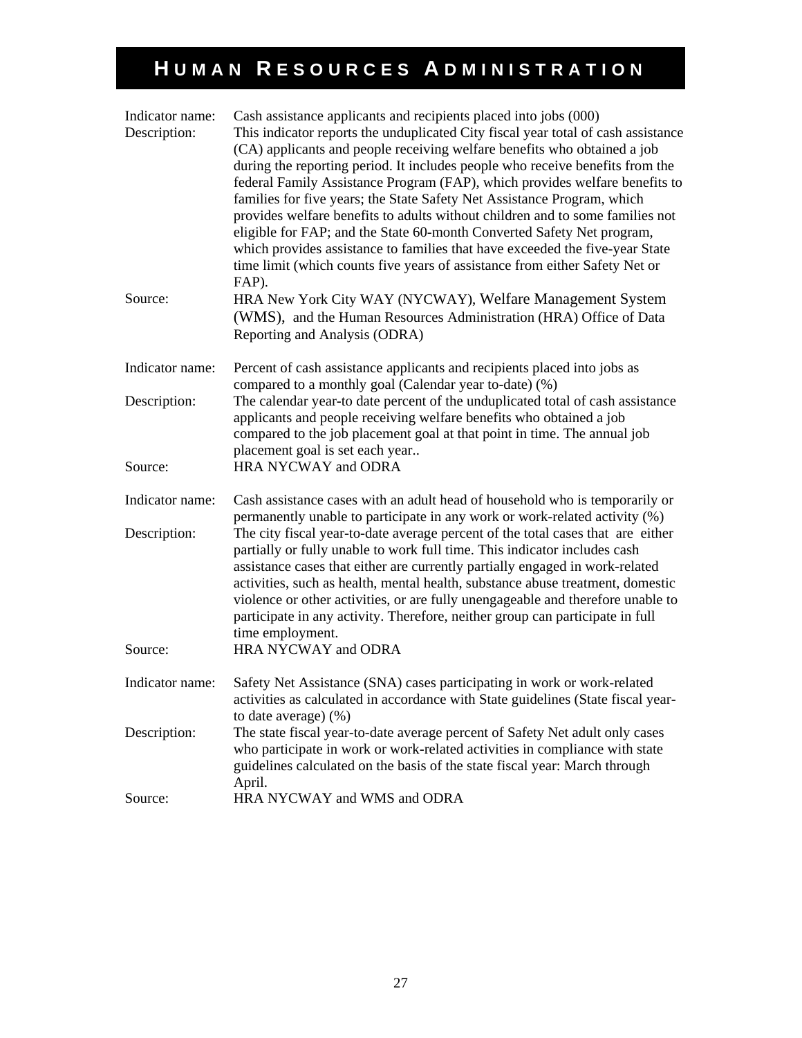# HUMAN RESOURCES ADMINISTRATION

Indicator name: Cash assistance applicants and recipients placed into jobs (000)

Description: This indicator reports the unduplicated City fiscal year total of cash assistance (CA) applicants and people receiving welfare benefits who obtained a job during the reporting period. It includes people who receive benefits from the federal Family Assistance Program (FAP), which provides welfare benefits to families for five years; the State Safety Net Assistance Program, which provides welfare benefits to adults without children and to some families not eligible for FAP; and the State 60-month Converted Safety Net program, which provides assistance to families that have exceeded the five-year State time limit (which counts five years of assistance from either Safety Net or FAP).

Source: HRA New York City WAY (NYCWAY), Welfare Management System (WMS), and the Human Resources Administration (HRA) Office of Data Reporting and Analysis (ODRA)

Indicator name: Percent of cash assistance applicants and recipients placed into jobs as compared to a monthly goal (Calendar year to-date) (%)

Description: The calendar year-to date percent of the unduplicated total of cash assistance applicants and people receiving welfare benefits who obtained a job compared to the job placement goal at that point in time. The annual job placement goal is set each year..

Source: HRA NYCWAY and ODRA

Indicator name: Cash assistance cases with an adult head of household who is temporarily or permanently unable to participate in any work or work-related activity (%)

Description: The city fiscal year-to-date average percent of the total cases that are either partially or fully unable to work full time. This indicator includes cash assistance cases that either are currently partially engaged in work-related activities, such as health, mental health, substance abuse treatment, domestic violence or other activities, or are fully unengageable and therefore unable to participate in any activity. Therefore, neither group can participate in full time employment.

Source: HRA NYCWAY and ODRA

Indicator name: Safety Net Assistance (SNA) cases participating in work or work-related activities as calculated in accordance with State guidelines (State fiscal year-to date average) (%)

Description: The state fiscal year-to-date average percent of Safety Net adult only cases who participate in work or work-related activities in compliance with state guidelines calculated on the basis of the state fiscal year: March through April.

Source: HRA NYCWAY and WMS and ODRA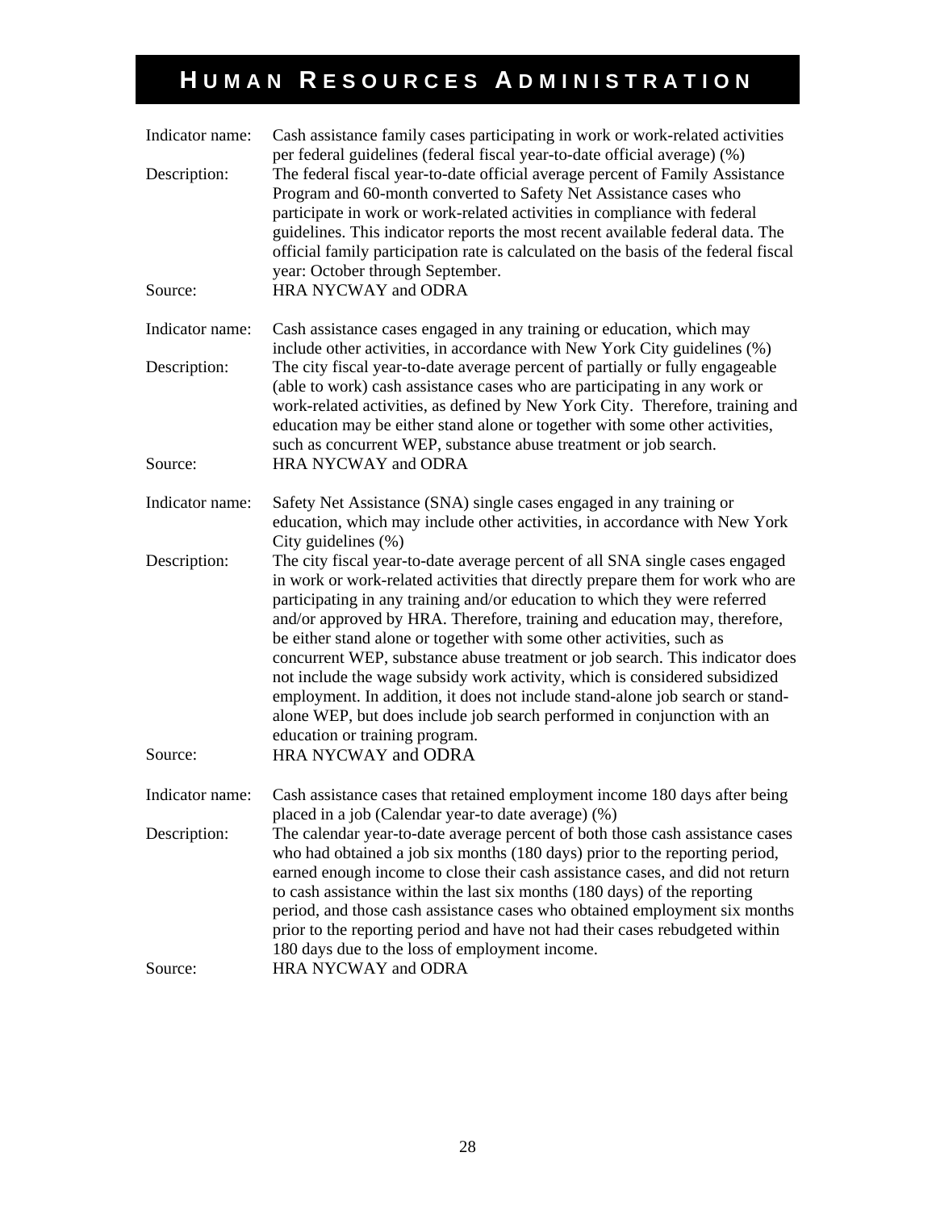# HUMAN RESOURCES ADMINISTRATION

| | |
|---|---|
| Indicator name: | Cash assistance family cases participating in work or work-related activities per federal guidelines (federal fiscal year-to-date official average) (%) |
| Description: | The federal fiscal year-to-date official average percent of Family Assistance Program and 60-month converted to Safety Net Assistance cases who participate in work or work-related activities in compliance with federal guidelines. This indicator reports the most recent available federal data. The official family participation rate is calculated on the basis of the federal fiscal year: October through September. |
| Source: | HRA NYCWAY and ODRA |

| | |
|---|---|
| Indicator name: | Cash assistance cases engaged in any training or education, which may include other activities, in accordance with New York City guidelines (%) |
| Description: | The city fiscal year-to-date average percent of partially or fully engageable (able to work) cash assistance cases who are participating in any work or work-related activities, as defined by New York City. Therefore, training and education may be either stand alone or together with some other activities, such as concurrent WEP, substance abuse treatment or job search. |
| Source: | HRA NYCWAY and ODRA |

| | |
|---|---|
| Indicator name: | Safety Net Assistance (SNA) single cases engaged in any training or education, which may include other activities, in accordance with New York City guidelines (%) |
| Description: | The city fiscal year-to-date average percent of all SNA single cases engaged in work or work-related activities that directly prepare them for work who are participating in any training and/or education to which they were referred and/or approved by HRA. Therefore, training and education may, therefore, be either stand alone or together with some other activities, such as concurrent WEP, substance abuse treatment or job search. This indicator does not include the wage subsidy work activity, which is considered subsidized employment. In addition, it does not include stand-alone job search or stand-alone WEP, but does include job search performed in conjunction with an education or training program. |
| Source: | HRA NYCWAY and ODRA |

| | |
|---|---|
| Indicator name: | Cash assistance cases that retained employment income 180 days after being placed in a job (Calendar year-to date average) (%) |
| Description: | The calendar year-to-date average percent of both those cash assistance cases who had obtained a job six months (180 days) prior to the reporting period, earned enough income to close their cash assistance cases, and did not return to cash assistance within the last six months (180 days) of the reporting period, and those cash assistance cases who obtained employment six months prior to the reporting period and have not had their cases rebudgeted within 180 days due to the loss of employment income. |
| Source: | HRA NYCWAY and ODRA |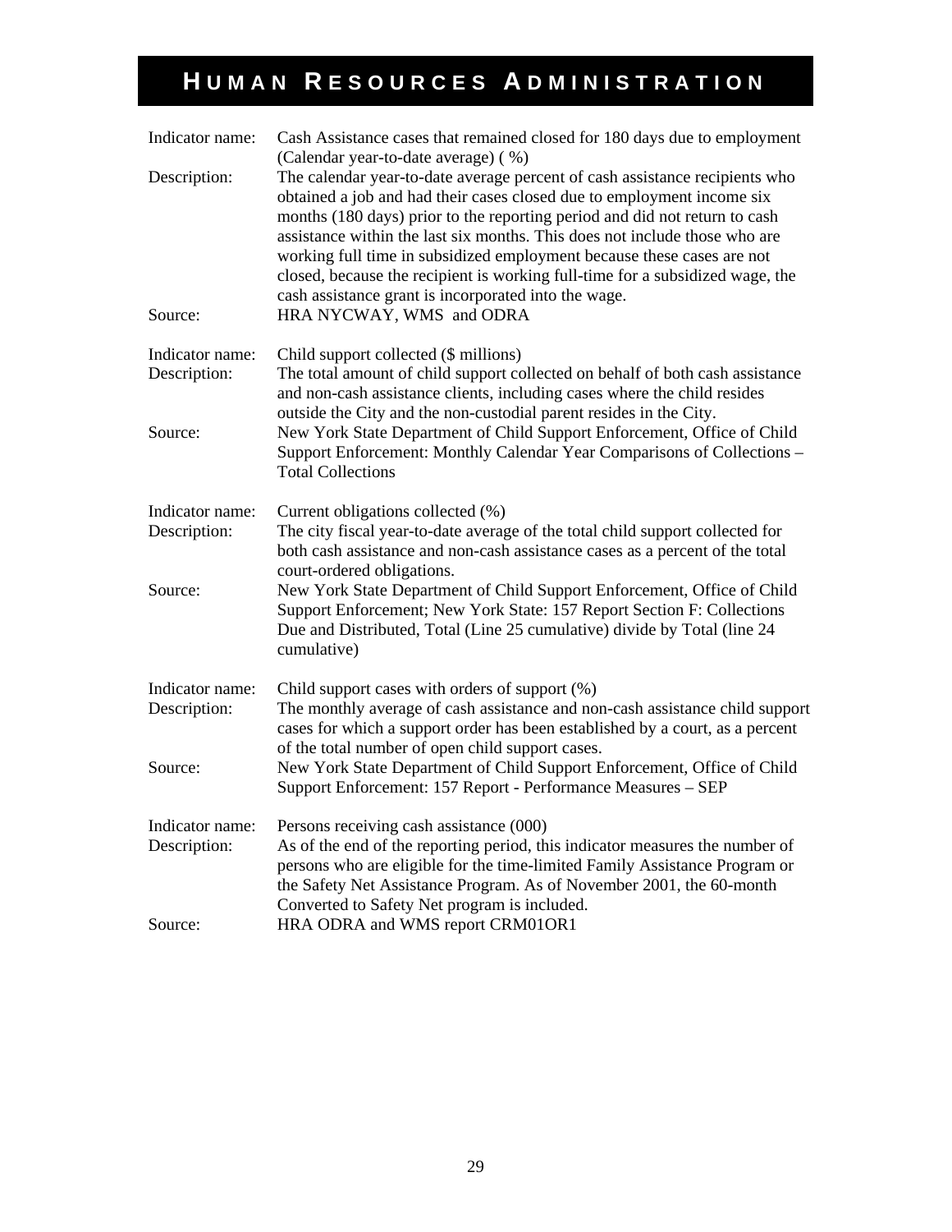# HUMAN RESOURCES ADMINISTRATION

| | |
|---|---|
| Indicator name: | Cash Assistance cases that remained closed for 180 days due to employment (Calendar year-to-date average) ( %) |
| Description: | The calendar year-to-date average percent of cash assistance recipients who obtained a job and had their cases closed due to employment income six months (180 days) prior to the reporting period and did not return to cash assistance within the last six months. This does not include those who are working full time in subsidized employment because these cases are not closed, because the recipient is working full-time for a subsidized wage, the cash assistance grant is incorporated into the wage. |
| Source: | HRA NYCWAY, WMS and ODRA |

| | |
|---|---|
| Indicator name: | Child support collected ($ millions) |
| Description: | The total amount of child support collected on behalf of both cash assistance and non-cash assistance clients, including cases where the child resides outside the City and the non-custodial parent resides in the City. |
| Source: | New York State Department of Child Support Enforcement, Office of Child Support Enforcement: Monthly Calendar Year Comparisons of Collections – Total Collections |

| | |
|---|---|
| Indicator name: | Current obligations collected (%) |
| Description: | The city fiscal year-to-date average of the total child support collected for both cash assistance and non-cash assistance cases as a percent of the total court-ordered obligations. |
| Source: | New York State Department of Child Support Enforcement, Office of Child Support Enforcement; New York State: 157 Report Section F: Collections Due and Distributed, Total (Line 25 cumulative) divide by Total (line 24 cumulative) |

| | |
|---|---|
| Indicator name: | Child support cases with orders of support (%) |
| Description: | The monthly average of cash assistance and non-cash assistance child support cases for which a support order has been established by a court, as a percent of the total number of open child support cases. |
| Source: | New York State Department of Child Support Enforcement, Office of Child Support Enforcement: 157 Report - Performance Measures – SEP |

| | |
|---|---|
| Indicator name: | Persons receiving cash assistance (000) |
| Description: | As of the end of the reporting period, this indicator measures the number of persons who are eligible for the time-limited Family Assistance Program or the Safety Net Assistance Program. As of November 2001, the 60-month Converted to Safety Net program is included. |
| Source: | HRA ODRA and WMS report CRM01OR1 |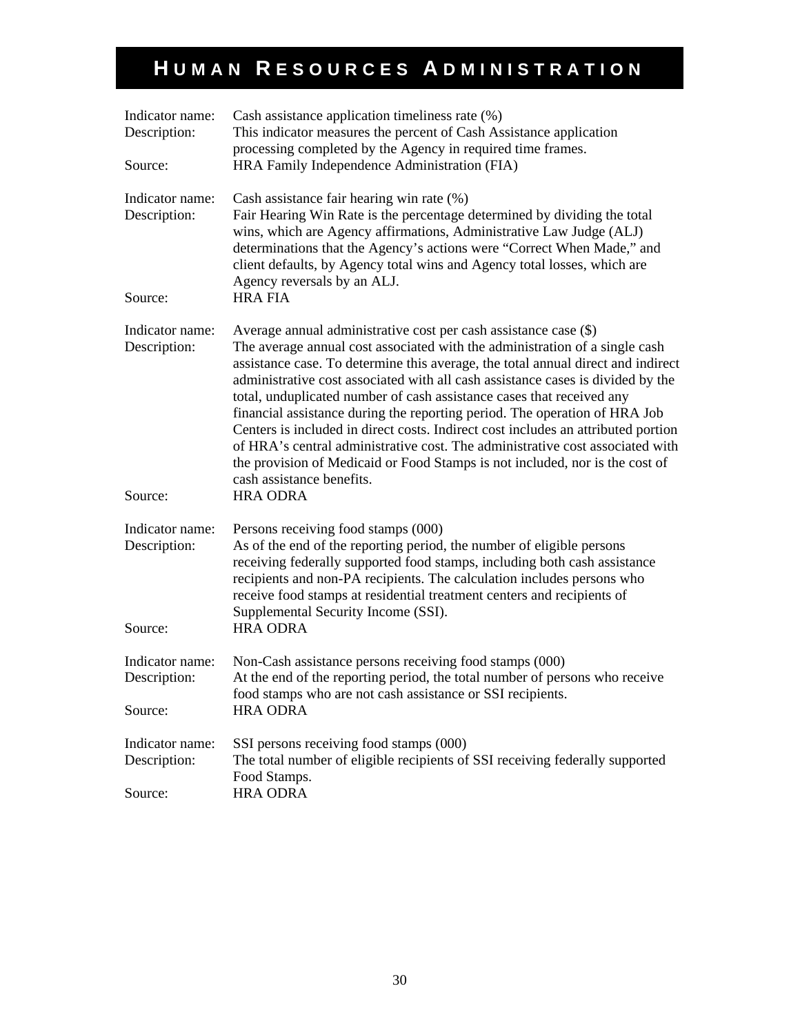# HUMAN RESOURCES ADMINISTRATION

Indicator name: Cash assistance application timeliness rate (%)
Description: This indicator measures the percent of Cash Assistance application processing completed by the Agency in required time frames.
Source: HRA Family Independence Administration (FIA)

Indicator name: Cash assistance fair hearing win rate (%)
Description: Fair Hearing Win Rate is the percentage determined by dividing the total wins, which are Agency affirmations, Administrative Law Judge (ALJ) determinations that the Agency's actions were "Correct When Made," and client defaults, by Agency total wins and Agency total losses, which are Agency reversals by an ALJ.
Source: HRA FIA

Indicator name: Average annual administrative cost per cash assistance case ($)
Description: The average annual cost associated with the administration of a single cash assistance case. To determine this average, the total annual direct and indirect administrative cost associated with all cash assistance cases is divided by the total, unduplicated number of cash assistance cases that received any financial assistance during the reporting period. The operation of HRA Job Centers is included in direct costs. Indirect cost includes an attributed portion of HRA's central administrative cost. The administrative cost associated with the provision of Medicaid or Food Stamps is not included, nor is the cost of cash assistance benefits.
Source: HRA ODRA

Indicator name: Persons receiving food stamps (000)
Description: As of the end of the reporting period, the number of eligible persons receiving federally supported food stamps, including both cash assistance recipients and non-PA recipients. The calculation includes persons who receive food stamps at residential treatment centers and recipients of Supplemental Security Income (SSI).
Source: HRA ODRA

Indicator name: Non-Cash assistance persons receiving food stamps (000)
Description: At the end of the reporting period, the total number of persons who receive food stamps who are not cash assistance or SSI recipients.
Source: HRA ODRA

Indicator name: SSI persons receiving food stamps (000)
Description: The total number of eligible recipients of SSI receiving federally supported Food Stamps.
Source: HRA ODRA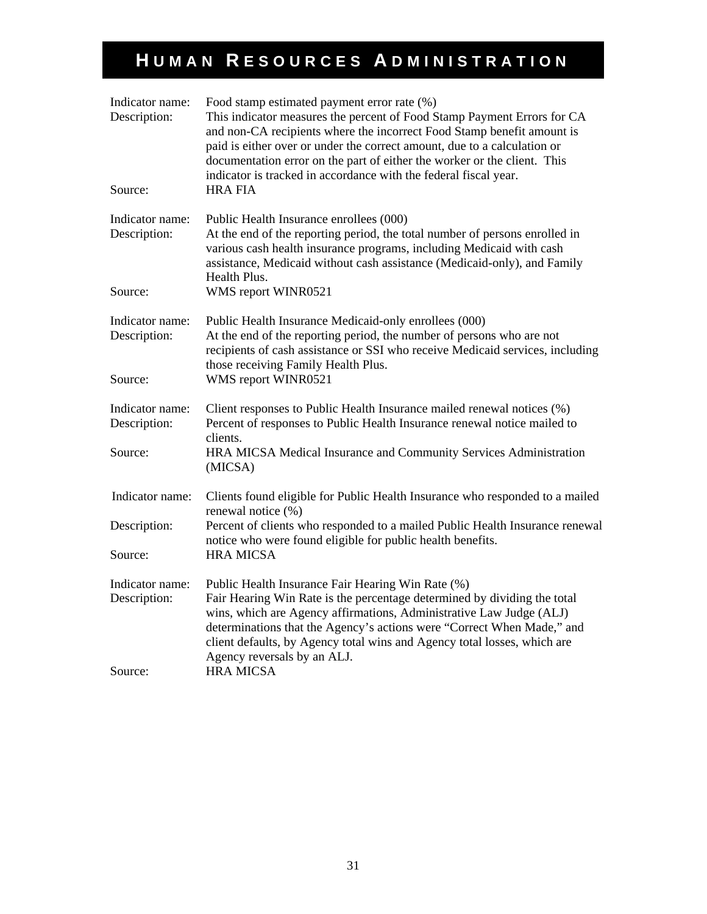# HUMAN RESOURCES ADMINISTRATION

Indicator name: Food stamp estimated payment error rate (%)
Description: This indicator measures the percent of Food Stamp Payment Errors for CA and non-CA recipients where the incorrect Food Stamp benefit amount is paid is either over or under the correct amount, due to a calculation or documentation error on the part of either the worker or the client. This indicator is tracked in accordance with the federal fiscal year.
Source: HRA FIA

Indicator name: Public Health Insurance enrollees (000)
Description: At the end of the reporting period, the total number of persons enrolled in various cash health insurance programs, including Medicaid with cash assistance, Medicaid without cash assistance (Medicaid-only), and Family Health Plus.
Source: WMS report WINR0521

Indicator name: Public Health Insurance Medicaid-only enrollees (000)
Description: At the end of the reporting period, the number of persons who are not recipients of cash assistance or SSI who receive Medicaid services, including those receiving Family Health Plus.
Source: WMS report WINR0521

Indicator name: Client responses to Public Health Insurance mailed renewal notices (%)
Description: Percent of responses to Public Health Insurance renewal notice mailed to clients.
Source: HRA MICSA Medical Insurance and Community Services Administration (MICSA)

Indicator name: Clients found eligible for Public Health Insurance who responded to a mailed renewal notice (%)
Description: Percent of clients who responded to a mailed Public Health Insurance renewal notice who were found eligible for public health benefits.
Source: HRA MICSA

Indicator name: Public Health Insurance Fair Hearing Win Rate (%)
Description: Fair Hearing Win Rate is the percentage determined by dividing the total wins, which are Agency affirmations, Administrative Law Judge (ALJ) determinations that the Agency's actions were "Correct When Made," and client defaults, by Agency total wins and Agency total losses, which are Agency reversals by an ALJ.
Source: HRA MICSA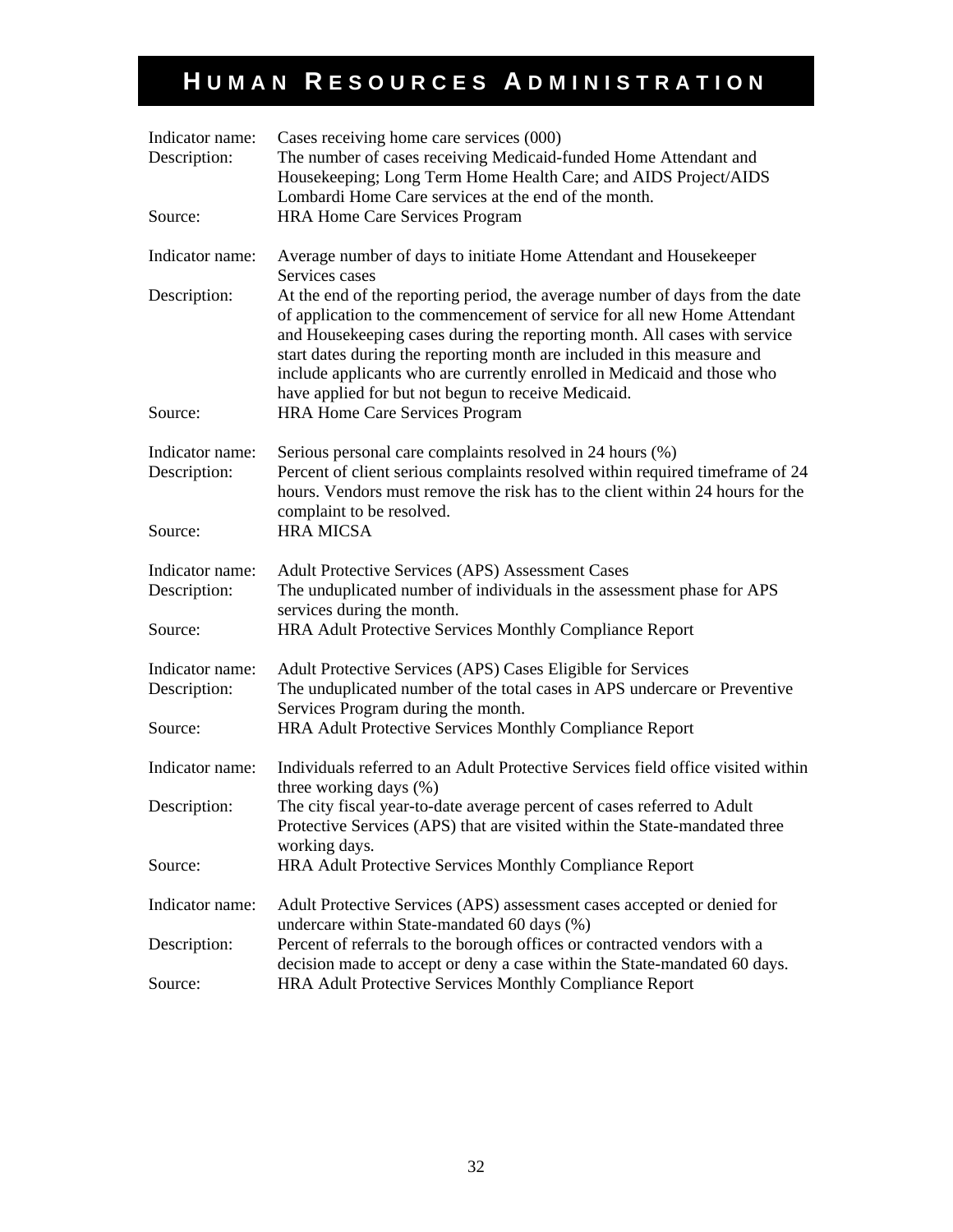# HUMAN RESOURCES ADMINISTRATION

Indicator name: Cases receiving home care services (000)
Description: The number of cases receiving Medicaid-funded Home Attendant and Housekeeping; Long Term Home Health Care; and AIDS Project/AIDS Lombardi Home Care services at the end of the month.
Source: HRA Home Care Services Program

Indicator name: Average number of days to initiate Home Attendant and Housekeeper Services cases
Description: At the end of the reporting period, the average number of days from the date of application to the commencement of service for all new Home Attendant and Housekeeping cases during the reporting month. All cases with service start dates during the reporting month are included in this measure and include applicants who are currently enrolled in Medicaid and those who have applied for but not begun to receive Medicaid.
Source: HRA Home Care Services Program

Indicator name: Serious personal care complaints resolved in 24 hours (%)
Description: Percent of client serious complaints resolved within required timeframe of 24 hours. Vendors must remove the risk has to the client within 24 hours for the complaint to be resolved.
Source: HRA MICSA

Indicator name: Adult Protective Services (APS) Assessment Cases
Description: The unduplicated number of individuals in the assessment phase for APS services during the month.
Source: HRA Adult Protective Services Monthly Compliance Report

Indicator name: Adult Protective Services (APS) Cases Eligible for Services
Description: The unduplicated number of the total cases in APS undercare or Preventive Services Program during the month.
Source: HRA Adult Protective Services Monthly Compliance Report

Indicator name: Individuals referred to an Adult Protective Services field office visited within three working days (%)
Description: The city fiscal year-to-date average percent of cases referred to Adult Protective Services (APS) that are visited within the State-mandated three working days.
Source: HRA Adult Protective Services Monthly Compliance Report

Indicator name: Adult Protective Services (APS) assessment cases accepted or denied for undercare within State-mandated 60 days (%)
Description: Percent of referrals to the borough offices or contracted vendors with a decision made to accept or deny a case within the State-mandated 60 days.
Source: HRA Adult Protective Services Monthly Compliance Report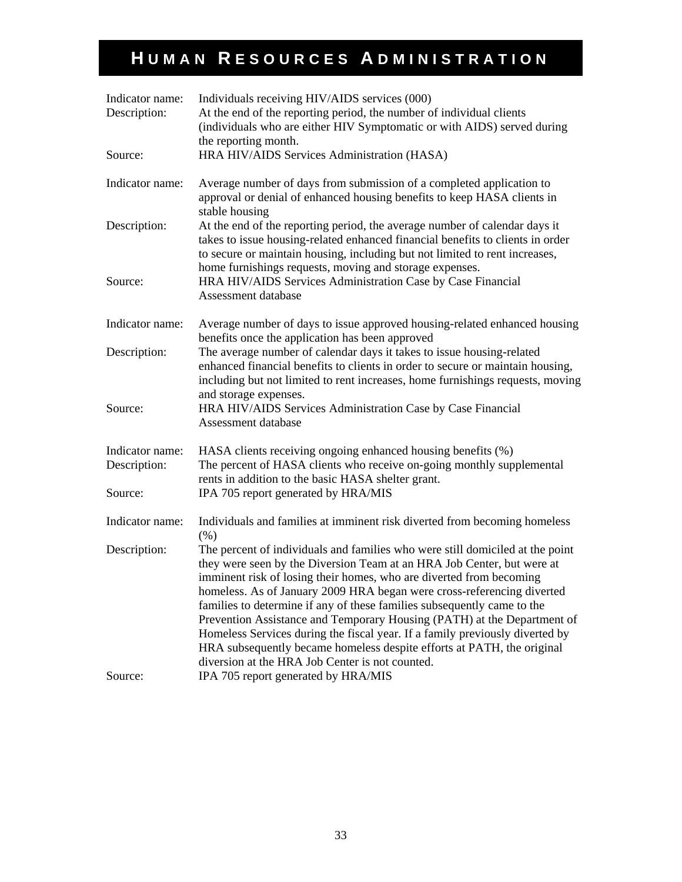# HUMAN RESOURCES ADMINISTRATION

| | |
|---|---|
| Indicator name: | Individuals receiving HIV/AIDS services (000) |
| Description: | At the end of the reporting period, the number of individual clients (individuals who are either HIV Symptomatic or with AIDS) served during the reporting month. |
| Source: | HRA HIV/AIDS Services Administration (HASA) |

| | |
|---|---|
| Indicator name: | Average number of days from submission of a completed application to approval or denial of enhanced housing benefits to keep HASA clients in stable housing |
| Description: | At the end of the reporting period, the average number of calendar days it takes to issue housing-related enhanced financial benefits to clients in order to secure or maintain housing, including but not limited to rent increases, home furnishings requests, moving and storage expenses. |
| Source: | HRA HIV/AIDS Services Administration Case by Case Financial Assessment database |

| | |
|---|---|
| Indicator name: | Average number of days to issue approved housing-related enhanced housing benefits once the application has been approved |
| Description: | The average number of calendar days it takes to issue housing-related enhanced financial benefits to clients in order to secure or maintain housing, including but not limited to rent increases, home furnishings requests, moving and storage expenses. |
| Source: | HRA HIV/AIDS Services Administration Case by Case Financial Assessment database |

| | |
|---|---|
| Indicator name: | HASA clients receiving ongoing enhanced housing benefits (%) |
| Description: | The percent of HASA clients who receive on-going monthly supplemental rents in addition to the basic HASA shelter grant. |
| Source: | IPA 705 report generated by HRA/MIS |

| | |
|---|---|
| Indicator name: | Individuals and families at imminent risk diverted from becoming homeless (%) |
| Description: | The percent of individuals and families who were still domiciled at the point they were seen by the Diversion Team at an HRA Job Center, but were at imminent risk of losing their homes, who are diverted from becoming homeless. As of January 2009 HRA began were cross-referencing diverted families to determine if any of these families subsequently came to the Prevention Assistance and Temporary Housing (PATH) at the Department of Homeless Services during the fiscal year. If a family previously diverted by HRA subsequently became homeless despite efforts at PATH, the original diversion at the HRA Job Center is not counted. |
| Source: | IPA 705 report generated by HRA/MIS |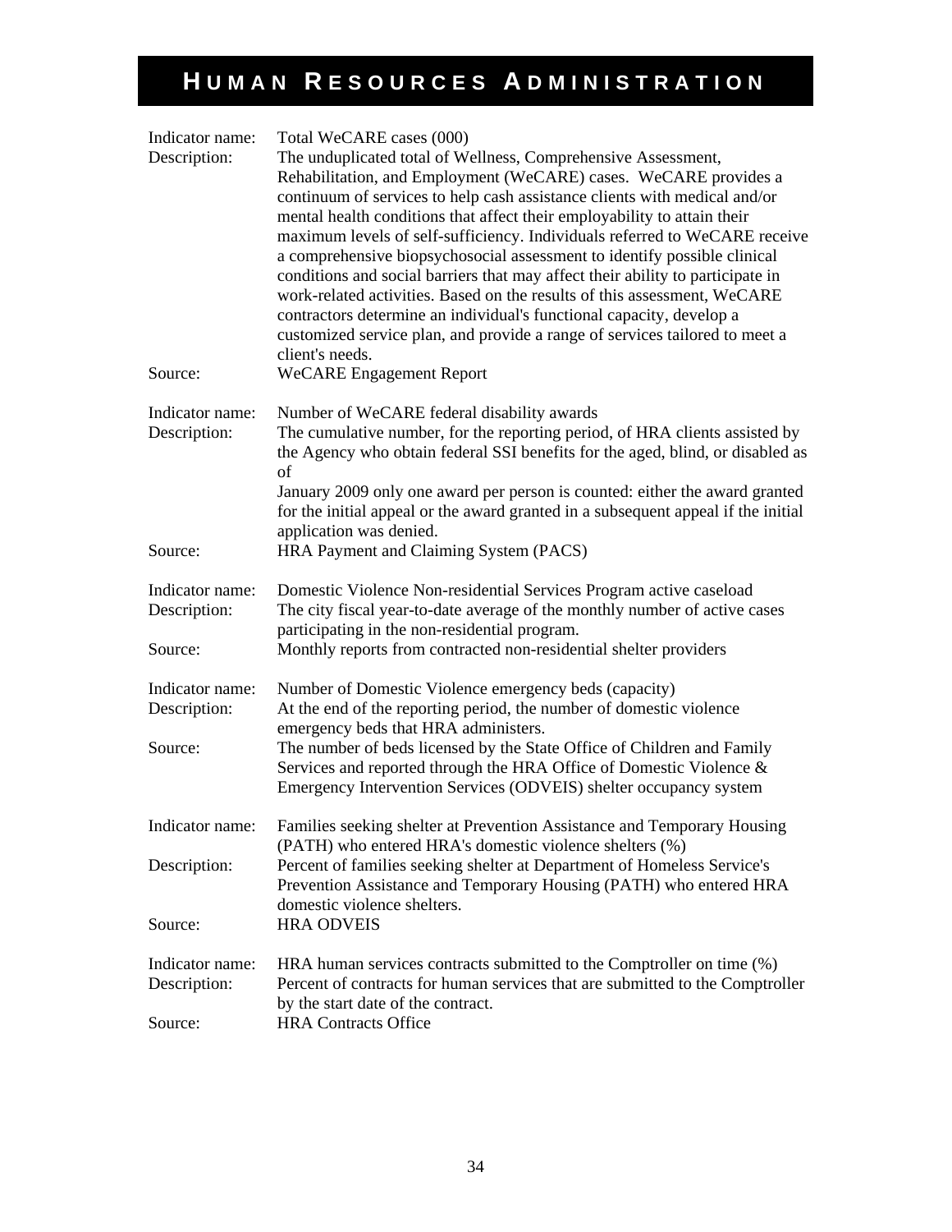# HUMAN RESOURCES ADMINISTRATION

Indicator name: Total WeCARE cases (000)
Description: The unduplicated total of Wellness, Comprehensive Assessment, Rehabilitation, and Employment (WeCARE) cases. WeCARE provides a continuum of services to help cash assistance clients with medical and/or mental health conditions that affect their employability to attain their maximum levels of self-sufficiency. Individuals referred to WeCARE receive a comprehensive biopsychosocial assessment to identify possible clinical conditions and social barriers that may affect their ability to participate in work-related activities. Based on the results of this assessment, WeCARE contractors determine an individual's functional capacity, develop a customized service plan, and provide a range of services tailored to meet a client's needs.
Source: WeCARE Engagement Report

Indicator name: Number of WeCARE federal disability awards
Description: The cumulative number, for the reporting period, of HRA clients assisted by the Agency who obtain federal SSI benefits for the aged, blind, or disabled as of
January 2009 only one award per person is counted: either the award granted for the initial appeal or the award granted in a subsequent appeal if the initial application was denied.
Source: HRA Payment and Claiming System (PACS)

Indicator name: Domestic Violence Non-residential Services Program active caseload
Description: The city fiscal year-to-date average of the monthly number of active cases participating in the non-residential program.
Source: Monthly reports from contracted non-residential shelter providers

Indicator name: Number of Domestic Violence emergency beds (capacity)
Description: At the end of the reporting period, the number of domestic violence emergency beds that HRA administers.
Source: The number of beds licensed by the State Office of Children and Family Services and reported through the HRA Office of Domestic Violence & Emergency Intervention Services (ODVEIS) shelter occupancy system

Indicator name: Families seeking shelter at Prevention Assistance and Temporary Housing (PATH) who entered HRA's domestic violence shelters (%)
Description: Percent of families seeking shelter at Department of Homeless Service's Prevention Assistance and Temporary Housing (PATH) who entered HRA domestic violence shelters.
Source: HRA ODVEIS

Indicator name: HRA human services contracts submitted to the Comptroller on time (%)
Description: Percent of contracts for human services that are submitted to the Comptroller by the start date of the contract.
Source: HRA Contracts Office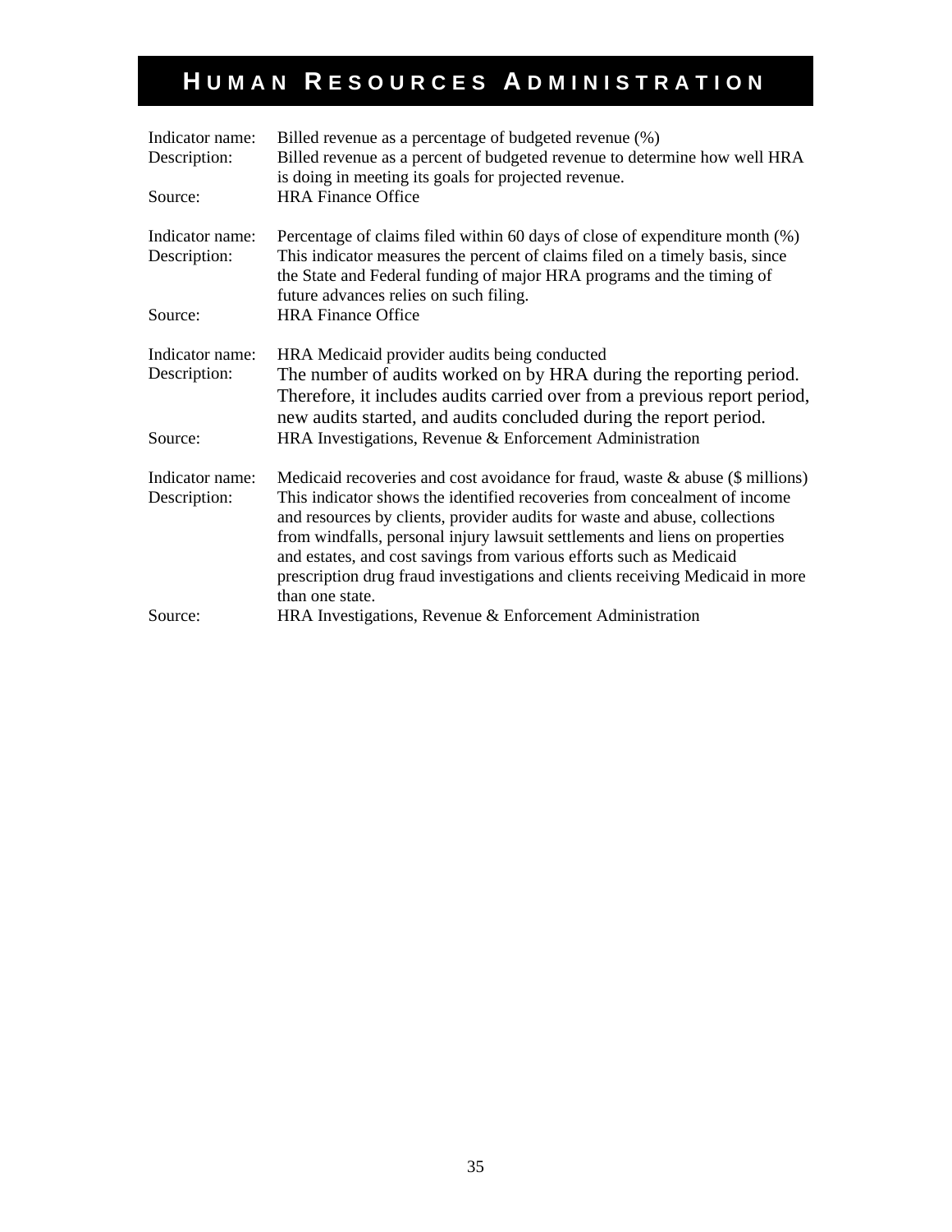# Human Resources Administration

Indicator name: Billed revenue as a percentage of budgeted revenue (%)
Description: Billed revenue as a percent of budgeted revenue to determine how well HRA is doing in meeting its goals for projected revenue.
Source: HRA Finance Office

Indicator name: Percentage of claims filed within 60 days of close of expenditure month (%)
Description: This indicator measures the percent of claims filed on a timely basis, since the State and Federal funding of major HRA programs and the timing of future advances relies on such filing.
Source: HRA Finance Office

Indicator name: HRA Medicaid provider audits being conducted
Description: The number of audits worked on by HRA during the reporting period. Therefore, it includes audits carried over from a previous report period, new audits started, and audits concluded during the report period.
Source: HRA Investigations, Revenue & Enforcement Administration

Indicator name: Medicaid recoveries and cost avoidance for fraud, waste & abuse ($ millions)
Description: This indicator shows the identified recoveries from concealment of income and resources by clients, provider audits for waste and abuse, collections from windfalls, personal injury lawsuit settlements and liens on properties and estates, and cost savings from various efforts such as Medicaid prescription drug fraud investigations and clients receiving Medicaid in more than one state.
Source: HRA Investigations, Revenue & Enforcement Administration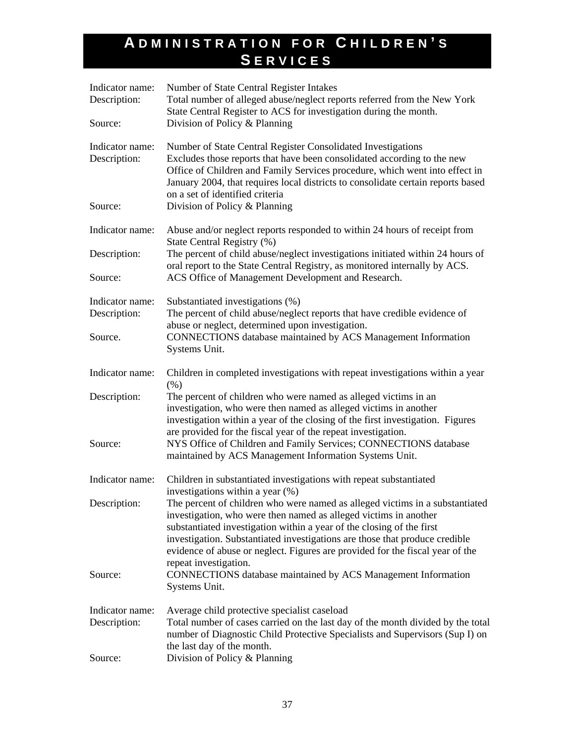# Administration for Children's Services

Indicator name: Number of State Central Register Intakes
Description: Total number of alleged abuse/neglect reports referred from the New York State Central Register to ACS for investigation during the month.
Source: Division of Policy & Planning

Indicator name: Number of State Central Register Consolidated Investigations
Description: Excludes those reports that have been consolidated according to the new Office of Children and Family Services procedure, which went into effect in January 2004, that requires local districts to consolidate certain reports based on a set of identified criteria
Source: Division of Policy & Planning

Indicator name: Abuse and/or neglect reports responded to within 24 hours of receipt from State Central Registry (%)
Description: The percent of child abuse/neglect investigations initiated within 24 hours of oral report to the State Central Registry, as monitored internally by ACS.
Source: ACS Office of Management Development and Research.

Indicator name: Substantiated investigations (%)
Description: The percent of child abuse/neglect reports that have credible evidence of abuse or neglect, determined upon investigation.
Source. CONNECTIONS database maintained by ACS Management Information Systems Unit.

Indicator name: Children in completed investigations with repeat investigations within a year (%)
Description: The percent of children who were named as alleged victims in an investigation, who were then named as alleged victims in another investigation within a year of the closing of the first investigation. Figures are provided for the fiscal year of the repeat investigation.
Source: NYS Office of Children and Family Services; CONNECTIONS database maintained by ACS Management Information Systems Unit.

Indicator name: Children in substantiated investigations with repeat substantiated investigations within a year (%)
Description: The percent of children who were named as alleged victims in a substantiated investigation, who were then named as alleged victims in another substantiated investigation within a year of the closing of the first investigation. Substantiated investigations are those that produce credible evidence of abuse or neglect. Figures are provided for the fiscal year of the repeat investigation.
Source: CONNECTIONS database maintained by ACS Management Information Systems Unit.

Indicator name: Average child protective specialist caseload
Description: Total number of cases carried on the last day of the month divided by the total number of Diagnostic Child Protective Specialists and Supervisors (Sup I) on the last day of the month.
Source: Division of Policy & Planning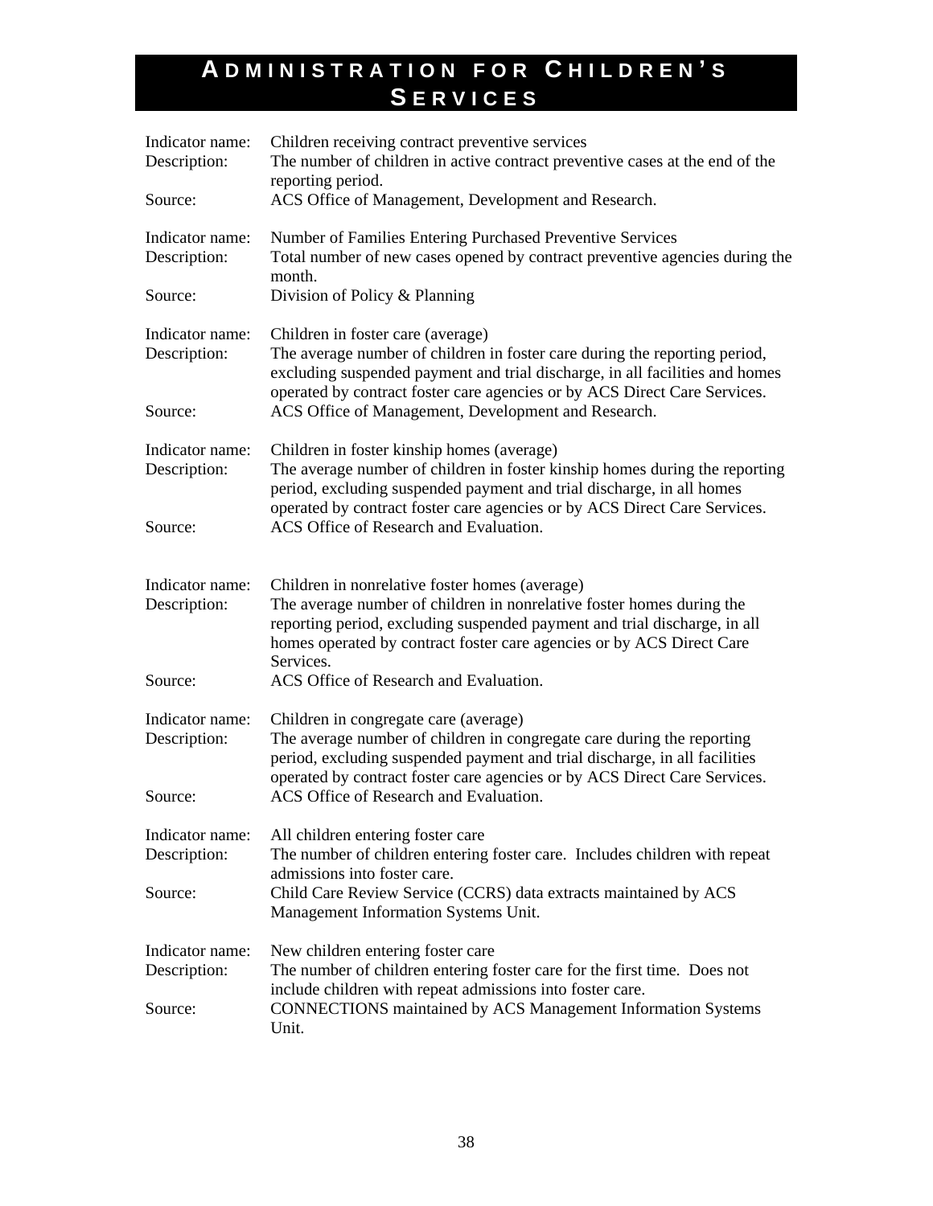# Administration for Children's Services

Indicator name: Children receiving contract preventive services
Description: The number of children in active contract preventive cases at the end of the reporting period.
Source: ACS Office of Management, Development and Research.

Indicator name: Number of Families Entering Purchased Preventive Services
Description: Total number of new cases opened by contract preventive agencies during the month.
Source: Division of Policy & Planning

Indicator name: Children in foster care (average)
Description: The average number of children in foster care during the reporting period, excluding suspended payment and trial discharge, in all facilities and homes operated by contract foster care agencies or by ACS Direct Care Services.
Source: ACS Office of Management, Development and Research.

Indicator name: Children in foster kinship homes (average)
Description: The average number of children in foster kinship homes during the reporting period, excluding suspended payment and trial discharge, in all homes operated by contract foster care agencies or by ACS Direct Care Services.
Source: ACS Office of Research and Evaluation.

Indicator name: Children in nonrelative foster homes (average)
Description: The average number of children in nonrelative foster homes during the reporting period, excluding suspended payment and trial discharge, in all homes operated by contract foster care agencies or by ACS Direct Care Services.
Source: ACS Office of Research and Evaluation.

Indicator name: Children in congregate care (average)
Description: The average number of children in congregate care during the reporting period, excluding suspended payment and trial discharge, in all facilities operated by contract foster care agencies or by ACS Direct Care Services.
Source: ACS Office of Research and Evaluation.

Indicator name: All children entering foster care
Description: The number of children entering foster care. Includes children with repeat admissions into foster care.
Source: Child Care Review Service (CCRS) data extracts maintained by ACS Management Information Systems Unit.

Indicator name: New children entering foster care
Description: The number of children entering foster care for the first time. Does not include children with repeat admissions into foster care.
Source: CONNECTIONS maintained by ACS Management Information Systems Unit.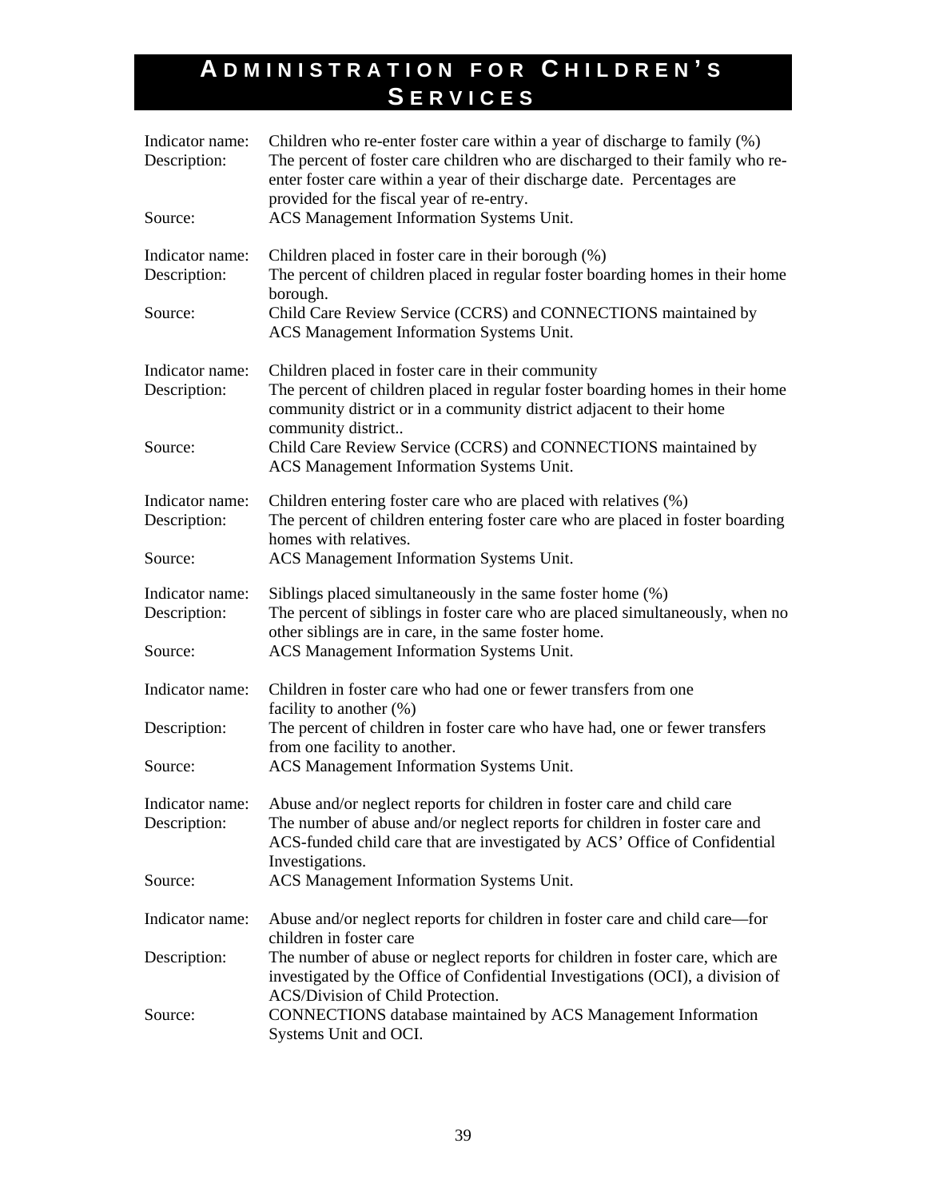# ADMINISTRATION FOR CHILDREN'S SERVICES

Indicator name: Children who re-enter foster care within a year of discharge to family (%)
Description: The percent of foster care children who are discharged to their family who re-enter foster care within a year of their discharge date. Percentages are provided for the fiscal year of re-entry.
Source: ACS Management Information Systems Unit.

Indicator name: Children placed in foster care in their borough (%)
Description: The percent of children placed in regular foster boarding homes in their home borough.
Source: Child Care Review Service (CCRS) and CONNECTIONS maintained by ACS Management Information Systems Unit.

Indicator name: Children placed in foster care in their community
Description: The percent of children placed in regular foster boarding homes in their home community district or in a community district adjacent to their home community district..
Source: Child Care Review Service (CCRS) and CONNECTIONS maintained by ACS Management Information Systems Unit.

Indicator name: Children entering foster care who are placed with relatives (%)
Description: The percent of children entering foster care who are placed in foster boarding homes with relatives.
Source: ACS Management Information Systems Unit.

Indicator name: Siblings placed simultaneously in the same foster home (%)
Description: The percent of siblings in foster care who are placed simultaneously, when no other siblings are in care, in the same foster home.
Source: ACS Management Information Systems Unit.

Indicator name: Children in foster care who had one or fewer transfers from one facility to another (%)
Description: The percent of children in foster care who have had, one or fewer transfers from one facility to another.
Source: ACS Management Information Systems Unit.

Indicator name: Abuse and/or neglect reports for children in foster care and child care
Description: The number of abuse and/or neglect reports for children in foster care and ACS-funded child care that are investigated by ACS' Office of Confidential Investigations.
Source: ACS Management Information Systems Unit.

Indicator name: Abuse and/or neglect reports for children in foster care and child care—for children in foster care
Description: The number of abuse or neglect reports for children in foster care, which are investigated by the Office of Confidential Investigations (OCI), a division of ACS/Division of Child Protection.
Source: CONNECTIONS database maintained by ACS Management Information Systems Unit and OCI.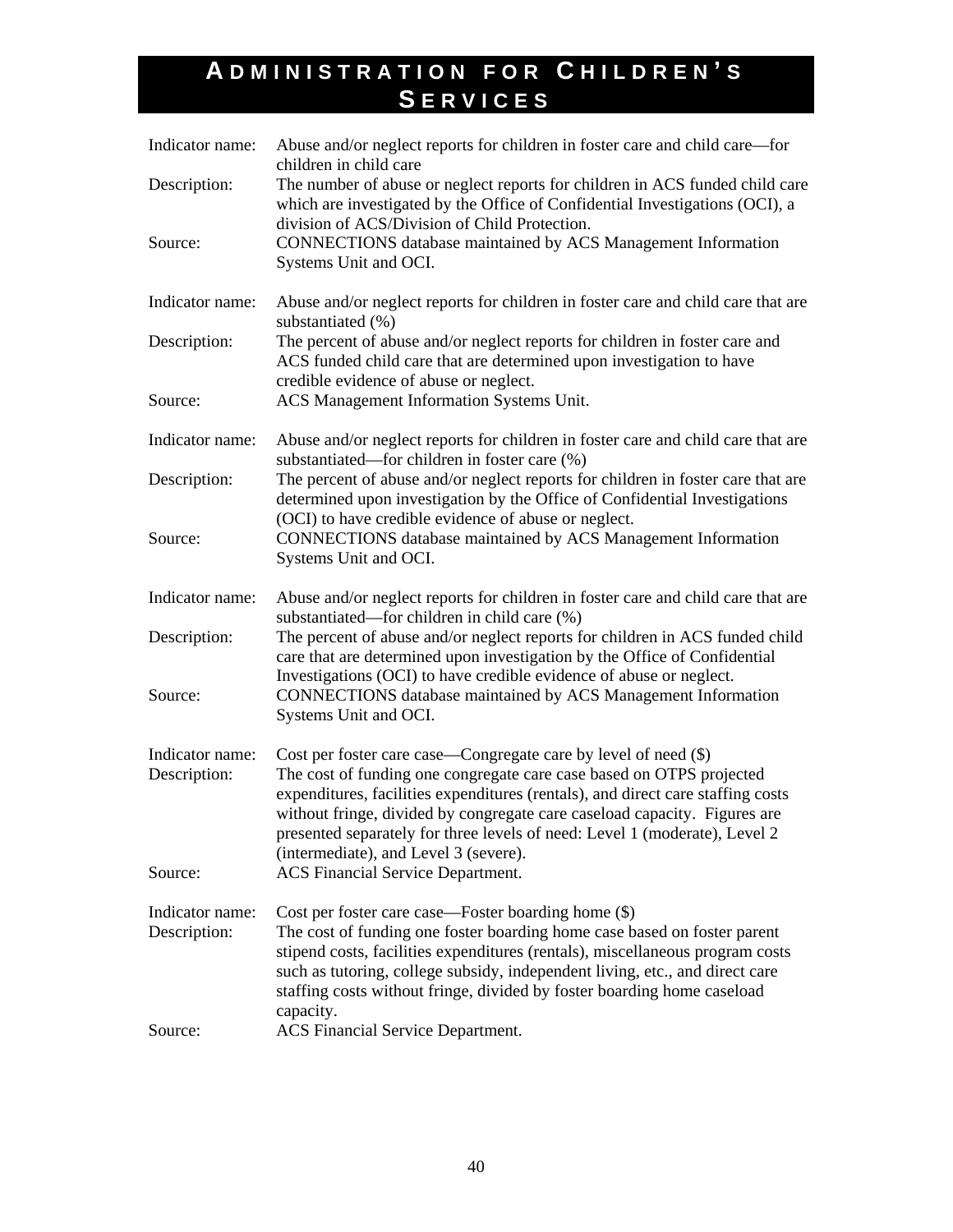# Administration for Children's Services

Indicator name: Abuse and/or neglect reports for children in foster care and child care—for children in child care
Description: The number of abuse or neglect reports for children in ACS funded child care which are investigated by the Office of Confidential Investigations (OCI), a division of ACS/Division of Child Protection.
Source: CONNECTIONS database maintained by ACS Management Information Systems Unit and OCI.

Indicator name: Abuse and/or neglect reports for children in foster care and child care that are substantiated (%)
Description: The percent of abuse and/or neglect reports for children in foster care and ACS funded child care that are determined upon investigation to have credible evidence of abuse or neglect.
Source: ACS Management Information Systems Unit.

Indicator name: Abuse and/or neglect reports for children in foster care and child care that are substantiated—for children in foster care (%)
Description: The percent of abuse and/or neglect reports for children in foster care that are determined upon investigation by the Office of Confidential Investigations (OCI) to have credible evidence of abuse or neglect.
Source: CONNECTIONS database maintained by ACS Management Information Systems Unit and OCI.

Indicator name: Abuse and/or neglect reports for children in foster care and child care that are substantiated—for children in child care (%)
Description: The percent of abuse and/or neglect reports for children in ACS funded child care that are determined upon investigation by the Office of Confidential Investigations (OCI) to have credible evidence of abuse or neglect.
Source: CONNECTIONS database maintained by ACS Management Information Systems Unit and OCI.

Indicator name: Cost per foster care case—Congregate care by level of need ($)
Description: The cost of funding one congregate care case based on OTPS projected expenditures, facilities expenditures (rentals), and direct care staffing costs without fringe, divided by congregate care caseload capacity. Figures are presented separately for three levels of need: Level 1 (moderate), Level 2 (intermediate), and Level 3 (severe).
Source: ACS Financial Service Department.

Indicator name: Cost per foster care case—Foster boarding home ($)
Description: The cost of funding one foster boarding home case based on foster parent stipend costs, facilities expenditures (rentals), miscellaneous program costs such as tutoring, college subsidy, independent living, etc., and direct care staffing costs without fringe, divided by foster boarding home caseload capacity.
Source: ACS Financial Service Department.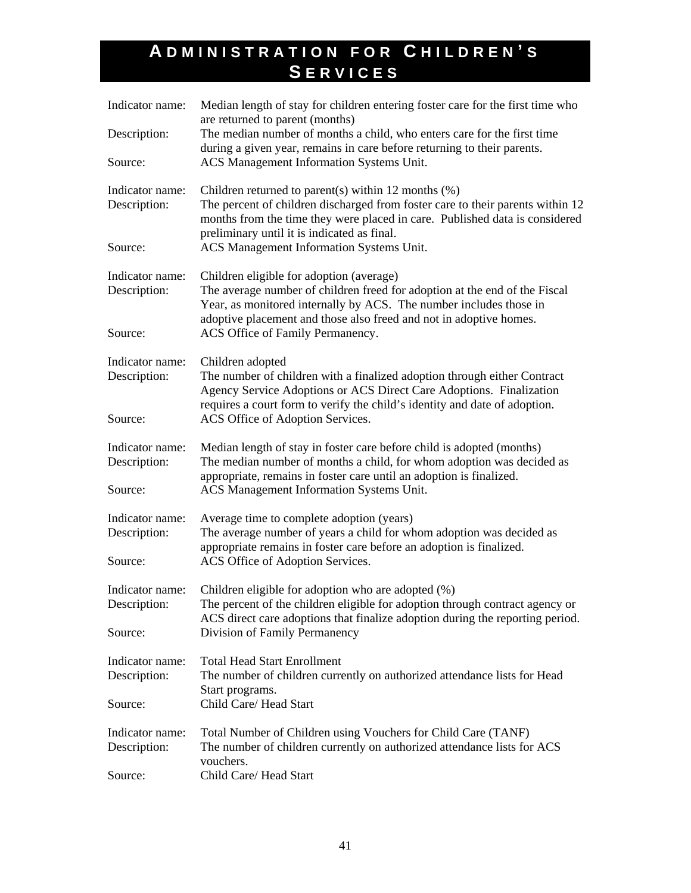# Administration for Children's Services

| | |
|---|---|
| Indicator name: | Median length of stay for children entering foster care for the first time who are returned to parent (months) |
| Description: | The median number of months a child, who enters care for the first time during a given year, remains in care before returning to their parents. |
| Source: | ACS Management Information Systems Unit. |
| | |
| Indicator name: | Children returned to parent(s) within 12 months (%) |
| Description: | The percent of children discharged from foster care to their parents within 12 months from the time they were placed in care. Published data is considered preliminary until it is indicated as final. |
| Source: | ACS Management Information Systems Unit. |
| | |
| Indicator name: | Children eligible for adoption (average) |
| Description: | The average number of children freed for adoption at the end of the Fiscal Year, as monitored internally by ACS. The number includes those in adoptive placement and those also freed and not in adoptive homes. |
| Source: | ACS Office of Family Permanency. |
| | |
| Indicator name: | Children adopted |
| Description: | The number of children with a finalized adoption through either Contract Agency Service Adoptions or ACS Direct Care Adoptions. Finalization requires a court form to verify the child's identity and date of adoption. |
| Source: | ACS Office of Adoption Services. |
| | |
| Indicator name: | Median length of stay in foster care before child is adopted (months) |
| Description: | The median number of months a child, for whom adoption was decided as appropriate, remains in foster care until an adoption is finalized. |
| Source: | ACS Management Information Systems Unit. |
| | |
| Indicator name: | Average time to complete adoption (years) |
| Description: | The average number of years a child for whom adoption was decided as appropriate remains in foster care before an adoption is finalized. |
| Source: | ACS Office of Adoption Services. |
| | |
| Indicator name: | Children eligible for adoption who are adopted (%) |
| Description: | The percent of the children eligible for adoption through contract agency or ACS direct care adoptions that finalize adoption during the reporting period. |
| Source: | Division of Family Permanency |
| | |
| Indicator name: | Total Head Start Enrollment |
| Description: | The number of children currently on authorized attendance lists for Head Start programs. |
| Source: | Child Care/ Head Start |
| | |
| Indicator name: | Total Number of Children using Vouchers for Child Care (TANF) |
| Description: | The number of children currently on authorized attendance lists for ACS vouchers. |
| Source: | Child Care/ Head Start |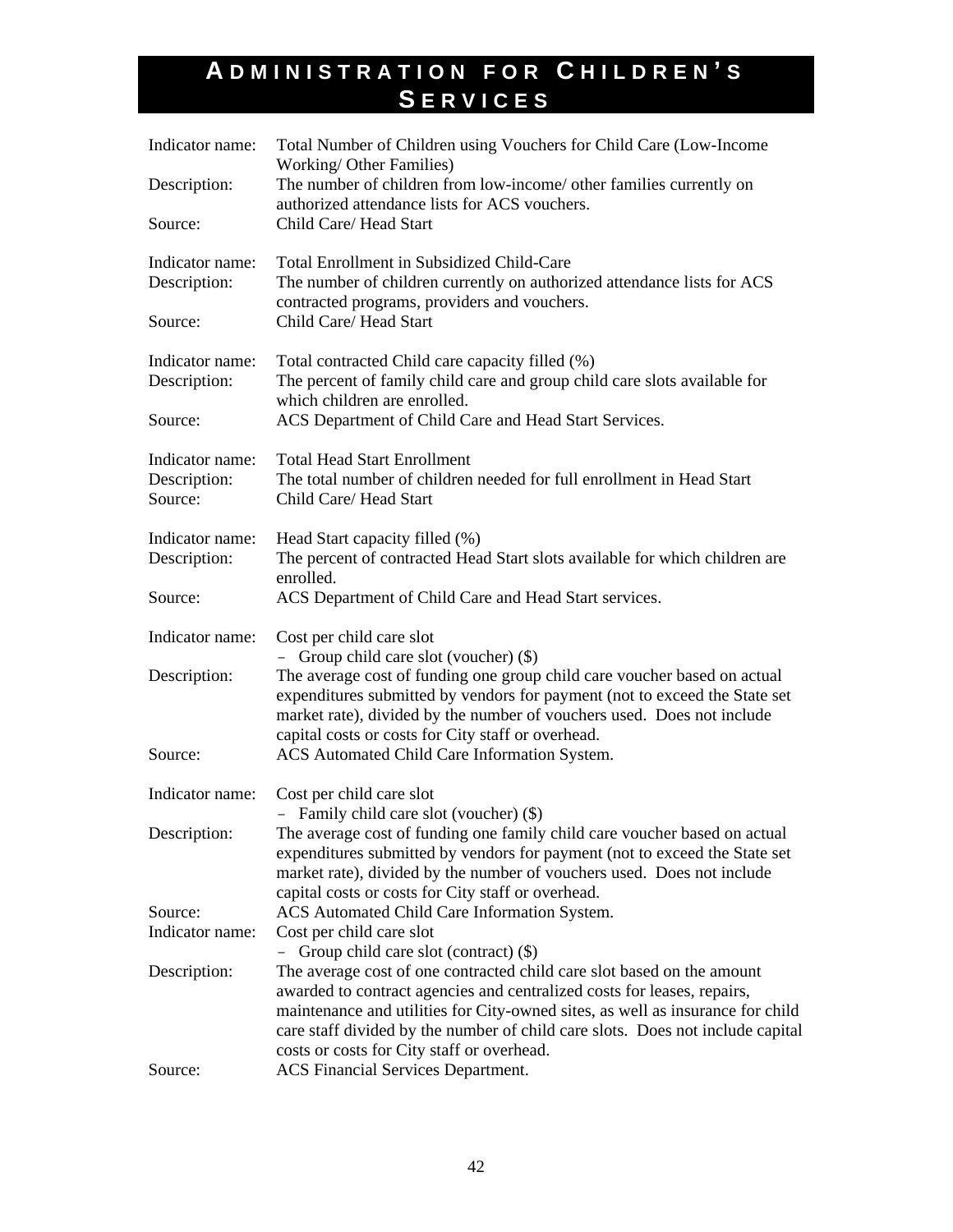# Administration for Children's Services

Indicator name: Total Number of Children using Vouchers for Child Care (Low-Income Working/ Other Families)
Description: The number of children from low-income/ other families currently on authorized attendance lists for ACS vouchers.
Source: Child Care/ Head Start

Indicator name: Total Enrollment in Subsidized Child-Care
Description: The number of children currently on authorized attendance lists for ACS contracted programs, providers and vouchers.
Source: Child Care/ Head Start

Indicator name: Total contracted Child care capacity filled (%)
Description: The percent of family child care and group child care slots available for which children are enrolled.
Source: ACS Department of Child Care and Head Start Services.

Indicator name: Total Head Start Enrollment
Description: The total number of children needed for full enrollment in Head Start
Source: Child Care/ Head Start

Indicator name: Head Start capacity filled (%)
Description: The percent of contracted Head Start slots available for which children are enrolled.
Source: ACS Department of Child Care and Head Start services.

Indicator name: Cost per child care slot
– Group child care slot (voucher) ($)
Description: The average cost of funding one group child care voucher based on actual expenditures submitted by vendors for payment (not to exceed the State set market rate), divided by the number of vouchers used. Does not include capital costs or costs for City staff or overhead.
Source: ACS Automated Child Care Information System.

Indicator name: Cost per child care slot
– Family child care slot (voucher) ($)
Description: The average cost of funding one family child care voucher based on actual expenditures submitted by vendors for payment (not to exceed the State set market rate), divided by the number of vouchers used. Does not include capital costs or costs for City staff or overhead.
Source: ACS Automated Child Care Information System.

Indicator name: Cost per child care slot
– Group child care slot (contract) ($)
Description: The average cost of one contracted child care slot based on the amount awarded to contract agencies and centralized costs for leases, repairs, maintenance and utilities for City-owned sites, as well as insurance for child care staff divided by the number of child care slots. Does not include capital costs or costs for City staff or overhead.
Source: ACS Financial Services Department.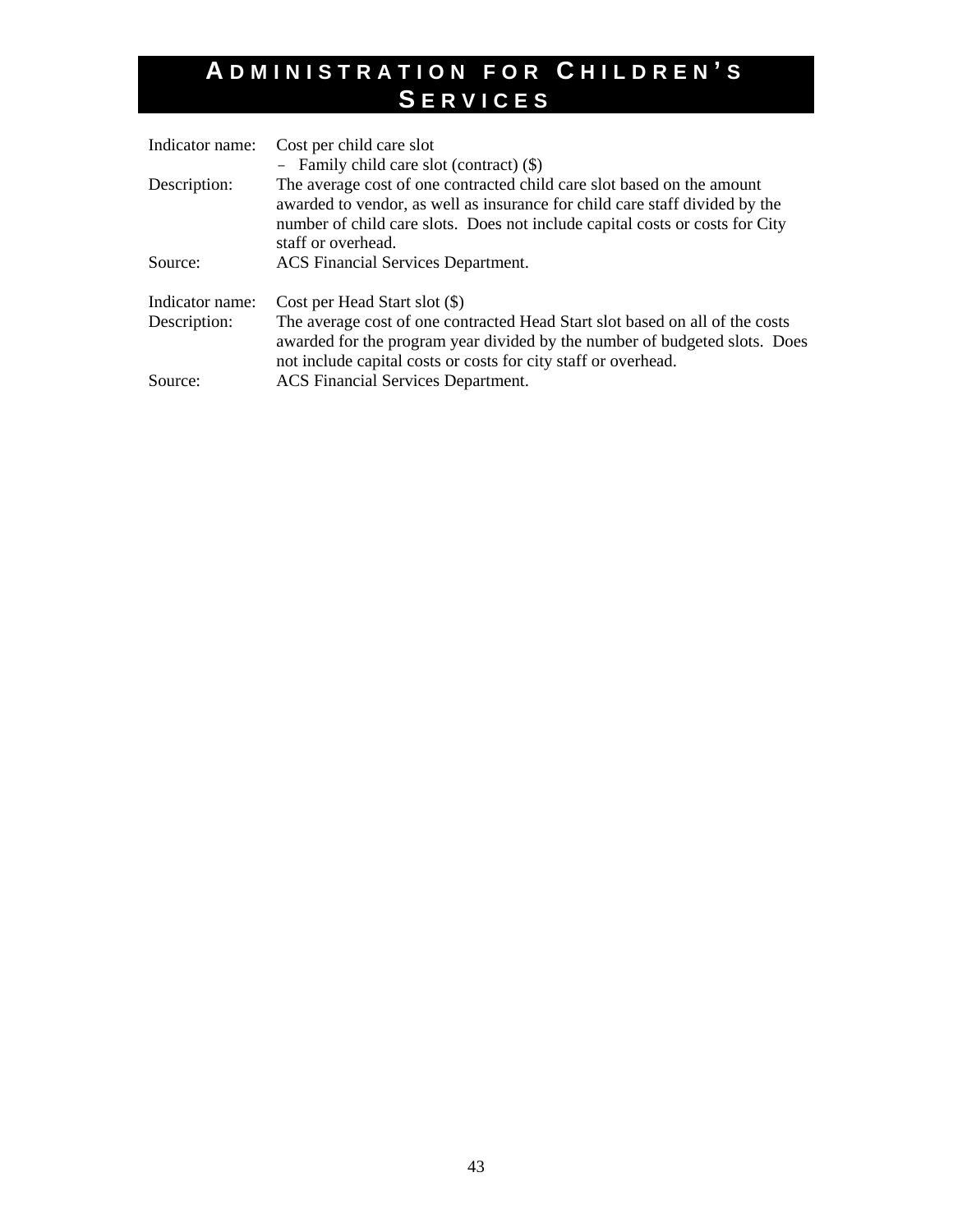# Administration for Children's Services

Indicator name: Cost per child care slot
- Family child care slot (contract) ($)

Description: The average cost of one contracted child care slot based on the amount awarded to vendor, as well as insurance for child care staff divided by the number of child care slots. Does not include capital costs or costs for City staff or overhead.

Source: ACS Financial Services Department.

Indicator name: Cost per Head Start slot ($)

Description: The average cost of one contracted Head Start slot based on all of the costs awarded for the program year divided by the number of budgeted slots. Does not include capital costs or costs for city staff or overhead.

Source: ACS Financial Services Department.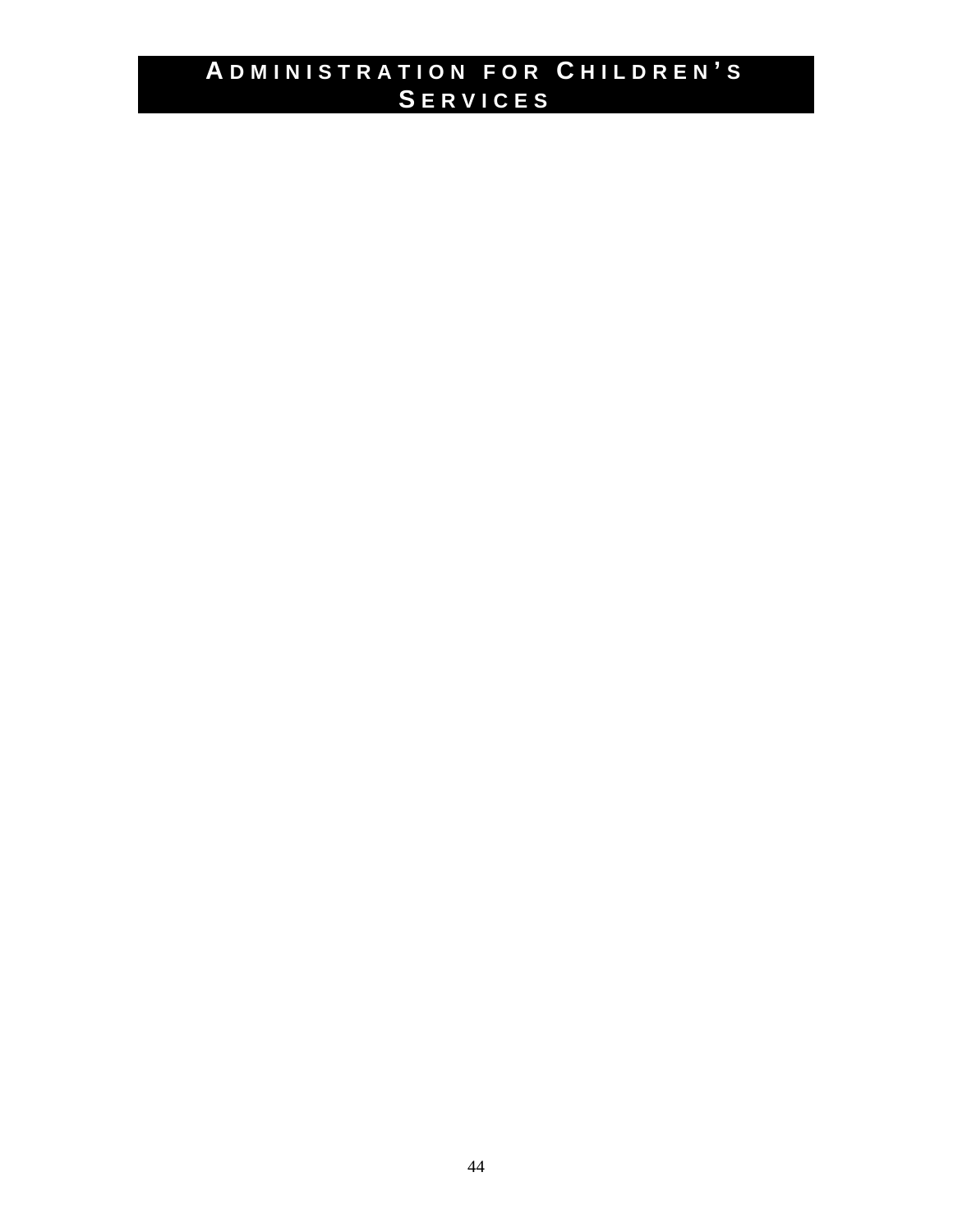# ADMINISTRATION FOR CHILDREN'S SERVICES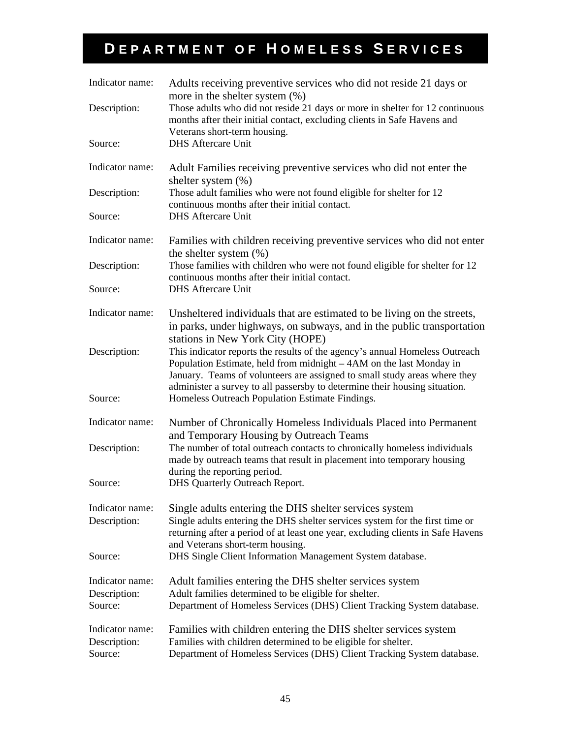# DEPARTMENT OF HOMELESS SERVICES

Indicator name: Adults receiving preventive services who did not reside 21 days or more in the shelter system (%)

Description: Those adults who did not reside 21 days or more in shelter for 12 continuous months after their initial contact, excluding clients in Safe Havens and Veterans short-term housing.

Source: DHS Aftercare Unit

Indicator name: Adult Families receiving preventive services who did not enter the shelter system (%)

Description: Those adult families who were not found eligible for shelter for 12 continuous months after their initial contact.

Source: DHS Aftercare Unit

Indicator name: Families with children receiving preventive services who did not enter the shelter system (%)

Description: Those families with children who were not found eligible for shelter for 12 continuous months after their initial contact.

Source: DHS Aftercare Unit

Indicator name: Unsheltered individuals that are estimated to be living on the streets, in parks, under highways, on subways, and in the public transportation stations in New York City (HOPE)

Description: This indicator reports the results of the agency's annual Homeless Outreach Population Estimate, held from midnight – 4AM on the last Monday in January. Teams of volunteers are assigned to small study areas where they administer a survey to all passersby to determine their housing situation.

Source: Homeless Outreach Population Estimate Findings.

Indicator name: Number of Chronically Homeless Individuals Placed into Permanent and Temporary Housing by Outreach Teams

Description: The number of total outreach contacts to chronically homeless individuals made by outreach teams that result in placement into temporary housing during the reporting period.

Source: DHS Quarterly Outreach Report.

Indicator name: Single adults entering the DHS shelter services system

Description: Single adults entering the DHS shelter services system for the first time or returning after a period of at least one year, excluding clients in Safe Havens and Veterans short-term housing.

Source: DHS Single Client Information Management System database.

Indicator name: Adult families entering the DHS shelter services system

Description: Adult families determined to be eligible for shelter.

Source: Department of Homeless Services (DHS) Client Tracking System database.

Indicator name: Families with children entering the DHS shelter services system

Description: Families with children determined to be eligible for shelter.

Source: Department of Homeless Services (DHS) Client Tracking System database.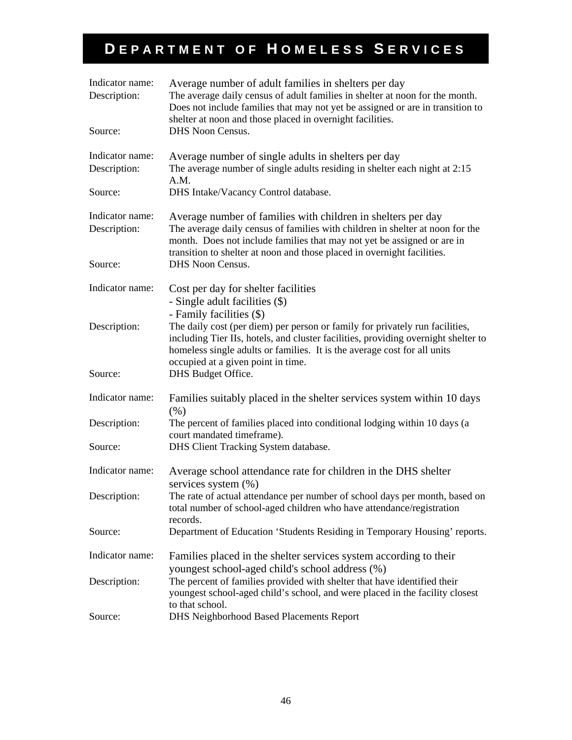# DEPARTMENT OF HOMELESS SERVICES

Indicator name: Average number of adult families in shelters per day
Description: The average daily census of adult families in shelter at noon for the month. Does not include families that may not yet be assigned or are in transition to shelter at noon and those placed in overnight facilities.
Source: DHS Noon Census.

Indicator name: Average number of single adults in shelters per day
Description: The average number of single adults residing in shelter each night at 2:15 A.M.
Source: DHS Intake/Vacancy Control database.

Indicator name: Average number of families with children in shelters per day
Description: The average daily census of families with children in shelter at noon for the month. Does not include families that may not yet be assigned or are in transition to shelter at noon and those placed in overnight facilities.
Source: DHS Noon Census.

Indicator name: Cost per day for shelter facilities
- Single adult facilities ($)
- Family facilities ($)

Description: The daily cost (per diem) per person or family for privately run facilities, including Tier IIs, hotels, and cluster facilities, providing overnight shelter to homeless single adults or families. It is the average cost for all units occupied at a given point in time.
Source: DHS Budget Office.

Indicator name: Families suitably placed in the shelter services system within 10 days (%)
Description: The percent of families placed into conditional lodging within 10 days (a court mandated timeframe).
Source: DHS Client Tracking System database.

Indicator name: Average school attendance rate for children in the DHS shelter services system (%)
Description: The rate of actual attendance per number of school days per month, based on total number of school-aged children who have attendance/registration records.
Source: Department of Education 'Students Residing in Temporary Housing' reports.

Indicator name: Families placed in the shelter services system according to their youngest school-aged child's school address (%)
Description: The percent of families provided with shelter that have identified their youngest school-aged child's school, and were placed in the facility closest to that school.
Source: DHS Neighborhood Based Placements Report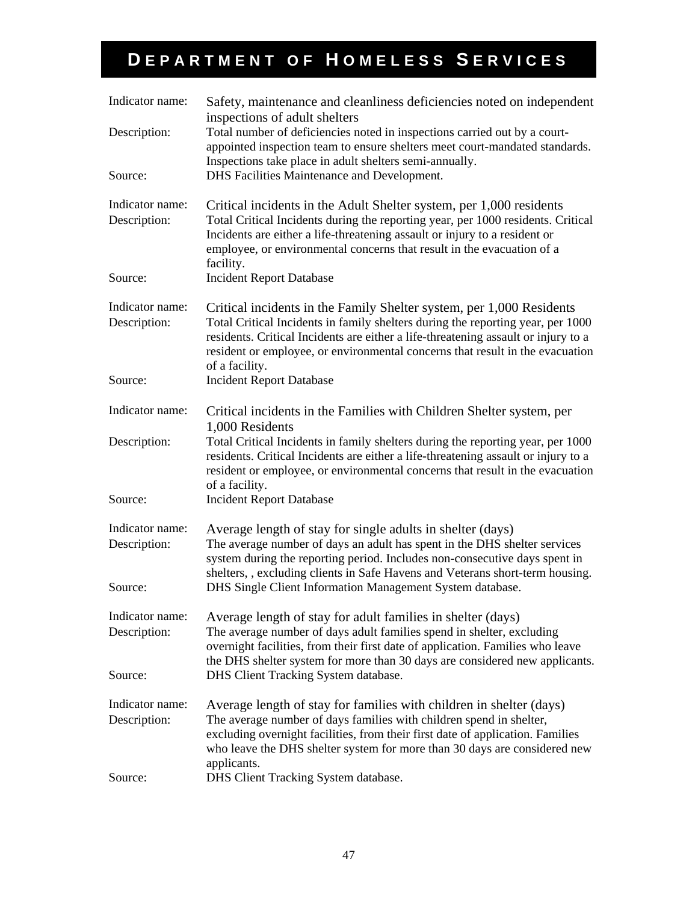# DEPARTMENT OF HOMELESS SERVICES

| | |
|---|---|
| Indicator name: | Safety, maintenance and cleanliness deficiencies noted on independent inspections of adult shelters |
| Description: | Total number of deficiencies noted in inspections carried out by a court-appointed inspection team to ensure shelters meet court-mandated standards. Inspections take place in adult shelters semi-annually. |
| Source: | DHS Facilities Maintenance and Development. |

| | |
|---|---|
| Indicator name: | Critical incidents in the Adult Shelter system, per 1,000 residents |
| Description: | Total Critical Incidents during the reporting year, per 1000 residents. Critical Incidents are either a life-threatening assault or injury to a resident or employee, or environmental concerns that result in the evacuation of a facility. |
| Source: | Incident Report Database |

| | |
|---|---|
| Indicator name: | Critical incidents in the Family Shelter system, per 1,000 Residents |
| Description: | Total Critical Incidents in family shelters during the reporting year, per 1000 residents. Critical Incidents are either a life-threatening assault or injury to a resident or employee, or environmental concerns that result in the evacuation of a facility. |
| Source: | Incident Report Database |

| | |
|---|---|
| Indicator name: | Critical incidents in the Families with Children Shelter system, per 1,000 Residents |
| Description: | Total Critical Incidents in family shelters during the reporting year, per 1000 residents. Critical Incidents are either a life-threatening assault or injury to a resident or employee, or environmental concerns that result in the evacuation of a facility. |
| Source: | Incident Report Database |

| | |
|---|---|
| Indicator name: | Average length of stay for single adults in shelter (days) |
| Description: | The average number of days an adult has spent in the DHS shelter services system during the reporting period. Includes non-consecutive days spent in shelters, , excluding clients in Safe Havens and Veterans short-term housing. |
| Source: | DHS Single Client Information Management System database. |

| | |
|---|---|
| Indicator name: | Average length of stay for adult families in shelter (days) |
| Description: | The average number of days adult families spend in shelter, excluding overnight facilities, from their first date of application. Families who leave the DHS shelter system for more than 30 days are considered new applicants. |
| Source: | DHS Client Tracking System database. |

| | |
|---|---|
| Indicator name: | Average length of stay for families with children in shelter (days) |
| Description: | The average number of days families with children spend in shelter, excluding overnight facilities, from their first date of application. Families who leave the DHS shelter system for more than 30 days are considered new applicants. |
| Source: | DHS Client Tracking System database. |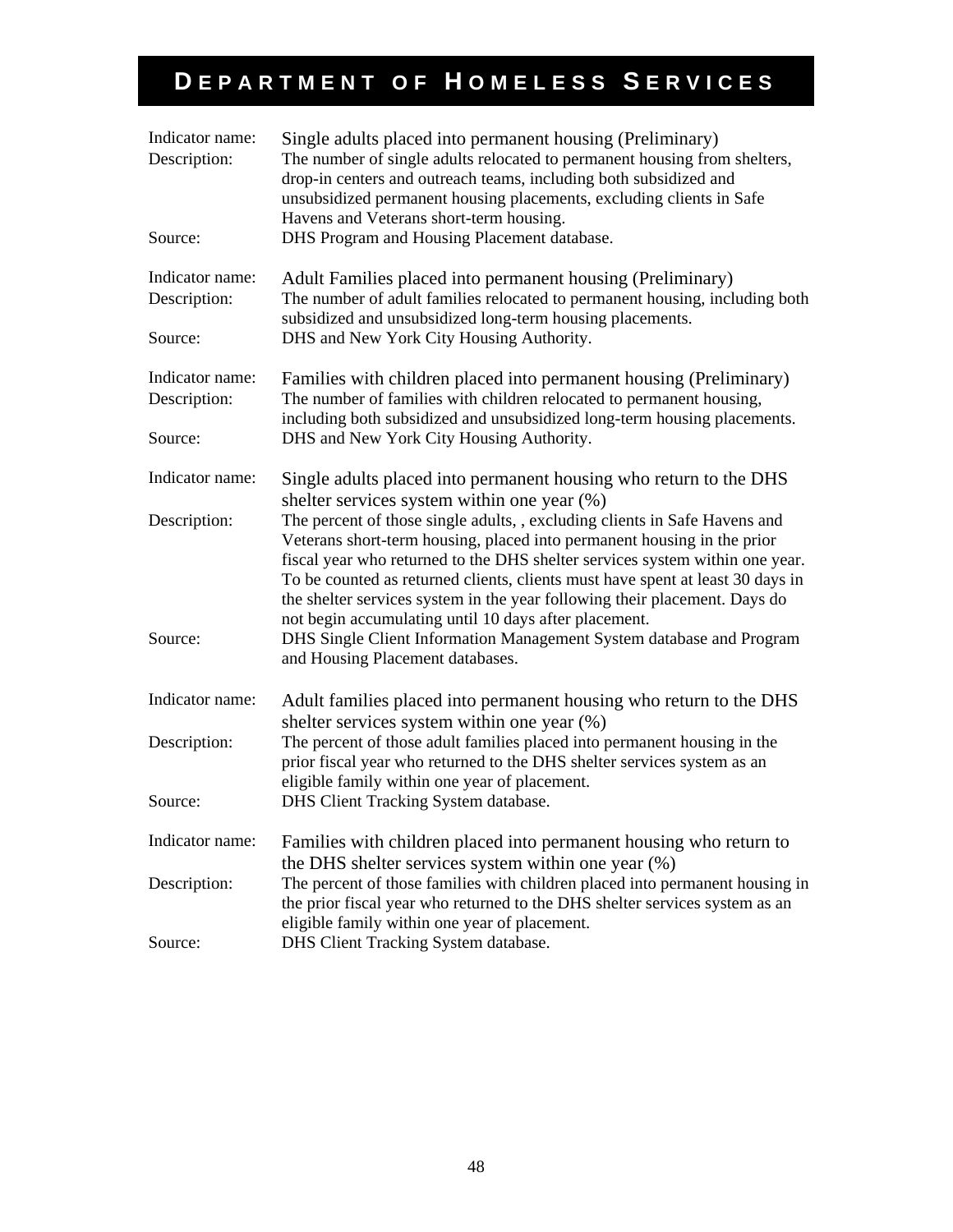# DEPARTMENT OF HOMELESS SERVICES

| | |
|---|---|
| Indicator name: | Single adults placed into permanent housing (Preliminary) |
| Description: | The number of single adults relocated to permanent housing from shelters, drop-in centers and outreach teams, including both subsidized and unsubsidized permanent housing placements, excluding clients in Safe Havens and Veterans short-term housing. |
| Source: | DHS Program and Housing Placement database. |

| | |
|---|---|
| Indicator name: | Adult Families placed into permanent housing (Preliminary) |
| Description: | The number of adult families relocated to permanent housing, including both subsidized and unsubsidized long-term housing placements. |
| Source: | DHS and New York City Housing Authority. |

| | |
|---|---|
| Indicator name: | Families with children placed into permanent housing (Preliminary) |
| Description: | The number of families with children relocated to permanent housing, including both subsidized and unsubsidized long-term housing placements. |
| Source: | DHS and New York City Housing Authority. |

| | |
|---|---|
| Indicator name: | Single adults placed into permanent housing who return to the DHS shelter services system within one year (%) |
| Description: | The percent of those single adults, , excluding clients in Safe Havens and Veterans short-term housing, placed into permanent housing in the prior fiscal year who returned to the DHS shelter services system within one year. To be counted as returned clients, clients must have spent at least 30 days in the shelter services system in the year following their placement. Days do not begin accumulating until 10 days after placement. |
| Source: | DHS Single Client Information Management System database and Program and Housing Placement databases. |

| | |
|---|---|
| Indicator name: | Adult families placed into permanent housing who return to the DHS shelter services system within one year (%) |
| Description: | The percent of those adult families placed into permanent housing in the prior fiscal year who returned to the DHS shelter services system as an eligible family within one year of placement. |
| Source: | DHS Client Tracking System database. |

| | |
|---|---|
| Indicator name: | Families with children placed into permanent housing who return to the DHS shelter services system within one year (%) |
| Description: | The percent of those families with children placed into permanent housing in the prior fiscal year who returned to the DHS shelter services system as an eligible family within one year of placement. |
| Source: | DHS Client Tracking System database. |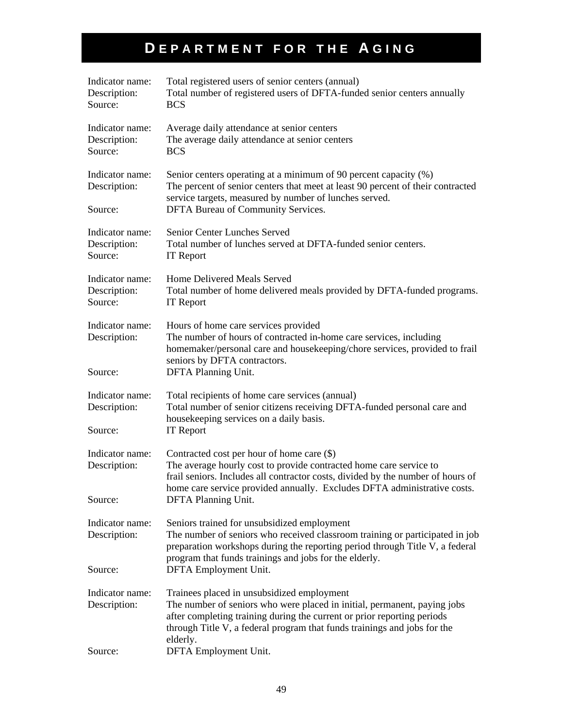# DEPARTMENT FOR THE AGING

Indicator name: Total registered users of senior centers (annual)
Description: Total number of registered users of DFTA-funded senior centers annually
Source: BCS

Indicator name: Average daily attendance at senior centers
Description: The average daily attendance at senior centers
Source: BCS

Indicator name: Senior centers operating at a minimum of 90 percent capacity (%)
Description: The percent of senior centers that meet at least 90 percent of their contracted service targets, measured by number of lunches served.
Source: DFTA Bureau of Community Services.

Indicator name: Senior Center Lunches Served
Description: Total number of lunches served at DFTA-funded senior centers.
Source: IT Report

Indicator name: Home Delivered Meals Served
Description: Total number of home delivered meals provided by DFTA-funded programs.
Source: IT Report

Indicator name: Hours of home care services provided
Description: The number of hours of contracted in-home care services, including homemaker/personal care and housekeeping/chore services, provided to frail seniors by DFTA contractors.
Source: DFTA Planning Unit.

Indicator name: Total recipients of home care services (annual)
Description: Total number of senior citizens receiving DFTA-funded personal care and housekeeping services on a daily basis.
Source: IT Report

Indicator name: Contracted cost per hour of home care ($)
Description: The average hourly cost to provide contracted home care service to frail seniors. Includes all contractor costs, divided by the number of hours of home care service provided annually. Excludes DFTA administrative costs.
Source: DFTA Planning Unit.

Indicator name: Seniors trained for unsubsidized employment
Description: The number of seniors who received classroom training or participated in job preparation workshops during the reporting period through Title V, a federal program that funds trainings and jobs for the elderly.
Source: DFTA Employment Unit.

Indicator name: Trainees placed in unsubsidized employment
Description: The number of seniors who were placed in initial, permanent, paying jobs after completing training during the current or prior reporting periods through Title V, a federal program that funds trainings and jobs for the elderly.
Source: DFTA Employment Unit.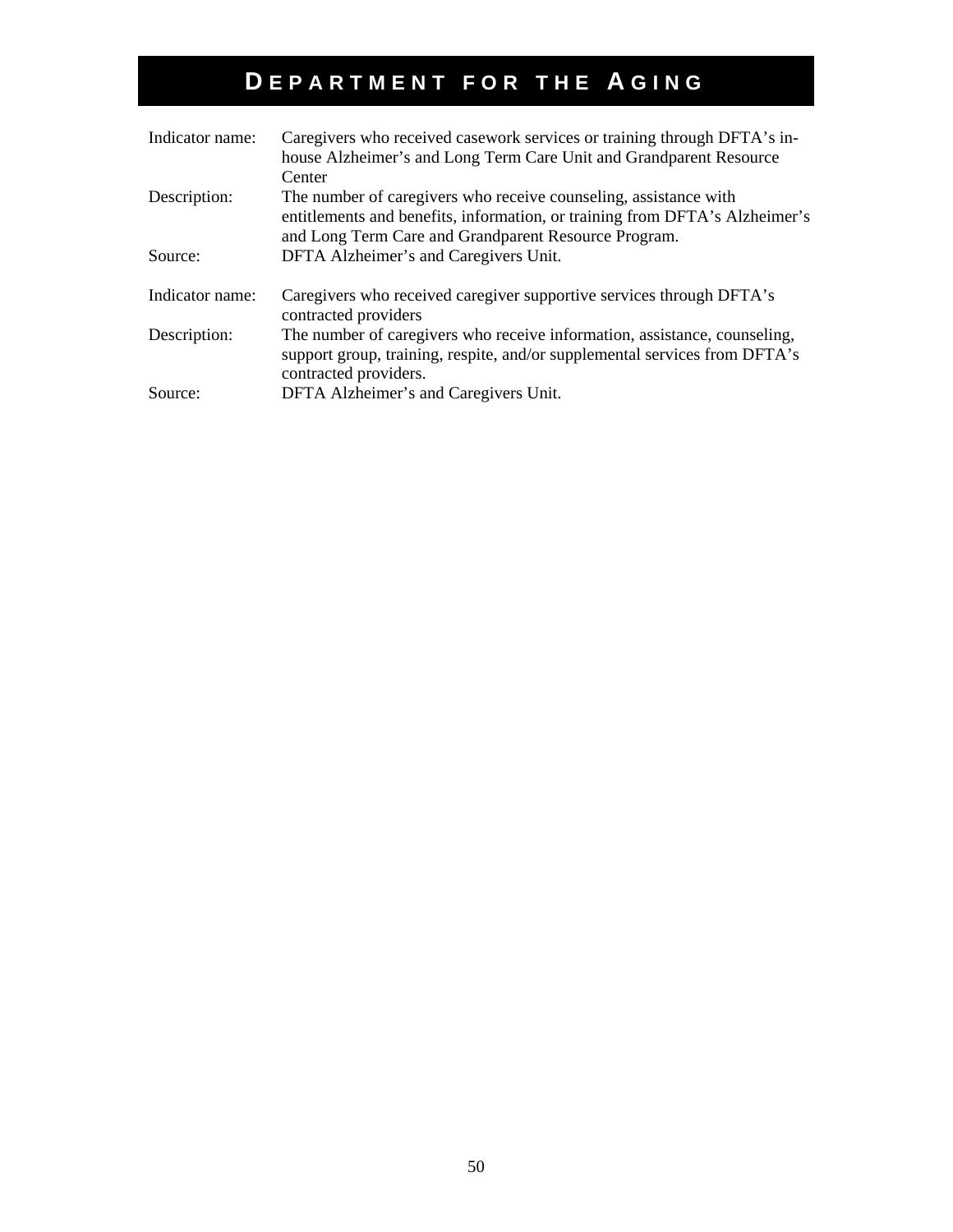# DEPARTMENT FOR THE AGING

| | |
|---|---|
| Indicator name: | Caregivers who received casework services or training through DFTA's in-house Alzheimer's and Long Term Care Unit and Grandparent Resource Center |
| Description: | The number of caregivers who receive counseling, assistance with entitlements and benefits, information, or training from DFTA's Alzheimer's and Long Term Care and Grandparent Resource Program. |
| Source: | DFTA Alzheimer's and Caregivers Unit. |

| | |
|---|---|
| Indicator name: | Caregivers who received caregiver supportive services through DFTA's contracted providers |
| Description: | The number of caregivers who receive information, assistance, counseling, support group, training, respite, and/or supplemental services from DFTA's contracted providers. |
| Source: | DFTA Alzheimer's and Caregivers Unit. |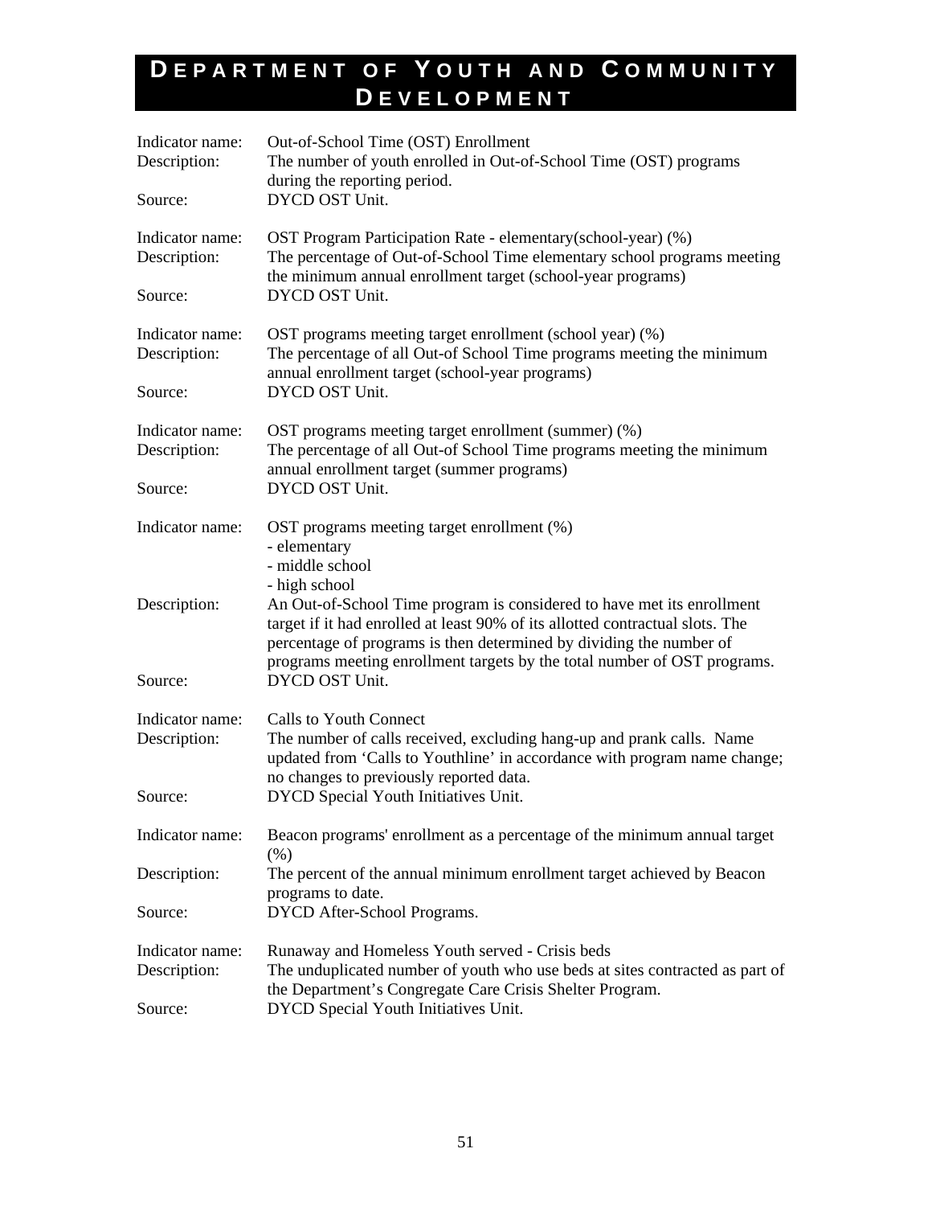# DEPARTMENT OF YOUTH AND COMMUNITY DEVELOPMENT

Indicator name: Out-of-School Time (OST) Enrollment
Description: The number of youth enrolled in Out-of-School Time (OST) programs during the reporting period.
Source: DYCD OST Unit.

Indicator name: OST Program Participation Rate - elementary(school-year) (%)
Description: The percentage of Out-of-School Time elementary school programs meeting the minimum annual enrollment target (school-year programs)
Source: DYCD OST Unit.

Indicator name: OST programs meeting target enrollment (school year) (%)
Description: The percentage of all Out-of School Time programs meeting the minimum annual enrollment target (school-year programs)
Source: DYCD OST Unit.

Indicator name: OST programs meeting target enrollment (summer) (%)
Description: The percentage of all Out-of School Time programs meeting the minimum annual enrollment target (summer programs)
Source: DYCD OST Unit.

Indicator name: OST programs meeting target enrollment (%)
- elementary
- middle school
- high school

Description: An Out-of-School Time program is considered to have met its enrollment target if it had enrolled at least 90% of its allotted contractual slots. The percentage of programs is then determined by dividing the number of programs meeting enrollment targets by the total number of OST programs.
Source: DYCD OST Unit.

Indicator name: Calls to Youth Connect
Description: The number of calls received, excluding hang-up and prank calls. Name updated from 'Calls to Youthline' in accordance with program name change; no changes to previously reported data.
Source: DYCD Special Youth Initiatives Unit.

Indicator name: Beacon programs' enrollment as a percentage of the minimum annual target (%)
Description: The percent of the annual minimum enrollment target achieved by Beacon programs to date.
Source: DYCD After-School Programs.

Indicator name: Runaway and Homeless Youth served - Crisis beds
Description: The unduplicated number of youth who use beds at sites contracted as part of the Department's Congregate Care Crisis Shelter Program.
Source: DYCD Special Youth Initiatives Unit.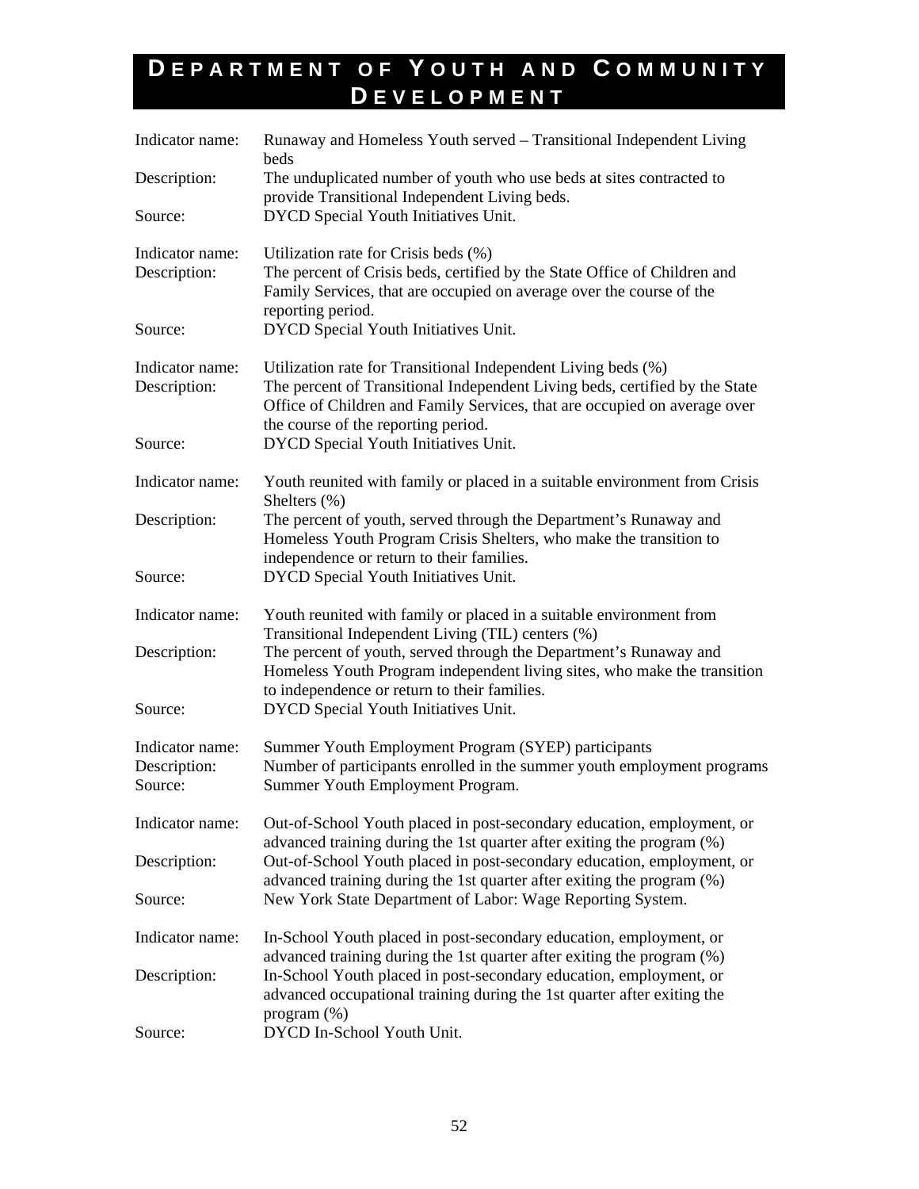# Department of Youth and Community Development

Indicator name: Runaway and Homeless Youth served – Transitional Independent Living beds
Description: The unduplicated number of youth who use beds at sites contracted to provide Transitional Independent Living beds.
Source: DYCD Special Youth Initiatives Unit.

Indicator name: Utilization rate for Crisis beds (%)
Description: The percent of Crisis beds, certified by the State Office of Children and Family Services, that are occupied on average over the course of the reporting period.
Source: DYCD Special Youth Initiatives Unit.

Indicator name: Utilization rate for Transitional Independent Living beds (%)
Description: The percent of Transitional Independent Living beds, certified by the State Office of Children and Family Services, that are occupied on average over the course of the reporting period.
Source: DYCD Special Youth Initiatives Unit.

Indicator name: Youth reunited with family or placed in a suitable environment from Crisis Shelters (%)
Description: The percent of youth, served through the Department's Runaway and Homeless Youth Program Crisis Shelters, who make the transition to independence or return to their families.
Source: DYCD Special Youth Initiatives Unit.

Indicator name: Youth reunited with family or placed in a suitable environment from Transitional Independent Living (TIL) centers (%)
Description: The percent of youth, served through the Department's Runaway and Homeless Youth Program independent living sites, who make the transition to independence or return to their families.
Source: DYCD Special Youth Initiatives Unit.

Indicator name: Summer Youth Employment Program (SYEP) participants
Description: Number of participants enrolled in the summer youth employment programs
Source: Summer Youth Employment Program.

Indicator name: Out-of-School Youth placed in post-secondary education, employment, or advanced training during the 1st quarter after exiting the program (%)
Description: Out-of-School Youth placed in post-secondary education, employment, or advanced training during the 1st quarter after exiting the program (%)
Source: New York State Department of Labor: Wage Reporting System.

Indicator name: In-School Youth placed in post-secondary education, employment, or advanced training during the 1st quarter after exiting the program (%)
Description: In-School Youth placed in post-secondary education, employment, or advanced occupational training during the 1st quarter after exiting the program (%)
Source: DYCD In-School Youth Unit.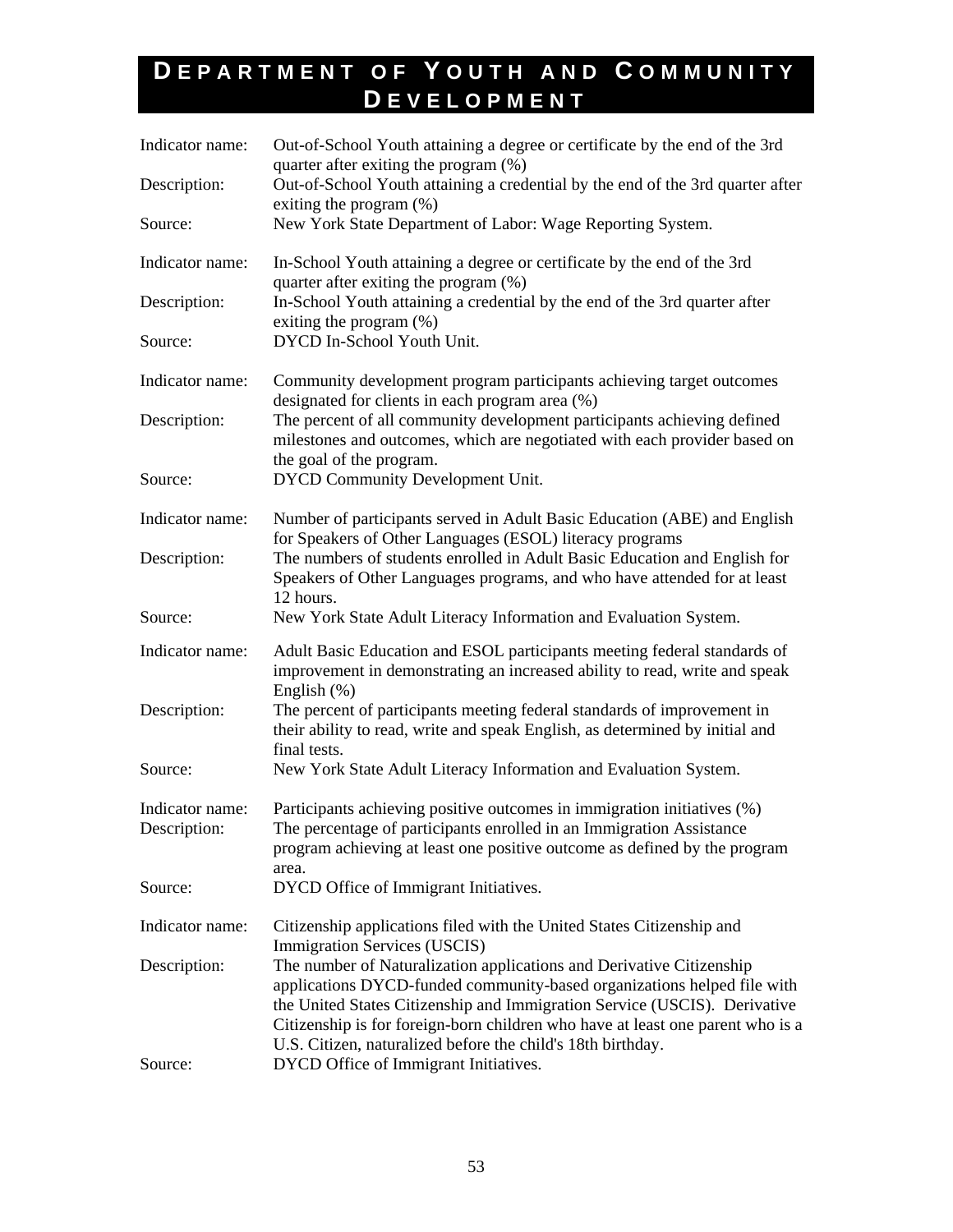# Department of Youth and Community Development

Indicator name: Out-of-School Youth attaining a degree or certificate by the end of the 3rd quarter after exiting the program (%)
Description: Out-of-School Youth attaining a credential by the end of the 3rd quarter after exiting the program (%)
Source: New York State Department of Labor: Wage Reporting System.

Indicator name: In-School Youth attaining a degree or certificate by the end of the 3rd quarter after exiting the program (%)
Description: In-School Youth attaining a credential by the end of the 3rd quarter after exiting the program (%)
Source: DYCD In-School Youth Unit.

Indicator name: Community development program participants achieving target outcomes designated for clients in each program area (%)
Description: The percent of all community development participants achieving defined milestones and outcomes, which are negotiated with each provider based on the goal of the program.
Source: DYCD Community Development Unit.

Indicator name: Number of participants served in Adult Basic Education (ABE) and English for Speakers of Other Languages (ESOL) literacy programs
Description: The numbers of students enrolled in Adult Basic Education and English for Speakers of Other Languages programs, and who have attended for at least 12 hours.
Source: New York State Adult Literacy Information and Evaluation System.

Indicator name: Adult Basic Education and ESOL participants meeting federal standards of improvement in demonstrating an increased ability to read, write and speak English (%)
Description: The percent of participants meeting federal standards of improvement in their ability to read, write and speak English, as determined by initial and final tests.
Source: New York State Adult Literacy Information and Evaluation System.

Indicator name: Participants achieving positive outcomes in immigration initiatives (%)
Description: The percentage of participants enrolled in an Immigration Assistance program achieving at least one positive outcome as defined by the program area.
Source: DYCD Office of Immigrant Initiatives.

Indicator name: Citizenship applications filed with the United States Citizenship and Immigration Services (USCIS)
Description: The number of Naturalization applications and Derivative Citizenship applications DYCD-funded community-based organizations helped file with the United States Citizenship and Immigration Service (USCIS). Derivative Citizenship is for foreign-born children who have at least one parent who is a U.S. Citizen, naturalized before the child's 18th birthday.
Source: DYCD Office of Immigrant Initiatives.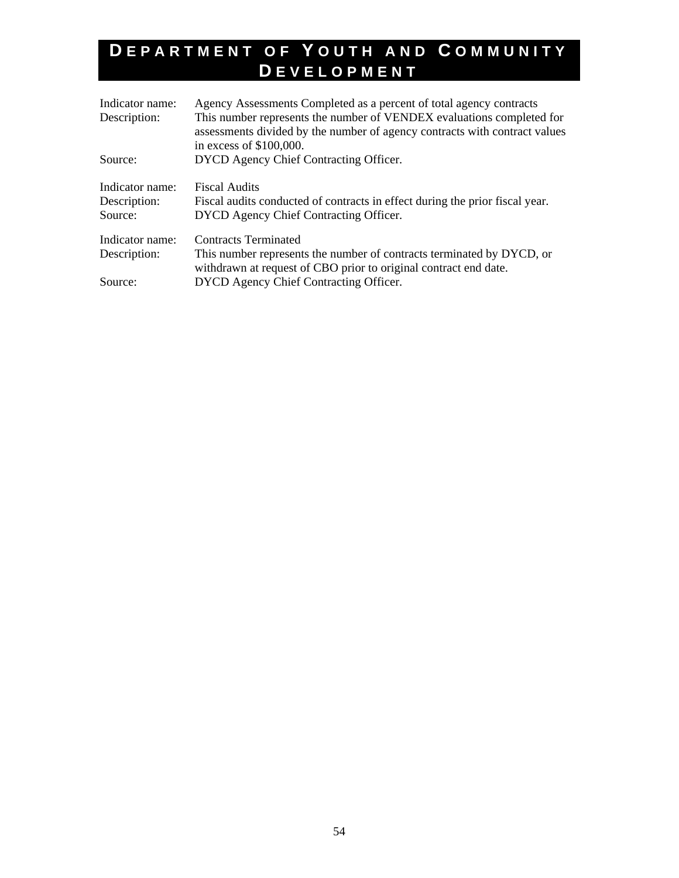# Department of Youth and Community Development

Indicator name: Agency Assessments Completed as a percent of total agency contracts
Description: This number represents the number of VENDEX evaluations completed for assessments divided by the number of agency contracts with contract values in excess of $100,000.
Source: DYCD Agency Chief Contracting Officer.

Indicator name: Fiscal Audits
Description: Fiscal audits conducted of contracts in effect during the prior fiscal year.
Source: DYCD Agency Chief Contracting Officer.

Indicator name: Contracts Terminated
Description: This number represents the number of contracts terminated by DYCD, or withdrawn at request of CBO prior to original contract end date.
Source: DYCD Agency Chief Contracting Officer.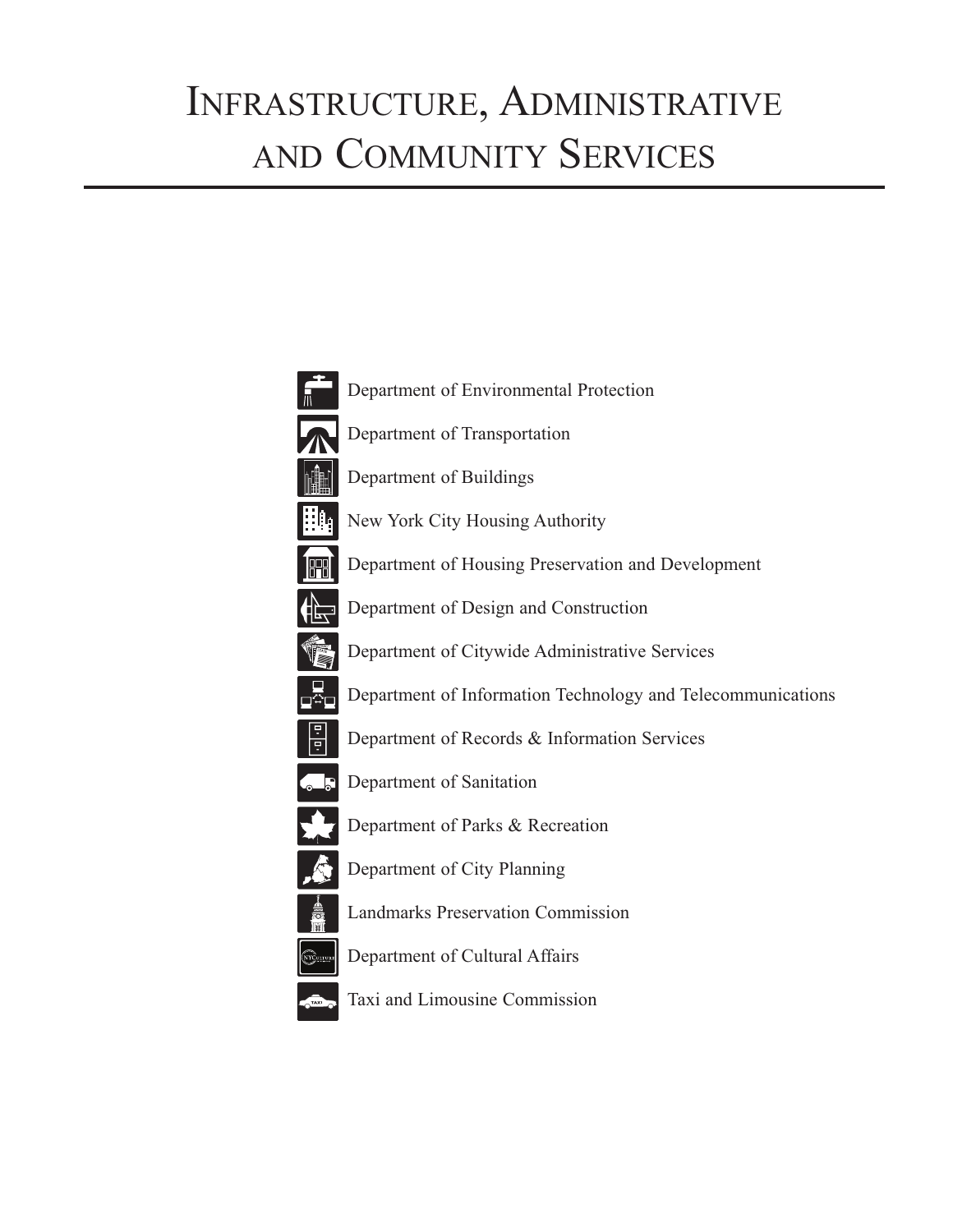# Infrastructure, Administrative and Community Services

- Department of Environmental Protection
- Department of Transportation
- Department of Buildings
- New York City Housing Authority
- Department of Housing Preservation and Development
- Department of Design and Construction
- Department of Citywide Administrative Services
- Department of Information Technology and Telecommunications
- Department of Records & Information Services
- Department of Sanitation
- Department of Parks & Recreation
- Department of City Planning
- Landmarks Preservation Commission
- Department of Cultural Affairs
- Taxi and Limousine Commission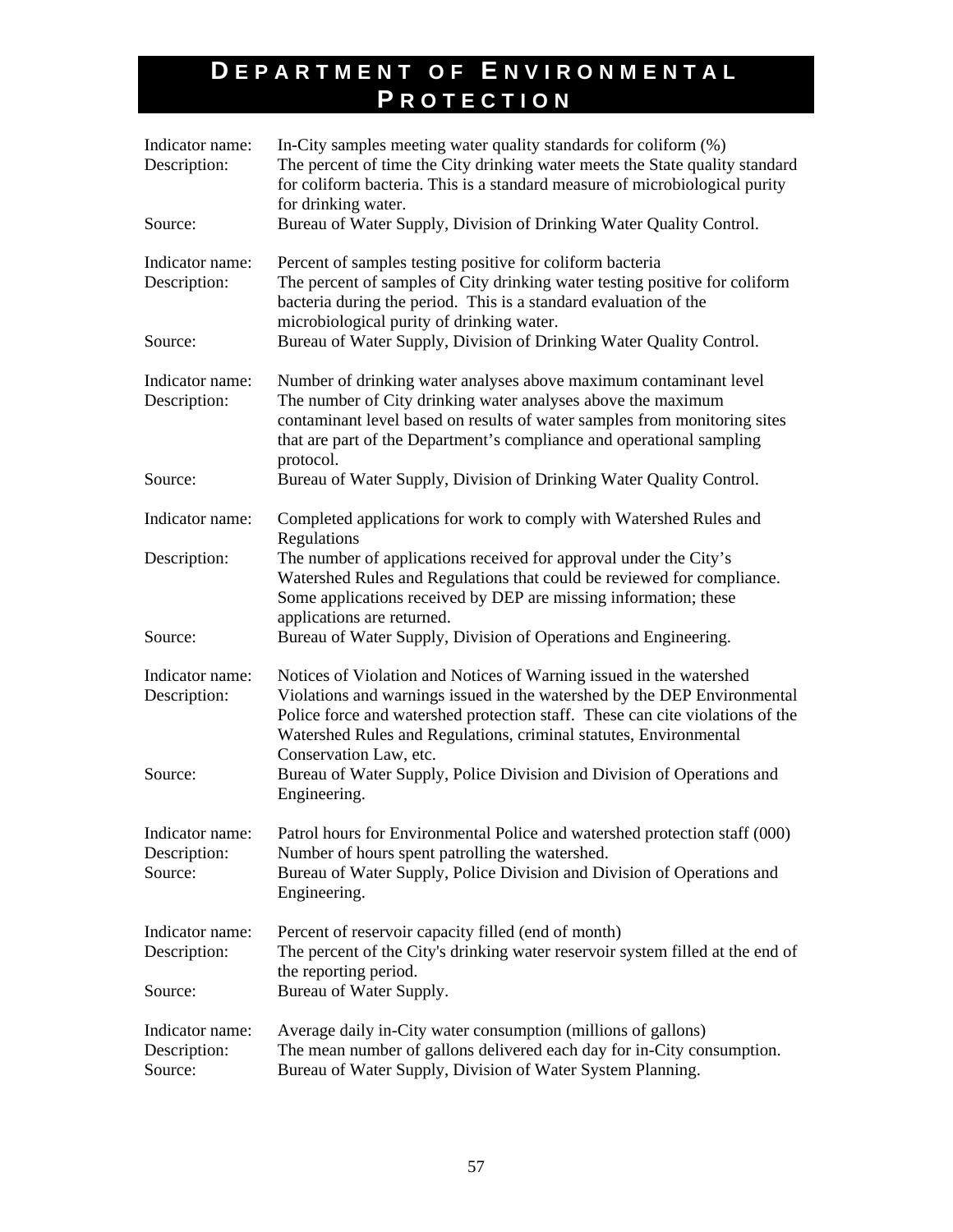# DEPARTMENT OF ENVIRONMENTAL PROTECTION

| | |
|---|---|
| Indicator name: | In-City samples meeting water quality standards for coliform (%) |
| Description: | The percent of time the City drinking water meets the State quality standard for coliform bacteria. This is a standard measure of microbiological purity for drinking water. |
| Source: | Bureau of Water Supply, Division of Drinking Water Quality Control. |

| | |
|---|---|
| Indicator name: | Percent of samples testing positive for coliform bacteria |
| Description: | The percent of samples of City drinking water testing positive for coliform bacteria during the period. This is a standard evaluation of the microbiological purity of drinking water. |
| Source: | Bureau of Water Supply, Division of Drinking Water Quality Control. |

| | |
|---|---|
| Indicator name: | Number of drinking water analyses above maximum contaminant level |
| Description: | The number of City drinking water analyses above the maximum contaminant level based on results of water samples from monitoring sites that are part of the Department's compliance and operational sampling protocol. |
| Source: | Bureau of Water Supply, Division of Drinking Water Quality Control. |

| | |
|---|---|
| Indicator name: | Completed applications for work to comply with Watershed Rules and Regulations |
| Description: | The number of applications received for approval under the City's Watershed Rules and Regulations that could be reviewed for compliance. Some applications received by DEP are missing information; these applications are returned. |
| Source: | Bureau of Water Supply, Division of Operations and Engineering. |

| | |
|---|---|
| Indicator name: | Notices of Violation and Notices of Warning issued in the watershed |
| Description: | Violations and warnings issued in the watershed by the DEP Environmental Police force and watershed protection staff. These can cite violations of the Watershed Rules and Regulations, criminal statutes, Environmental Conservation Law, etc. |
| Source: | Bureau of Water Supply, Police Division and Division of Operations and Engineering. |

| | |
|---|---|
| Indicator name: | Patrol hours for Environmental Police and watershed protection staff (000) |
| Description: | Number of hours spent patrolling the watershed. |
| Source: | Bureau of Water Supply, Police Division and Division of Operations and Engineering. |

| | |
|---|---|
| Indicator name: | Percent of reservoir capacity filled (end of month) |
| Description: | The percent of the City's drinking water reservoir system filled at the end of the reporting period. |
| Source: | Bureau of Water Supply. |

| | |
|---|---|
| Indicator name: | Average daily in-City water consumption (millions of gallons) |
| Description: | The mean number of gallons delivered each day for in-City consumption. |
| Source: | Bureau of Water Supply, Division of Water System Planning. |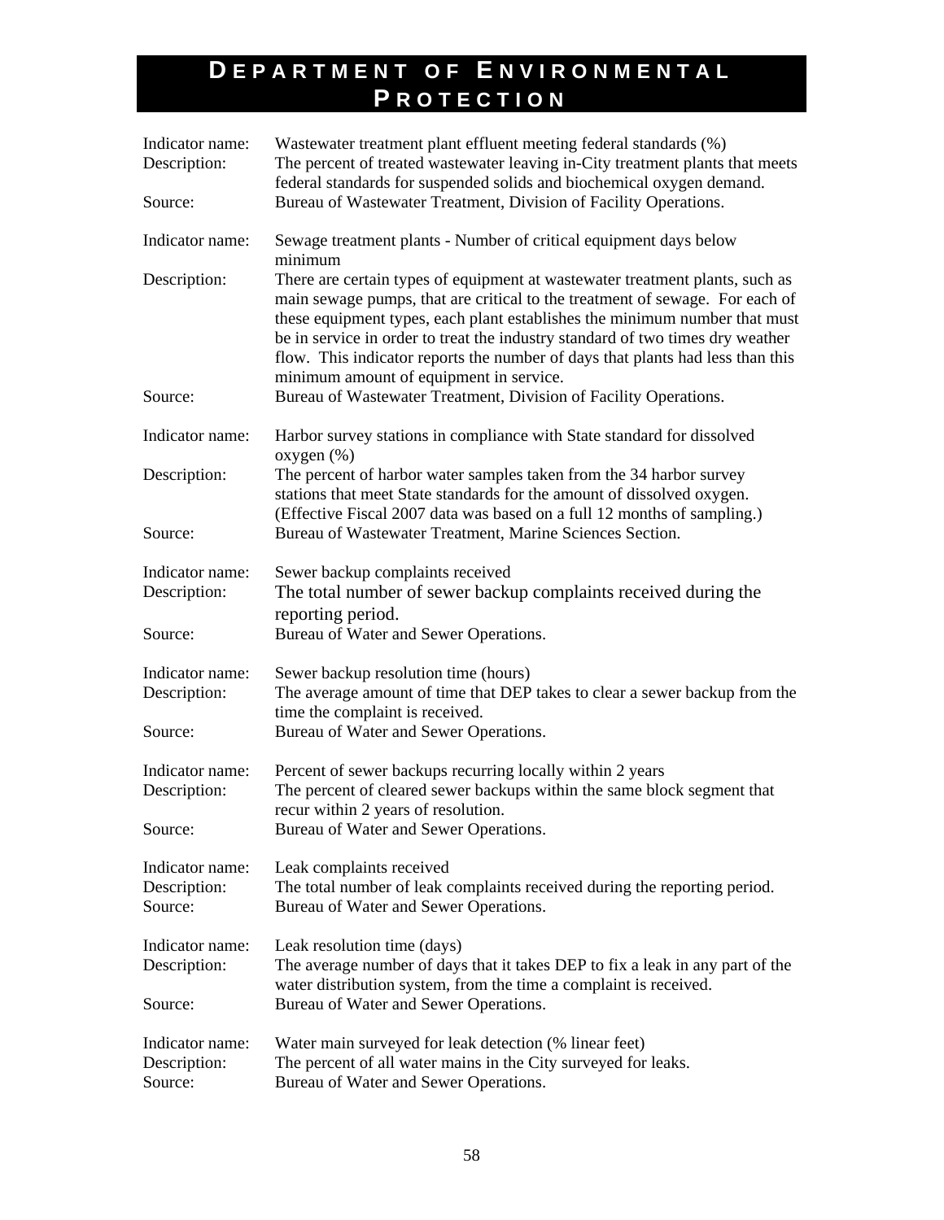# DEPARTMENT OF ENVIRONMENTAL PROTECTION

| | |
|---|---|
| Indicator name: | Wastewater treatment plant effluent meeting federal standards (%) |
| Description: | The percent of treated wastewater leaving in-City treatment plants that meets federal standards for suspended solids and biochemical oxygen demand. |
| Source: | Bureau of Wastewater Treatment, Division of Facility Operations. |

| | |
|---|---|
| Indicator name: | Sewage treatment plants - Number of critical equipment days below minimum |
| Description: | There are certain types of equipment at wastewater treatment plants, such as main sewage pumps, that are critical to the treatment of sewage. For each of these equipment types, each plant establishes the minimum number that must be in service in order to treat the industry standard of two times dry weather flow. This indicator reports the number of days that plants had less than this minimum amount of equipment in service. |
| Source: | Bureau of Wastewater Treatment, Division of Facility Operations. |

| | |
|---|---|
| Indicator name: | Harbor survey stations in compliance with State standard for dissolved oxygen (%) |
| Description: | The percent of harbor water samples taken from the 34 harbor survey stations that meet State standards for the amount of dissolved oxygen. (Effective Fiscal 2007 data was based on a full 12 months of sampling.) |
| Source: | Bureau of Wastewater Treatment, Marine Sciences Section. |

| | |
|---|---|
| Indicator name: | Sewer backup complaints received |
| Description: | The total number of sewer backup complaints received during the reporting period. |
| Source: | Bureau of Water and Sewer Operations. |

| | |
|---|---|
| Indicator name: | Sewer backup resolution time (hours) |
| Description: | The average amount of time that DEP takes to clear a sewer backup from the time the complaint is received. |
| Source: | Bureau of Water and Sewer Operations. |

| | |
|---|---|
| Indicator name: | Percent of sewer backups recurring locally within 2 years |
| Description: | The percent of cleared sewer backups within the same block segment that recur within 2 years of resolution. |
| Source: | Bureau of Water and Sewer Operations. |

| | |
|---|---|
| Indicator name: | Leak complaints received |
| Description: | The total number of leak complaints received during the reporting period. |
| Source: | Bureau of Water and Sewer Operations. |

| | |
|---|---|
| Indicator name: | Leak resolution time (days) |
| Description: | The average number of days that it takes DEP to fix a leak in any part of the water distribution system, from the time a complaint is received. |
| Source: | Bureau of Water and Sewer Operations. |

| | |
|---|---|
| Indicator name: | Water main surveyed for leak detection (% linear feet) |
| Description: | The percent of all water mains in the City surveyed for leaks. |
| Source: | Bureau of Water and Sewer Operations. |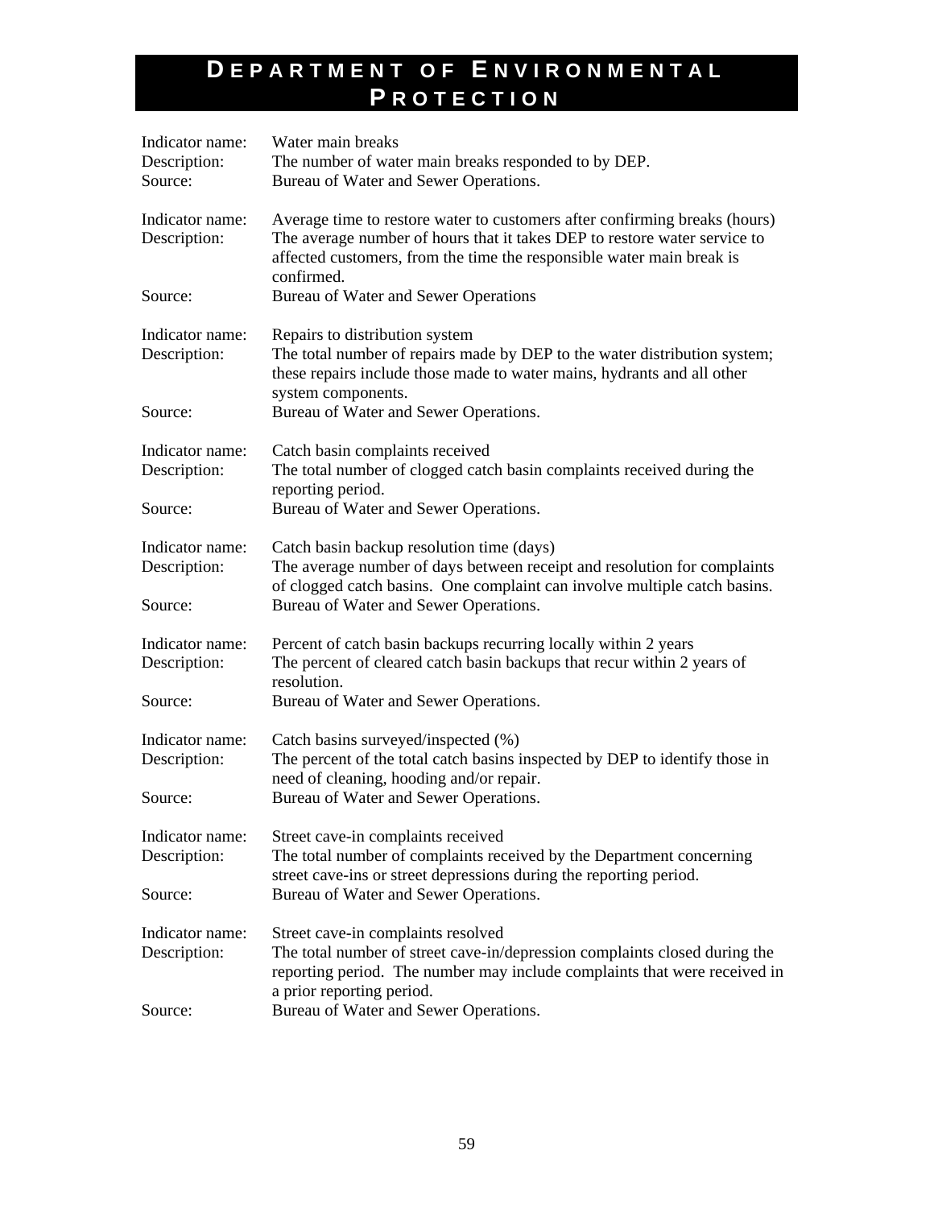# Department of Environmental Protection

Indicator name: Water main breaks
Description: The number of water main breaks responded to by DEP.
Source: Bureau of Water and Sewer Operations.

Indicator name: Average time to restore water to customers after confirming breaks (hours)
Description: The average number of hours that it takes DEP to restore water service to affected customers, from the time the responsible water main break is confirmed.
Source: Bureau of Water and Sewer Operations

Indicator name: Repairs to distribution system
Description: The total number of repairs made by DEP to the water distribution system; these repairs include those made to water mains, hydrants and all other system components.
Source: Bureau of Water and Sewer Operations.

Indicator name: Catch basin complaints received
Description: The total number of clogged catch basin complaints received during the reporting period.
Source: Bureau of Water and Sewer Operations.

Indicator name: Catch basin backup resolution time (days)
Description: The average number of days between receipt and resolution for complaints of clogged catch basins. One complaint can involve multiple catch basins.
Source: Bureau of Water and Sewer Operations.

Indicator name: Percent of catch basin backups recurring locally within 2 years
Description: The percent of cleared catch basin backups that recur within 2 years of resolution.
Source: Bureau of Water and Sewer Operations.

Indicator name: Catch basins surveyed/inspected (%)
Description: The percent of the total catch basins inspected by DEP to identify those in need of cleaning, hooding and/or repair.
Source: Bureau of Water and Sewer Operations.

Indicator name: Street cave-in complaints received
Description: The total number of complaints received by the Department concerning street cave-ins or street depressions during the reporting period.
Source: Bureau of Water and Sewer Operations.

Indicator name: Street cave-in complaints resolved
Description: The total number of street cave-in/depression complaints closed during the reporting period. The number may include complaints that were received in a prior reporting period.
Source: Bureau of Water and Sewer Operations.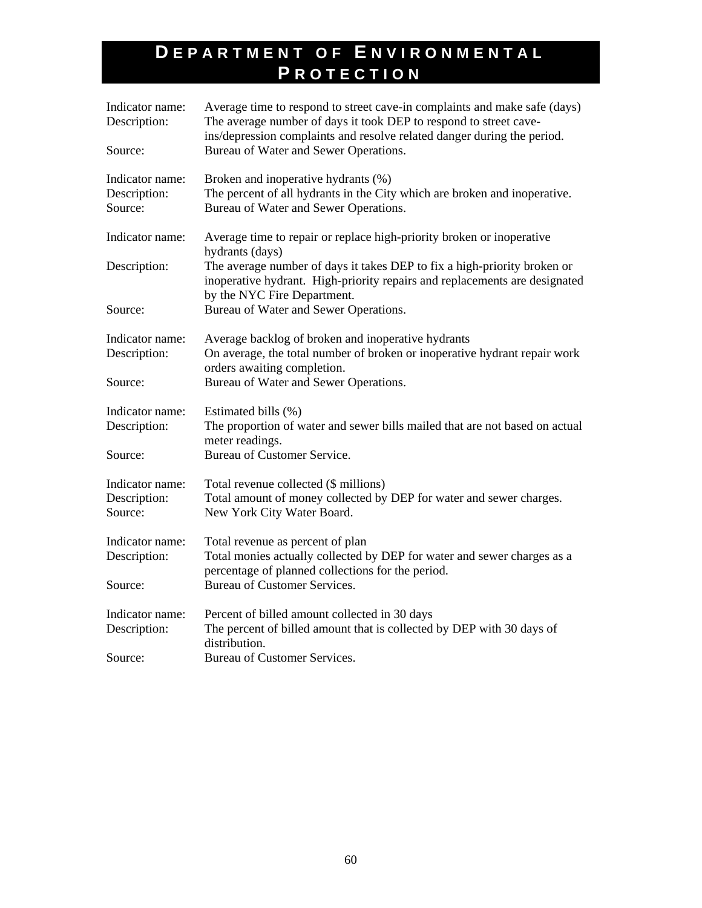# Department of Environmental Protection

Indicator name: Average time to respond to street cave-in complaints and make safe (days)
Description: The average number of days it took DEP to respond to street cave-ins/depression complaints and resolve related danger during the period.
Source: Bureau of Water and Sewer Operations.

Indicator name: Broken and inoperative hydrants (%)
Description: The percent of all hydrants in the City which are broken and inoperative.
Source: Bureau of Water and Sewer Operations.

Indicator name: Average time to repair or replace high-priority broken or inoperative hydrants (days)
Description: The average number of days it takes DEP to fix a high-priority broken or inoperative hydrant. High-priority repairs and replacements are designated by the NYC Fire Department.
Source: Bureau of Water and Sewer Operations.

Indicator name: Average backlog of broken and inoperative hydrants
Description: On average, the total number of broken or inoperative hydrant repair work orders awaiting completion.
Source: Bureau of Water and Sewer Operations.

Indicator name: Estimated bills (%)
Description: The proportion of water and sewer bills mailed that are not based on actual meter readings.
Source: Bureau of Customer Service.

Indicator name: Total revenue collected ($ millions)
Description: Total amount of money collected by DEP for water and sewer charges.
Source: New York City Water Board.

Indicator name: Total revenue as percent of plan
Description: Total monies actually collected by DEP for water and sewer charges as a percentage of planned collections for the period.
Source: Bureau of Customer Services.

Indicator name: Percent of billed amount collected in 30 days
Description: The percent of billed amount that is collected by DEP with 30 days of distribution.
Source: Bureau of Customer Services.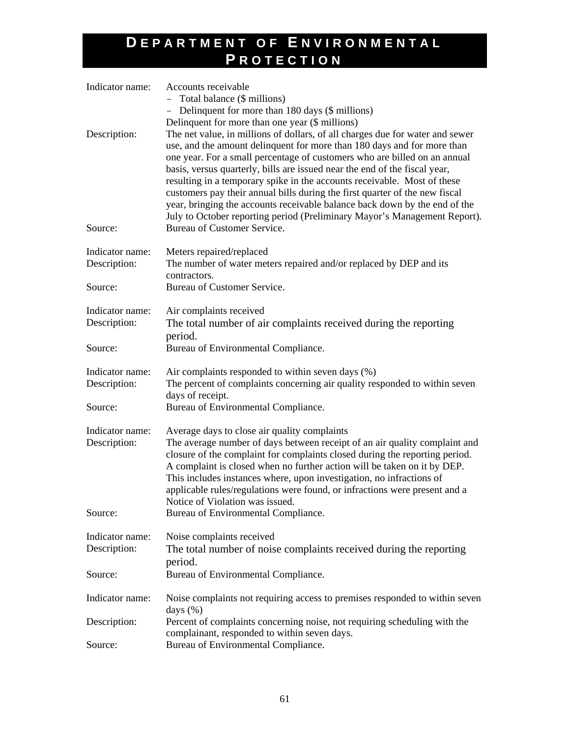# DEPARTMENT OF ENVIRONMENTAL PROTECTION

Indicator name: Accounts receivable
- Total balance ($ millions)
- Delinquent for more than 180 days ($ millions)

Delinquent for more than one year ($ millions)

Description: The net value, in millions of dollars, of all charges due for water and sewer use, and the amount delinquent for more than 180 days and for more than one year. For a small percentage of customers who are billed on an annual basis, versus quarterly, bills are issued near the end of the fiscal year, resulting in a temporary spike in the accounts receivable. Most of these customers pay their annual bills during the first quarter of the new fiscal year, bringing the accounts receivable balance back down by the end of the July to October reporting period (Preliminary Mayor's Management Report).

Source: Bureau of Customer Service.

Indicator name: Meters repaired/replaced

Description: The number of water meters repaired and/or replaced by DEP and its contractors.

Source: Bureau of Customer Service.

Indicator name: Air complaints received

Description: The total number of air complaints received during the reporting period.

Source: Bureau of Environmental Compliance.

Indicator name: Air complaints responded to within seven days (%)

Description: The percent of complaints concerning air quality responded to within seven days of receipt.

Source: Bureau of Environmental Compliance.

Indicator name: Average days to close air quality complaints

Description: The average number of days between receipt of an air quality complaint and closure of the complaint for complaints closed during the reporting period. A complaint is closed when no further action will be taken on it by DEP. This includes instances where, upon investigation, no infractions of applicable rules/regulations were found, or infractions were present and a Notice of Violation was issued.

Source: Bureau of Environmental Compliance.

Indicator name: Noise complaints received

Description: The total number of noise complaints received during the reporting period.

Source: Bureau of Environmental Compliance.

Indicator name: Noise complaints not requiring access to premises responded to within seven days (%)

Description: Percent of complaints concerning noise, not requiring scheduling with the complainant, responded to within seven days.

Source: Bureau of Environmental Compliance.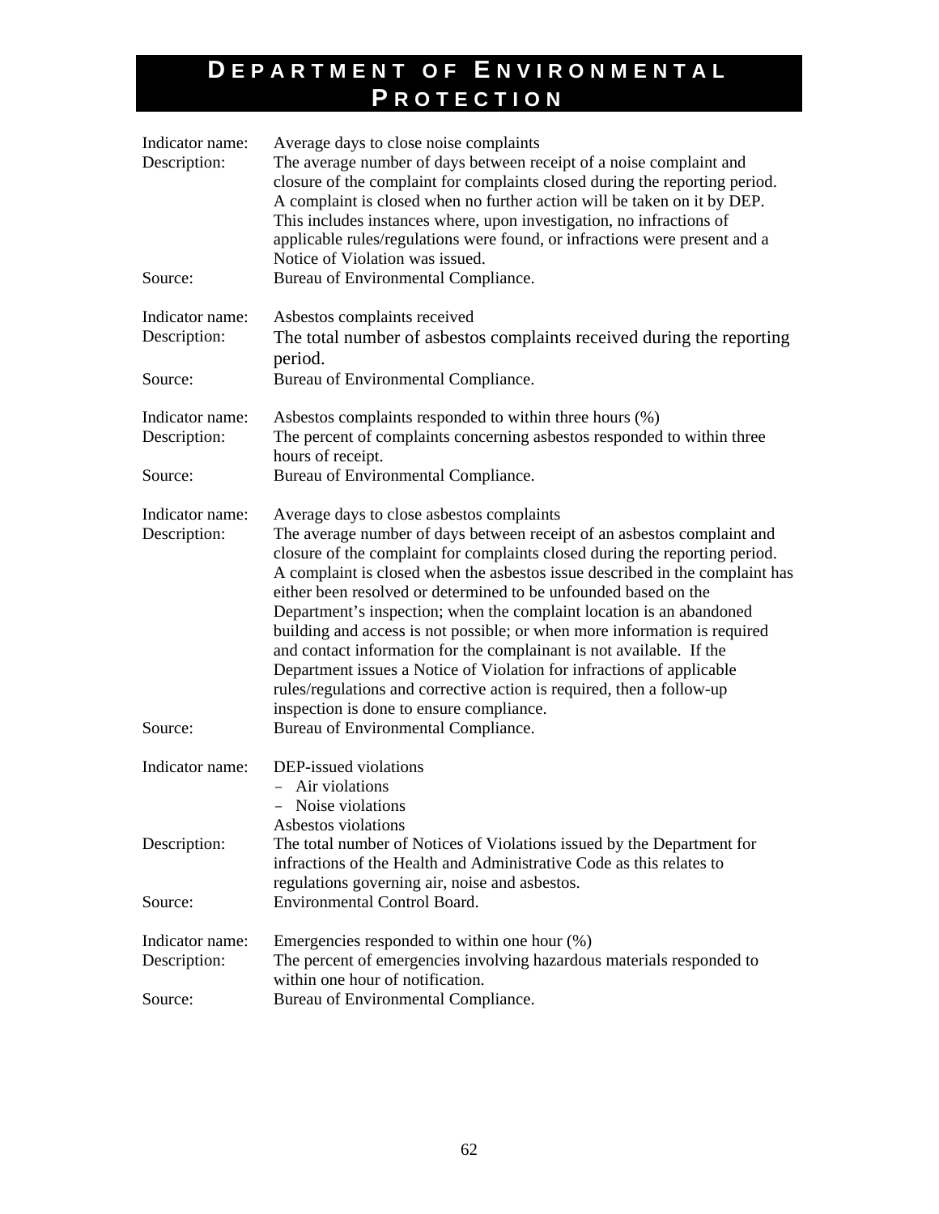# DEPARTMENT OF ENVIRONMENTAL PROTECTION

Indicator name: Average days to close noise complaints
Description: The average number of days between receipt of a noise complaint and closure of the complaint for complaints closed during the reporting period. A complaint is closed when no further action will be taken on it by DEP. This includes instances where, upon investigation, no infractions of applicable rules/regulations were found, or infractions were present and a Notice of Violation was issued.
Source: Bureau of Environmental Compliance.

Indicator name: Asbestos complaints received
Description: The total number of asbestos complaints received during the reporting period.
Source: Bureau of Environmental Compliance.

Indicator name: Asbestos complaints responded to within three hours (%)
Description: The percent of complaints concerning asbestos responded to within three hours of receipt.
Source: Bureau of Environmental Compliance.

Indicator name: Average days to close asbestos complaints
Description: The average number of days between receipt of an asbestos complaint and closure of the complaint for complaints closed during the reporting period. A complaint is closed when the asbestos issue described in the complaint has either been resolved or determined to be unfounded based on the Department's inspection; when the complaint location is an abandoned building and access is not possible; or when more information is required and contact information for the complainant is not available. If the Department issues a Notice of Violation for infractions of applicable rules/regulations and corrective action is required, then a follow-up inspection is done to ensure compliance.
Source: Bureau of Environmental Compliance.

Indicator name: DEP-issued violations
- Air violations
- Noise violations

Asbestos violations
Description: The total number of Notices of Violations issued by the Department for infractions of the Health and Administrative Code as this relates to regulations governing air, noise and asbestos.
Source: Environmental Control Board.

Indicator name: Emergencies responded to within one hour (%)
Description: The percent of emergencies involving hazardous materials responded to within one hour of notification.
Source: Bureau of Environmental Compliance.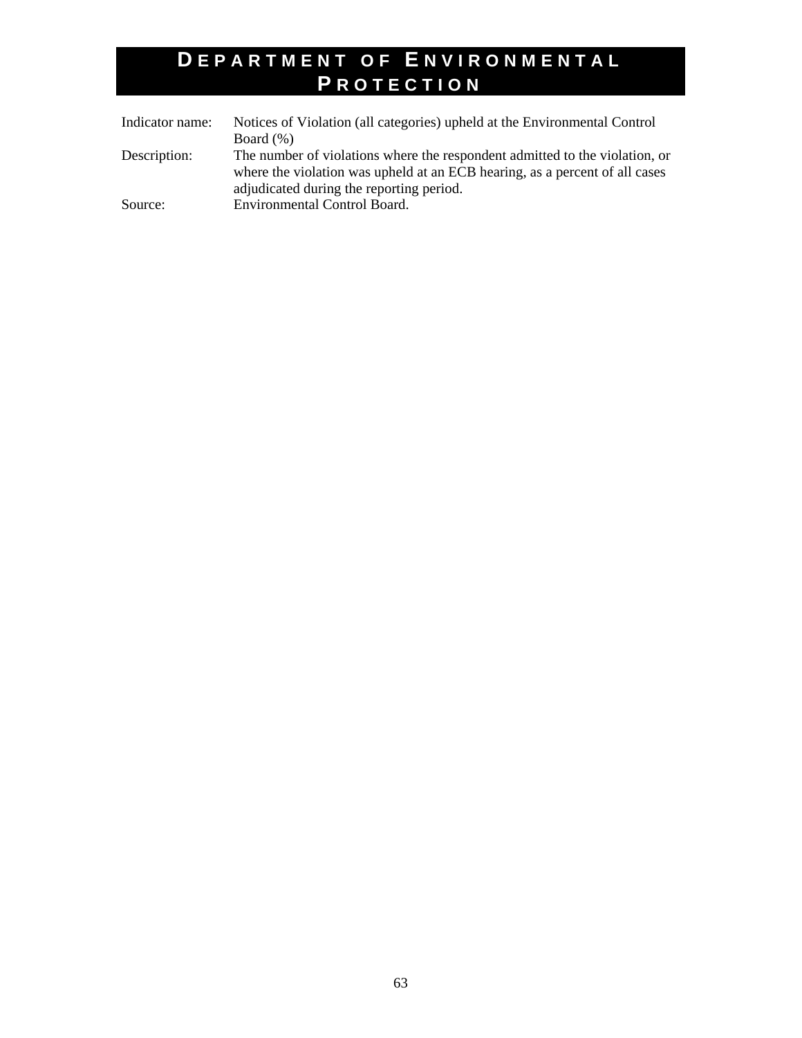# Department of Environmental Protection

| | |
|---|---|
| Indicator name: | Notices of Violation (all categories) upheld at the Environmental Control Board (%) |
| Description: | The number of violations where the respondent admitted to the violation, or where the violation was upheld at an ECB hearing, as a percent of all cases adjudicated during the reporting period. |
| Source: | Environmental Control Board. |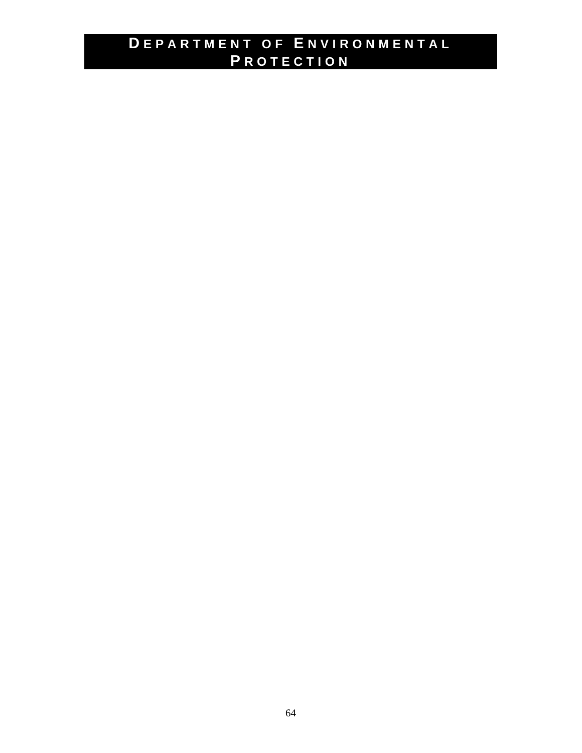# Department of Environmental Protection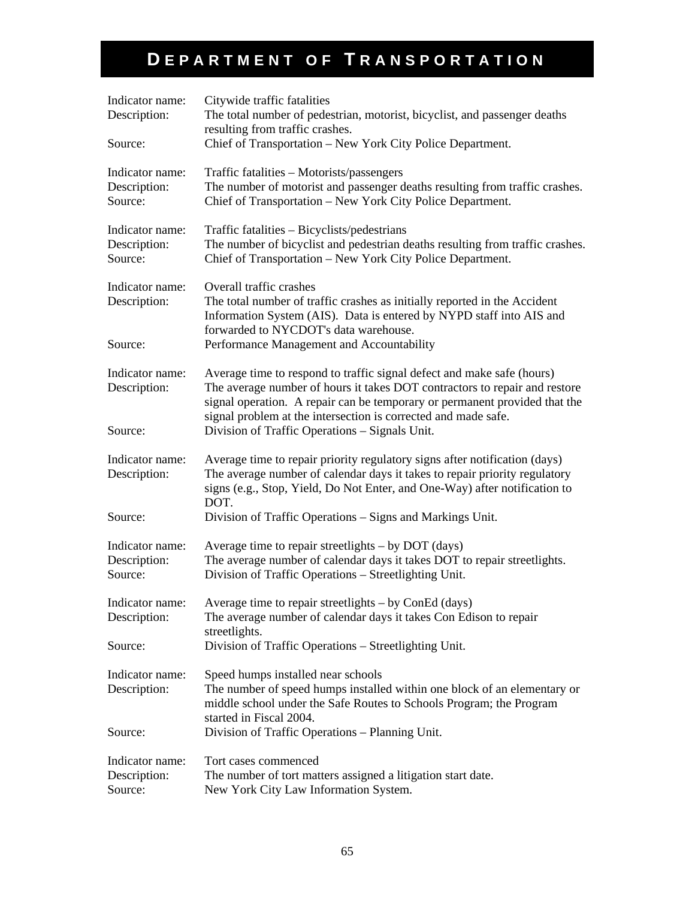# DEPARTMENT OF TRANSPORTATION

Indicator name: Citywide traffic fatalities
Description: The total number of pedestrian, motorist, bicyclist, and passenger deaths resulting from traffic crashes.
Source: Chief of Transportation – New York City Police Department.

Indicator name: Traffic fatalities – Motorists/passengers
Description: The number of motorist and passenger deaths resulting from traffic crashes.
Source: Chief of Transportation – New York City Police Department.

Indicator name: Traffic fatalities – Bicyclists/pedestrians
Description: The number of bicyclist and pedestrian deaths resulting from traffic crashes.
Source: Chief of Transportation – New York City Police Department.

Indicator name: Overall traffic crashes
Description: The total number of traffic crashes as initially reported in the Accident Information System (AIS). Data is entered by NYPD staff into AIS and forwarded to NYCDOT's data warehouse.
Source: Performance Management and Accountability

Indicator name: Average time to respond to traffic signal defect and make safe (hours)
Description: The average number of hours it takes DOT contractors to repair and restore signal operation. A repair can be temporary or permanent provided that the signal problem at the intersection is corrected and made safe.
Source: Division of Traffic Operations – Signals Unit.

Indicator name: Average time to repair priority regulatory signs after notification (days)
Description: The average number of calendar days it takes to repair priority regulatory signs (e.g., Stop, Yield, Do Not Enter, and One-Way) after notification to DOT.
Source: Division of Traffic Operations – Signs and Markings Unit.

Indicator name: Average time to repair streetlights – by DOT (days)
Description: The average number of calendar days it takes DOT to repair streetlights.
Source: Division of Traffic Operations – Streetlighting Unit.

Indicator name: Average time to repair streetlights – by ConEd (days)
Description: The average number of calendar days it takes Con Edison to repair streetlights.
Source: Division of Traffic Operations – Streetlighting Unit.

Indicator name: Speed humps installed near schools
Description: The number of speed humps installed within one block of an elementary or middle school under the Safe Routes to Schools Program; the Program started in Fiscal 2004.
Source: Division of Traffic Operations – Planning Unit.

Indicator name: Tort cases commenced
Description: The number of tort matters assigned a litigation start date.
Source: New York City Law Information System.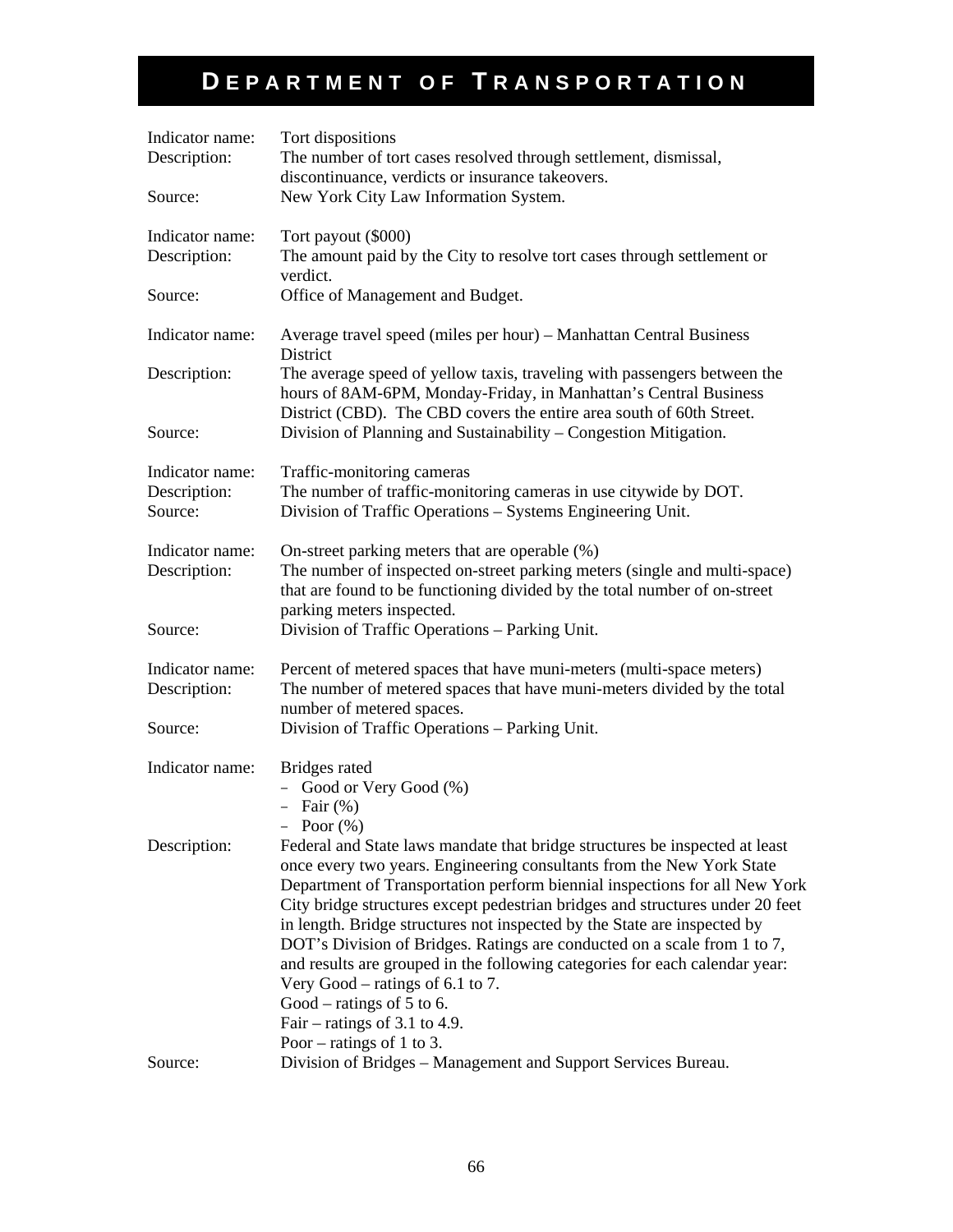# DEPARTMENT OF TRANSPORTATION

| | |
|---|---|
| Indicator name: | Tort dispositions |
| Description: | The number of tort cases resolved through settlement, dismissal, discontinuance, verdicts or insurance takeovers. |
| Source: | New York City Law Information System. |

| | |
|---|---|
| Indicator name: | Tort payout ($000) |
| Description: | The amount paid by the City to resolve tort cases through settlement or verdict. |
| Source: | Office of Management and Budget. |

| | |
|---|---|
| Indicator name: | Average travel speed (miles per hour) – Manhattan Central Business District |
| Description: | The average speed of yellow taxis, traveling with passengers between the hours of 8AM-6PM, Monday-Friday, in Manhattan's Central Business District (CBD). The CBD covers the entire area south of 60th Street. |
| Source: | Division of Planning and Sustainability – Congestion Mitigation. |

| | |
|---|---|
| Indicator name: | Traffic-monitoring cameras |
| Description: | The number of traffic-monitoring cameras in use citywide by DOT. |
| Source: | Division of Traffic Operations – Systems Engineering Unit. |

| | |
|---|---|
| Indicator name: | On-street parking meters that are operable (%) |
| Description: | The number of inspected on-street parking meters (single and multi-space) that are found to be functioning divided by the total number of on-street parking meters inspected. |
| Source: | Division of Traffic Operations – Parking Unit. |

| | |
|---|---|
| Indicator name: | Percent of metered spaces that have muni-meters (multi-space meters) |
| Description: | The number of metered spaces that have muni-meters divided by the total number of metered spaces. |
| Source: | Division of Traffic Operations – Parking Unit. |

| | |
|---|---|
| Indicator name: | Bridges rated<br>– Good or Very Good (%)<br>– Fair (%)<br>– Poor (%) |
| Description: | Federal and State laws mandate that bridge structures be inspected at least once every two years. Engineering consultants from the New York State Department of Transportation perform biennial inspections for all New York City bridge structures except pedestrian bridges and structures under 20 feet in length. Bridge structures not inspected by the State are inspected by DOT's Division of Bridges. Ratings are conducted on a scale from 1 to 7, and results are grouped in the following categories for each calendar year:<br>Very Good – ratings of 6.1 to 7.<br>Good – ratings of 5 to 6.<br>Fair – ratings of 3.1 to 4.9.<br>Poor – ratings of 1 to 3. |
| Source: | Division of Bridges – Management and Support Services Bureau. |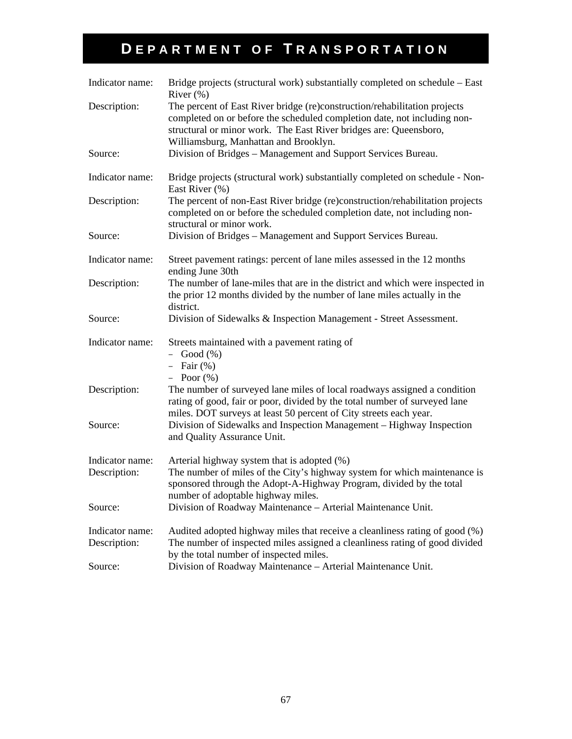# DEPARTMENT OF TRANSPORTATION

| | |
|---|---|
| Indicator name: | Bridge projects (structural work) substantially completed on schedule – East River (%) |
| Description: | The percent of East River bridge (re)construction/rehabilitation projects completed on or before the scheduled completion date, not including non-structural or minor work. The East River bridges are: Queensboro, Williamsburg, Manhattan and Brooklyn. |
| Source: | Division of Bridges – Management and Support Services Bureau. |

| | |
|---|---|
| Indicator name: | Bridge projects (structural work) substantially completed on schedule - Non-East River (%) |
| Description: | The percent of non-East River bridge (re)construction/rehabilitation projects completed on or before the scheduled completion date, not including non-structural or minor work. |
| Source: | Division of Bridges – Management and Support Services Bureau. |

| | |
|---|---|
| Indicator name: | Street pavement ratings: percent of lane miles assessed in the 12 months ending June 30th |
| Description: | The number of lane-miles that are in the district and which were inspected in the prior 12 months divided by the number of lane miles actually in the district. |
| Source: | Division of Sidewalks & Inspection Management - Street Assessment. |

| | |
|---|---|
| Indicator name: | Streets maintained with a pavement rating of<br>– Good (%)<br>– Fair (%)<br>– Poor (%) |
| Description: | The number of surveyed lane miles of local roadways assigned a condition rating of good, fair or poor, divided by the total number of surveyed lane miles. DOT surveys at least 50 percent of City streets each year. |
| Source: | Division of Sidewalks and Inspection Management – Highway Inspection and Quality Assurance Unit. |

| | |
|---|---|
| Indicator name: | Arterial highway system that is adopted (%) |
| Description: | The number of miles of the City's highway system for which maintenance is sponsored through the Adopt-A-Highway Program, divided by the total number of adoptable highway miles. |
| Source: | Division of Roadway Maintenance – Arterial Maintenance Unit. |

| | |
|---|---|
| Indicator name: | Audited adopted highway miles that receive a cleanliness rating of good (%) |
| Description: | The number of inspected miles assigned a cleanliness rating of good divided by the total number of inspected miles. |
| Source: | Division of Roadway Maintenance – Arterial Maintenance Unit. |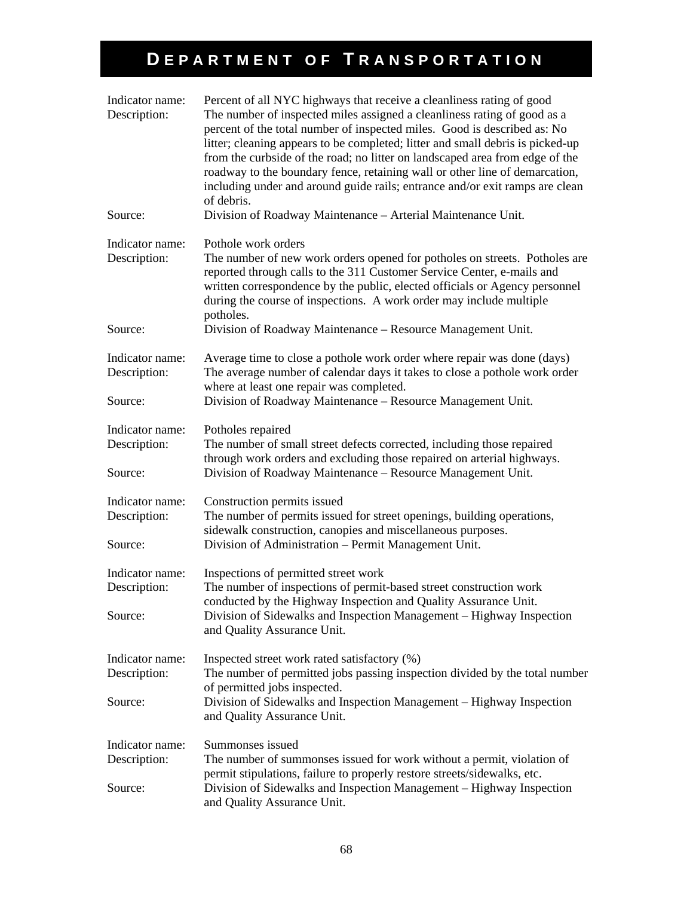# DEPARTMENT OF TRANSPORTATION

| | |
|---|---|
| Indicator name: | Percent of all NYC highways that receive a cleanliness rating of good |
| Description: | The number of inspected miles assigned a cleanliness rating of good as a percent of the total number of inspected miles. Good is described as: No litter; cleaning appears to be completed; litter and small debris is picked-up from the curbside of the road; no litter on landscaped area from edge of the roadway to the boundary fence, retaining wall or other line of demarcation, including under and around guide rails; entrance and/or exit ramps are clean of debris. |
| Source: | Division of Roadway Maintenance – Arterial Maintenance Unit. |

| | |
|---|---|
| Indicator name: | Pothole work orders |
| Description: | The number of new work orders opened for potholes on streets. Potholes are reported through calls to the 311 Customer Service Center, e-mails and written correspondence by the public, elected officials or Agency personnel during the course of inspections. A work order may include multiple potholes. |
| Source: | Division of Roadway Maintenance – Resource Management Unit. |

| | |
|---|---|
| Indicator name: | Average time to close a pothole work order where repair was done (days) |
| Description: | The average number of calendar days it takes to close a pothole work order where at least one repair was completed. |
| Source: | Division of Roadway Maintenance – Resource Management Unit. |

| | |
|---|---|
| Indicator name: | Potholes repaired |
| Description: | The number of small street defects corrected, including those repaired through work orders and excluding those repaired on arterial highways. |
| Source: | Division of Roadway Maintenance – Resource Management Unit. |

| | |
|---|---|
| Indicator name: | Construction permits issued |
| Description: | The number of permits issued for street openings, building operations, sidewalk construction, canopies and miscellaneous purposes. |
| Source: | Division of Administration – Permit Management Unit. |

| | |
|---|---|
| Indicator name: | Inspections of permitted street work |
| Description: | The number of inspections of permit-based street construction work conducted by the Highway Inspection and Quality Assurance Unit. |
| Source: | Division of Sidewalks and Inspection Management – Highway Inspection and Quality Assurance Unit. |

| | |
|---|---|
| Indicator name: | Inspected street work rated satisfactory (%) |
| Description: | The number of permitted jobs passing inspection divided by the total number of permitted jobs inspected. |
| Source: | Division of Sidewalks and Inspection Management – Highway Inspection and Quality Assurance Unit. |

| | |
|---|---|
| Indicator name: | Summonses issued |
| Description: | The number of summonses issued for work without a permit, violation of permit stipulations, failure to properly restore streets/sidewalks, etc. |
| Source: | Division of Sidewalks and Inspection Management – Highway Inspection and Quality Assurance Unit. |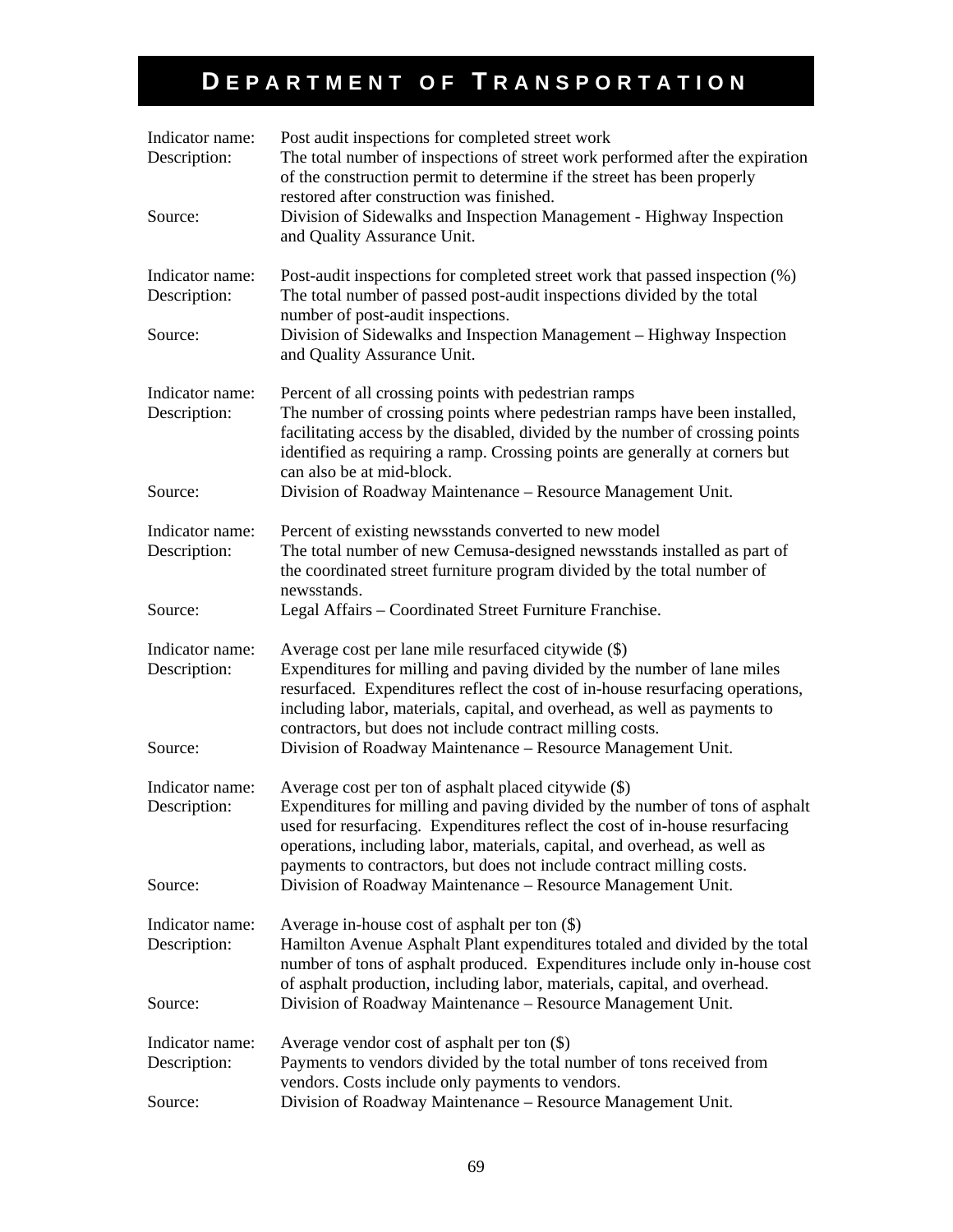# DEPARTMENT OF TRANSPORTATION

| | |
|---|---|
| Indicator name: | Post audit inspections for completed street work |
| Description: | The total number of inspections of street work performed after the expiration of the construction permit to determine if the street has been properly restored after construction was finished. |
| Source: | Division of Sidewalks and Inspection Management - Highway Inspection and Quality Assurance Unit. |

| | |
|---|---|
| Indicator name: | Post-audit inspections for completed street work that passed inspection (%) |
| Description: | The total number of passed post-audit inspections divided by the total number of post-audit inspections. |
| Source: | Division of Sidewalks and Inspection Management – Highway Inspection and Quality Assurance Unit. |

| | |
|---|---|
| Indicator name: | Percent of all crossing points with pedestrian ramps |
| Description: | The number of crossing points where pedestrian ramps have been installed, facilitating access by the disabled, divided by the number of crossing points identified as requiring a ramp. Crossing points are generally at corners but can also be at mid-block. |
| Source: | Division of Roadway Maintenance – Resource Management Unit. |

| | |
|---|---|
| Indicator name: | Percent of existing newsstands converted to new model |
| Description: | The total number of new Cemusa-designed newsstands installed as part of the coordinated street furniture program divided by the total number of newsstands. |
| Source: | Legal Affairs – Coordinated Street Furniture Franchise. |

| | |
|---|---|
| Indicator name: | Average cost per lane mile resurfaced citywide ($) |
| Description: | Expenditures for milling and paving divided by the number of lane miles resurfaced. Expenditures reflect the cost of in-house resurfacing operations, including labor, materials, capital, and overhead, as well as payments to contractors, but does not include contract milling costs. |
| Source: | Division of Roadway Maintenance – Resource Management Unit. |

| | |
|---|---|
| Indicator name: | Average cost per ton of asphalt placed citywide ($) |
| Description: | Expenditures for milling and paving divided by the number of tons of asphalt used for resurfacing. Expenditures reflect the cost of in-house resurfacing operations, including labor, materials, capital, and overhead, as well as payments to contractors, but does not include contract milling costs. |
| Source: | Division of Roadway Maintenance – Resource Management Unit. |

| | |
|---|---|
| Indicator name: | Average in-house cost of asphalt per ton ($) |
| Description: | Hamilton Avenue Asphalt Plant expenditures totaled and divided by the total number of tons of asphalt produced. Expenditures include only in-house cost of asphalt production, including labor, materials, capital, and overhead. |
| Source: | Division of Roadway Maintenance – Resource Management Unit. |

| | |
|---|---|
| Indicator name: | Average vendor cost of asphalt per ton ($) |
| Description: | Payments to vendors divided by the total number of tons received from vendors. Costs include only payments to vendors. |
| Source: | Division of Roadway Maintenance – Resource Management Unit. |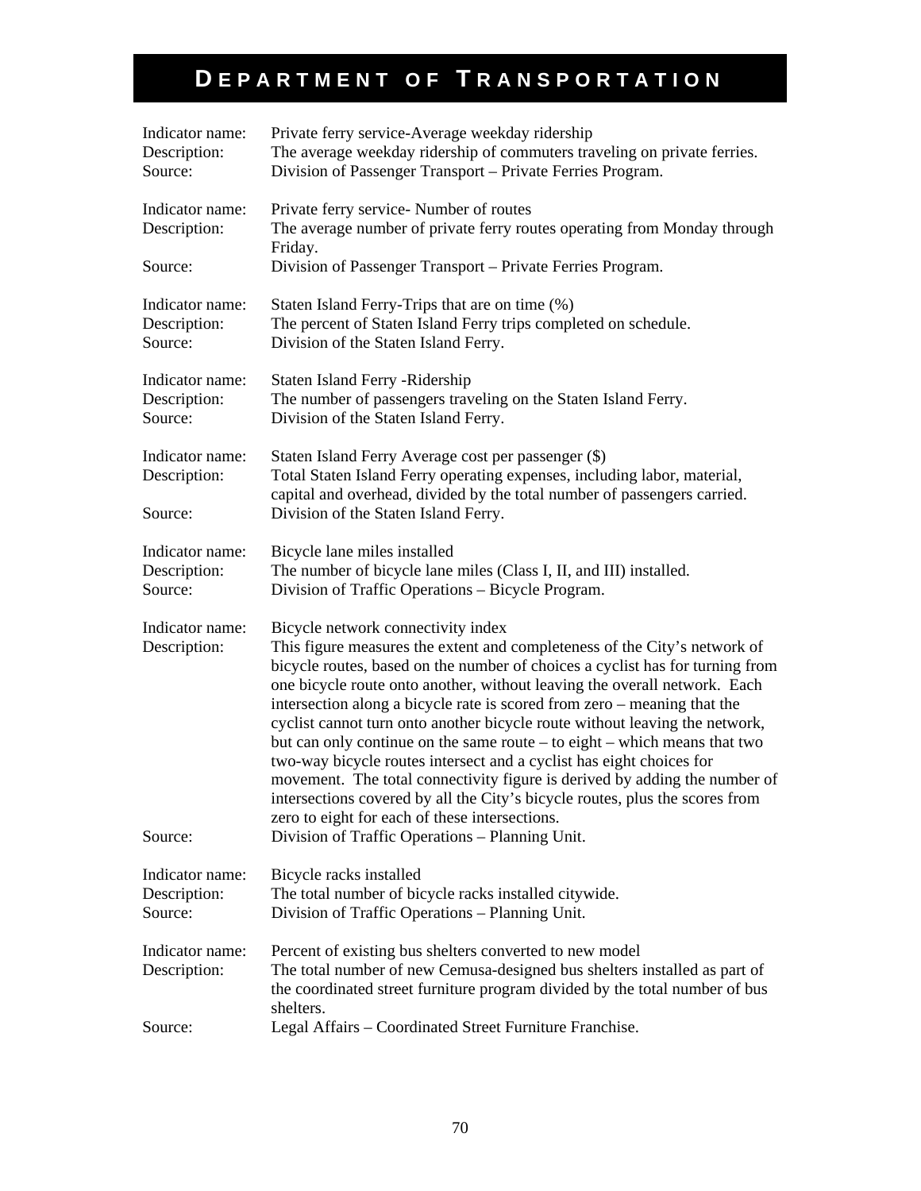# DEPARTMENT OF TRANSPORTATION

Indicator name: Private ferry service-Average weekday ridership
Description: The average weekday ridership of commuters traveling on private ferries.
Source: Division of Passenger Transport – Private Ferries Program.

Indicator name: Private ferry service- Number of routes
Description: The average number of private ferry routes operating from Monday through Friday.
Source: Division of Passenger Transport – Private Ferries Program.

Indicator name: Staten Island Ferry-Trips that are on time (%)
Description: The percent of Staten Island Ferry trips completed on schedule.
Source: Division of the Staten Island Ferry.

Indicator name: Staten Island Ferry -Ridership
Description: The number of passengers traveling on the Staten Island Ferry.
Source: Division of the Staten Island Ferry.

Indicator name: Staten Island Ferry Average cost per passenger ($)
Description: Total Staten Island Ferry operating expenses, including labor, material, capital and overhead, divided by the total number of passengers carried.
Source: Division of the Staten Island Ferry.

Indicator name: Bicycle lane miles installed
Description: The number of bicycle lane miles (Class I, II, and III) installed.
Source: Division of Traffic Operations – Bicycle Program.

Indicator name: Bicycle network connectivity index
Description: This figure measures the extent and completeness of the City's network of bicycle routes, based on the number of choices a cyclist has for turning from one bicycle route onto another, without leaving the overall network. Each intersection along a bicycle rate is scored from zero – meaning that the cyclist cannot turn onto another bicycle route without leaving the network, but can only continue on the same route – to eight – which means that two two-way bicycle routes intersect and a cyclist has eight choices for movement. The total connectivity figure is derived by adding the number of intersections covered by all the City's bicycle routes, plus the scores from zero to eight for each of these intersections.
Source: Division of Traffic Operations – Planning Unit.

Indicator name: Bicycle racks installed
Description: The total number of bicycle racks installed citywide.
Source: Division of Traffic Operations – Planning Unit.

Indicator name: Percent of existing bus shelters converted to new model
Description: The total number of new Cemusa-designed bus shelters installed as part of the coordinated street furniture program divided by the total number of bus shelters.
Source: Legal Affairs – Coordinated Street Furniture Franchise.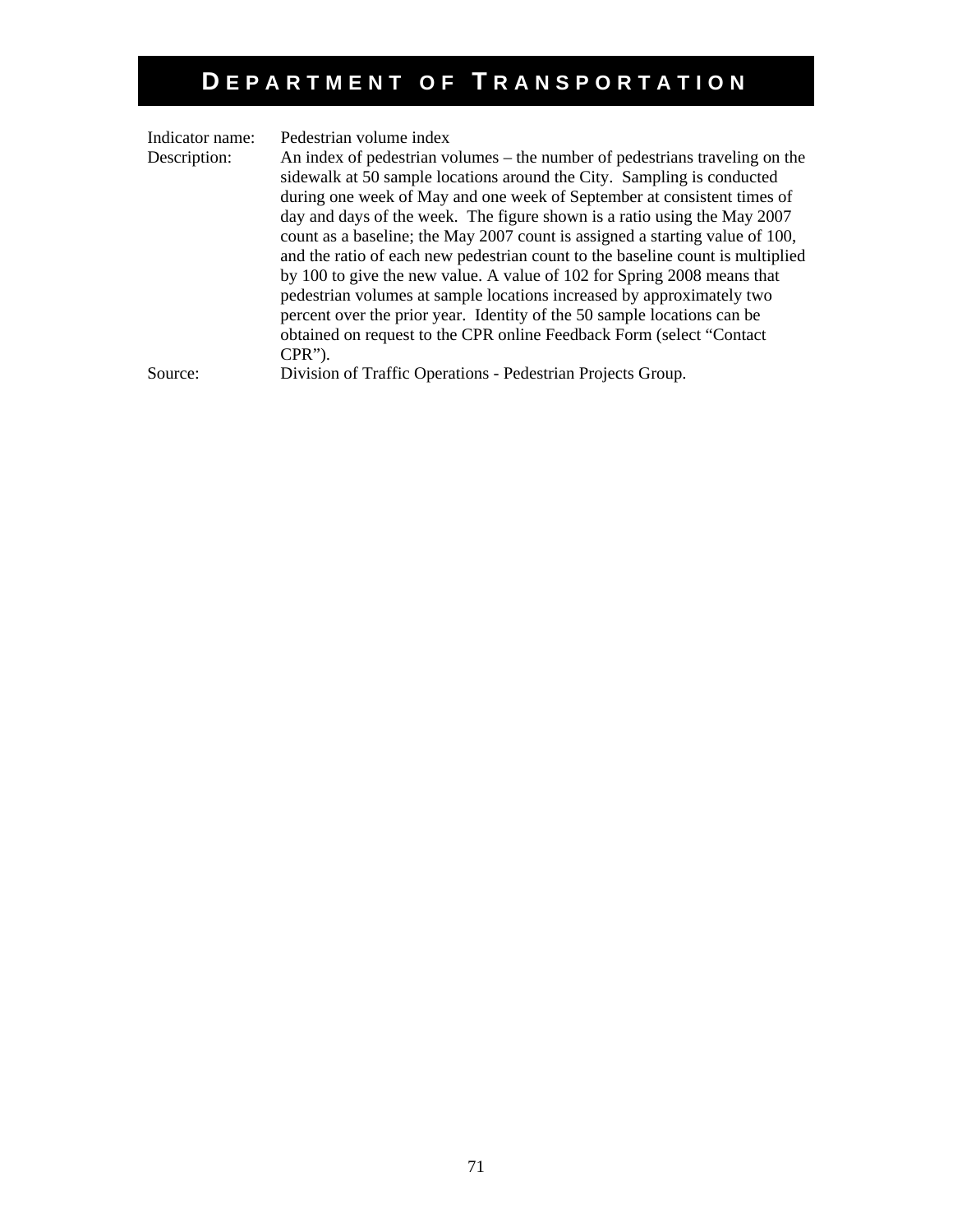# Department of Transportation

| | |
|---|---|
| Indicator name: | Pedestrian volume index |
| Description: | An index of pedestrian volumes – the number of pedestrians traveling on the sidewalk at 50 sample locations around the City. Sampling is conducted during one week of May and one week of September at consistent times of day and days of the week. The figure shown is a ratio using the May 2007 count as a baseline; the May 2007 count is assigned a starting value of 100, and the ratio of each new pedestrian count to the baseline count is multiplied by 100 to give the new value. A value of 102 for Spring 2008 means that pedestrian volumes at sample locations increased by approximately two percent over the prior year. Identity of the 50 sample locations can be obtained on request to the CPR online Feedback Form (select "Contact CPR"). |
| Source: | Division of Traffic Operations - Pedestrian Projects Group. |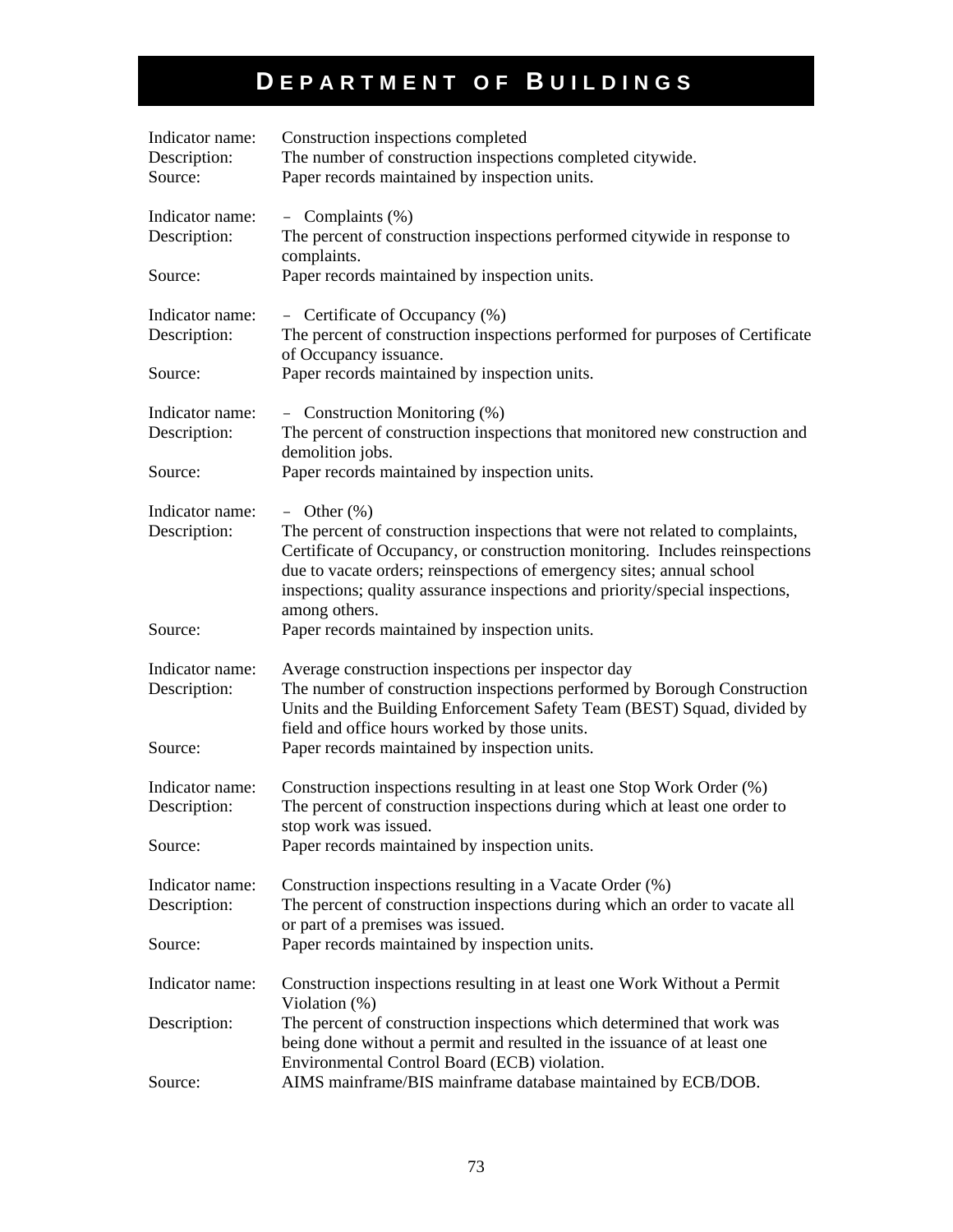# DEPARTMENT OF BUILDINGS

Indicator name: Construction inspections completed
Description: The number of construction inspections completed citywide.
Source: Paper records maintained by inspection units.

Indicator name: – Complaints (%)
Description: The percent of construction inspections performed citywide in response to complaints.
Source: Paper records maintained by inspection units.

Indicator name: – Certificate of Occupancy (%)
Description: The percent of construction inspections performed for purposes of Certificate of Occupancy issuance.
Source: Paper records maintained by inspection units.

Indicator name: – Construction Monitoring (%)
Description: The percent of construction inspections that monitored new construction and demolition jobs.
Source: Paper records maintained by inspection units.

Indicator name: – Other (%)
Description: The percent of construction inspections that were not related to complaints, Certificate of Occupancy, or construction monitoring. Includes reinspections due to vacate orders; reinspections of emergency sites; annual school inspections; quality assurance inspections and priority/special inspections, among others.
Source: Paper records maintained by inspection units.

Indicator name: Average construction inspections per inspector day
Description: The number of construction inspections performed by Borough Construction Units and the Building Enforcement Safety Team (BEST) Squad, divided by field and office hours worked by those units.
Source: Paper records maintained by inspection units.

Indicator name: Construction inspections resulting in at least one Stop Work Order (%)
Description: The percent of construction inspections during which at least one order to stop work was issued.
Source: Paper records maintained by inspection units.

Indicator name: Construction inspections resulting in a Vacate Order (%)
Description: The percent of construction inspections during which an order to vacate all or part of a premises was issued.
Source: Paper records maintained by inspection units.

Indicator name: Construction inspections resulting in at least one Work Without a Permit Violation (%)
Description: The percent of construction inspections which determined that work was being done without a permit and resulted in the issuance of at least one Environmental Control Board (ECB) violation.
Source: AIMS mainframe/BIS mainframe database maintained by ECB/DOB.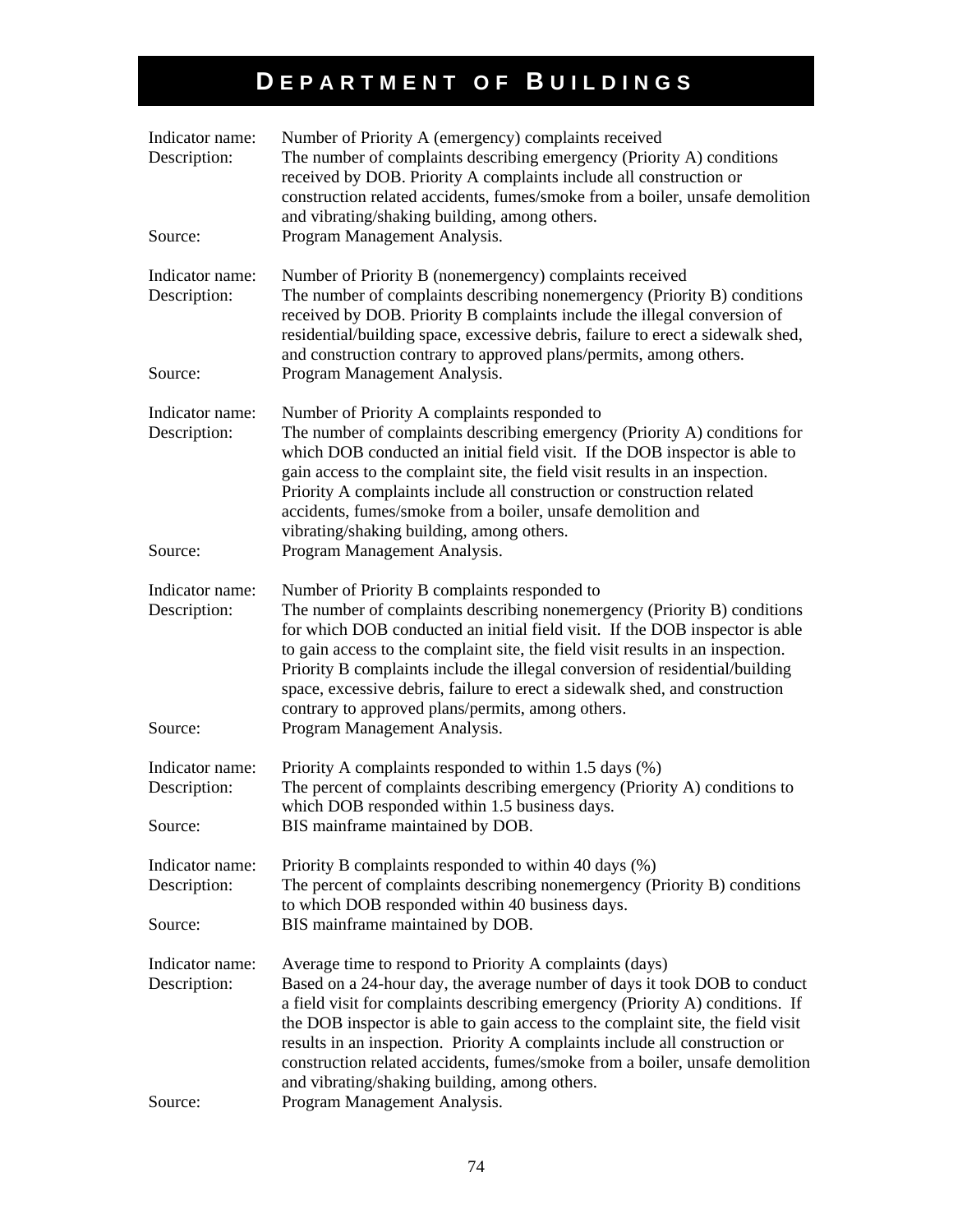# DEPARTMENT OF BUILDINGS

Indicator name: Number of Priority A (emergency) complaints received
Description: The number of complaints describing emergency (Priority A) conditions received by DOB. Priority A complaints include all construction or construction related accidents, fumes/smoke from a boiler, unsafe demolition and vibrating/shaking building, among others.
Source: Program Management Analysis.

Indicator name: Number of Priority B (nonemergency) complaints received
Description: The number of complaints describing nonemergency (Priority B) conditions received by DOB. Priority B complaints include the illegal conversion of residential/building space, excessive debris, failure to erect a sidewalk shed, and construction contrary to approved plans/permits, among others.
Source: Program Management Analysis.

Indicator name: Number of Priority A complaints responded to
Description: The number of complaints describing emergency (Priority A) conditions for which DOB conducted an initial field visit. If the DOB inspector is able to gain access to the complaint site, the field visit results in an inspection. Priority A complaints include all construction or construction related accidents, fumes/smoke from a boiler, unsafe demolition and vibrating/shaking building, among others.
Source: Program Management Analysis.

Indicator name: Number of Priority B complaints responded to
Description: The number of complaints describing nonemergency (Priority B) conditions for which DOB conducted an initial field visit. If the DOB inspector is able to gain access to the complaint site, the field visit results in an inspection. Priority B complaints include the illegal conversion of residential/building space, excessive debris, failure to erect a sidewalk shed, and construction contrary to approved plans/permits, among others.
Source: Program Management Analysis.

Indicator name: Priority A complaints responded to within 1.5 days (%)
Description: The percent of complaints describing emergency (Priority A) conditions to which DOB responded within 1.5 business days.
Source: BIS mainframe maintained by DOB.

Indicator name: Priority B complaints responded to within 40 days (%)
Description: The percent of complaints describing nonemergency (Priority B) conditions to which DOB responded within 40 business days.
Source: BIS mainframe maintained by DOB.

Indicator name: Average time to respond to Priority A complaints (days)
Description: Based on a 24-hour day, the average number of days it took DOB to conduct a field visit for complaints describing emergency (Priority A) conditions. If the DOB inspector is able to gain access to the complaint site, the field visit results in an inspection. Priority A complaints include all construction or construction related accidents, fumes/smoke from a boiler, unsafe demolition and vibrating/shaking building, among others.
Source: Program Management Analysis.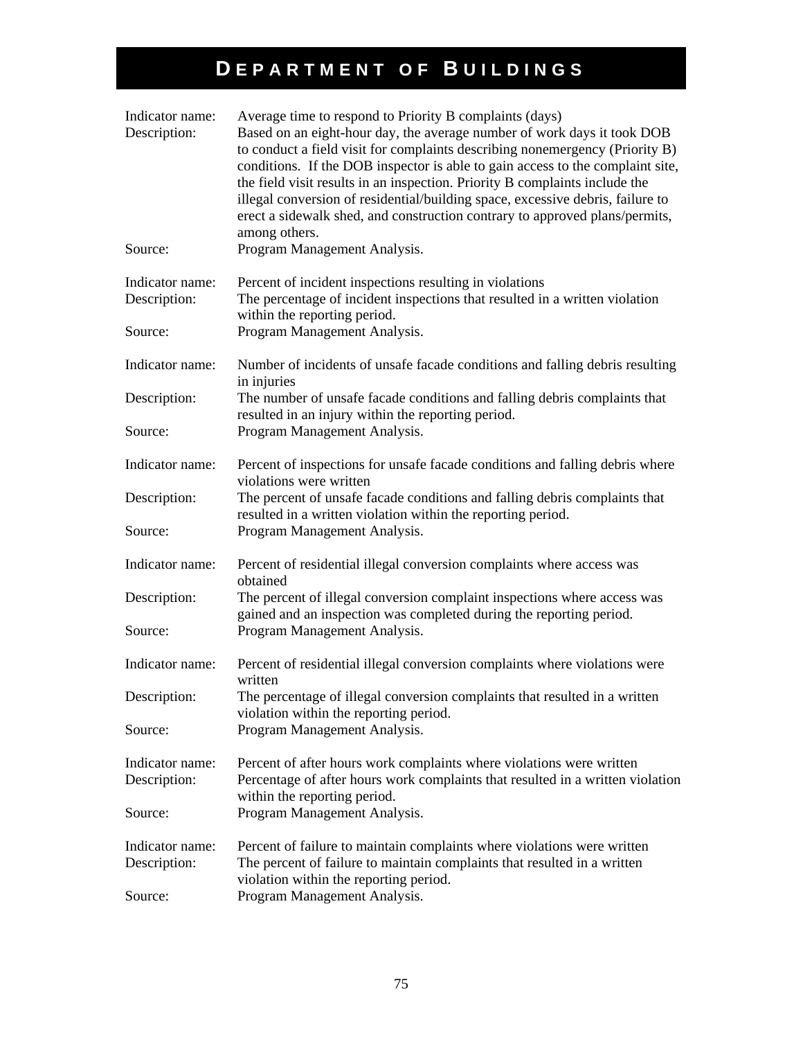# DEPARTMENT OF BUILDINGS

Indicator name: Average time to respond to Priority B complaints (days)
Description: Based on an eight-hour day, the average number of work days it took DOB to conduct a field visit for complaints describing nonemergency (Priority B) conditions. If the DOB inspector is able to gain access to the complaint site, the field visit results in an inspection. Priority B complaints include the illegal conversion of residential/building space, excessive debris, failure to erect a sidewalk shed, and construction contrary to approved plans/permits, among others.
Source: Program Management Analysis.

Indicator name: Percent of incident inspections resulting in violations
Description: The percentage of incident inspections that resulted in a written violation within the reporting period.
Source: Program Management Analysis.

Indicator name: Number of incidents of unsafe facade conditions and falling debris resulting in injuries
Description: The number of unsafe facade conditions and falling debris complaints that resulted in an injury within the reporting period.
Source: Program Management Analysis.

Indicator name: Percent of inspections for unsafe facade conditions and falling debris where violations were written
Description: The percent of unsafe facade conditions and falling debris complaints that resulted in a written violation within the reporting period.
Source: Program Management Analysis.

Indicator name: Percent of residential illegal conversion complaints where access was obtained
Description: The percent of illegal conversion complaint inspections where access was gained and an inspection was completed during the reporting period.
Source: Program Management Analysis.

Indicator name: Percent of residential illegal conversion complaints where violations were written
Description: The percentage of illegal conversion complaints that resulted in a written violation within the reporting period.
Source: Program Management Analysis.

Indicator name: Percent of after hours work complaints where violations were written
Description: Percentage of after hours work complaints that resulted in a written violation within the reporting period.
Source: Program Management Analysis.

Indicator name: Percent of failure to maintain complaints where violations were written
Description: The percent of failure to maintain complaints that resulted in a written violation within the reporting period.
Source: Program Management Analysis.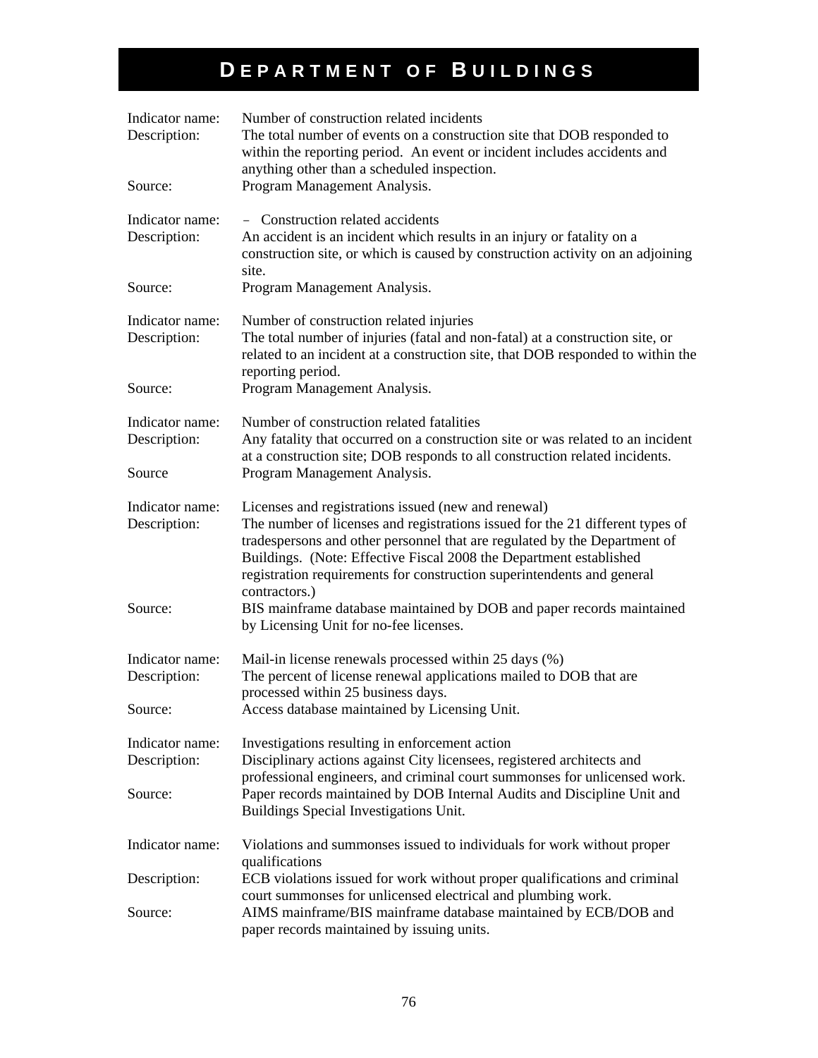# DEPARTMENT OF BUILDINGS

| | |
|---|---|
| Indicator name: | Number of construction related incidents |
| Description: | The total number of events on a construction site that DOB responded to within the reporting period. An event or incident includes accidents and anything other than a scheduled inspection. |
| Source: | Program Management Analysis. |

| | |
|---|---|
| Indicator name: | – Construction related accidents |
| Description: | An accident is an incident which results in an injury or fatality on a construction site, or which is caused by construction activity on an adjoining site. |
| Source: | Program Management Analysis. |

| | |
|---|---|
| Indicator name: | Number of construction related injuries |
| Description: | The total number of injuries (fatal and non-fatal) at a construction site, or related to an incident at a construction site, that DOB responded to within the reporting period. |
| Source: | Program Management Analysis. |

| | |
|---|---|
| Indicator name: | Number of construction related fatalities |
| Description: | Any fatality that occurred on a construction site or was related to an incident at a construction site; DOB responds to all construction related incidents. |
| Source | Program Management Analysis. |

| | |
|---|---|
| Indicator name: | Licenses and registrations issued (new and renewal) |
| Description: | The number of licenses and registrations issued for the 21 different types of tradespersons and other personnel that are regulated by the Department of Buildings. (Note: Effective Fiscal 2008 the Department established registration requirements for construction superintendents and general contractors.) |
| Source: | BIS mainframe database maintained by DOB and paper records maintained by Licensing Unit for no-fee licenses. |

| | |
|---|---|
| Indicator name: | Mail-in license renewals processed within 25 days (%) |
| Description: | The percent of license renewal applications mailed to DOB that are processed within 25 business days. |
| Source: | Access database maintained by Licensing Unit. |

| | |
|---|---|
| Indicator name: | Investigations resulting in enforcement action |
| Description: | Disciplinary actions against City licensees, registered architects and professional engineers, and criminal court summonses for unlicensed work. |
| Source: | Paper records maintained by DOB Internal Audits and Discipline Unit and Buildings Special Investigations Unit. |

| | |
|---|---|
| Indicator name: | Violations and summonses issued to individuals for work without proper qualifications |
| Description: | ECB violations issued for work without proper qualifications and criminal court summonses for unlicensed electrical and plumbing work. |
| Source: | AIMS mainframe/BIS mainframe database maintained by ECB/DOB and paper records maintained by issuing units. |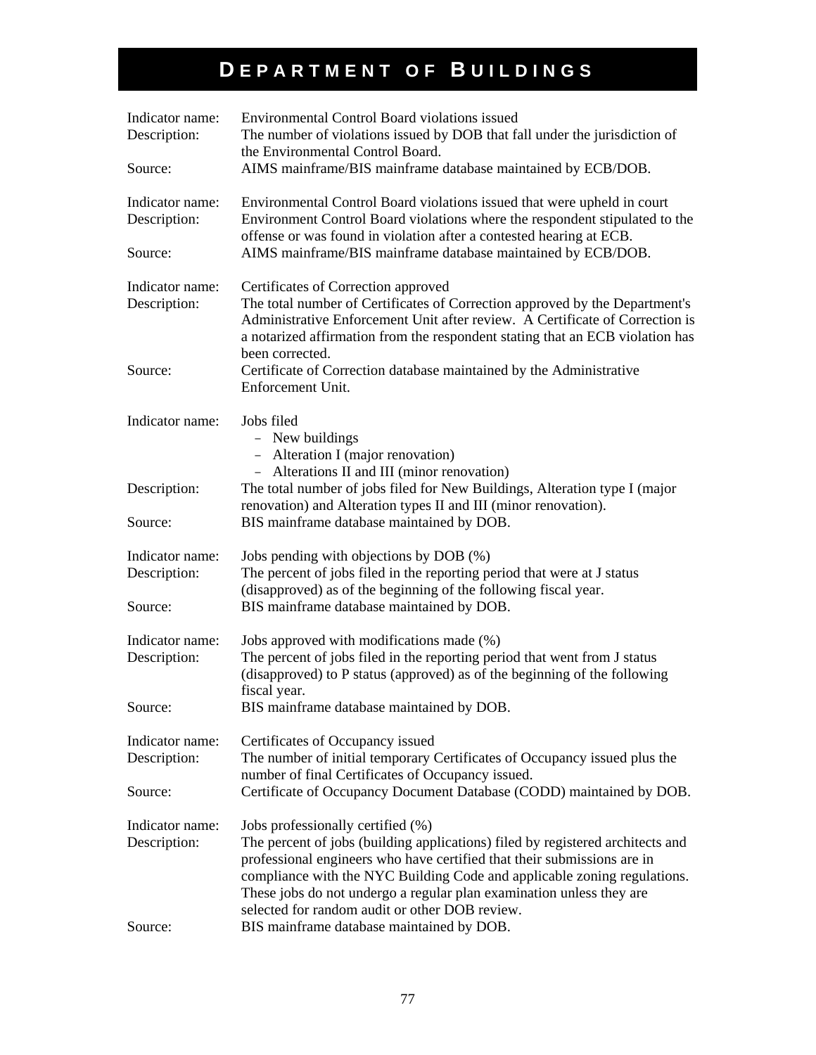# Department of Buildings

Indicator name: Environmental Control Board violations issued
Description: The number of violations issued by DOB that fall under the jurisdiction of the Environmental Control Board.
Source: AIMS mainframe/BIS mainframe database maintained by ECB/DOB.

Indicator name: Environmental Control Board violations issued that were upheld in court
Description: Environment Control Board violations where the respondent stipulated to the offense or was found in violation after a contested hearing at ECB.
Source: AIMS mainframe/BIS mainframe database maintained by ECB/DOB.

Indicator name: Certificates of Correction approved
Description: The total number of Certificates of Correction approved by the Department's Administrative Enforcement Unit after review. A Certificate of Correction is a notarized affirmation from the respondent stating that an ECB violation has been corrected.
Source: Certificate of Correction database maintained by the Administrative Enforcement Unit.

Indicator name: Jobs filed
- New buildings
- Alteration I (major renovation)
- Alterations II and III (minor renovation)

Description: The total number of jobs filed for New Buildings, Alteration type I (major renovation) and Alteration types II and III (minor renovation).
Source: BIS mainframe database maintained by DOB.

Indicator name: Jobs pending with objections by DOB (%)
Description: The percent of jobs filed in the reporting period that were at J status (disapproved) as of the beginning of the following fiscal year.
Source: BIS mainframe database maintained by DOB.

Indicator name: Jobs approved with modifications made (%)
Description: The percent of jobs filed in the reporting period that went from J status (disapproved) to P status (approved) as of the beginning of the following fiscal year.
Source: BIS mainframe database maintained by DOB.

Indicator name: Certificates of Occupancy issued
Description: The number of initial temporary Certificates of Occupancy issued plus the number of final Certificates of Occupancy issued.
Source: Certificate of Occupancy Document Database (CODD) maintained by DOB.

Indicator name: Jobs professionally certified (%)
Description: The percent of jobs (building applications) filed by registered architects and professional engineers who have certified that their submissions are in compliance with the NYC Building Code and applicable zoning regulations. These jobs do not undergo a regular plan examination unless they are selected for random audit or other DOB review.
Source: BIS mainframe database maintained by DOB.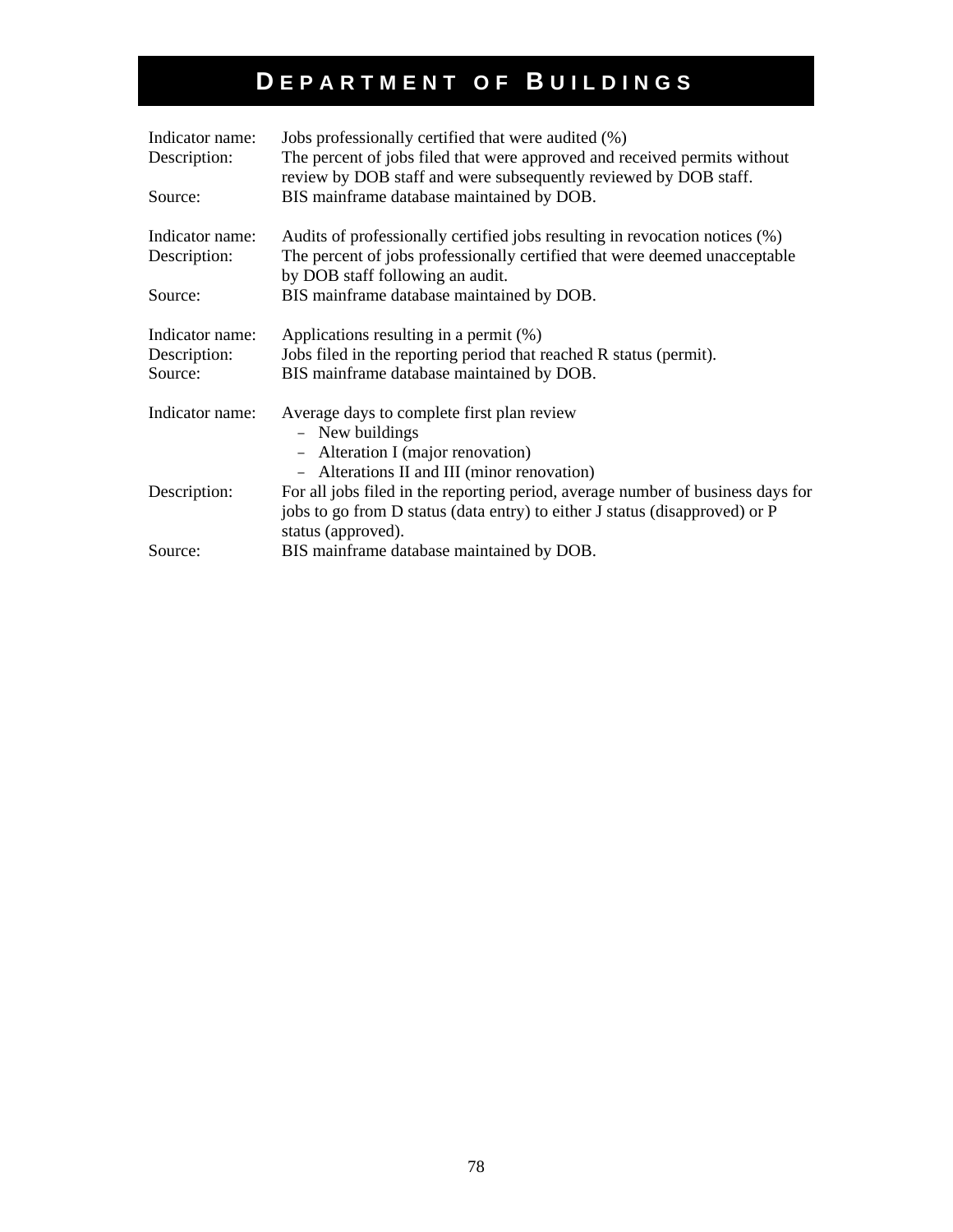# Department of Buildings

Indicator name: Jobs professionally certified that were audited (%)
Description: The percent of jobs filed that were approved and received permits without review by DOB staff and were subsequently reviewed by DOB staff.
Source: BIS mainframe database maintained by DOB.

Indicator name: Audits of professionally certified jobs resulting in revocation notices (%)
Description: The percent of jobs professionally certified that were deemed unacceptable by DOB staff following an audit.
Source: BIS mainframe database maintained by DOB.

Indicator name: Applications resulting in a permit (%)
Description: Jobs filed in the reporting period that reached R status (permit).
Source: BIS mainframe database maintained by DOB.

Indicator name: Average days to complete first plan review

- New buildings
- Alteration I (major renovation)
- Alterations II and III (minor renovation)

Description: For all jobs filed in the reporting period, average number of business days for jobs to go from D status (data entry) to either J status (disapproved) or P status (approved).
Source: BIS mainframe database maintained by DOB.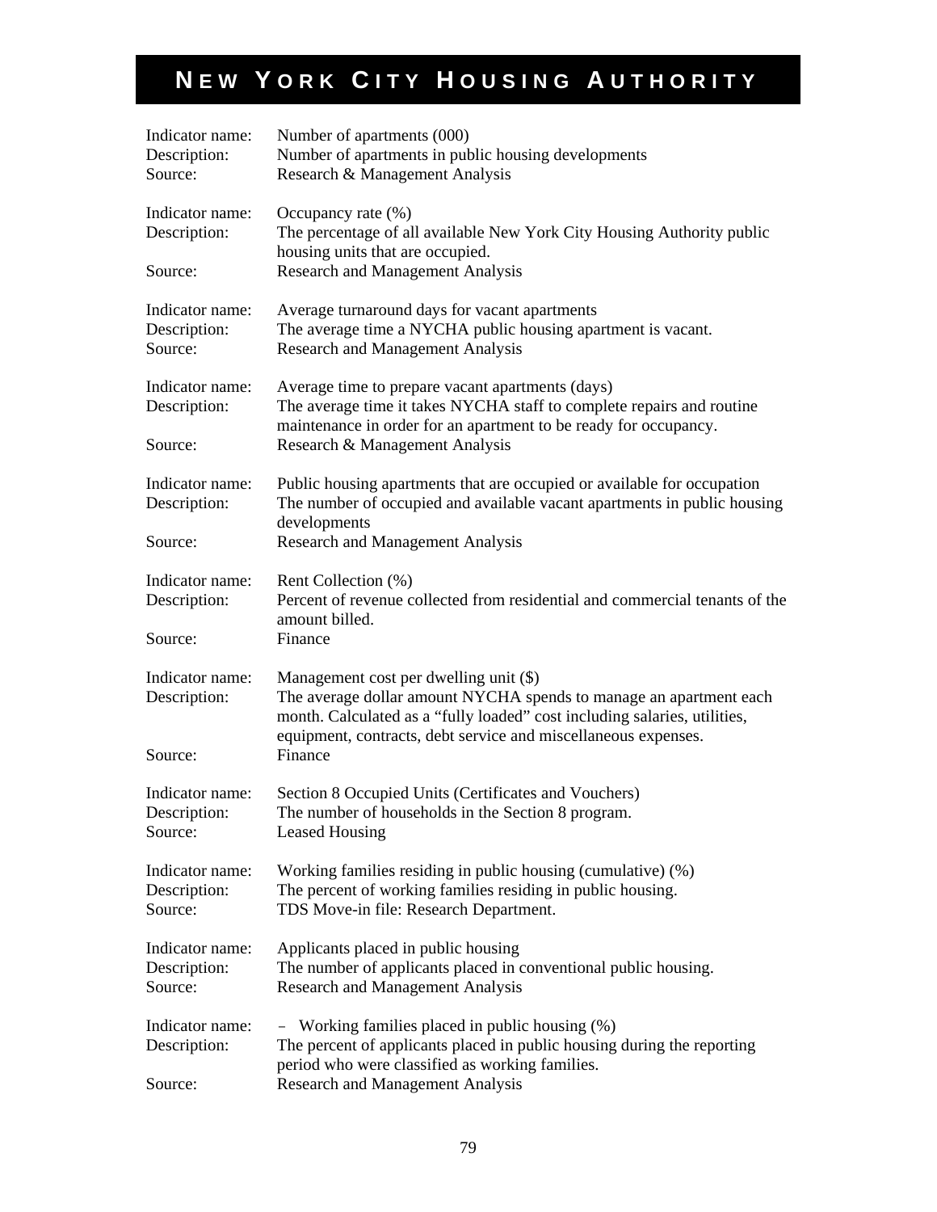# NEW YORK CITY HOUSING AUTHORITY

Indicator name: Number of apartments (000)
Description: Number of apartments in public housing developments
Source: Research & Management Analysis

Indicator name: Occupancy rate (%)
Description: The percentage of all available New York City Housing Authority public housing units that are occupied.
Source: Research and Management Analysis

Indicator name: Average turnaround days for vacant apartments
Description: The average time a NYCHA public housing apartment is vacant.
Source: Research and Management Analysis

Indicator name: Average time to prepare vacant apartments (days)
Description: The average time it takes NYCHA staff to complete repairs and routine maintenance in order for an apartment to be ready for occupancy.
Source: Research & Management Analysis

Indicator name: Public housing apartments that are occupied or available for occupation
Description: The number of occupied and available vacant apartments in public housing developments
Source: Research and Management Analysis

Indicator name: Rent Collection (%)
Description: Percent of revenue collected from residential and commercial tenants of the amount billed.
Source: Finance

Indicator name: Management cost per dwelling unit ($)
Description: The average dollar amount NYCHA spends to manage an apartment each month. Calculated as a "fully loaded" cost including salaries, utilities, equipment, contracts, debt service and miscellaneous expenses.
Source: Finance

Indicator name: Section 8 Occupied Units (Certificates and Vouchers)
Description: The number of households in the Section 8 program.
Source: Leased Housing

Indicator name: Working families residing in public housing (cumulative) (%)
Description: The percent of working families residing in public housing.
Source: TDS Move-in file: Research Department.

Indicator name: Applicants placed in public housing
Description: The number of applicants placed in conventional public housing.
Source: Research and Management Analysis

Indicator name: – Working families placed in public housing (%)
Description: The percent of applicants placed in public housing during the reporting period who were classified as working families.
Source: Research and Management Analysis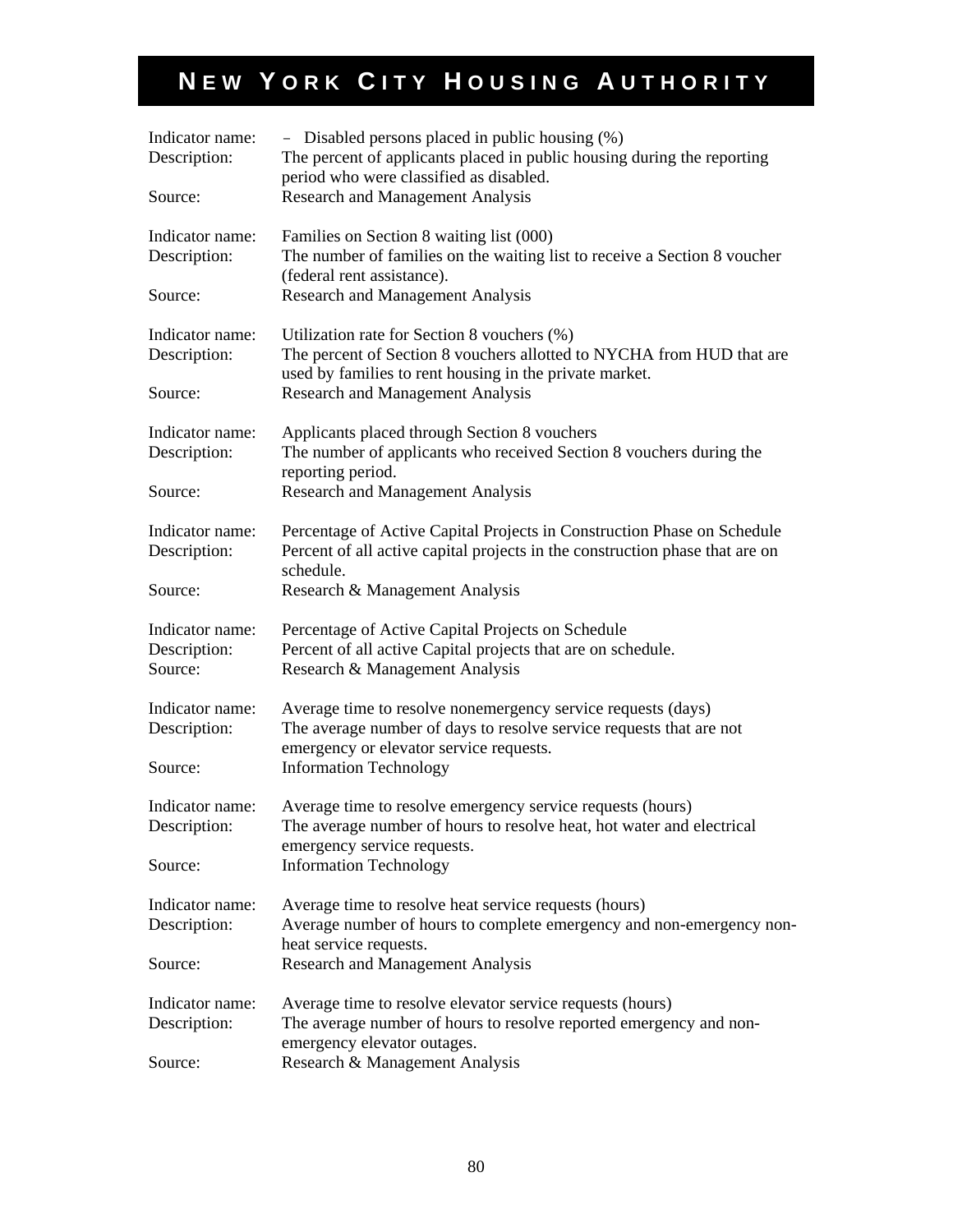# NEW YORK CITY HOUSING AUTHORITY

Indicator name: – Disabled persons placed in public housing (%)
Description: The percent of applicants placed in public housing during the reporting period who were classified as disabled.
Source: Research and Management Analysis

Indicator name: Families on Section 8 waiting list (000)
Description: The number of families on the waiting list to receive a Section 8 voucher (federal rent assistance).
Source: Research and Management Analysis

Indicator name: Utilization rate for Section 8 vouchers (%)
Description: The percent of Section 8 vouchers allotted to NYCHA from HUD that are used by families to rent housing in the private market.
Source: Research and Management Analysis

Indicator name: Applicants placed through Section 8 vouchers
Description: The number of applicants who received Section 8 vouchers during the reporting period.
Source: Research and Management Analysis

Indicator name: Percentage of Active Capital Projects in Construction Phase on Schedule
Description: Percent of all active capital projects in the construction phase that are on schedule.
Source: Research & Management Analysis

Indicator name: Percentage of Active Capital Projects on Schedule
Description: Percent of all active Capital projects that are on schedule.
Source: Research & Management Analysis

Indicator name: Average time to resolve nonemergency service requests (days)
Description: The average number of days to resolve service requests that are not emergency or elevator service requests.
Source: Information Technology

Indicator name: Average time to resolve emergency service requests (hours)
Description: The average number of hours to resolve heat, hot water and electrical emergency service requests.
Source: Information Technology

Indicator name: Average time to resolve heat service requests (hours)
Description: Average number of hours to complete emergency and non-emergency non-heat service requests.
Source: Research and Management Analysis

Indicator name: Average time to resolve elevator service requests (hours)
Description: The average number of hours to resolve reported emergency and non-emergency elevator outages.
Source: Research & Management Analysis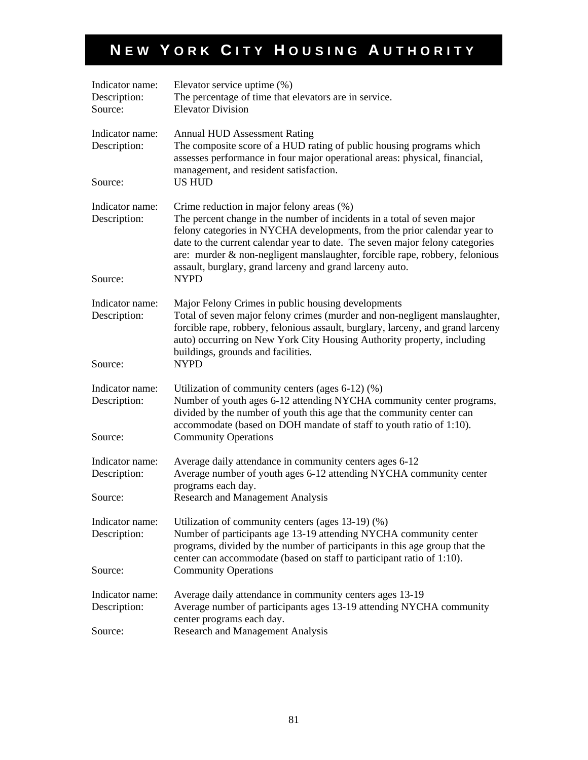Indicator name: Elevator service uptime (%)
Description: The percentage of time that elevators are in service.
Source: Elevator Division

Indicator name: Annual HUD Assessment Rating
Description: The composite score of a HUD rating of public housing programs which assesses performance in four major operational areas: physical, financial, management, and resident satisfaction.
Source: US HUD

Indicator name: Crime reduction in major felony areas (%)
Description: The percent change in the number of incidents in a total of seven major felony categories in NYCHA developments, from the prior calendar year to date to the current calendar year to date. The seven major felony categories are: murder & non-negligent manslaughter, forcible rape, robbery, felonious assault, burglary, grand larceny and grand larceny auto.
Source: NYPD

Indicator name: Major Felony Crimes in public housing developments
Description: Total of seven major felony crimes (murder and non-negligent manslaughter, forcible rape, robbery, felonious assault, burglary, larceny, and grand larceny auto) occurring on New York City Housing Authority property, including buildings, grounds and facilities.
Source: NYPD

Indicator name: Utilization of community centers (ages 6-12) (%)
Description: Number of youth ages 6-12 attending NYCHA community center programs, divided by the number of youth this age that the community center can accommodate (based on DOH mandate of staff to youth ratio of 1:10).
Source: Community Operations

Indicator name: Average daily attendance in community centers ages 6-12
Description: Average number of youth ages 6-12 attending NYCHA community center programs each day.
Source: Research and Management Analysis

Indicator name: Utilization of community centers (ages 13-19) (%)
Description: Number of participants age 13-19 attending NYCHA community center programs, divided by the number of participants in this age group that the center can accommodate (based on staff to participant ratio of 1:10).
Source: Community Operations

Indicator name: Average daily attendance in community centers ages 13-19
Description: Average number of participants ages 13-19 attending NYCHA community center programs each day.
Source: Research and Management Analysis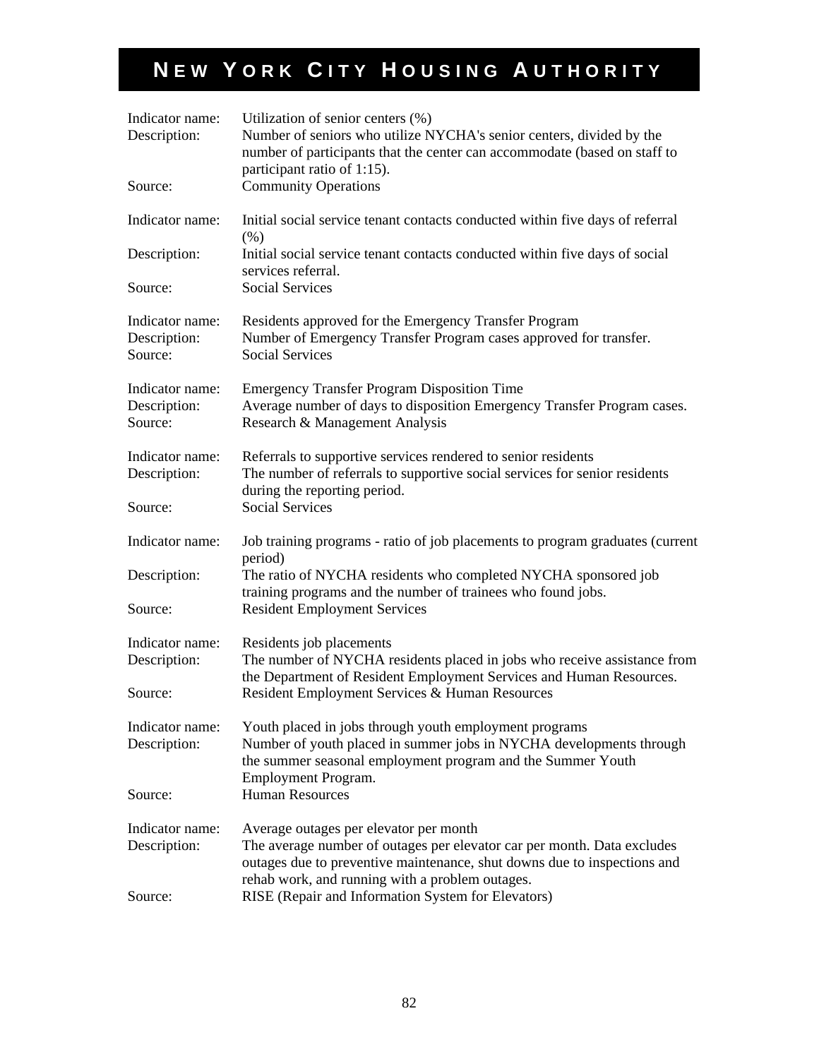| | |
|---|---|
| Indicator name: | Utilization of senior centers (%) |
| Description: | Number of seniors who utilize NYCHA's senior centers, divided by the number of participants that the center can accommodate (based on staff to participant ratio of 1:15). |
| Source: | Community Operations |
| | |
| Indicator name: | Initial social service tenant contacts conducted within five days of referral (%) |
| Description: | Initial social service tenant contacts conducted within five days of social services referral. |
| Source: | Social Services |
| | |
| Indicator name: | Residents approved for the Emergency Transfer Program |
| Description: | Number of Emergency Transfer Program cases approved for transfer. |
| Source: | Social Services |
| | |
| Indicator name: | Emergency Transfer Program Disposition Time |
| Description: | Average number of days to disposition Emergency Transfer Program cases. |
| Source: | Research & Management Analysis |
| | |
| Indicator name: | Referrals to supportive services rendered to senior residents |
| Description: | The number of referrals to supportive social services for senior residents during the reporting period. |
| Source: | Social Services |
| | |
| Indicator name: | Job training programs - ratio of job placements to program graduates (current period) |
| Description: | The ratio of NYCHA residents who completed NYCHA sponsored job training programs and the number of trainees who found jobs. |
| Source: | Resident Employment Services |
| | |
| Indicator name: | Residents job placements |
| Description: | The number of NYCHA residents placed in jobs who receive assistance from the Department of Resident Employment Services and Human Resources. |
| Source: | Resident Employment Services & Human Resources |
| | |
| Indicator name: | Youth placed in jobs through youth employment programs |
| Description: | Number of youth placed in summer jobs in NYCHA developments through the summer seasonal employment program and the Summer Youth Employment Program. |
| Source: | Human Resources |
| | |
| Indicator name: | Average outages per elevator per month |
| Description: | The average number of outages per elevator car per month. Data excludes outages due to preventive maintenance, shut downs due to inspections and rehab work, and running with a problem outages. |
| Source: | RISE (Repair and Information System for Elevators) |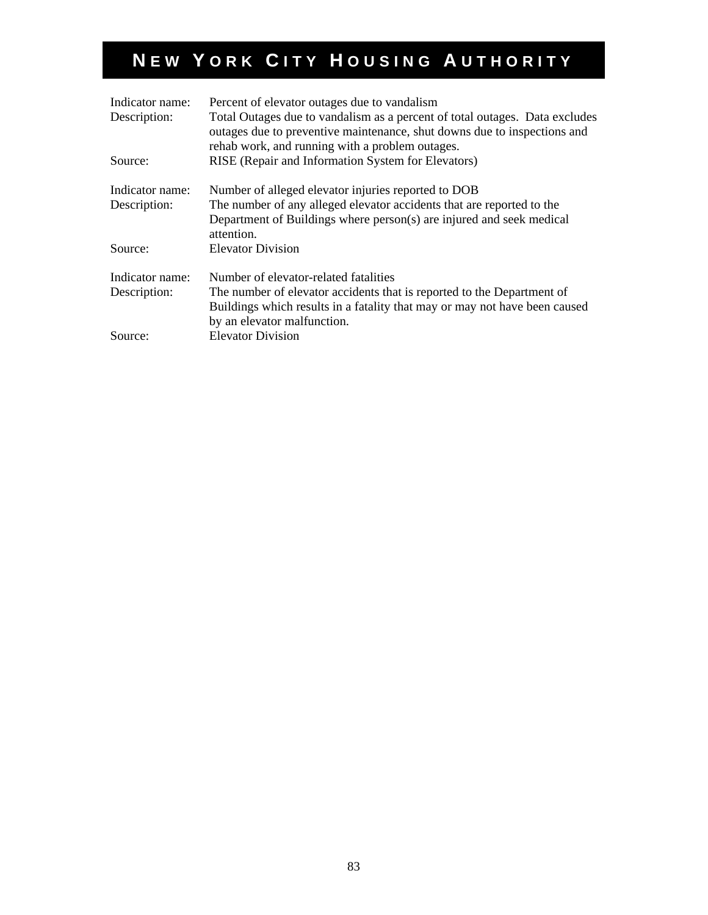| | |
|---|---|
| Indicator name: | Percent of elevator outages due to vandalism |
| Description: | Total Outages due to vandalism as a percent of total outages. Data excludes outages due to preventive maintenance, shut downs due to inspections and rehab work, and running with a problem outages. |
| Source: | RISE (Repair and Information System for Elevators) |

| | |
|---|---|
| Indicator name: | Number of alleged elevator injuries reported to DOB |
| Description: | The number of any alleged elevator accidents that are reported to the Department of Buildings where person(s) are injured and seek medical attention. |
| Source: | Elevator Division |

| | |
|---|---|
| Indicator name: | Number of elevator-related fatalities |
| Description: | The number of elevator accidents that is reported to the Department of Buildings which results in a fatality that may or may not have been caused by an elevator malfunction. |
| Source: | Elevator Division |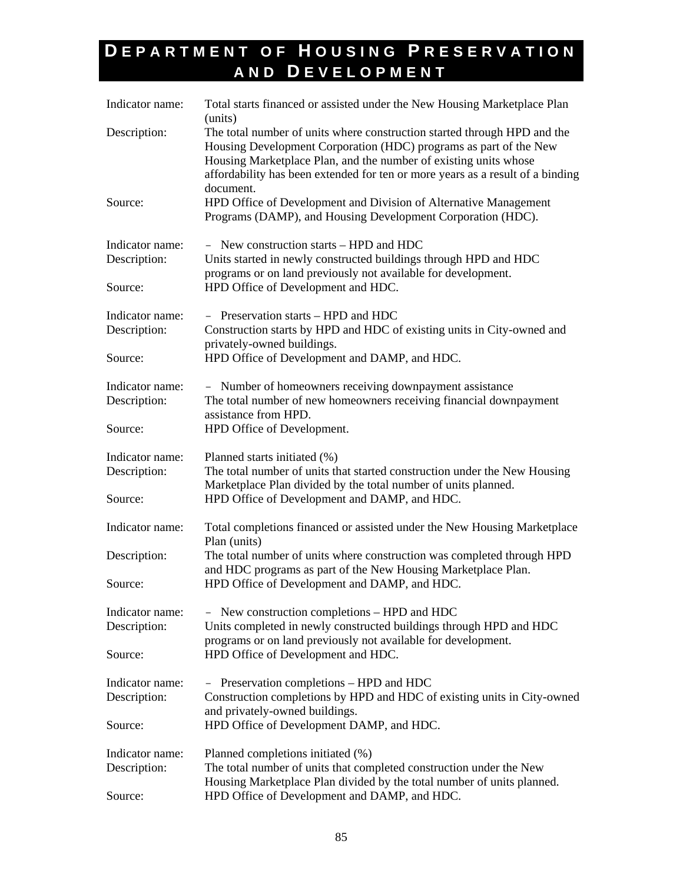# DEPARTMENT OF HOUSING PRESERVATION AND DEVELOPMENT

| | |
|---|---|
| Indicator name: | Total starts financed or assisted under the New Housing Marketplace Plan (units) |
| Description: | The total number of units where construction started through HPD and the Housing Development Corporation (HDC) programs as part of the New Housing Marketplace Plan, and the number of existing units whose affordability has been extended for ten or more years as a result of a binding document. |
| Source: | HPD Office of Development and Division of Alternative Management Programs (DAMP), and Housing Development Corporation (HDC). |

| | |
|---|---|
| Indicator name: | – New construction starts – HPD and HDC |
| Description: | Units started in newly constructed buildings through HPD and HDC programs or on land previously not available for development. |
| Source: | HPD Office of Development and HDC. |

| | |
|---|---|
| Indicator name: | – Preservation starts – HPD and HDC |
| Description: | Construction starts by HPD and HDC of existing units in City-owned and privately-owned buildings. |
| Source: | HPD Office of Development and DAMP, and HDC. |

| | |
|---|---|
| Indicator name: | – Number of homeowners receiving downpayment assistance |
| Description: | The total number of new homeowners receiving financial downpayment assistance from HPD. |
| Source: | HPD Office of Development. |

| | |
|---|---|
| Indicator name: | Planned starts initiated (%) |
| Description: | The total number of units that started construction under the New Housing Marketplace Plan divided by the total number of units planned. |
| Source: | HPD Office of Development and DAMP, and HDC. |

| | |
|---|---|
| Indicator name: | Total completions financed or assisted under the New Housing Marketplace Plan (units) |
| Description: | The total number of units where construction was completed through HPD and HDC programs as part of the New Housing Marketplace Plan. |
| Source: | HPD Office of Development and DAMP, and HDC. |

| | |
|---|---|
| Indicator name: | – New construction completions – HPD and HDC |
| Description: | Units completed in newly constructed buildings through HPD and HDC programs or on land previously not available for development. |
| Source: | HPD Office of Development and HDC. |

| | |
|---|---|
| Indicator name: | – Preservation completions – HPD and HDC |
| Description: | Construction completions by HPD and HDC of existing units in City-owned and privately-owned buildings. |
| Source: | HPD Office of Development DAMP, and HDC. |

| | |
|---|---|
| Indicator name: | Planned completions initiated (%) |
| Description: | The total number of units that completed construction under the New Housing Marketplace Plan divided by the total number of units planned. |
| Source: | HPD Office of Development and DAMP, and HDC. |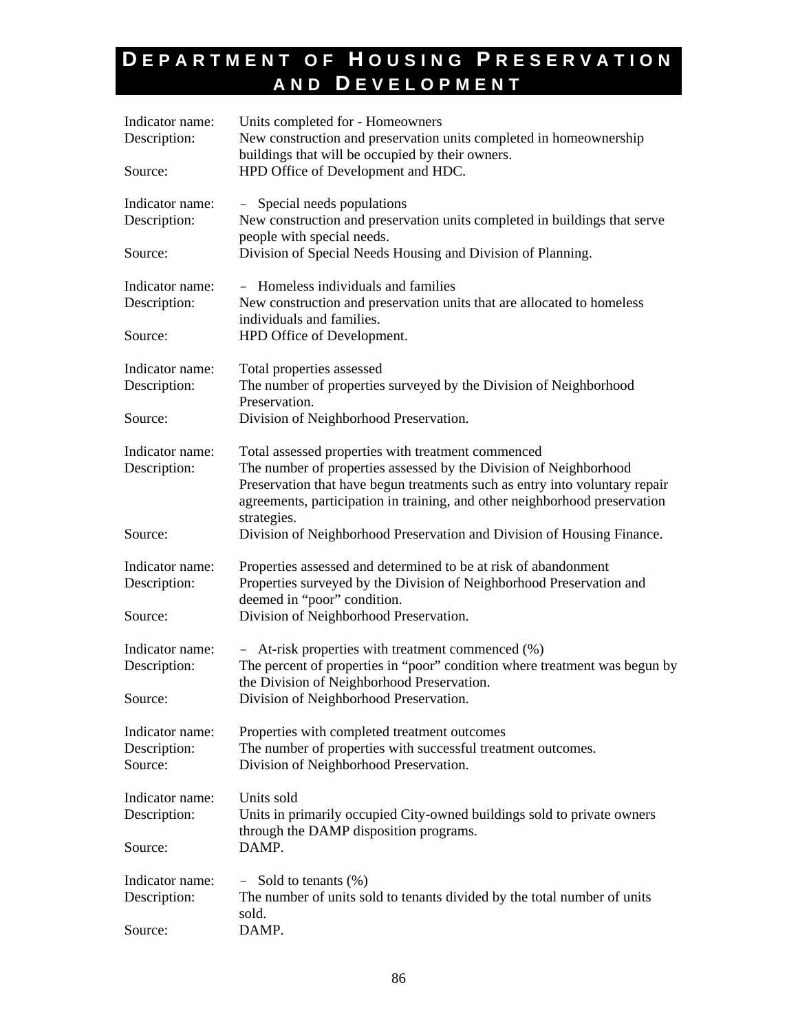# Department of Housing Preservation and Development

Indicator name: Units completed for - Homeowners
Description: New construction and preservation units completed in homeownership buildings that will be occupied by their owners.
Source: HPD Office of Development and HDC.

Indicator name: – Special needs populations
Description: New construction and preservation units completed in buildings that serve people with special needs.
Source: Division of Special Needs Housing and Division of Planning.

Indicator name: – Homeless individuals and families
Description: New construction and preservation units that are allocated to homeless individuals and families.
Source: HPD Office of Development.

Indicator name: Total properties assessed
Description: The number of properties surveyed by the Division of Neighborhood Preservation.
Source: Division of Neighborhood Preservation.

Indicator name: Total assessed properties with treatment commenced
Description: The number of properties assessed by the Division of Neighborhood Preservation that have begun treatments such as entry into voluntary repair agreements, participation in training, and other neighborhood preservation strategies.
Source: Division of Neighborhood Preservation and Division of Housing Finance.

Indicator name: Properties assessed and determined to be at risk of abandonment
Description: Properties surveyed by the Division of Neighborhood Preservation and deemed in "poor" condition.
Source: Division of Neighborhood Preservation.

Indicator name: – At-risk properties with treatment commenced (%)
Description: The percent of properties in "poor" condition where treatment was begun by the Division of Neighborhood Preservation.
Source: Division of Neighborhood Preservation.

Indicator name: Properties with completed treatment outcomes
Description: The number of properties with successful treatment outcomes.
Source: Division of Neighborhood Preservation.

Indicator name: Units sold
Description: Units in primarily occupied City-owned buildings sold to private owners through the DAMP disposition programs.
Source: DAMP.

Indicator name: – Sold to tenants (%)
Description: The number of units sold to tenants divided by the total number of units sold.
Source: DAMP.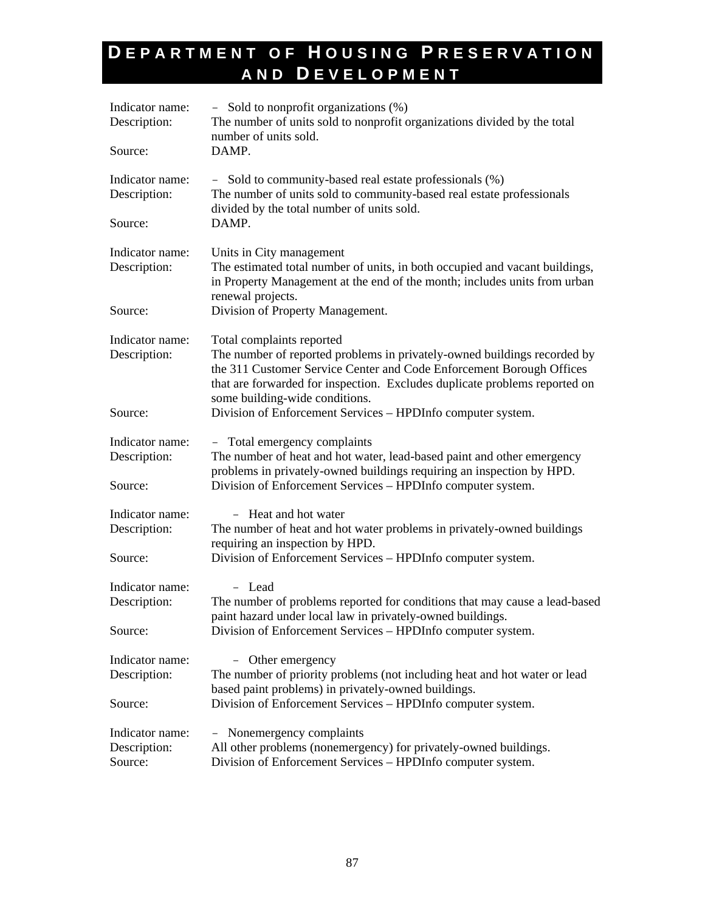# Department of Housing Preservation and Development

Indicator name: – Sold to nonprofit organizations (%)
Description: The number of units sold to nonprofit organizations divided by the total number of units sold.
Source: DAMP.

Indicator name: – Sold to community-based real estate professionals (%)
Description: The number of units sold to community-based real estate professionals divided by the total number of units sold.
Source: DAMP.

Indicator name: Units in City management
Description: The estimated total number of units, in both occupied and vacant buildings, in Property Management at the end of the month; includes units from urban renewal projects.
Source: Division of Property Management.

Indicator name: Total complaints reported
Description: The number of reported problems in privately-owned buildings recorded by the 311 Customer Service Center and Code Enforcement Borough Offices that are forwarded for inspection. Excludes duplicate problems reported on some building-wide conditions.
Source: Division of Enforcement Services – HPDInfo computer system.

Indicator name: – Total emergency complaints
Description: The number of heat and hot water, lead-based paint and other emergency problems in privately-owned buildings requiring an inspection by HPD.
Source: Division of Enforcement Services – HPDInfo computer system.

Indicator name: – Heat and hot water
Description: The number of heat and hot water problems in privately-owned buildings requiring an inspection by HPD.
Source: Division of Enforcement Services – HPDInfo computer system.

Indicator name: – Lead
Description: The number of problems reported for conditions that may cause a lead-based paint hazard under local law in privately-owned buildings.
Source: Division of Enforcement Services – HPDInfo computer system.

Indicator name: – Other emergency
Description: The number of priority problems (not including heat and hot water or lead based paint problems) in privately-owned buildings.
Source: Division of Enforcement Services – HPDInfo computer system.

Indicator name: – Nonemergency complaints
Description: All other problems (nonemergency) for privately-owned buildings.
Source: Division of Enforcement Services – HPDInfo computer system.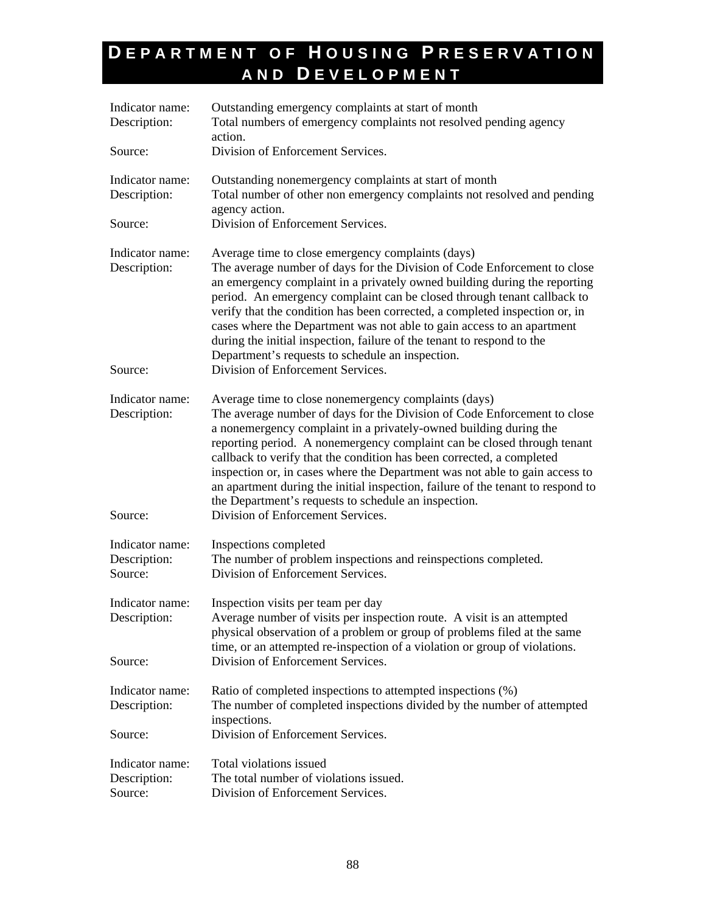# Department of Housing Preservation and Development

Indicator name: Outstanding emergency complaints at start of month
Description: Total numbers of emergency complaints not resolved pending agency action.
Source: Division of Enforcement Services.

Indicator name: Outstanding nonemergency complaints at start of month
Description: Total number of other non emergency complaints not resolved and pending agency action.
Source: Division of Enforcement Services.

Indicator name: Average time to close emergency complaints (days)
Description: The average number of days for the Division of Code Enforcement to close an emergency complaint in a privately owned building during the reporting period. An emergency complaint can be closed through tenant callback to verify that the condition has been corrected, a completed inspection or, in cases where the Department was not able to gain access to an apartment during the initial inspection, failure of the tenant to respond to the Department's requests to schedule an inspection.
Source: Division of Enforcement Services.

Indicator name: Average time to close nonemergency complaints (days)
Description: The average number of days for the Division of Code Enforcement to close a nonemergency complaint in a privately-owned building during the reporting period. A nonemergency complaint can be closed through tenant callback to verify that the condition has been corrected, a completed inspection or, in cases where the Department was not able to gain access to an apartment during the initial inspection, failure of the tenant to respond to the Department's requests to schedule an inspection.
Source: Division of Enforcement Services.

Indicator name: Inspections completed
Description: The number of problem inspections and reinspections completed.
Source: Division of Enforcement Services.

Indicator name: Inspection visits per team per day
Description: Average number of visits per inspection route. A visit is an attempted physical observation of a problem or group of problems filed at the same time, or an attempted re-inspection of a violation or group of violations.
Source: Division of Enforcement Services.

Indicator name: Ratio of completed inspections to attempted inspections (%)
Description: The number of completed inspections divided by the number of attempted inspections.
Source: Division of Enforcement Services.

Indicator name: Total violations issued
Description: The total number of violations issued.
Source: Division of Enforcement Services.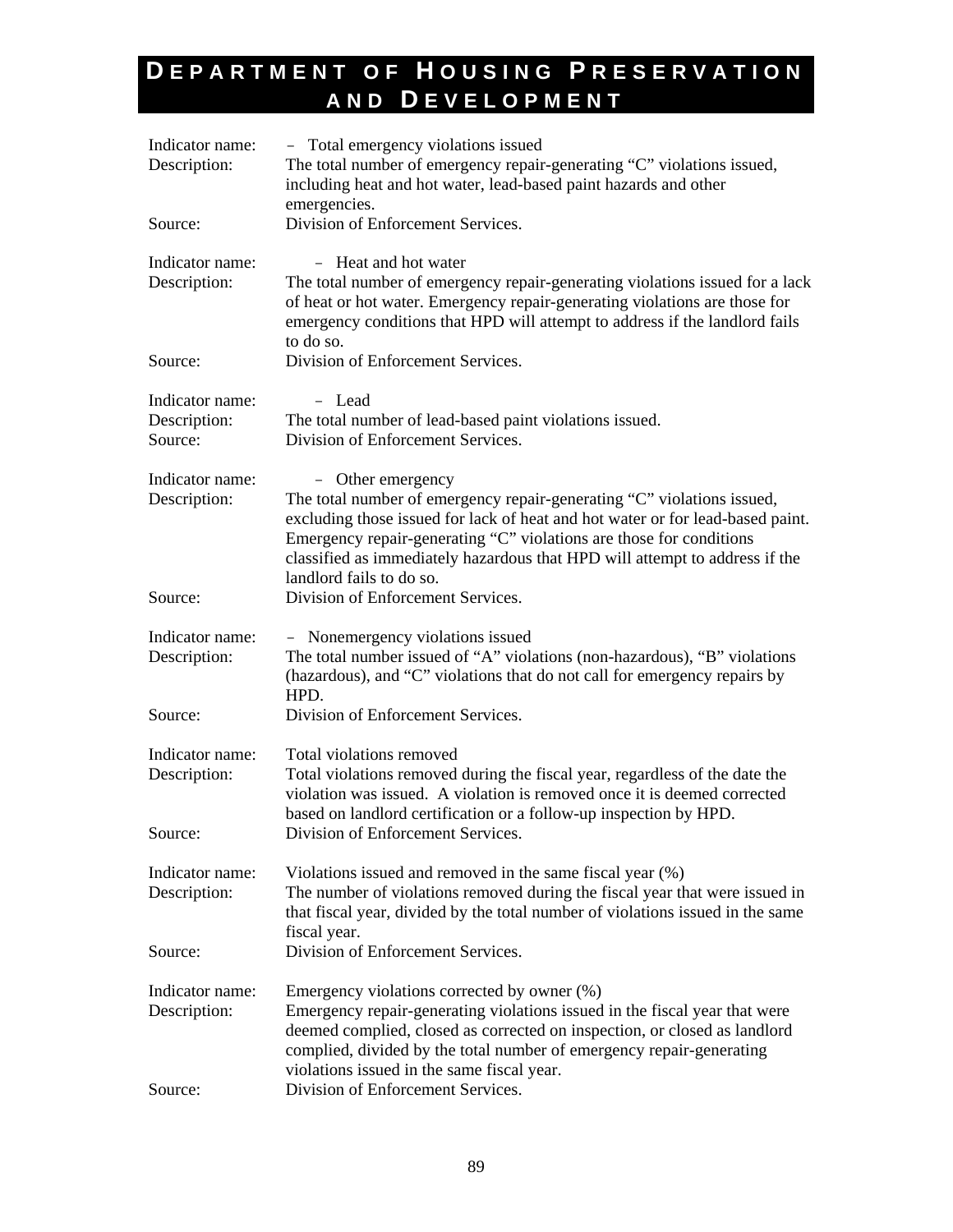# DEPARTMENT OF HOUSING PRESERVATION AND DEVELOPMENT

Indicator name: – Total emergency violations issued
Description: The total number of emergency repair-generating "C" violations issued, including heat and hot water, lead-based paint hazards and other emergencies.
Source: Division of Enforcement Services.

Indicator name: – Heat and hot water
Description: The total number of emergency repair-generating violations issued for a lack of heat or hot water. Emergency repair-generating violations are those for emergency conditions that HPD will attempt to address if the landlord fails to do so.
Source: Division of Enforcement Services.

Indicator name: – Lead
Description: The total number of lead-based paint violations issued.
Source: Division of Enforcement Services.

Indicator name: – Other emergency
Description: The total number of emergency repair-generating "C" violations issued, excluding those issued for lack of heat and hot water or for lead-based paint. Emergency repair-generating "C" violations are those for conditions classified as immediately hazardous that HPD will attempt to address if the landlord fails to do so.
Source: Division of Enforcement Services.

Indicator name: – Nonemergency violations issued
Description: The total number issued of "A" violations (non-hazardous), "B" violations (hazardous), and "C" violations that do not call for emergency repairs by HPD.
Source: Division of Enforcement Services.

Indicator name: Total violations removed
Description: Total violations removed during the fiscal year, regardless of the date the violation was issued. A violation is removed once it is deemed corrected based on landlord certification or a follow-up inspection by HPD.
Source: Division of Enforcement Services.

Indicator name: Violations issued and removed in the same fiscal year (%)
Description: The number of violations removed during the fiscal year that were issued in that fiscal year, divided by the total number of violations issued in the same fiscal year.
Source: Division of Enforcement Services.

Indicator name: Emergency violations corrected by owner (%)
Description: Emergency repair-generating violations issued in the fiscal year that were deemed complied, closed as corrected on inspection, or closed as landlord complied, divided by the total number of emergency repair-generating violations issued in the same fiscal year.
Source: Division of Enforcement Services.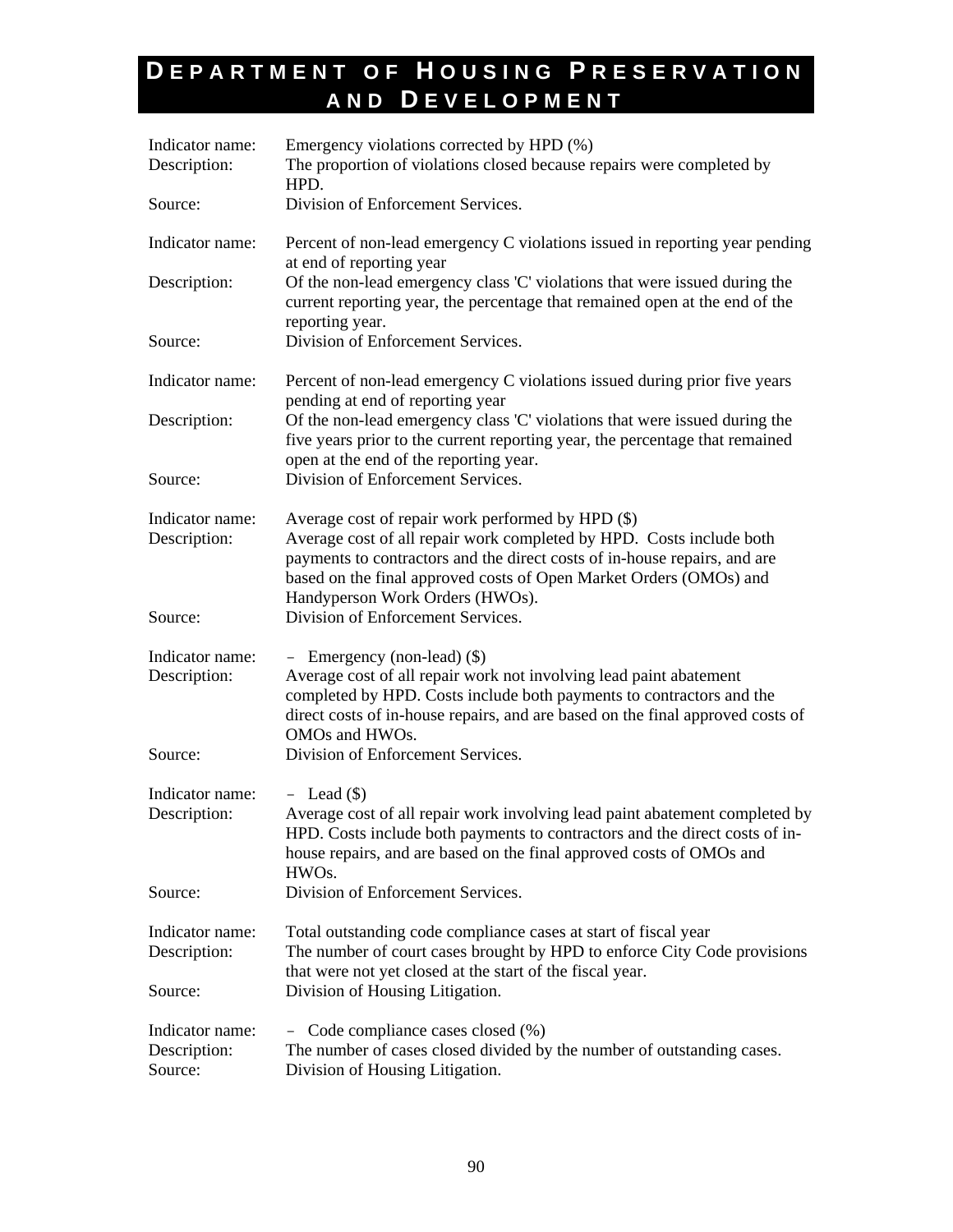# Department of Housing Preservation and Development

Indicator name: Emergency violations corrected by HPD (%)
Description: The proportion of violations closed because repairs were completed by HPD.
Source: Division of Enforcement Services.

Indicator name: Percent of non-lead emergency C violations issued in reporting year pending at end of reporting year
Description: Of the non-lead emergency class 'C' violations that were issued during the current reporting year, the percentage that remained open at the end of the reporting year.
Source: Division of Enforcement Services.

Indicator name: Percent of non-lead emergency C violations issued during prior five years pending at end of reporting year
Description: Of the non-lead emergency class 'C' violations that were issued during the five years prior to the current reporting year, the percentage that remained open at the end of the reporting year.
Source: Division of Enforcement Services.

Indicator name: Average cost of repair work performed by HPD ($)
Description: Average cost of all repair work completed by HPD. Costs include both payments to contractors and the direct costs of in-house repairs, and are based on the final approved costs of Open Market Orders (OMOs) and Handyperson Work Orders (HWOs).
Source: Division of Enforcement Services.

Indicator name: – Emergency (non-lead) ($)
Description: Average cost of all repair work not involving lead paint abatement completed by HPD. Costs include both payments to contractors and the direct costs of in-house repairs, and are based on the final approved costs of OMOs and HWOs.
Source: Division of Enforcement Services.

Indicator name: – Lead ($)
Description: Average cost of all repair work involving lead paint abatement completed by HPD. Costs include both payments to contractors and the direct costs of in-house repairs, and are based on the final approved costs of OMOs and HWOs.
Source: Division of Enforcement Services.

Indicator name: Total outstanding code compliance cases at start of fiscal year
Description: The number of court cases brought by HPD to enforce City Code provisions that were not yet closed at the start of the fiscal year.
Source: Division of Housing Litigation.

Indicator name: – Code compliance cases closed (%)
Description: The number of cases closed divided by the number of outstanding cases.
Source: Division of Housing Litigation.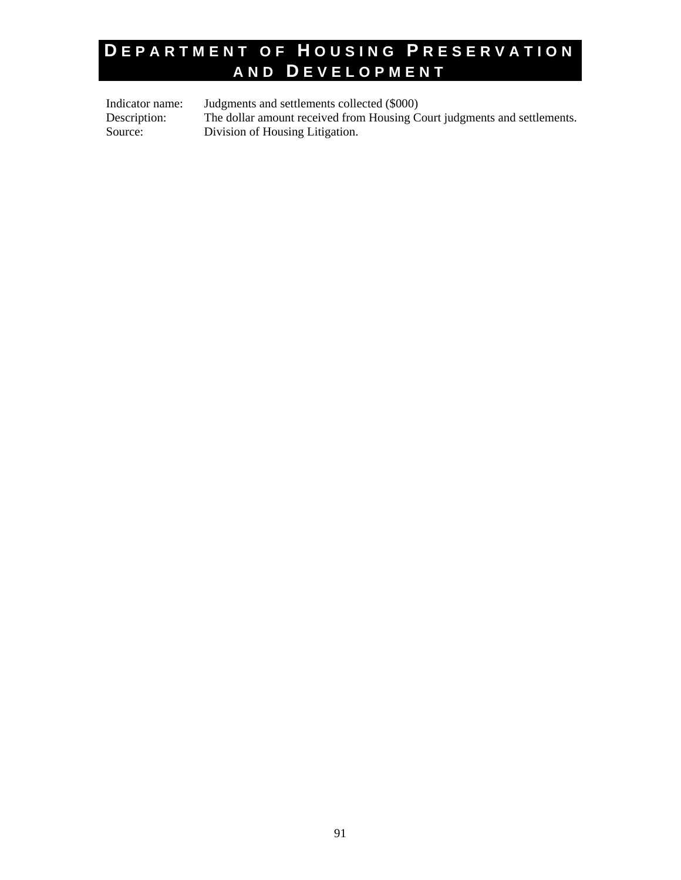# Department of Housing Preservation and Development

Indicator name: Judgments and settlements collected ($000)
Description: The dollar amount received from Housing Court judgments and settlements.
Source: Division of Housing Litigation.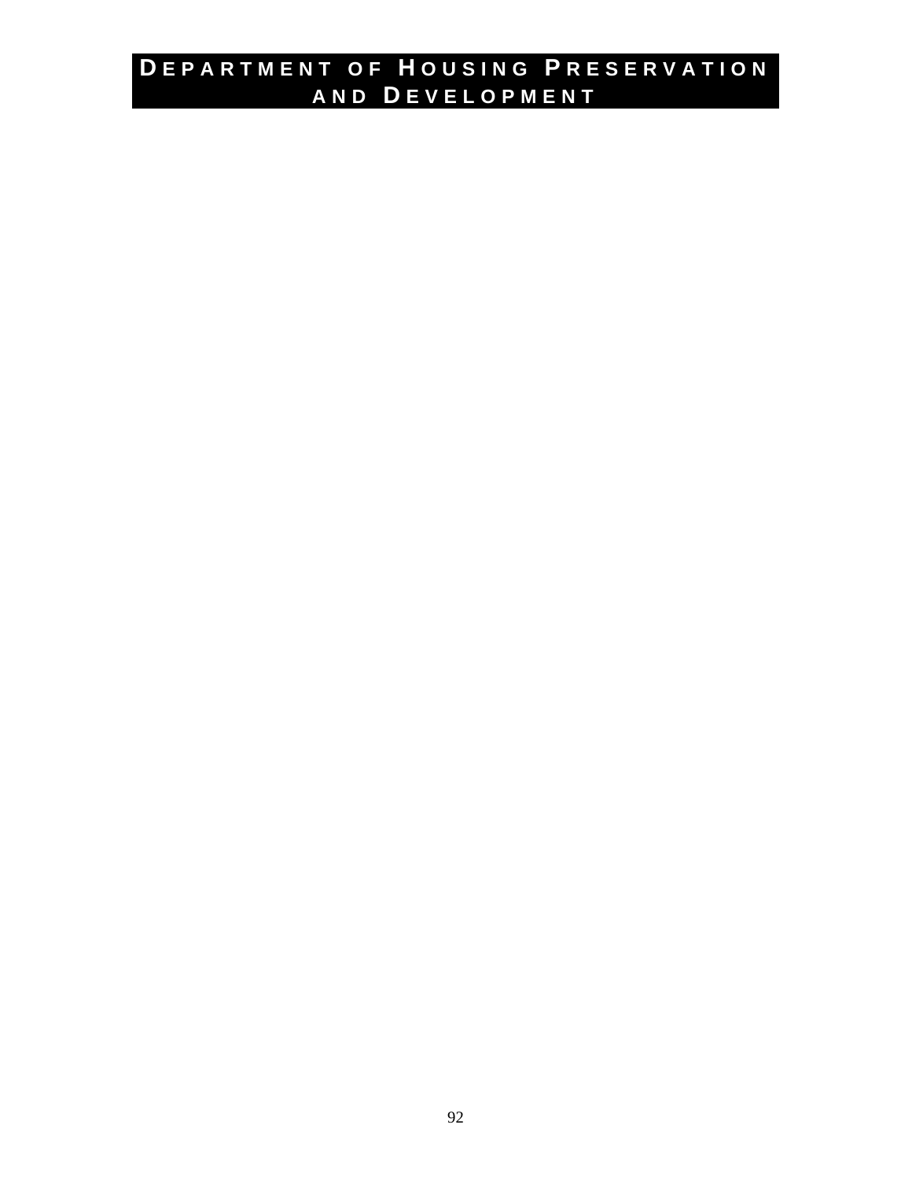# Department of Housing Preservation and Development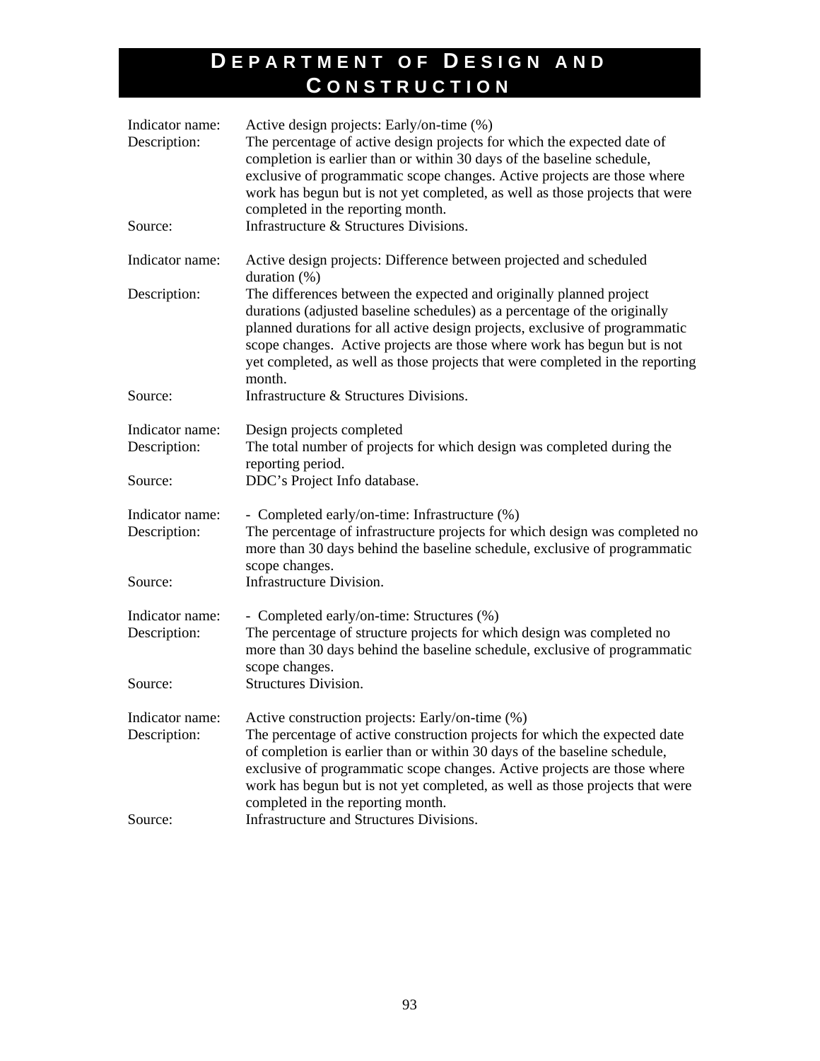# Department of Design and Construction

Indicator name: Active design projects: Early/on-time (%)

Description: The percentage of active design projects for which the expected date of completion is earlier than or within 30 days of the baseline schedule, exclusive of programmatic scope changes. Active projects are those where work has begun but is not yet completed, as well as those projects that were completed in the reporting month.

Source: Infrastructure & Structures Divisions.

Indicator name: Active design projects: Difference between projected and scheduled duration (%)

Description: The differences between the expected and originally planned project durations (adjusted baseline schedules) as a percentage of the originally planned durations for all active design projects, exclusive of programmatic scope changes. Active projects are those where work has begun but is not yet completed, as well as those projects that were completed in the reporting month.

Source: Infrastructure & Structures Divisions.

Indicator name: Design projects completed

Description: The total number of projects for which design was completed during the reporting period.

Source: DDC's Project Info database.

Indicator name: - Completed early/on-time: Infrastructure (%)

Description: The percentage of infrastructure projects for which design was completed no more than 30 days behind the baseline schedule, exclusive of programmatic scope changes.

Source: Infrastructure Division.

Indicator name: - Completed early/on-time: Structures (%)

Description: The percentage of structure projects for which design was completed no more than 30 days behind the baseline schedule, exclusive of programmatic scope changes.

Source: Structures Division.

Indicator name: Active construction projects: Early/on-time (%)

Description: The percentage of active construction projects for which the expected date of completion is earlier than or within 30 days of the baseline schedule, exclusive of programmatic scope changes. Active projects are those where work has begun but is not yet completed, as well as those projects that were completed in the reporting month.

Source: Infrastructure and Structures Divisions.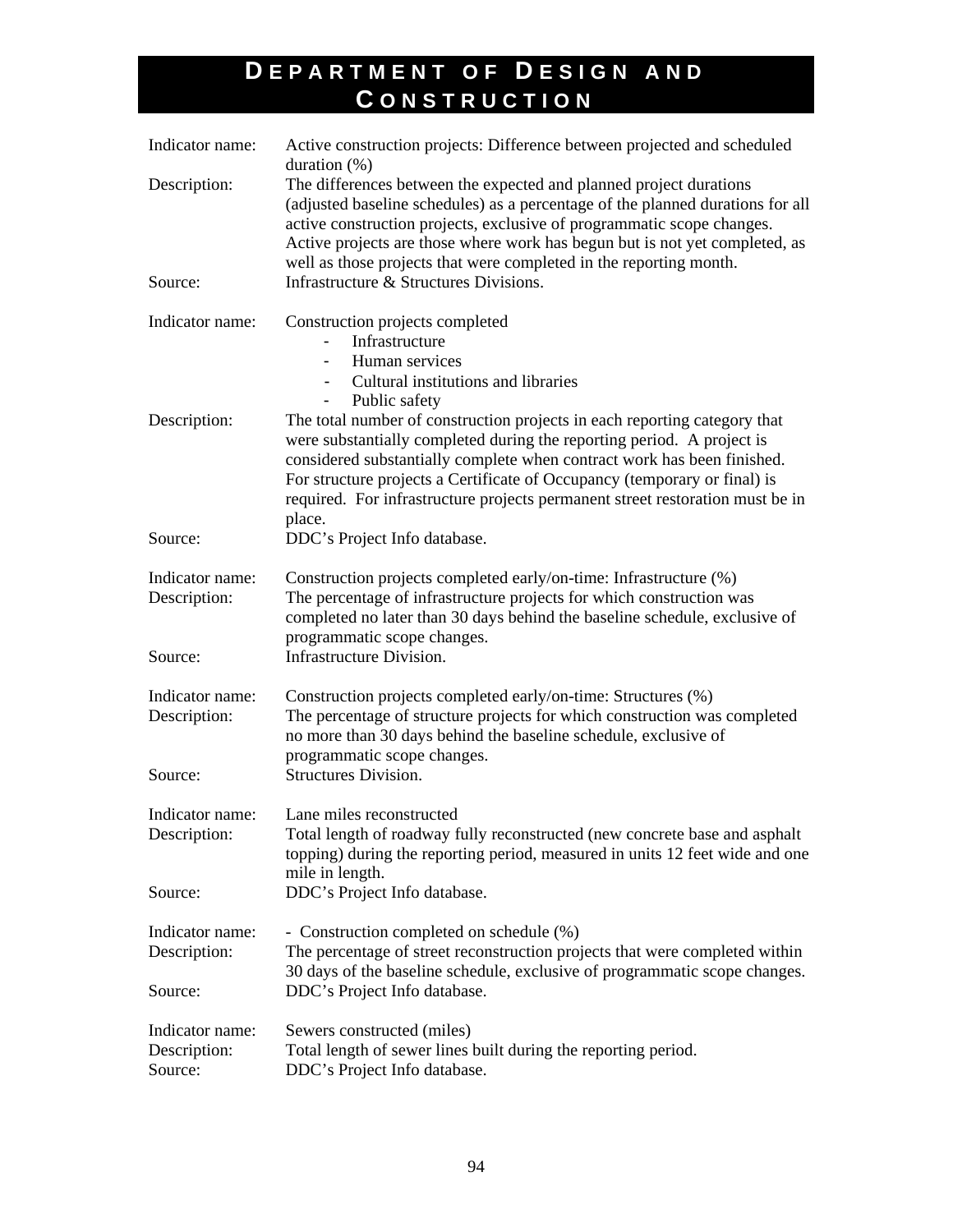# Department of Design and Construction

Indicator name: Active construction projects: Difference between projected and scheduled duration (%)

Description: The differences between the expected and planned project durations (adjusted baseline schedules) as a percentage of the planned durations for all active construction projects, exclusive of programmatic scope changes. Active projects are those where work has begun but is not yet completed, as well as those projects that were completed in the reporting month.

Source: Infrastructure & Structures Divisions.

Indicator name: Construction projects completed
- Infrastructure
- Human services
- Cultural institutions and libraries
- Public safety

Description: The total number of construction projects in each reporting category that were substantially completed during the reporting period. A project is considered substantially complete when contract work has been finished. For structure projects a Certificate of Occupancy (temporary or final) is required. For infrastructure projects permanent street restoration must be in place.

Source: DDC's Project Info database.

Indicator name: Construction projects completed early/on-time: Infrastructure (%)

Description: The percentage of infrastructure projects for which construction was completed no later than 30 days behind the baseline schedule, exclusive of programmatic scope changes.

Source: Infrastructure Division.

Indicator name: Construction projects completed early/on-time: Structures (%)

Description: The percentage of structure projects for which construction was completed no more than 30 days behind the baseline schedule, exclusive of programmatic scope changes.

Source: Structures Division.

Indicator name: Lane miles reconstructed

Description: Total length of roadway fully reconstructed (new concrete base and asphalt topping) during the reporting period, measured in units 12 feet wide and one mile in length.

Source: DDC's Project Info database.

Indicator name: - Construction completed on schedule (%)

Description: The percentage of street reconstruction projects that were completed within 30 days of the baseline schedule, exclusive of programmatic scope changes.

Source: DDC's Project Info database.

Indicator name: Sewers constructed (miles)

Description: Total length of sewer lines built during the reporting period.

Source: DDC's Project Info database.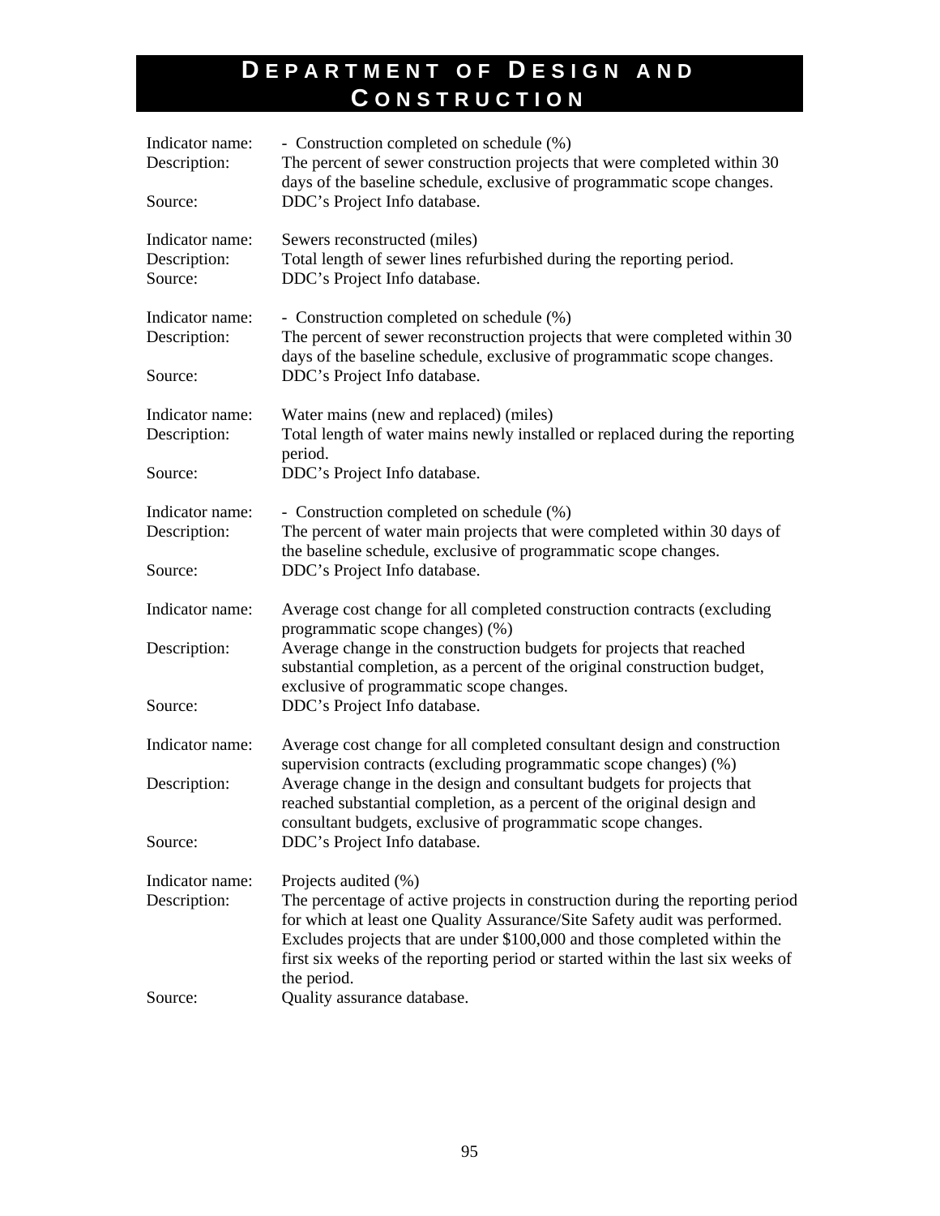# Department of Design and Construction

Indicator name: - Construction completed on schedule (%)
Description: The percent of sewer construction projects that were completed within 30 days of the baseline schedule, exclusive of programmatic scope changes.
Source: DDC's Project Info database.

Indicator name: Sewers reconstructed (miles)
Description: Total length of sewer lines refurbished during the reporting period.
Source: DDC's Project Info database.

Indicator name: - Construction completed on schedule (%)
Description: The percent of sewer reconstruction projects that were completed within 30 days of the baseline schedule, exclusive of programmatic scope changes.
Source: DDC's Project Info database.

Indicator name: Water mains (new and replaced) (miles)
Description: Total length of water mains newly installed or replaced during the reporting period.
Source: DDC's Project Info database.

Indicator name: - Construction completed on schedule (%)
Description: The percent of water main projects that were completed within 30 days of the baseline schedule, exclusive of programmatic scope changes.
Source: DDC's Project Info database.

Indicator name: Average cost change for all completed construction contracts (excluding programmatic scope changes) (%)
Description: Average change in the construction budgets for projects that reached substantial completion, as a percent of the original construction budget, exclusive of programmatic scope changes.
Source: DDC's Project Info database.

Indicator name: Average cost change for all completed consultant design and construction supervision contracts (excluding programmatic scope changes) (%)
Description: Average change in the design and consultant budgets for projects that reached substantial completion, as a percent of the original design and consultant budgets, exclusive of programmatic scope changes.
Source: DDC's Project Info database.

Indicator name: Projects audited (%)
Description: The percentage of active projects in construction during the reporting period for which at least one Quality Assurance/Site Safety audit was performed. Excludes projects that are under $100,000 and those completed within the first six weeks of the reporting period or started within the last six weeks of the period.
Source: Quality assurance database.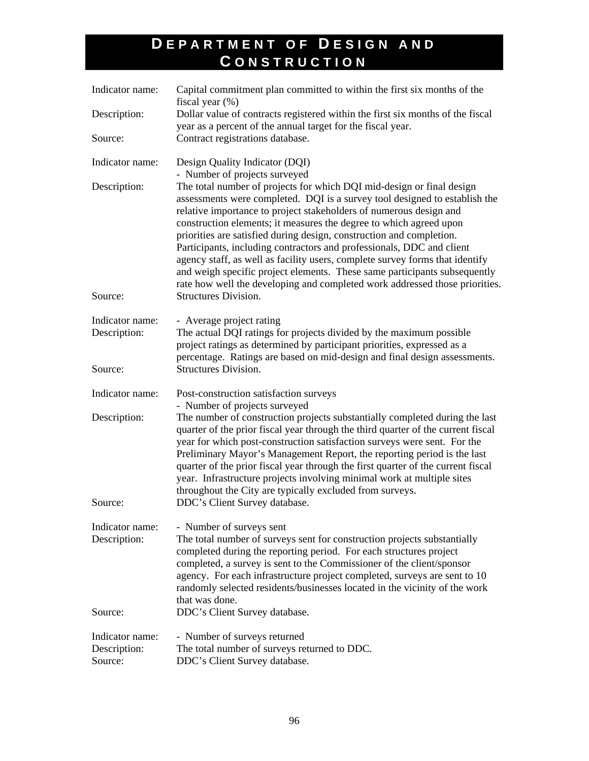# Department of Design and Construction

| | |
|---|---|
| Indicator name: | Capital commitment plan committed to within the first six months of the fiscal year (%) |
| Description: | Dollar value of contracts registered within the first six months of the fiscal year as a percent of the annual target for the fiscal year. |
| Source: | Contract registrations database. |

| | |
|---|---|
| Indicator name: | Design Quality Indicator (DQI)<br>- Number of projects surveyed |
| Description: | The total number of projects for which DQI mid-design or final design assessments were completed. DQI is a survey tool designed to establish the relative importance to project stakeholders of numerous design and construction elements; it measures the degree to which agreed upon priorities are satisfied during design, construction and completion. Participants, including contractors and professionals, DDC and client agency staff, as well as facility users, complete survey forms that identify and weigh specific project elements. These same participants subsequently rate how well the developing and completed work addressed those priorities. |
| Source: | Structures Division. |

| | |
|---|---|
| Indicator name: | - Average project rating |
| Description: | The actual DQI ratings for projects divided by the maximum possible project ratings as determined by participant priorities, expressed as a percentage. Ratings are based on mid-design and final design assessments. |
| Source: | Structures Division. |

| | |
|---|---|
| Indicator name: | Post-construction satisfaction surveys<br>- Number of projects surveyed |
| Description: | The number of construction projects substantially completed during the last quarter of the prior fiscal year through the third quarter of the current fiscal year for which post-construction satisfaction surveys were sent. For the Preliminary Mayor's Management Report, the reporting period is the last quarter of the prior fiscal year through the first quarter of the current fiscal year. Infrastructure projects involving minimal work at multiple sites throughout the City are typically excluded from surveys. |
| Source: | DDC's Client Survey database. |

| | |
|---|---|
| Indicator name: | - Number of surveys sent |
| Description: | The total number of surveys sent for construction projects substantially completed during the reporting period. For each structures project completed, a survey is sent to the Commissioner of the client/sponsor agency. For each infrastructure project completed, surveys are sent to 10 randomly selected residents/businesses located in the vicinity of the work that was done. |
| Source: | DDC's Client Survey database. |

| | |
|---|---|
| Indicator name: | - Number of surveys returned |
| Description: | The total number of surveys returned to DDC. |
| Source: | DDC's Client Survey database. |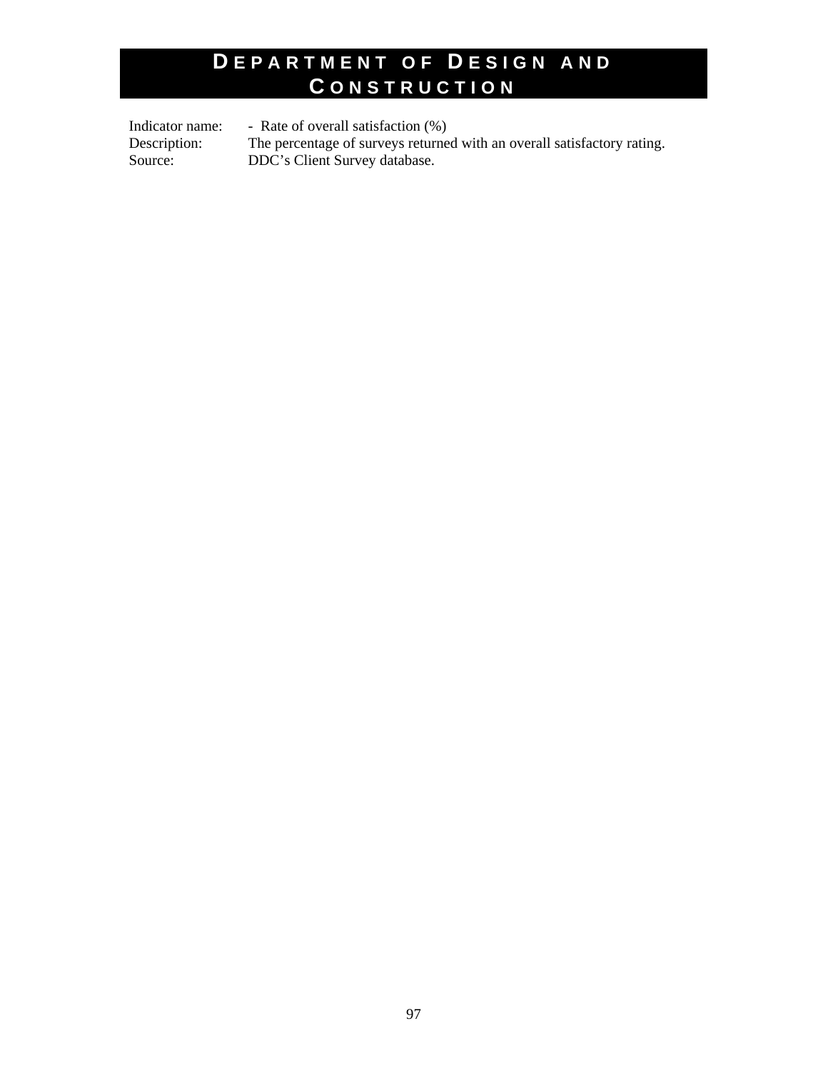# Department of Design and Construction

Indicator name: - Rate of overall satisfaction (%)
Description: The percentage of surveys returned with an overall satisfactory rating.
Source: DDC's Client Survey database.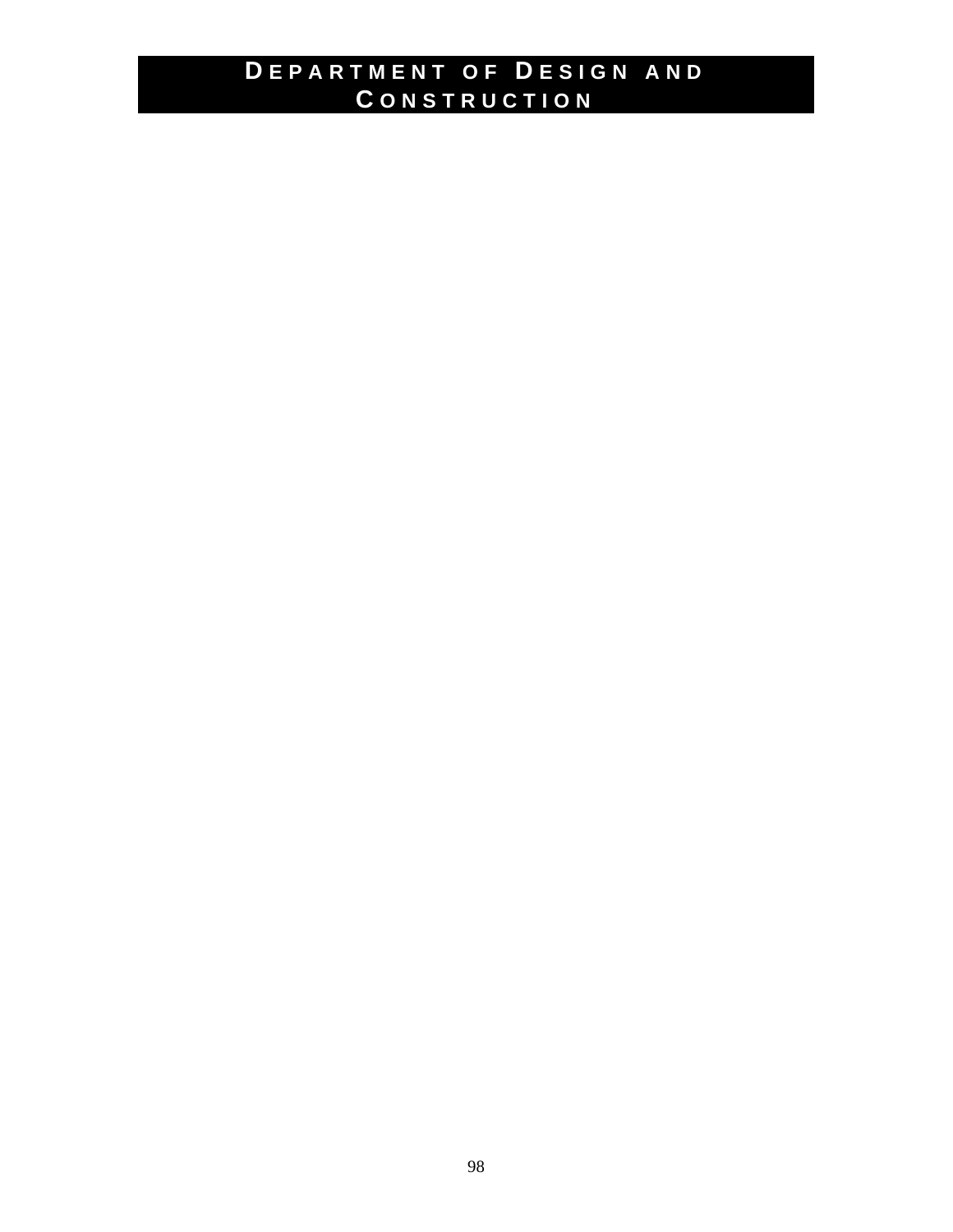# Department of Design and Construction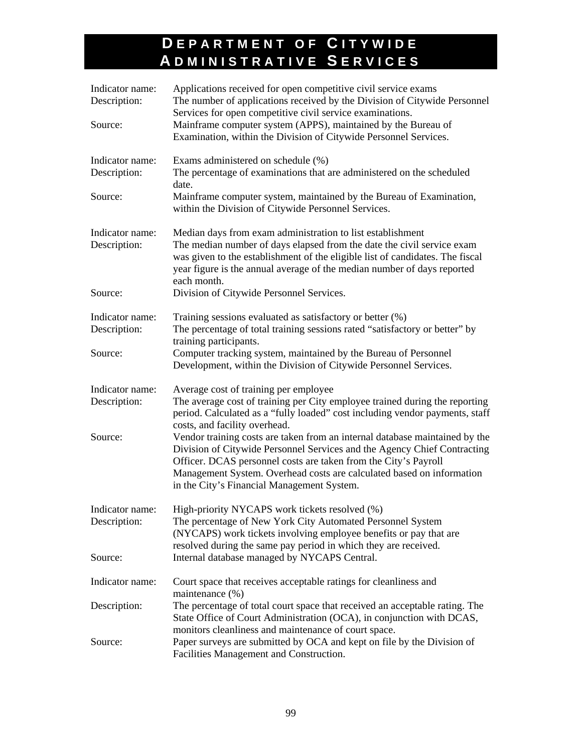# DEPARTMENT OF CITYWIDE ADMINISTRATIVE SERVICES

Indicator name: Applications received for open competitive civil service exams
Description: The number of applications received by the Division of Citywide Personnel Services for open competitive civil service examinations.
Source: Mainframe computer system (APPS), maintained by the Bureau of Examination, within the Division of Citywide Personnel Services.

Indicator name: Exams administered on schedule (%)
Description: The percentage of examinations that are administered on the scheduled date.
Source: Mainframe computer system, maintained by the Bureau of Examination, within the Division of Citywide Personnel Services.

Indicator name: Median days from exam administration to list establishment
Description: The median number of days elapsed from the date the civil service exam was given to the establishment of the eligible list of candidates. The fiscal year figure is the annual average of the median number of days reported each month.
Source: Division of Citywide Personnel Services.

Indicator name: Training sessions evaluated as satisfactory or better (%)
Description: The percentage of total training sessions rated "satisfactory or better" by training participants.
Source: Computer tracking system, maintained by the Bureau of Personnel Development, within the Division of Citywide Personnel Services.

Indicator name: Average cost of training per employee
Description: The average cost of training per City employee trained during the reporting period. Calculated as a "fully loaded" cost including vendor payments, staff costs, and facility overhead.
Source: Vendor training costs are taken from an internal database maintained by the Division of Citywide Personnel Services and the Agency Chief Contracting Officer. DCAS personnel costs are taken from the City's Payroll Management System. Overhead costs are calculated based on information in the City's Financial Management System.

Indicator name: High-priority NYCAPS work tickets resolved (%)
Description: The percentage of New York City Automated Personnel System (NYCAPS) work tickets involving employee benefits or pay that are resolved during the same pay period in which they are received.
Source: Internal database managed by NYCAPS Central.

Indicator name: Court space that receives acceptable ratings for cleanliness and maintenance (%)
Description: The percentage of total court space that received an acceptable rating. The State Office of Court Administration (OCA), in conjunction with DCAS, monitors cleanliness and maintenance of court space.
Source: Paper surveys are submitted by OCA and kept on file by the Division of Facilities Management and Construction.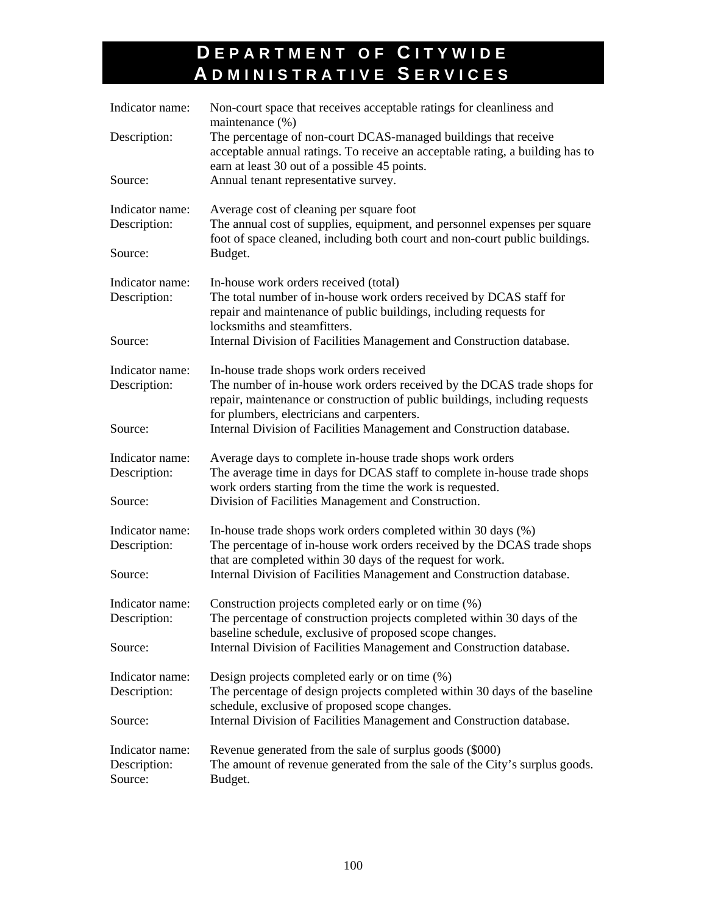# DEPARTMENT OF CITYWIDE ADMINISTRATIVE SERVICES

| | |
|---|---|
| Indicator name: | Non-court space that receives acceptable ratings for cleanliness and maintenance (%) |
| Description: | The percentage of non-court DCAS-managed buildings that receive acceptable annual ratings. To receive an acceptable rating, a building has to earn at least 30 out of a possible 45 points. |
| Source: | Annual tenant representative survey. |

| | |
|---|---|
| Indicator name: | Average cost of cleaning per square foot |
| Description: | The annual cost of supplies, equipment, and personnel expenses per square foot of space cleaned, including both court and non-court public buildings. |
| Source: | Budget. |

| | |
|---|---|
| Indicator name: | In-house work orders received (total) |
| Description: | The total number of in-house work orders received by DCAS staff for repair and maintenance of public buildings, including requests for locksmiths and steamfitters. |
| Source: | Internal Division of Facilities Management and Construction database. |

| | |
|---|---|
| Indicator name: | In-house trade shops work orders received |
| Description: | The number of in-house work orders received by the DCAS trade shops for repair, maintenance or construction of public buildings, including requests for plumbers, electricians and carpenters. |
| Source: | Internal Division of Facilities Management and Construction database. |

| | |
|---|---|
| Indicator name: | Average days to complete in-house trade shops work orders |
| Description: | The average time in days for DCAS staff to complete in-house trade shops work orders starting from the time the work is requested. |
| Source: | Division of Facilities Management and Construction. |

| | |
|---|---|
| Indicator name: | In-house trade shops work orders completed within 30 days (%) |
| Description: | The percentage of in-house work orders received by the DCAS trade shops that are completed within 30 days of the request for work. |
| Source: | Internal Division of Facilities Management and Construction database. |

| | |
|---|---|
| Indicator name: | Construction projects completed early or on time (%) |
| Description: | The percentage of construction projects completed within 30 days of the baseline schedule, exclusive of proposed scope changes. |
| Source: | Internal Division of Facilities Management and Construction database. |

| | |
|---|---|
| Indicator name: | Design projects completed early or on time (%) |
| Description: | The percentage of design projects completed within 30 days of the baseline schedule, exclusive of proposed scope changes. |
| Source: | Internal Division of Facilities Management and Construction database. |

| | |
|---|---|
| Indicator name: | Revenue generated from the sale of surplus goods ($000) |
| Description: | The amount of revenue generated from the sale of the City's surplus goods. |
| Source: | Budget. |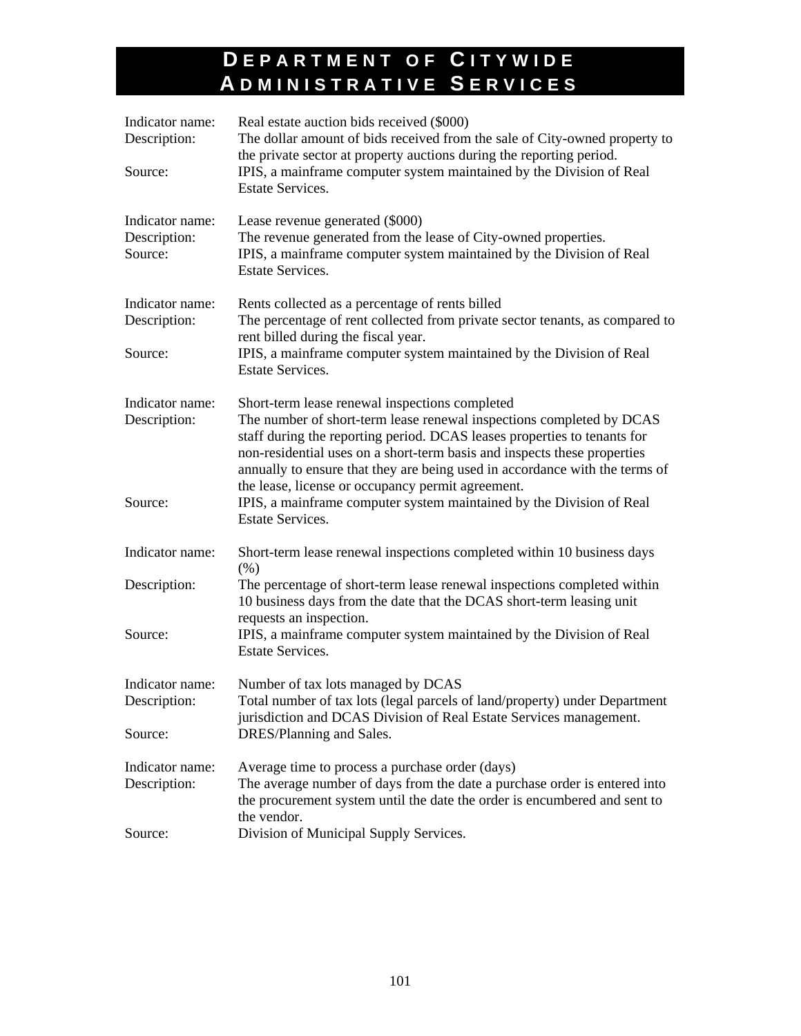# DEPARTMENT OF CITYWIDE ADMINISTRATIVE SERVICES

Indicator name: Real estate auction bids received ($000)
Description: The dollar amount of bids received from the sale of City-owned property to the private sector at property auctions during the reporting period.
Source: IPIS, a mainframe computer system maintained by the Division of Real Estate Services.

Indicator name: Lease revenue generated ($000)
Description: The revenue generated from the lease of City-owned properties.
Source: IPIS, a mainframe computer system maintained by the Division of Real Estate Services.

Indicator name: Rents collected as a percentage of rents billed
Description: The percentage of rent collected from private sector tenants, as compared to rent billed during the fiscal year.
Source: IPIS, a mainframe computer system maintained by the Division of Real Estate Services.

Indicator name: Short-term lease renewal inspections completed
Description: The number of short-term lease renewal inspections completed by DCAS staff during the reporting period. DCAS leases properties to tenants for non-residential uses on a short-term basis and inspects these properties annually to ensure that they are being used in accordance with the terms of the lease, license or occupancy permit agreement.
Source: IPIS, a mainframe computer system maintained by the Division of Real Estate Services.

Indicator name: Short-term lease renewal inspections completed within 10 business days (%)
Description: The percentage of short-term lease renewal inspections completed within 10 business days from the date that the DCAS short-term leasing unit requests an inspection.
Source: IPIS, a mainframe computer system maintained by the Division of Real Estate Services.

Indicator name: Number of tax lots managed by DCAS
Description: Total number of tax lots (legal parcels of land/property) under Department jurisdiction and DCAS Division of Real Estate Services management.
Source: DRES/Planning and Sales.

Indicator name: Average time to process a purchase order (days)
Description: The average number of days from the date a purchase order is entered into the procurement system until the date the order is encumbered and sent to the vendor.
Source: Division of Municipal Supply Services.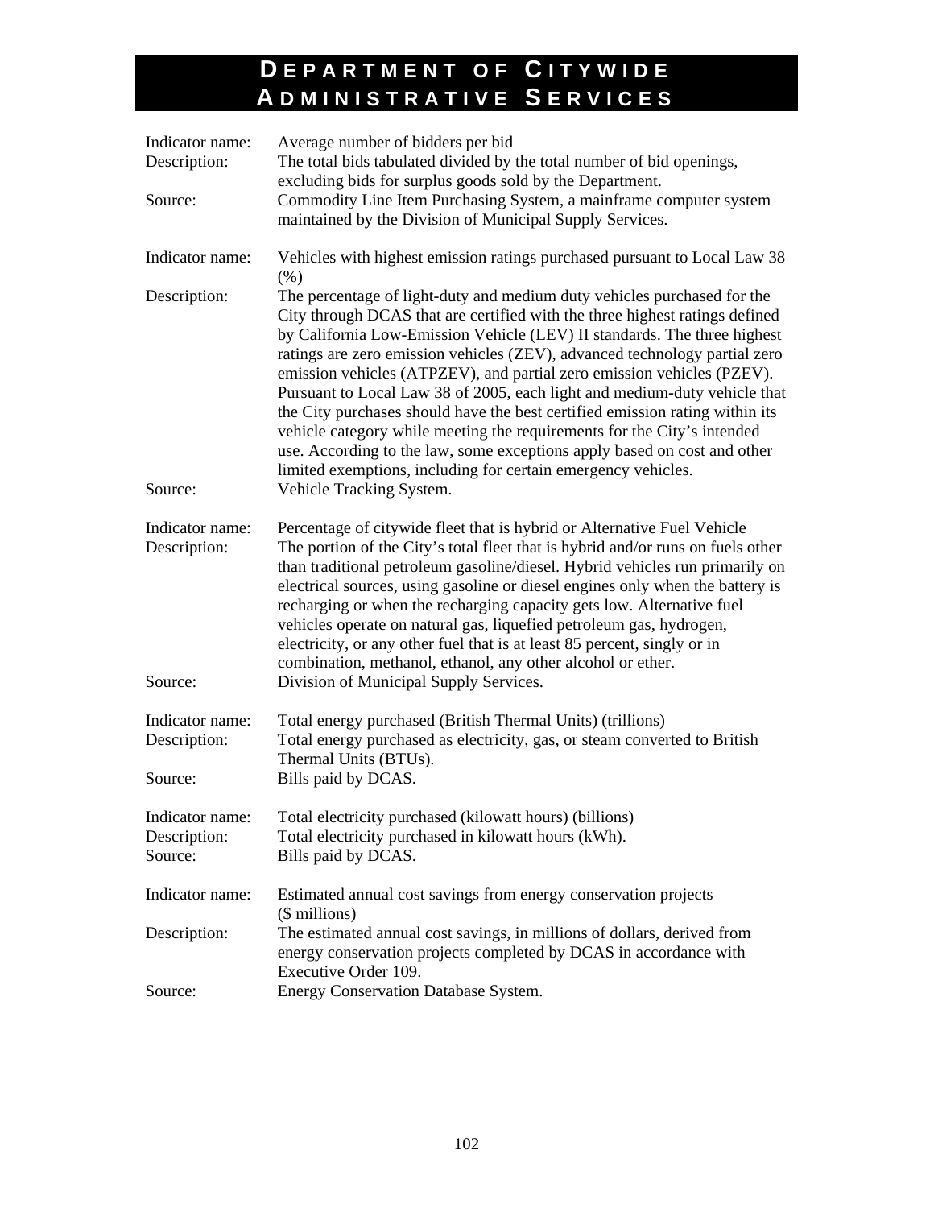# DEPARTMENT OF CITYWIDE ADMINISTRATIVE SERVICES

Indicator name: Average number of bidders per bid
Description: The total bids tabulated divided by the total number of bid openings, excluding bids for surplus goods sold by the Department.
Source: Commodity Line Item Purchasing System, a mainframe computer system maintained by the Division of Municipal Supply Services.

Indicator name: Vehicles with highest emission ratings purchased pursuant to Local Law 38 (%)
Description: The percentage of light-duty and medium duty vehicles purchased for the City through DCAS that are certified with the three highest ratings defined by California Low-Emission Vehicle (LEV) II standards. The three highest ratings are zero emission vehicles (ZEV), advanced technology partial zero emission vehicles (ATPZEV), and partial zero emission vehicles (PZEV). Pursuant to Local Law 38 of 2005, each light and medium-duty vehicle that the City purchases should have the best certified emission rating within its vehicle category while meeting the requirements for the City's intended use. According to the law, some exceptions apply based on cost and other limited exemptions, including for certain emergency vehicles.
Source: Vehicle Tracking System.

Indicator name: Percentage of citywide fleet that is hybrid or Alternative Fuel Vehicle
Description: The portion of the City's total fleet that is hybrid and/or runs on fuels other than traditional petroleum gasoline/diesel. Hybrid vehicles run primarily on electrical sources, using gasoline or diesel engines only when the battery is recharging or when the recharging capacity gets low. Alternative fuel vehicles operate on natural gas, liquefied petroleum gas, hydrogen, electricity, or any other fuel that is at least 85 percent, singly or in combination, methanol, ethanol, any other alcohol or ether.
Source: Division of Municipal Supply Services.

Indicator name: Total energy purchased (British Thermal Units) (trillions)
Description: Total energy purchased as electricity, gas, or steam converted to British Thermal Units (BTUs).
Source: Bills paid by DCAS.

Indicator name: Total electricity purchased (kilowatt hours) (billions)
Description: Total electricity purchased in kilowatt hours (kWh).
Source: Bills paid by DCAS.

Indicator name: Estimated annual cost savings from energy conservation projects ($ millions)
Description: The estimated annual cost savings, in millions of dollars, derived from energy conservation projects completed by DCAS in accordance with Executive Order 109.
Source: Energy Conservation Database System.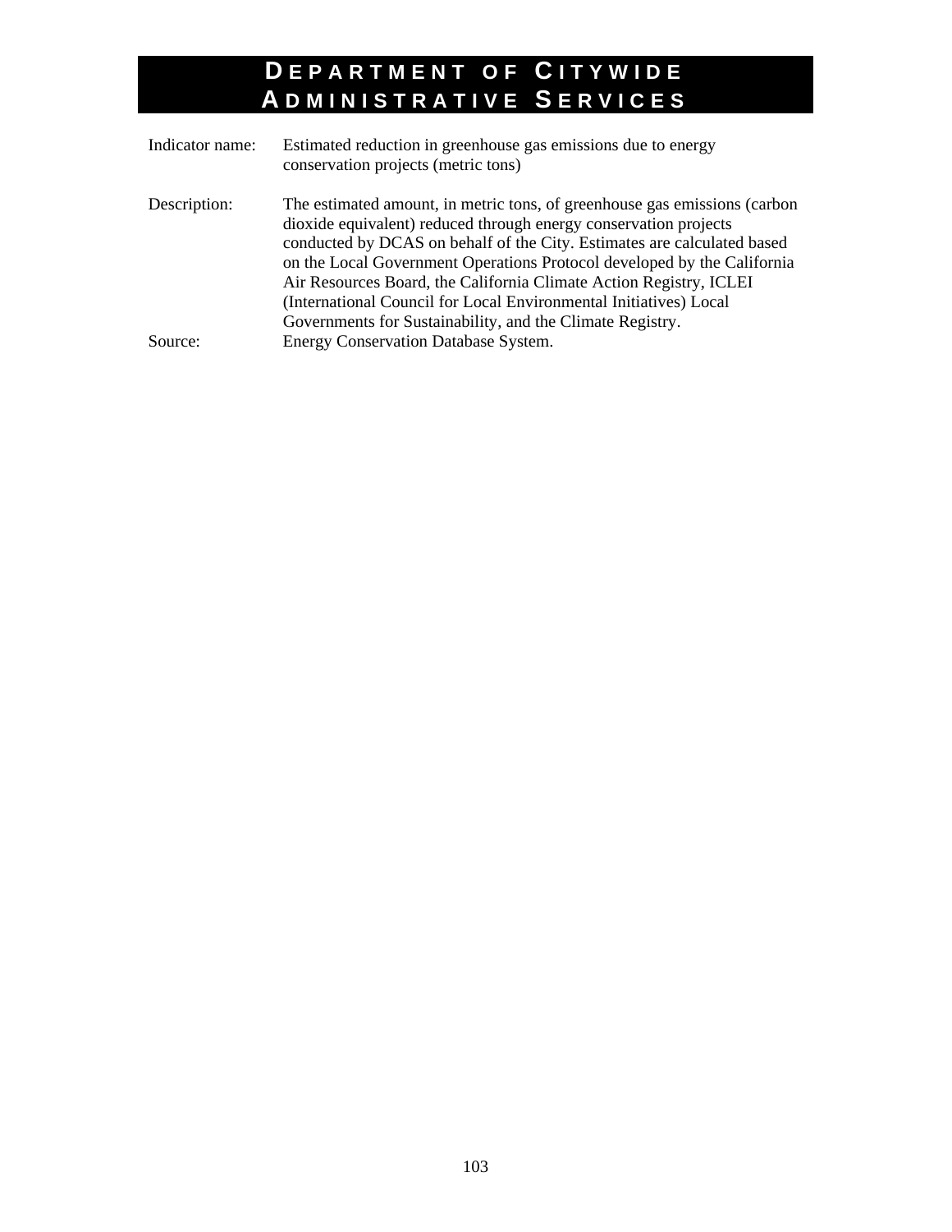# Department of Citywide Administrative Services

| | |
|---|---|
| Indicator name: | Estimated reduction in greenhouse gas emissions due to energy conservation projects (metric tons) |
| Description: | The estimated amount, in metric tons, of greenhouse gas emissions (carbon dioxide equivalent) reduced through energy conservation projects conducted by DCAS on behalf of the City. Estimates are calculated based on the Local Government Operations Protocol developed by the California Air Resources Board, the California Climate Action Registry, ICLEI (International Council for Local Environmental Initiatives) Local Governments for Sustainability, and the Climate Registry. |
| Source: | Energy Conservation Database System. |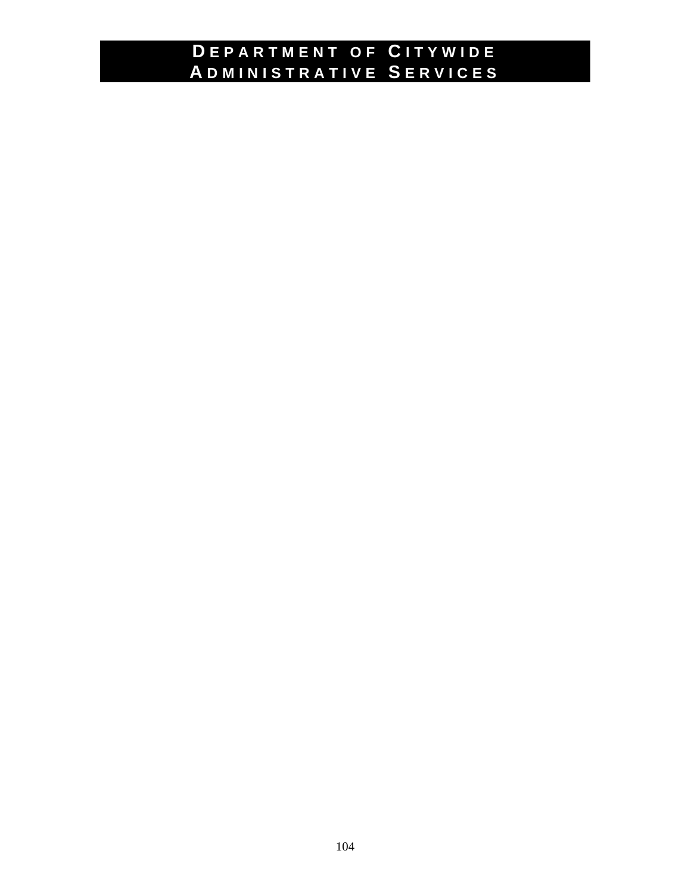# DEPARTMENT OF CITYWIDE ADMINISTRATIVE SERVICES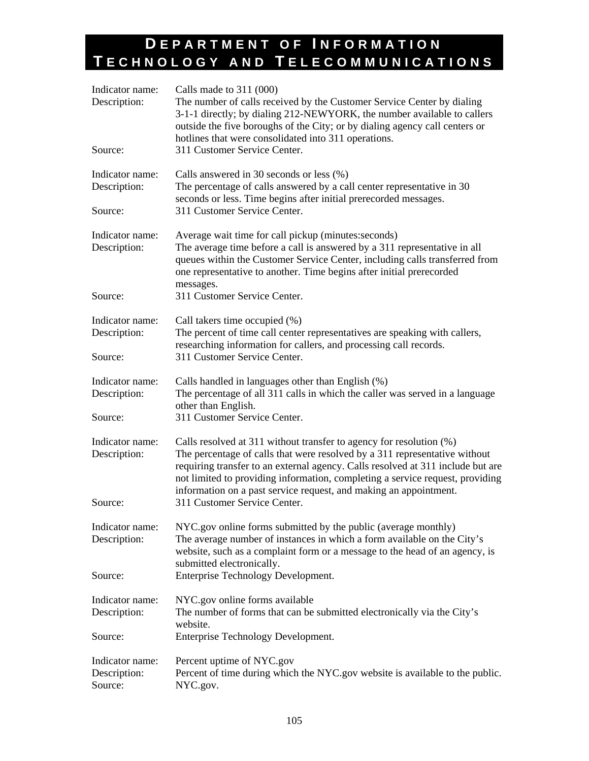# Department of Information Technology and Telecommunications

Indicator name: Calls made to 311 (000)
Description: The number of calls received by the Customer Service Center by dialing 3-1-1 directly; by dialing 212-NEWYORK, the number available to callers outside the five boroughs of the City; or by dialing agency call centers or hotlines that were consolidated into 311 operations.
Source: 311 Customer Service Center.

Indicator name: Calls answered in 30 seconds or less (%)
Description: The percentage of calls answered by a call center representative in 30 seconds or less. Time begins after initial prerecorded messages.
Source: 311 Customer Service Center.

Indicator name: Average wait time for call pickup (minutes:seconds)
Description: The average time before a call is answered by a 311 representative in all queues within the Customer Service Center, including calls transferred from one representative to another. Time begins after initial prerecorded messages.
Source: 311 Customer Service Center.

Indicator name: Call takers time occupied (%)
Description: The percent of time call center representatives are speaking with callers, researching information for callers, and processing call records.
Source: 311 Customer Service Center.

Indicator name: Calls handled in languages other than English (%)
Description: The percentage of all 311 calls in which the caller was served in a language other than English.
Source: 311 Customer Service Center.

Indicator name: Calls resolved at 311 without transfer to agency for resolution (%)
Description: The percentage of calls that were resolved by a 311 representative without requiring transfer to an external agency. Calls resolved at 311 include but are not limited to providing information, completing a service request, providing information on a past service request, and making an appointment.
Source: 311 Customer Service Center.

Indicator name: NYC.gov online forms submitted by the public (average monthly)
Description: The average number of instances in which a form available on the City's website, such as a complaint form or a message to the head of an agency, is submitted electronically.
Source: Enterprise Technology Development.

Indicator name: NYC.gov online forms available
Description: The number of forms that can be submitted electronically via the City's website.
Source: Enterprise Technology Development.

Indicator name: Percent uptime of NYC.gov
Description: Percent of time during which the NYC.gov website is available to the public.
Source: NYC.gov.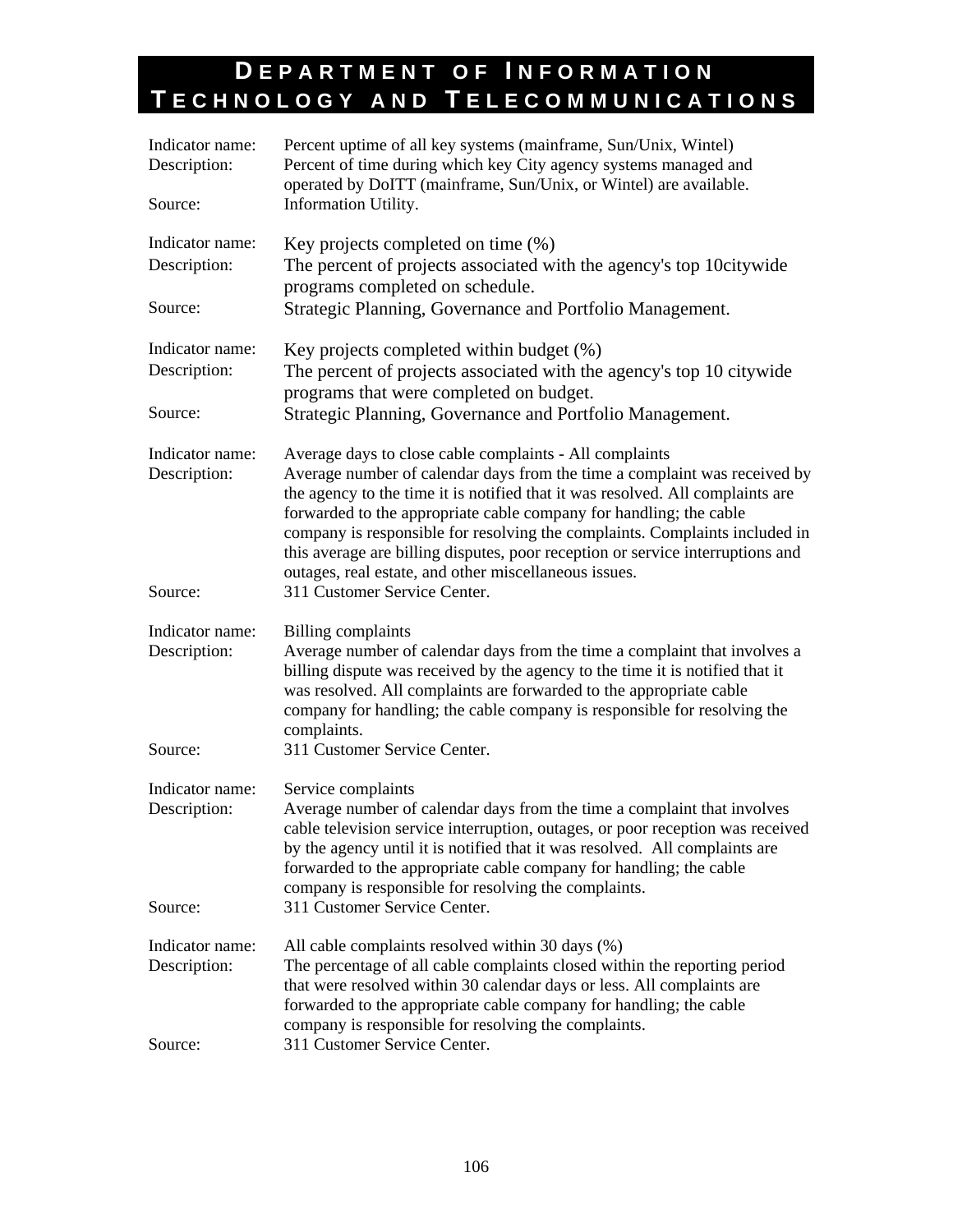# Department of Information Technology and Telecommunications

Indicator name: Percent uptime of all key systems (mainframe, Sun/Unix, Wintel)
Description: Percent of time during which key City agency systems managed and operated by DoITT (mainframe, Sun/Unix, or Wintel) are available.
Source: Information Utility.

Indicator name: Key projects completed on time (%)
Description: The percent of projects associated with the agency's top 10citywide programs completed on schedule.
Source: Strategic Planning, Governance and Portfolio Management.

Indicator name: Key projects completed within budget (%)
Description: The percent of projects associated with the agency's top 10 citywide programs that were completed on budget.
Source: Strategic Planning, Governance and Portfolio Management.

Indicator name: Average days to close cable complaints - All complaints
Description: Average number of calendar days from the time a complaint was received by the agency to the time it is notified that it was resolved. All complaints are forwarded to the appropriate cable company for handling; the cable company is responsible for resolving the complaints. Complaints included in this average are billing disputes, poor reception or service interruptions and outages, real estate, and other miscellaneous issues.
Source: 311 Customer Service Center.

Indicator name: Billing complaints
Description: Average number of calendar days from the time a complaint that involves a billing dispute was received by the agency to the time it is notified that it was resolved. All complaints are forwarded to the appropriate cable company for handling; the cable company is responsible for resolving the complaints.
Source: 311 Customer Service Center.

Indicator name: Service complaints
Description: Average number of calendar days from the time a complaint that involves cable television service interruption, outages, or poor reception was received by the agency until it is notified that it was resolved. All complaints are forwarded to the appropriate cable company for handling; the cable company is responsible for resolving the complaints.
Source: 311 Customer Service Center.

Indicator name: All cable complaints resolved within 30 days (%)
Description: The percentage of all cable complaints closed within the reporting period that were resolved within 30 calendar days or less. All complaints are forwarded to the appropriate cable company for handling; the cable company is responsible for resolving the complaints.
Source: 311 Customer Service Center.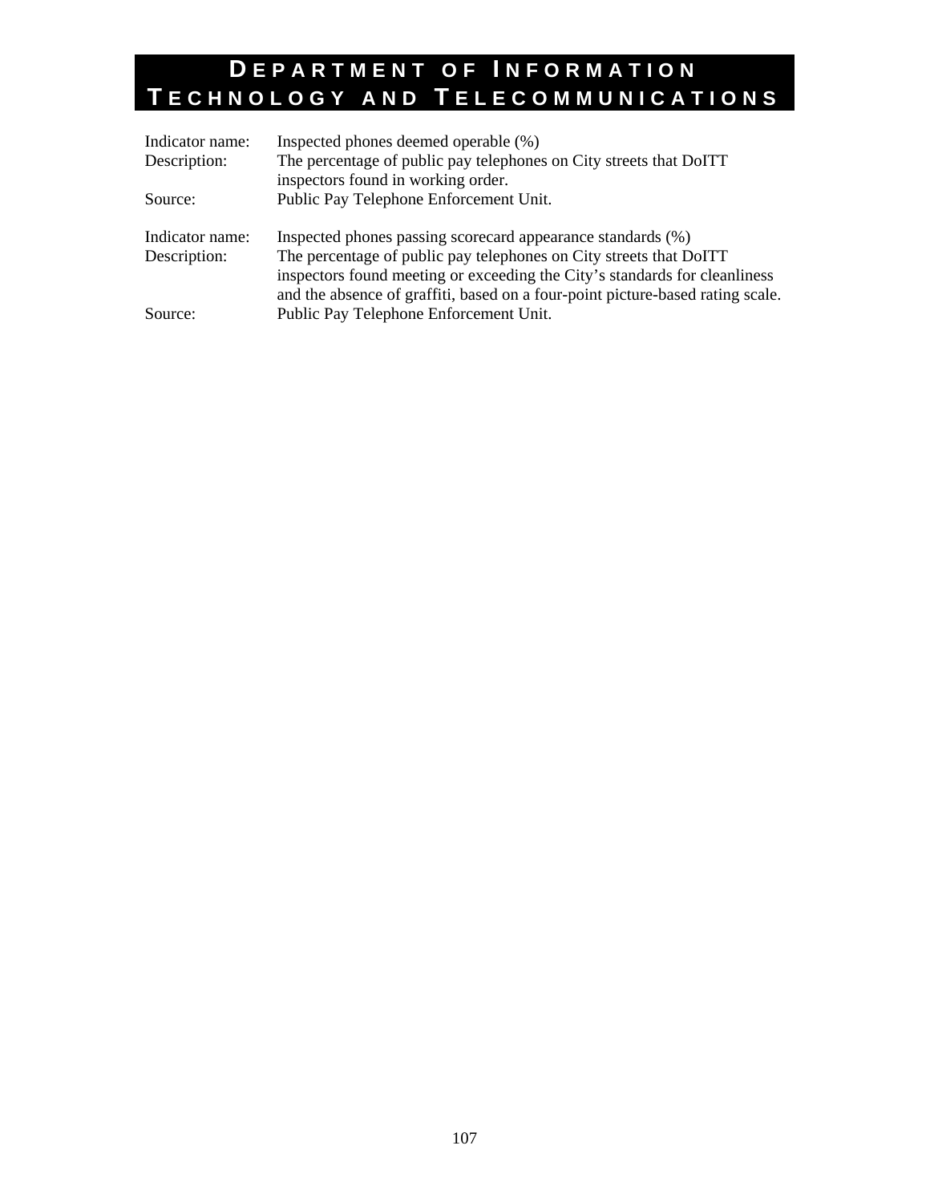# Department of Information Technology and Telecommunications

| | |
|---|---|
| Indicator name: | Inspected phones deemed operable (%) |
| Description: | The percentage of public pay telephones on City streets that DoITT inspectors found in working order. |
| Source: | Public Pay Telephone Enforcement Unit. |

| | |
|---|---|
| Indicator name: | Inspected phones passing scorecard appearance standards (%) |
| Description: | The percentage of public pay telephones on City streets that DoITT inspectors found meeting or exceeding the City's standards for cleanliness and the absence of graffiti, based on a four-point picture-based rating scale. |
| Source: | Public Pay Telephone Enforcement Unit. |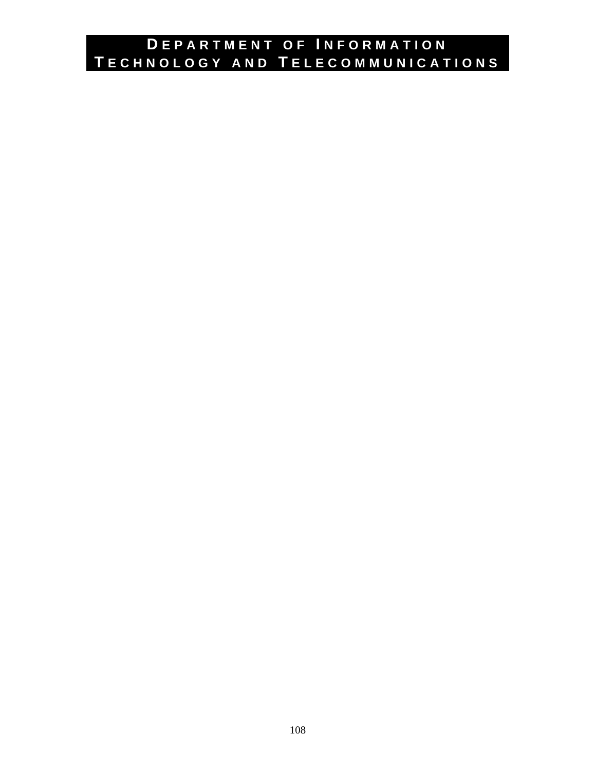# DEPARTMENT OF INFORMATION TECHNOLOGY AND TELECOMMUNICATIONS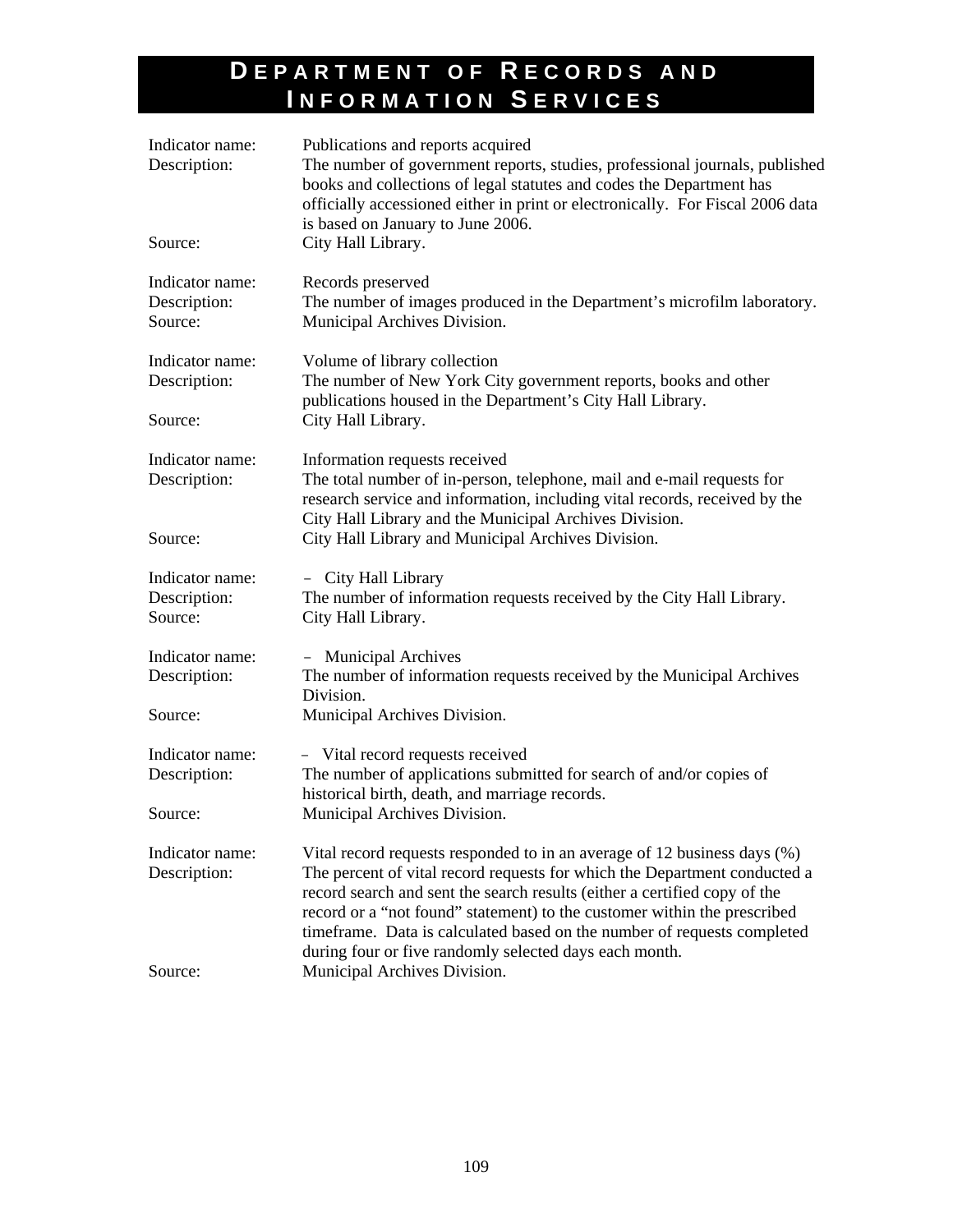# Department of Records and Information Services

| | |
|---|---|
| Indicator name: | Publications and reports acquired |
| Description: | The number of government reports, studies, professional journals, published books and collections of legal statutes and codes the Department has officially accessioned either in print or electronically. For Fiscal 2006 data is based on January to June 2006. |
| Source: | City Hall Library. |

| | |
|---|---|
| Indicator name: | Records preserved |
| Description: | The number of images produced in the Department's microfilm laboratory. |
| Source: | Municipal Archives Division. |

| | |
|---|---|
| Indicator name: | Volume of library collection |
| Description: | The number of New York City government reports, books and other publications housed in the Department's City Hall Library. |
| Source: | City Hall Library. |

| | |
|---|---|
| Indicator name: | Information requests received |
| Description: | The total number of in-person, telephone, mail and e-mail requests for research service and information, including vital records, received by the City Hall Library and the Municipal Archives Division. |
| Source: | City Hall Library and Municipal Archives Division. |

| | |
|---|---|
| Indicator name: | – City Hall Library |
| Description: | The number of information requests received by the City Hall Library. |
| Source: | City Hall Library. |

| | |
|---|---|
| Indicator name: | – Municipal Archives |
| Description: | The number of information requests received by the Municipal Archives Division. |
| Source: | Municipal Archives Division. |

| | |
|---|---|
| Indicator name: | – Vital record requests received |
| Description: | The number of applications submitted for search of and/or copies of historical birth, death, and marriage records. |
| Source: | Municipal Archives Division. |

| | |
|---|---|
| Indicator name: | Vital record requests responded to in an average of 12 business days (%) |
| Description: | The percent of vital record requests for which the Department conducted a record search and sent the search results (either a certified copy of the record or a "not found" statement) to the customer within the prescribed timeframe. Data is calculated based on the number of requests completed during four or five randomly selected days each month. |
| Source: | Municipal Archives Division. |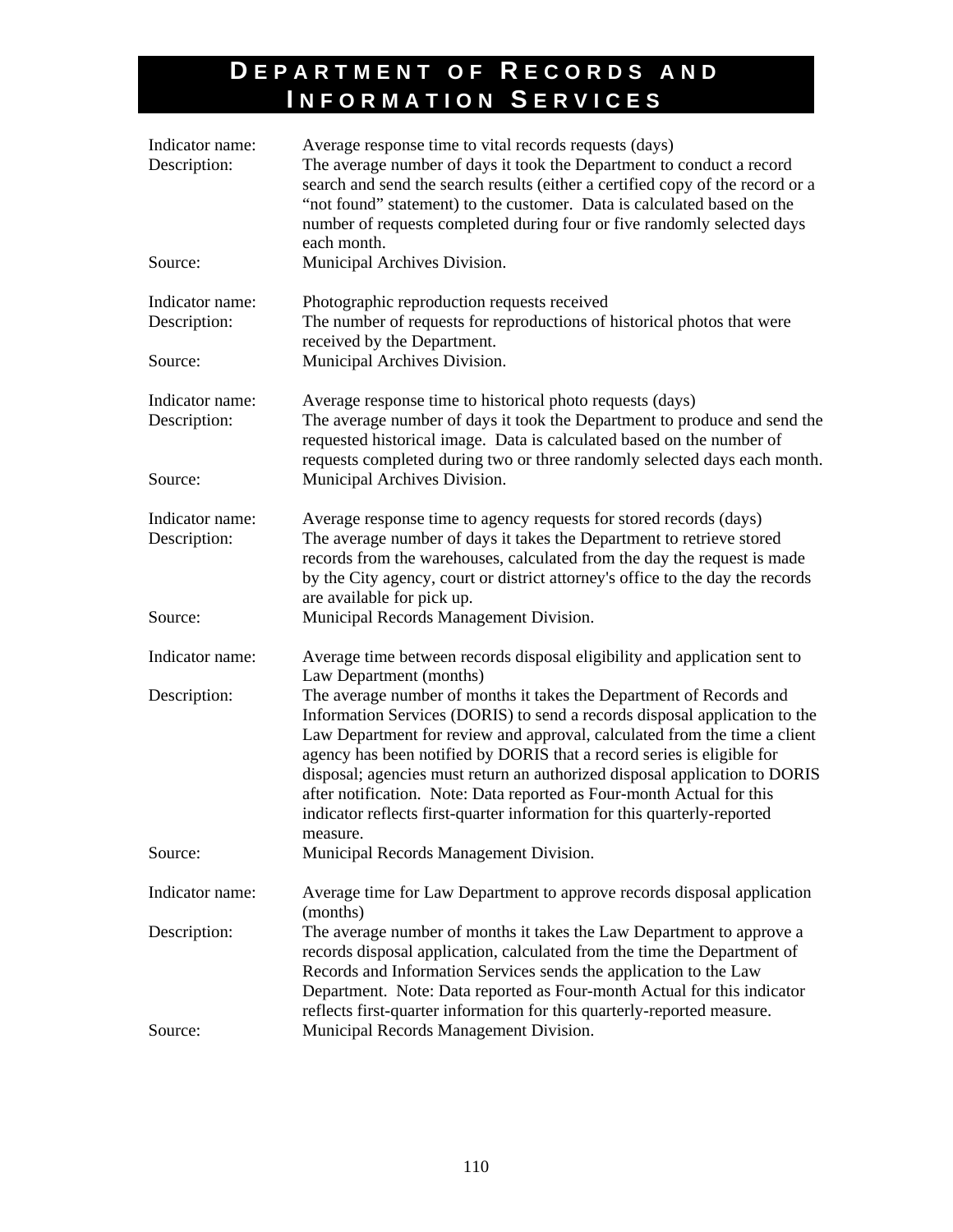# DEPARTMENT OF RECORDS AND INFORMATION SERVICES

Indicator name: Average response time to vital records requests (days)
Description: The average number of days it took the Department to conduct a record search and send the search results (either a certified copy of the record or a "not found" statement) to the customer. Data is calculated based on the number of requests completed during four or five randomly selected days each month.
Source: Municipal Archives Division.

Indicator name: Photographic reproduction requests received
Description: The number of requests for reproductions of historical photos that were received by the Department.
Source: Municipal Archives Division.

Indicator name: Average response time to historical photo requests (days)
Description: The average number of days it took the Department to produce and send the requested historical image. Data is calculated based on the number of requests completed during two or three randomly selected days each month.
Source: Municipal Archives Division.

Indicator name: Average response time to agency requests for stored records (days)
Description: The average number of days it takes the Department to retrieve stored records from the warehouses, calculated from the day the request is made by the City agency, court or district attorney's office to the day the records are available for pick up.
Source: Municipal Records Management Division.

Indicator name: Average time between records disposal eligibility and application sent to Law Department (months)
Description: The average number of months it takes the Department of Records and Information Services (DORIS) to send a records disposal application to the Law Department for review and approval, calculated from the time a client agency has been notified by DORIS that a record series is eligible for disposal; agencies must return an authorized disposal application to DORIS after notification. Note: Data reported as Four-month Actual for this indicator reflects first-quarter information for this quarterly-reported measure.
Source: Municipal Records Management Division.

Indicator name: Average time for Law Department to approve records disposal application (months)
Description: The average number of months it takes the Law Department to approve a records disposal application, calculated from the time the Department of Records and Information Services sends the application to the Law Department. Note: Data reported as Four-month Actual for this indicator reflects first-quarter information for this quarterly-reported measure.
Source: Municipal Records Management Division.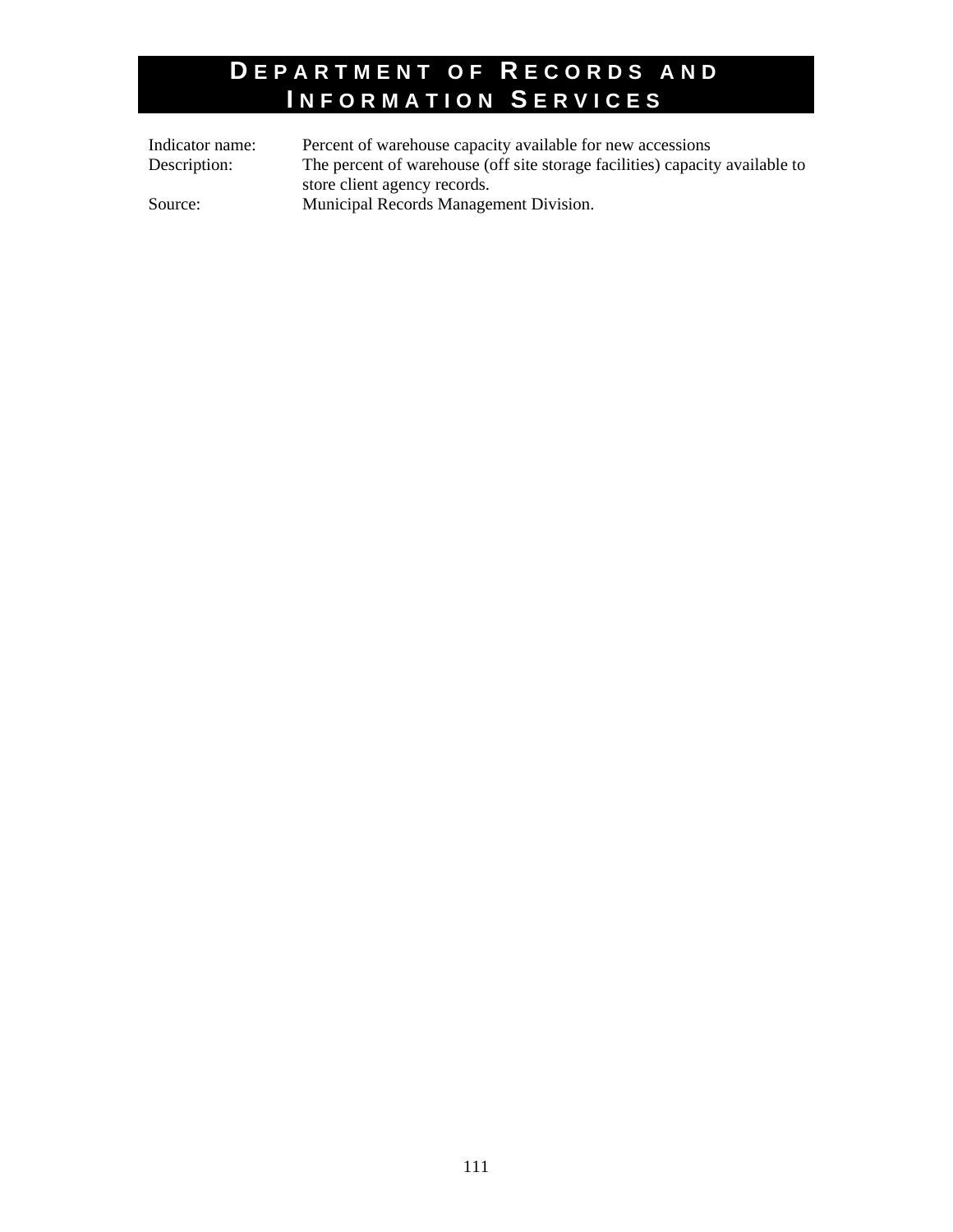# Department of Records and Information Services

Indicator name: Percent of warehouse capacity available for new accessions

Description: The percent of warehouse (off site storage facilities) capacity available to store client agency records.

Source: Municipal Records Management Division.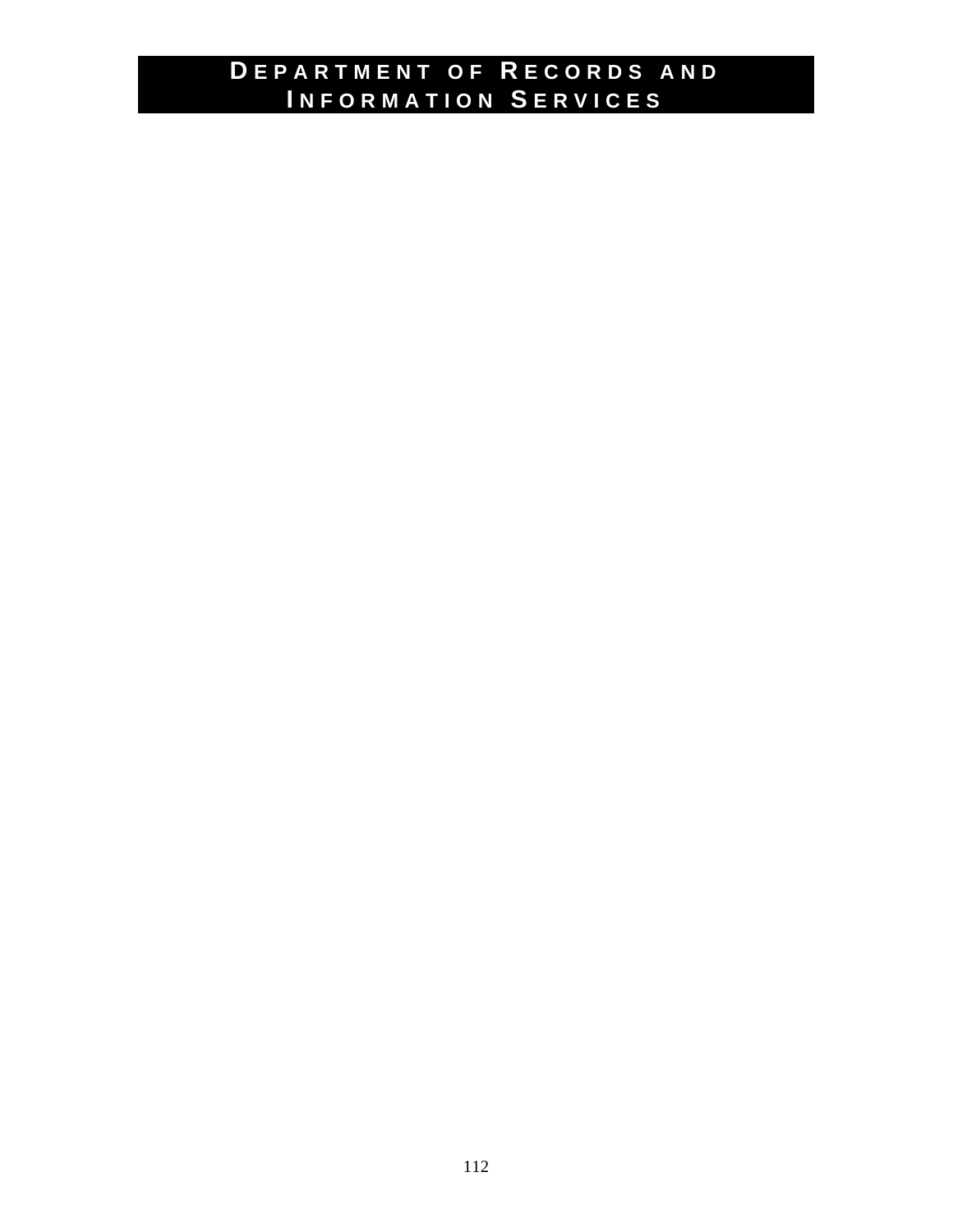# Department of Records and Information Services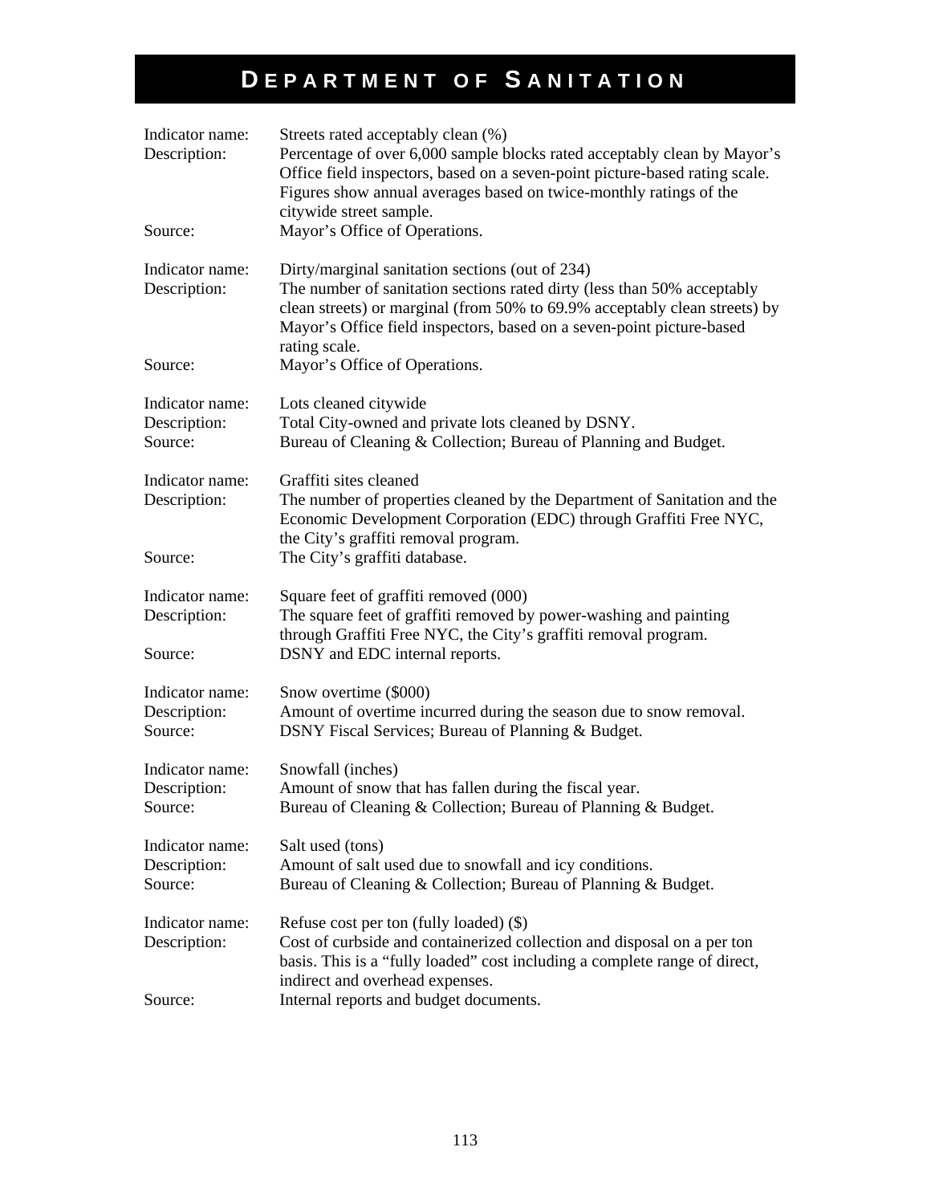# DEPARTMENT OF SANITATION

Indicator name: Streets rated acceptably clean (%)
Description: Percentage of over 6,000 sample blocks rated acceptably clean by Mayor's Office field inspectors, based on a seven-point picture-based rating scale. Figures show annual averages based on twice-monthly ratings of the citywide street sample.
Source: Mayor's Office of Operations.

Indicator name: Dirty/marginal sanitation sections (out of 234)
Description: The number of sanitation sections rated dirty (less than 50% acceptably clean streets) or marginal (from 50% to 69.9% acceptably clean streets) by Mayor's Office field inspectors, based on a seven-point picture-based rating scale.
Source: Mayor's Office of Operations.

Indicator name: Lots cleaned citywide
Description: Total City-owned and private lots cleaned by DSNY.
Source: Bureau of Cleaning & Collection; Bureau of Planning and Budget.

Indicator name: Graffiti sites cleaned
Description: The number of properties cleaned by the Department of Sanitation and the Economic Development Corporation (EDC) through Graffiti Free NYC, the City's graffiti removal program.
Source: The City's graffiti database.

Indicator name: Square feet of graffiti removed (000)
Description: The square feet of graffiti removed by power-washing and painting through Graffiti Free NYC, the City's graffiti removal program.
Source: DSNY and EDC internal reports.

Indicator name: Snow overtime ($000)
Description: Amount of overtime incurred during the season due to snow removal.
Source: DSNY Fiscal Services; Bureau of Planning & Budget.

Indicator name: Snowfall (inches)
Description: Amount of snow that has fallen during the fiscal year.
Source: Bureau of Cleaning & Collection; Bureau of Planning & Budget.

Indicator name: Salt used (tons)
Description: Amount of salt used due to snowfall and icy conditions.
Source: Bureau of Cleaning & Collection; Bureau of Planning & Budget.

Indicator name: Refuse cost per ton (fully loaded) ($)
Description: Cost of curbside and containerized collection and disposal on a per ton basis. This is a "fully loaded" cost including a complete range of direct, indirect and overhead expenses.
Source: Internal reports and budget documents.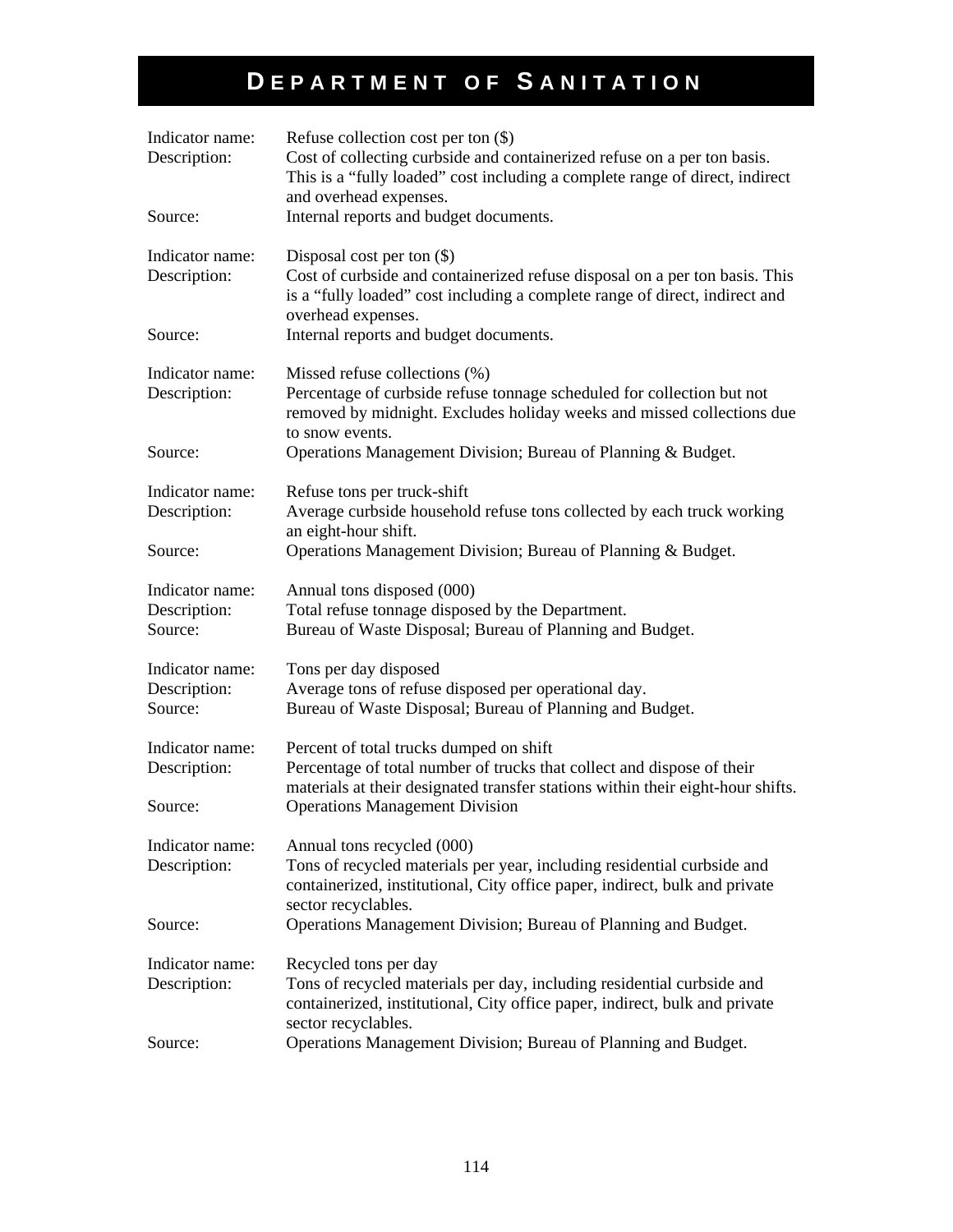# Department of Sanitation

Indicator name: Refuse collection cost per ton ($)
Description: Cost of collecting curbside and containerized refuse on a per ton basis. This is a "fully loaded" cost including a complete range of direct, indirect and overhead expenses.
Source: Internal reports and budget documents.

Indicator name: Disposal cost per ton ($)
Description: Cost of curbside and containerized refuse disposal on a per ton basis. This is a "fully loaded" cost including a complete range of direct, indirect and overhead expenses.
Source: Internal reports and budget documents.

Indicator name: Missed refuse collections (%)
Description: Percentage of curbside refuse tonnage scheduled for collection but not removed by midnight. Excludes holiday weeks and missed collections due to snow events.
Source: Operations Management Division; Bureau of Planning & Budget.

Indicator name: Refuse tons per truck-shift
Description: Average curbside household refuse tons collected by each truck working an eight-hour shift.
Source: Operations Management Division; Bureau of Planning & Budget.

Indicator name: Annual tons disposed (000)
Description: Total refuse tonnage disposed by the Department.
Source: Bureau of Waste Disposal; Bureau of Planning and Budget.

Indicator name: Tons per day disposed
Description: Average tons of refuse disposed per operational day.
Source: Bureau of Waste Disposal; Bureau of Planning and Budget.

Indicator name: Percent of total trucks dumped on shift
Description: Percentage of total number of trucks that collect and dispose of their materials at their designated transfer stations within their eight-hour shifts.
Source: Operations Management Division

Indicator name: Annual tons recycled (000)
Description: Tons of recycled materials per year, including residential curbside and containerized, institutional, City office paper, indirect, bulk and private sector recyclables.
Source: Operations Management Division; Bureau of Planning and Budget.

Indicator name: Recycled tons per day
Description: Tons of recycled materials per day, including residential curbside and containerized, institutional, City office paper, indirect, bulk and private sector recyclables.
Source: Operations Management Division; Bureau of Planning and Budget.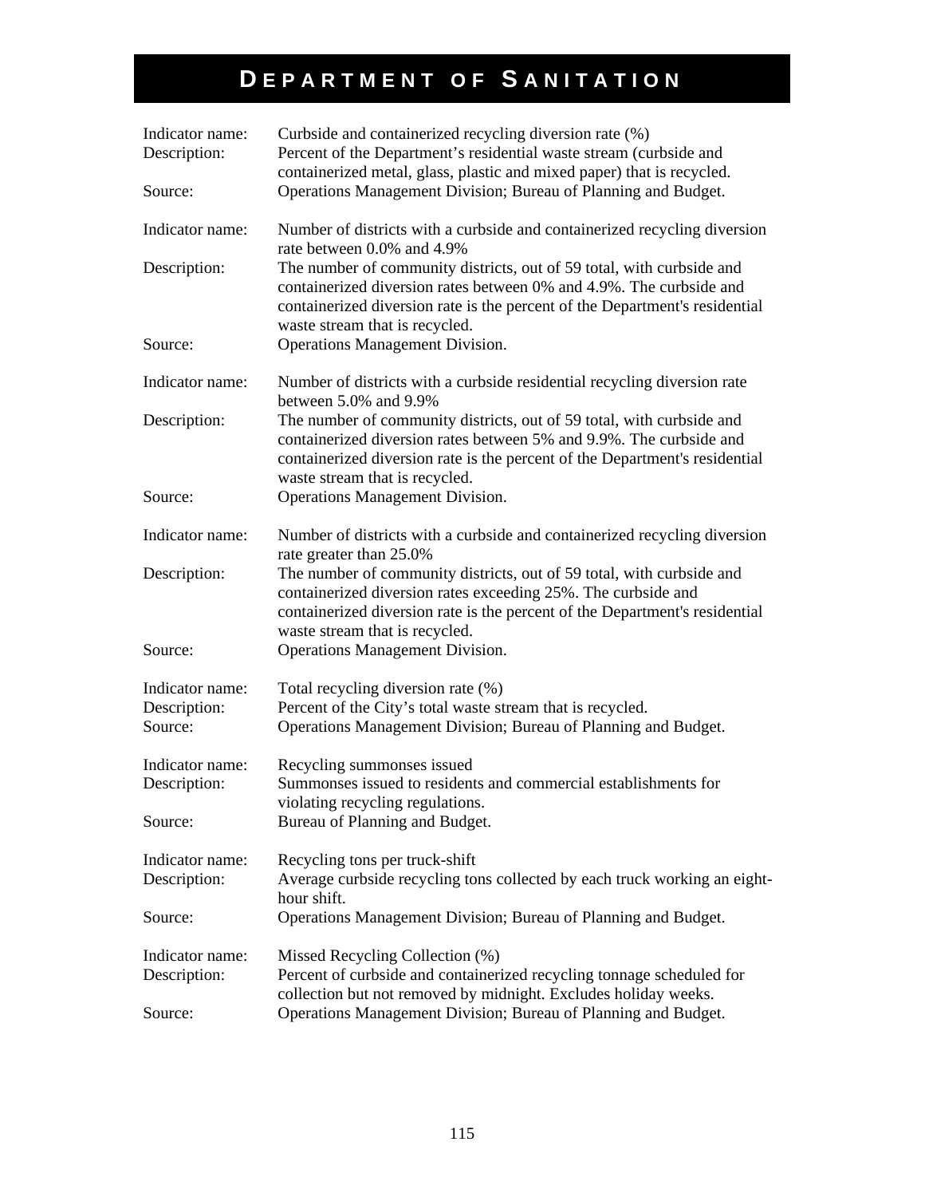# DEPARTMENT OF SANITATION

Indicator name: Curbside and containerized recycling diversion rate (%)
Description: Percent of the Department's residential waste stream (curbside and containerized metal, glass, plastic and mixed paper) that is recycled.
Source: Operations Management Division; Bureau of Planning and Budget.

Indicator name: Number of districts with a curbside and containerized recycling diversion rate between 0.0% and 4.9%
Description: The number of community districts, out of 59 total, with curbside and containerized diversion rates between 0% and 4.9%. The curbside and containerized diversion rate is the percent of the Department's residential waste stream that is recycled.
Source: Operations Management Division.

Indicator name: Number of districts with a curbside residential recycling diversion rate between 5.0% and 9.9%
Description: The number of community districts, out of 59 total, with curbside and containerized diversion rates between 5% and 9.9%. The curbside and containerized diversion rate is the percent of the Department's residential waste stream that is recycled.
Source: Operations Management Division.

Indicator name: Number of districts with a curbside and containerized recycling diversion rate greater than 25.0%
Description: The number of community districts, out of 59 total, with curbside and containerized diversion rates exceeding 25%. The curbside and containerized diversion rate is the percent of the Department's residential waste stream that is recycled.
Source: Operations Management Division.

Indicator name: Total recycling diversion rate (%)
Description: Percent of the City's total waste stream that is recycled.
Source: Operations Management Division; Bureau of Planning and Budget.

Indicator name: Recycling summonses issued
Description: Summonses issued to residents and commercial establishments for violating recycling regulations.
Source: Bureau of Planning and Budget.

Indicator name: Recycling tons per truck-shift
Description: Average curbside recycling tons collected by each truck working an eight-hour shift.
Source: Operations Management Division; Bureau of Planning and Budget.

Indicator name: Missed Recycling Collection (%)
Description: Percent of curbside and containerized recycling tonnage scheduled for collection but not removed by midnight. Excludes holiday weeks.
Source: Operations Management Division; Bureau of Planning and Budget.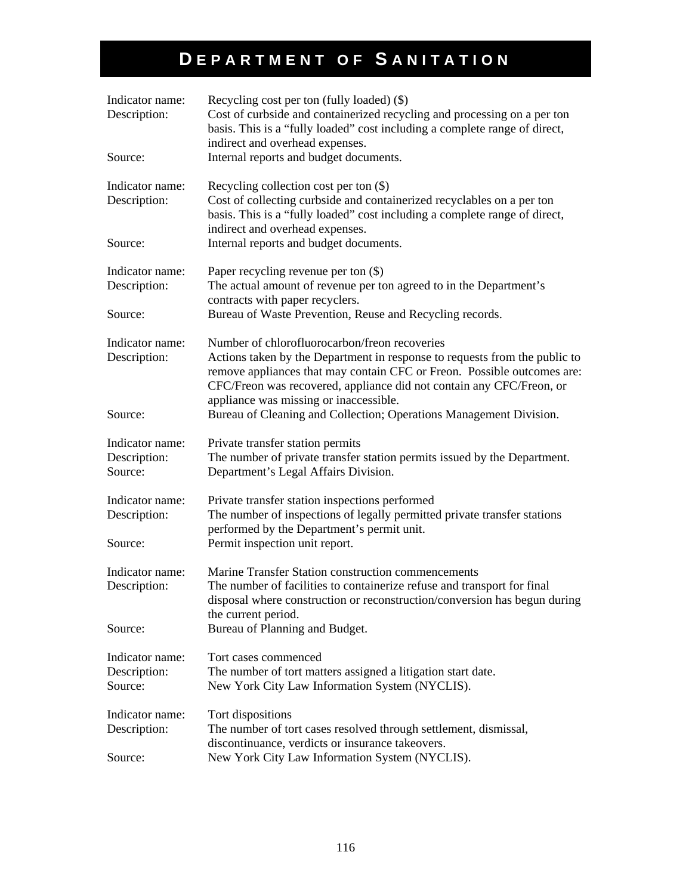# DEPARTMENT OF SANITATION

Indicator name: Recycling cost per ton (fully loaded) ($)
Description: Cost of curbside and containerized recycling and processing on a per ton basis. This is a "fully loaded" cost including a complete range of direct, indirect and overhead expenses.
Source: Internal reports and budget documents.

Indicator name: Recycling collection cost per ton ($)
Description: Cost of collecting curbside and containerized recyclables on a per ton basis. This is a "fully loaded" cost including a complete range of direct, indirect and overhead expenses.
Source: Internal reports and budget documents.

Indicator name: Paper recycling revenue per ton ($)
Description: The actual amount of revenue per ton agreed to in the Department's contracts with paper recyclers.
Source: Bureau of Waste Prevention, Reuse and Recycling records.

Indicator name: Number of chlorofluorocarbon/freon recoveries
Description: Actions taken by the Department in response to requests from the public to remove appliances that may contain CFC or Freon. Possible outcomes are: CFC/Freon was recovered, appliance did not contain any CFC/Freon, or appliance was missing or inaccessible.
Source: Bureau of Cleaning and Collection; Operations Management Division.

Indicator name: Private transfer station permits
Description: The number of private transfer station permits issued by the Department.
Source: Department's Legal Affairs Division.

Indicator name: Private transfer station inspections performed
Description: The number of inspections of legally permitted private transfer stations performed by the Department's permit unit.
Source: Permit inspection unit report.

Indicator name: Marine Transfer Station construction commencements
Description: The number of facilities to containerize refuse and transport for final disposal where construction or reconstruction/conversion has begun during the current period.
Source: Bureau of Planning and Budget.

Indicator name: Tort cases commenced
Description: The number of tort matters assigned a litigation start date.
Source: New York City Law Information System (NYCLIS).

Indicator name: Tort dispositions
Description: The number of tort cases resolved through settlement, dismissal, discontinuance, verdicts or insurance takeovers.
Source: New York City Law Information System (NYCLIS).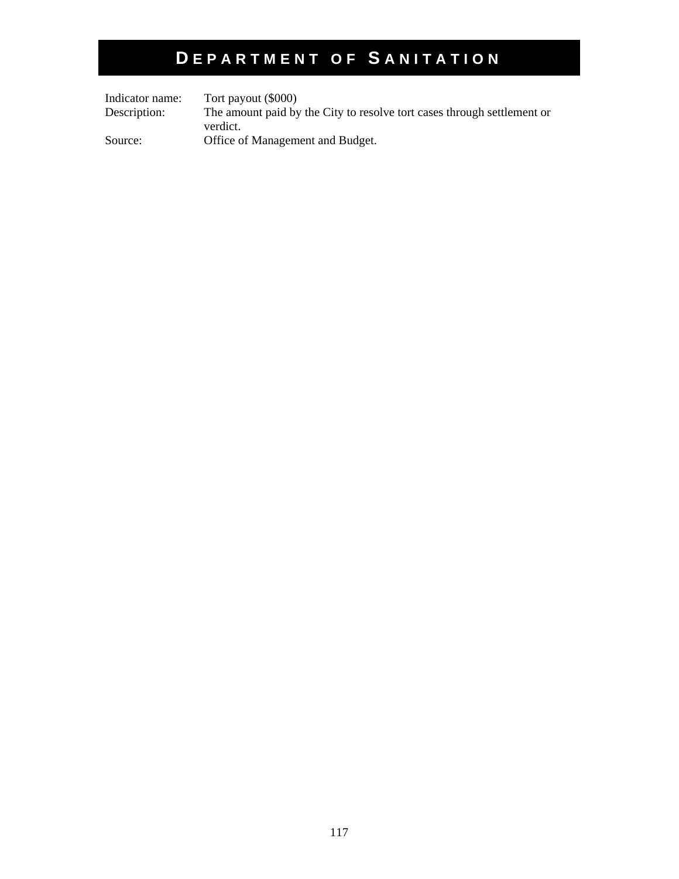# Department of Sanitation

| | |
|---|---|
| Indicator name: | Tort payout ($000) |
| Description: | The amount paid by the City to resolve tort cases through settlement or verdict. |
| Source: | Office of Management and Budget. |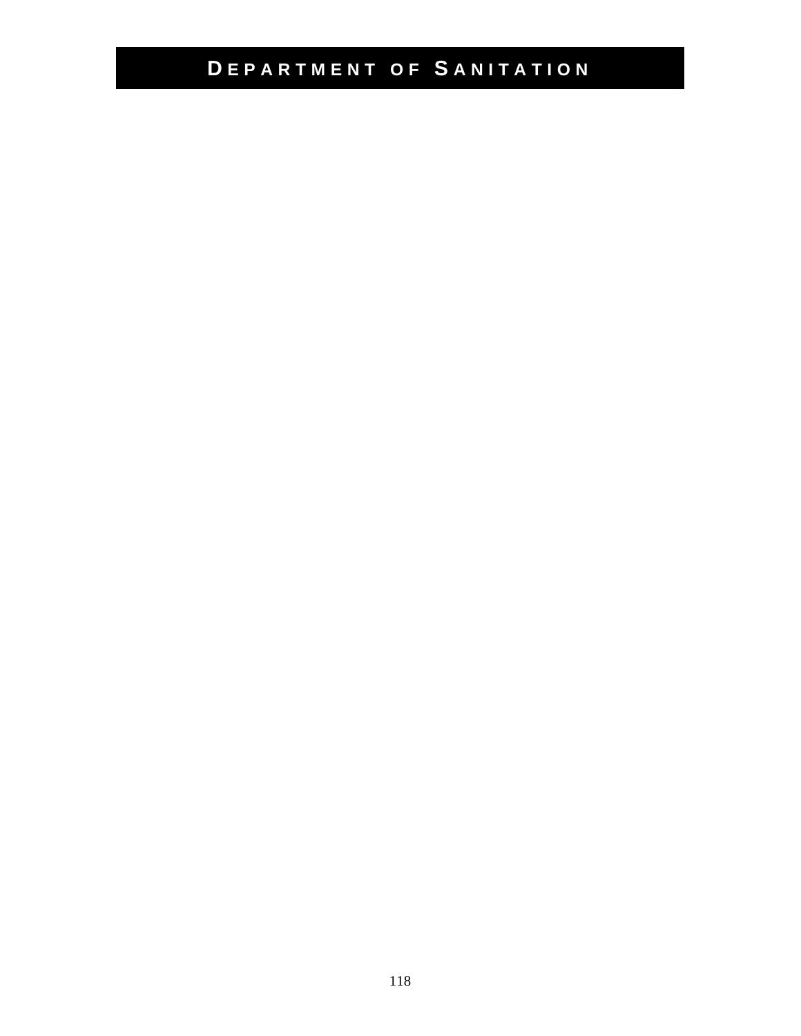# DEPARTMENT OF SANITATION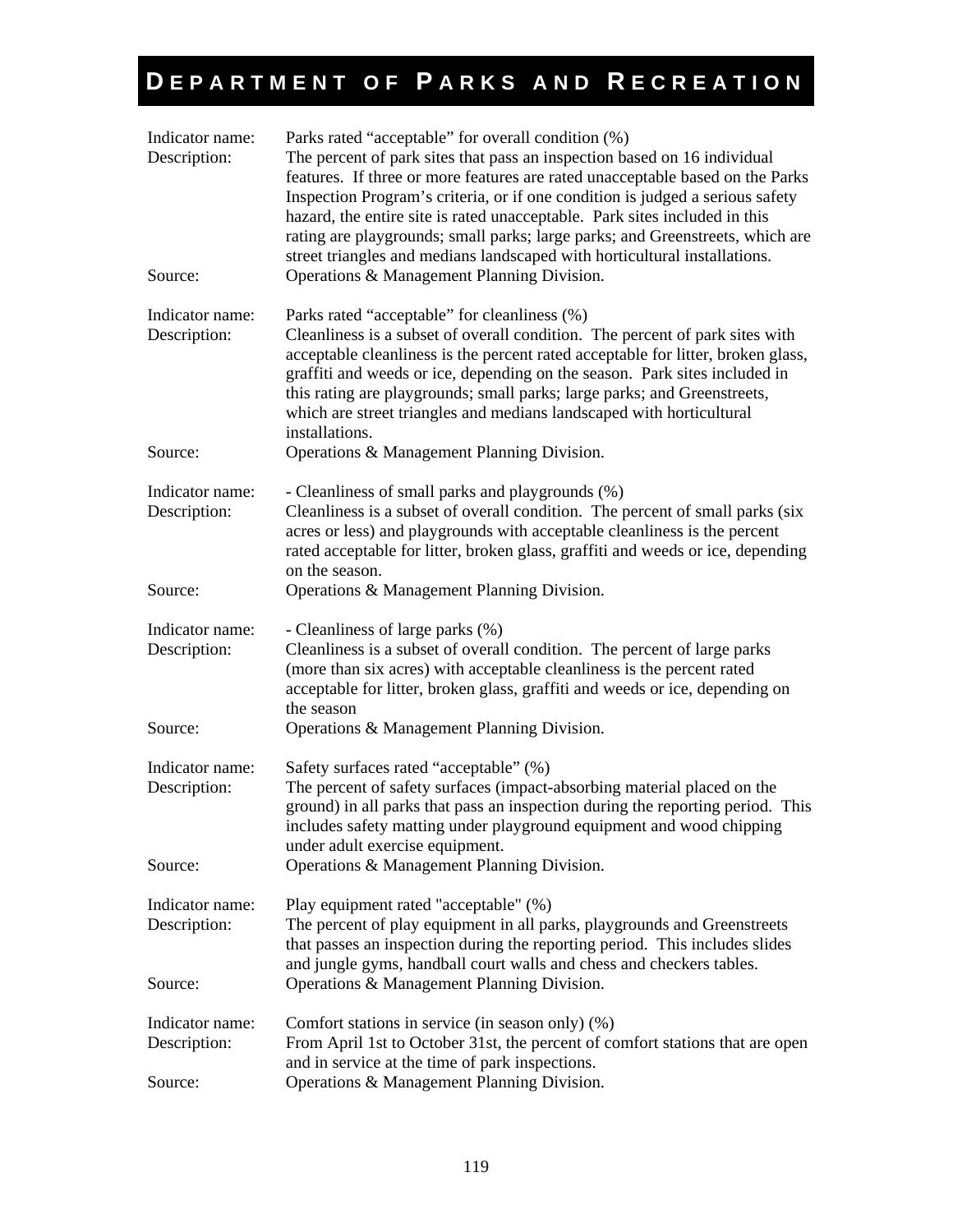# DEPARTMENT OF PARKS AND RECREATION

Indicator name: Parks rated “acceptable” for overall condition (%)
Description: The percent of park sites that pass an inspection based on 16 individual features. If three or more features are rated unacceptable based on the Parks Inspection Program’s criteria, or if one condition is judged a serious safety hazard, the entire site is rated unacceptable. Park sites included in this rating are playgrounds; small parks; large parks; and Greenstreets, which are street triangles and medians landscaped with horticultural installations.
Source: Operations & Management Planning Division.

Indicator name: Parks rated “acceptable” for cleanliness (%)
Description: Cleanliness is a subset of overall condition. The percent of park sites with acceptable cleanliness is the percent rated acceptable for litter, broken glass, graffiti and weeds or ice, depending on the season. Park sites included in this rating are playgrounds; small parks; large parks; and Greenstreets, which are street triangles and medians landscaped with horticultural installations.
Source: Operations & Management Planning Division.

Indicator name: - Cleanliness of small parks and playgrounds (%)
Description: Cleanliness is a subset of overall condition. The percent of small parks (six acres or less) and playgrounds with acceptable cleanliness is the percent rated acceptable for litter, broken glass, graffiti and weeds or ice, depending on the season.
Source: Operations & Management Planning Division.

Indicator name: - Cleanliness of large parks (%)
Description: Cleanliness is a subset of overall condition. The percent of large parks (more than six acres) with acceptable cleanliness is the percent rated acceptable for litter, broken glass, graffiti and weeds or ice, depending on the season
Source: Operations & Management Planning Division.

Indicator name: Safety surfaces rated “acceptable” (%)
Description: The percent of safety surfaces (impact-absorbing material placed on the ground) in all parks that pass an inspection during the reporting period. This includes safety matting under playground equipment and wood chipping under adult exercise equipment.
Source: Operations & Management Planning Division.

Indicator name: Play equipment rated "acceptable" (%)
Description: The percent of play equipment in all parks, playgrounds and Greenstreets that passes an inspection during the reporting period. This includes slides and jungle gyms, handball court walls and chess and checkers tables.
Source: Operations & Management Planning Division.

Indicator name: Comfort stations in service (in season only) (%)
Description: From April 1st to October 31st, the percent of comfort stations that are open and in service at the time of park inspections.
Source: Operations & Management Planning Division.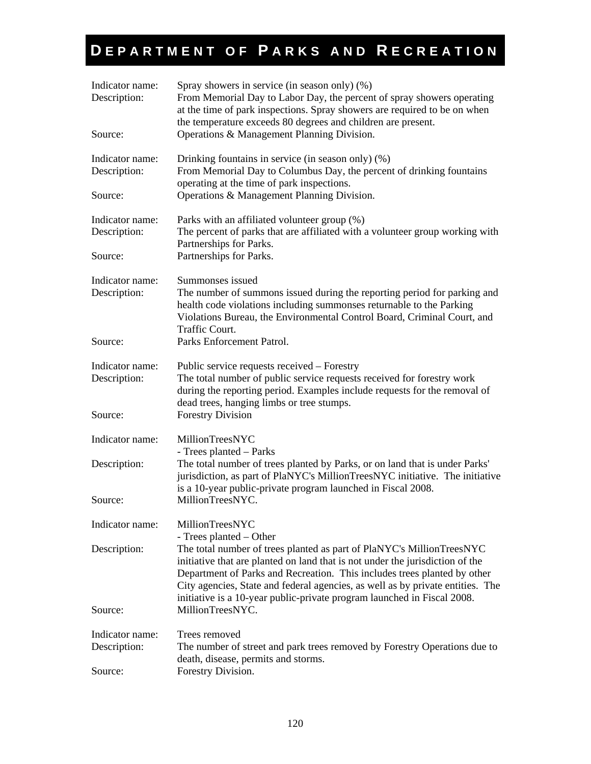# DEPARTMENT OF PARKS AND RECREATION

Indicator name: Spray showers in service (in season only) (%)
Description: From Memorial Day to Labor Day, the percent of spray showers operating at the time of park inspections. Spray showers are required to be on when the temperature exceeds 80 degrees and children are present.
Source: Operations & Management Planning Division.

Indicator name: Drinking fountains in service (in season only) (%)
Description: From Memorial Day to Columbus Day, the percent of drinking fountains operating at the time of park inspections.
Source: Operations & Management Planning Division.

Indicator name: Parks with an affiliated volunteer group (%)
Description: The percent of parks that are affiliated with a volunteer group working with Partnerships for Parks.
Source: Partnerships for Parks.

Indicator name: Summonses issued
Description: The number of summons issued during the reporting period for parking and health code violations including summonses returnable to the Parking Violations Bureau, the Environmental Control Board, Criminal Court, and Traffic Court.
Source: Parks Enforcement Patrol.

Indicator name: Public service requests received – Forestry
Description: The total number of public service requests received for forestry work during the reporting period. Examples include requests for the removal of dead trees, hanging limbs or tree stumps.
Source: Forestry Division

Indicator name: MillionTreesNYC
- Trees planted – Parks
Description: The total number of trees planted by Parks, or on land that is under Parks' jurisdiction, as part of PlaNYC's MillionTreesNYC initiative. The initiative is a 10-year public-private program launched in Fiscal 2008.
Source: MillionTreesNYC.

Indicator name: MillionTreesNYC
- Trees planted – Other
Description: The total number of trees planted as part of PlaNYC's MillionTreesNYC initiative that are planted on land that is under the jurisdiction of the Department of Parks and Recreation. This includes trees planted by other City agencies, State and federal agencies, as well as by private entities. The initiative is a 10-year public-private program launched in Fiscal 2008.
Source: MillionTreesNYC.

Indicator name: Trees removed
Description: The number of street and park trees removed by Forestry Operations due to death, disease, permits and storms.
Source: Forestry Division.

# DEPARTMENT OF PARKS AND RECREATION

Indicator name: Spray showers in service (in season only) (%)
Description: From Memorial Day to Labor Day, the percent of spray showers operating at the time of park inspections. Spray showers are required to be on when the temperature exceeds 80 degrees and children are present.
Source: Operations & Management Planning Division.

Indicator name: Drinking fountains in service (in season only) (%)
Description: From Memorial Day to Columbus Day, the percent of drinking fountains operating at the time of park inspections.
Source: Operations & Management Planning Division.

Indicator name: Parks with an affiliated volunteer group (%)
Description: The percent of parks that are affiliated with a volunteer group working with Partnerships for Parks.
Source: Partnerships for Parks.

Indicator name: Summonses issued
Description: The number of summons issued during the reporting period for parking and health code violations including summonses returnable to the Parking Violations Bureau, the Environmental Control Board, Criminal Court, and Traffic Court.
Source: Parks Enforcement Patrol.

Indicator name: Public service requests received – Forestry
Description: The total number of public service requests received for forestry work during the reporting period. Examples include requests for the removal of dead trees, hanging limbs or tree stumps.
Source: Forestry Division

Indicator name: MillionTreesNYC
- Trees planted – Parks
Description: The total number of trees planted by Parks, or on land that is under Parks' jurisdiction, as part of PlaNYC's MillionTreesNYC initiative. The initiative is a 10-year public-private program launched in Fiscal 2008.
Source: MillionTreesNYC.

Indicator name: MillionTreesNYC
- Trees planted – Other
Description: The total number of trees planted as part of PlaNYC's MillionTreesNYC initiative that are planted on land that is not under the jurisdiction of the Department of Parks and Recreation. This includes trees planted by other City agencies, State and federal agencies, as well as by private entities. The initiative is a 10-year public-private program launched in Fiscal 2008.
Source: MillionTreesNYC.

Indicator name: Trees removed
Description: The number of street and park trees removed by Forestry Operations due to death, disease, permits and storms.
Source: Forestry Division.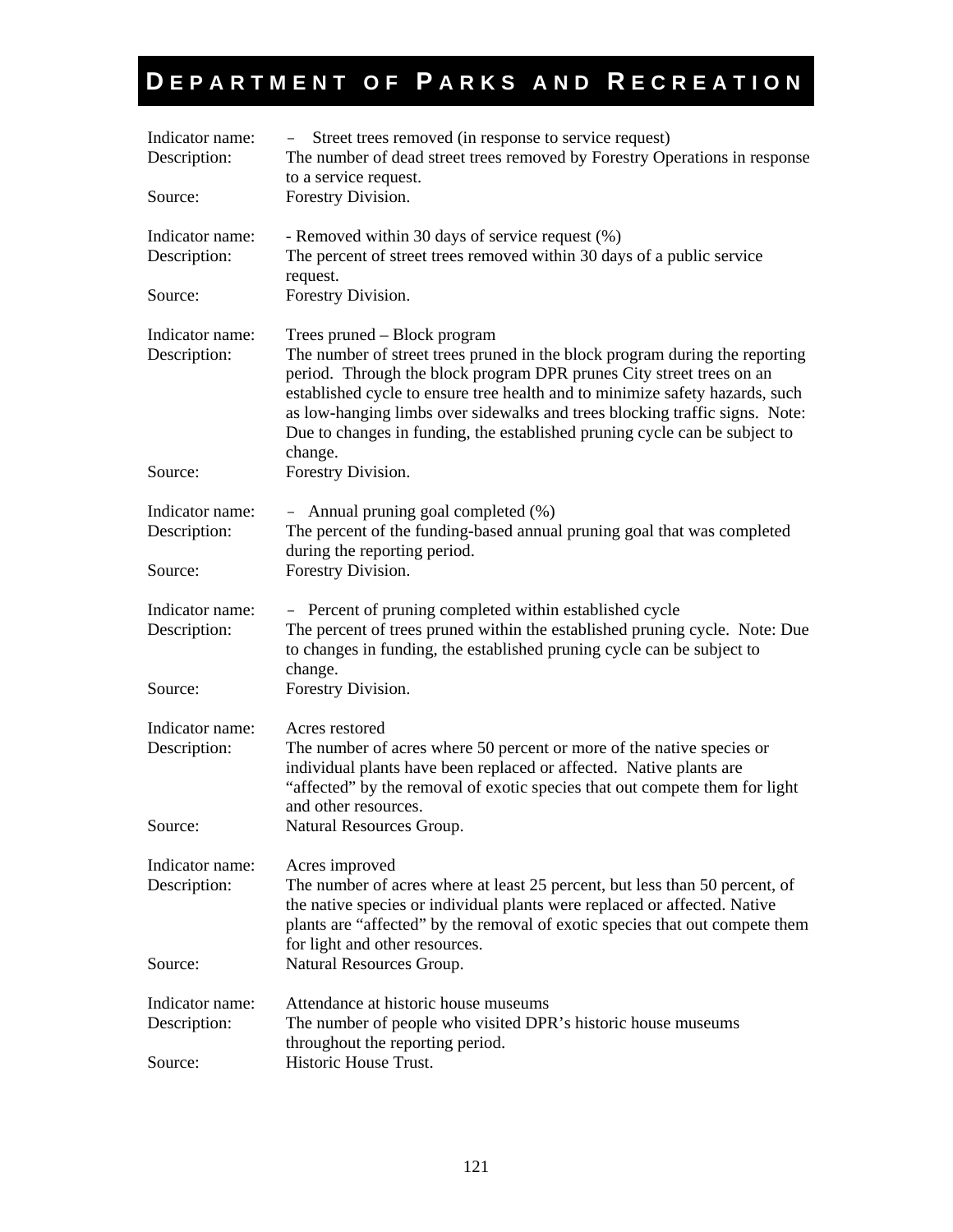# DEPARTMENT OF PARKS AND RECREATION

Indicator name: – Street trees removed (in response to service request)
Description: The number of dead street trees removed by Forestry Operations in response to a service request.
Source: Forestry Division.

Indicator name: - Removed within 30 days of service request (%)
Description: The percent of street trees removed within 30 days of a public service request.
Source: Forestry Division.

Indicator name: Trees pruned – Block program
Description: The number of street trees pruned in the block program during the reporting period. Through the block program DPR prunes City street trees on an established cycle to ensure tree health and to minimize safety hazards, such as low-hanging limbs over sidewalks and trees blocking traffic signs. Note: Due to changes in funding, the established pruning cycle can be subject to change.
Source: Forestry Division.

Indicator name: – Annual pruning goal completed (%)
Description: The percent of the funding-based annual pruning goal that was completed during the reporting period.
Source: Forestry Division.

Indicator name: – Percent of pruning completed within established cycle
Description: The percent of trees pruned within the established pruning cycle. Note: Due to changes in funding, the established pruning cycle can be subject to change.
Source: Forestry Division.

Indicator name: Acres restored
Description: The number of acres where 50 percent or more of the native species or individual plants have been replaced or affected. Native plants are "affected" by the removal of exotic species that out compete them for light and other resources.
Source: Natural Resources Group.

Indicator name: Acres improved
Description: The number of acres where at least 25 percent, but less than 50 percent, of the native species or individual plants were replaced or affected. Native plants are "affected" by the removal of exotic species that out compete them for light and other resources.
Source: Natural Resources Group.

Indicator name: Attendance at historic house museums
Description: The number of people who visited DPR's historic house museums throughout the reporting period.
Source: Historic House Trust.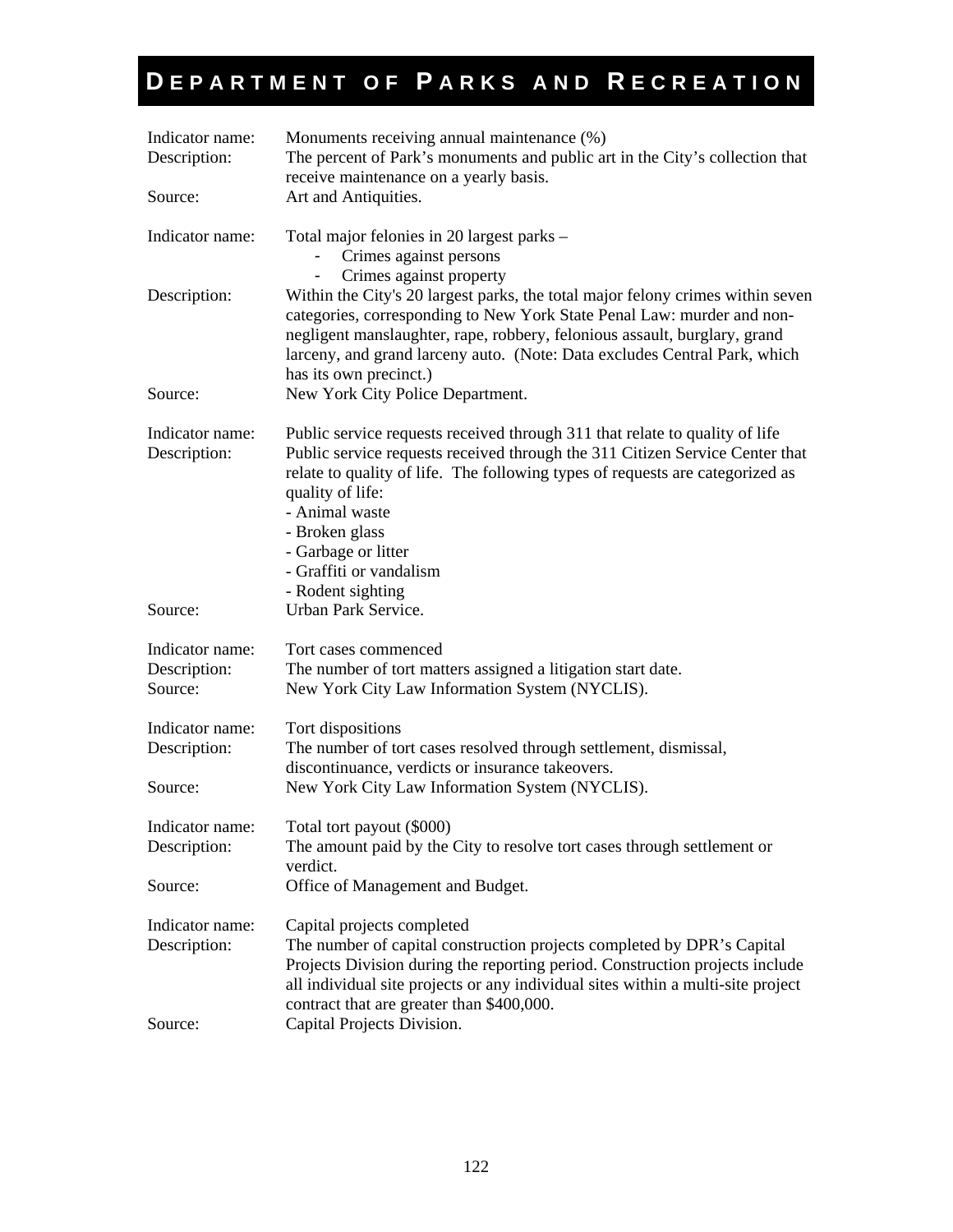# DEPARTMENT OF PARKS AND RECREATION

Indicator name: Monuments receiving annual maintenance (%)
Description: The percent of Park's monuments and public art in the City's collection that receive maintenance on a yearly basis.
Source: Art and Antiquities.

Indicator name: Total major felonies in 20 largest parks –
- Crimes against persons
- Crimes against property

Description: Within the City's 20 largest parks, the total major felony crimes within seven categories, corresponding to New York State Penal Law: murder and non-negligent manslaughter, rape, robbery, felonious assault, burglary, grand larceny, and grand larceny auto. (Note: Data excludes Central Park, which has its own precinct.)
Source: New York City Police Department.

Indicator name: Public service requests received through 311 that relate to quality of life
Description: Public service requests received through the 311 Citizen Service Center that relate to quality of life. The following types of requests are categorized as quality of life:
- Animal waste
- Broken glass
- Garbage or litter
- Graffiti or vandalism
- Rodent sighting

Source: Urban Park Service.

Indicator name: Tort cases commenced
Description: The number of tort matters assigned a litigation start date.
Source: New York City Law Information System (NYCLIS).

Indicator name: Tort dispositions
Description: The number of tort cases resolved through settlement, dismissal, discontinuance, verdicts or insurance takeovers.
Source: New York City Law Information System (NYCLIS).

Indicator name: Total tort payout ($000)
Description: The amount paid by the City to resolve tort cases through settlement or verdict.
Source: Office of Management and Budget.

Indicator name: Capital projects completed
Description: The number of capital construction projects completed by DPR's Capital Projects Division during the reporting period. Construction projects include all individual site projects or any individual sites within a multi-site project contract that are greater than $400,000.
Source: Capital Projects Division.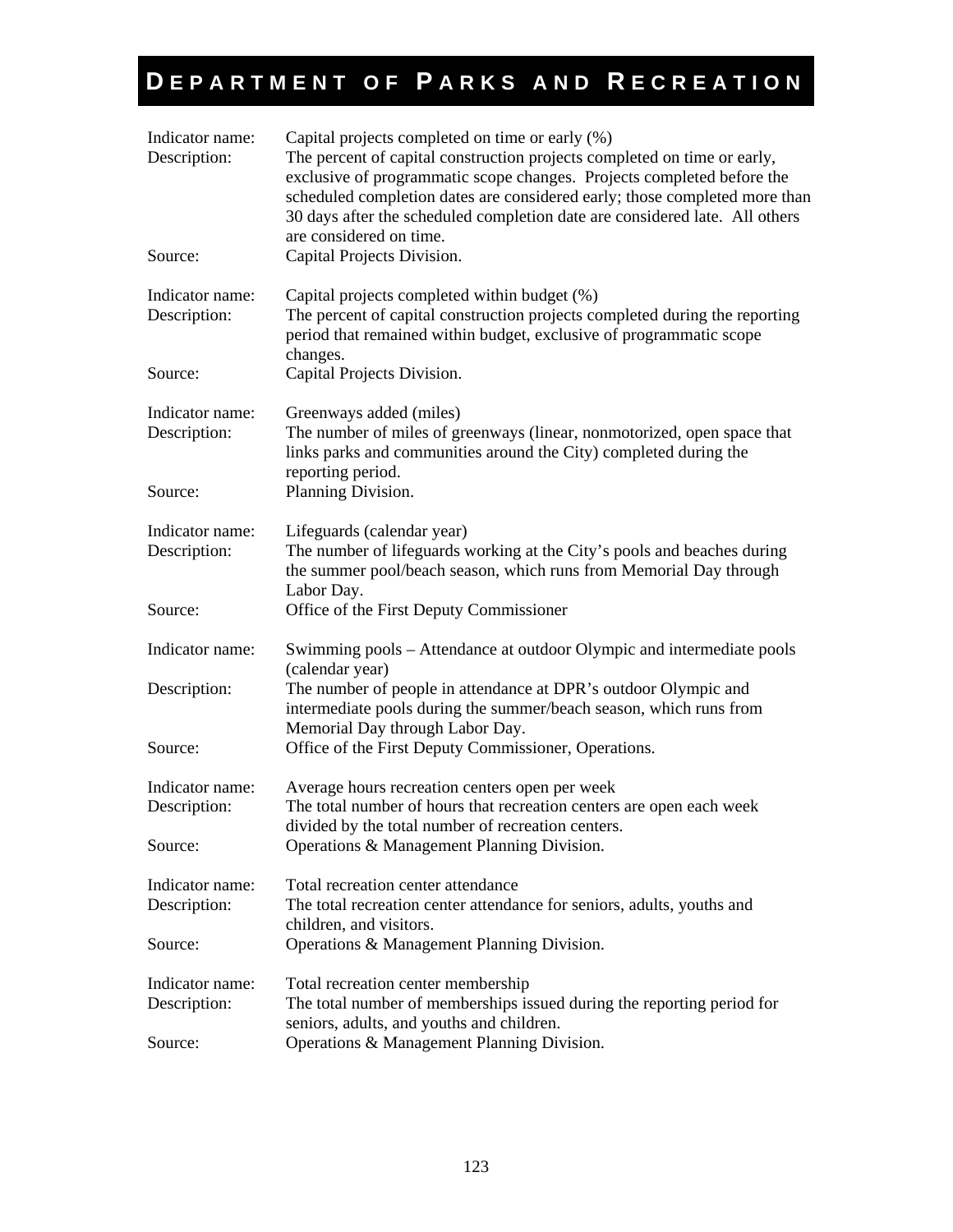# DEPARTMENT OF PARKS AND RECREATION

| | |
|---|---|
| Indicator name: | Capital projects completed on time or early (%) |
| Description: | The percent of capital construction projects completed on time or early, exclusive of programmatic scope changes. Projects completed before the scheduled completion dates are considered early; those completed more than 30 days after the scheduled completion date are considered late. All others are considered on time. |
| Source: | Capital Projects Division. |

| | |
|---|---|
| Indicator name: | Capital projects completed within budget (%) |
| Description: | The percent of capital construction projects completed during the reporting period that remained within budget, exclusive of programmatic scope changes. |
| Source: | Capital Projects Division. |

| | |
|---|---|
| Indicator name: | Greenways added (miles) |
| Description: | The number of miles of greenways (linear, nonmotorized, open space that links parks and communities around the City) completed during the reporting period. |
| Source: | Planning Division. |

| | |
|---|---|
| Indicator name: | Lifeguards (calendar year) |
| Description: | The number of lifeguards working at the City's pools and beaches during the summer pool/beach season, which runs from Memorial Day through Labor Day. |
| Source: | Office of the First Deputy Commissioner |

| | |
|---|---|
| Indicator name: | Swimming pools – Attendance at outdoor Olympic and intermediate pools (calendar year) |
| Description: | The number of people in attendance at DPR's outdoor Olympic and intermediate pools during the summer/beach season, which runs from Memorial Day through Labor Day. |
| Source: | Office of the First Deputy Commissioner, Operations. |

| | |
|---|---|
| Indicator name: | Average hours recreation centers open per week |
| Description: | The total number of hours that recreation centers are open each week divided by the total number of recreation centers. |
| Source: | Operations & Management Planning Division. |

| | |
|---|---|
| Indicator name: | Total recreation center attendance |
| Description: | The total recreation center attendance for seniors, adults, youths and children, and visitors. |
| Source: | Operations & Management Planning Division. |

| | |
|---|---|
| Indicator name: | Total recreation center membership |
| Description: | The total number of memberships issued during the reporting period for seniors, adults, and youths and children. |
| Source: | Operations & Management Planning Division. |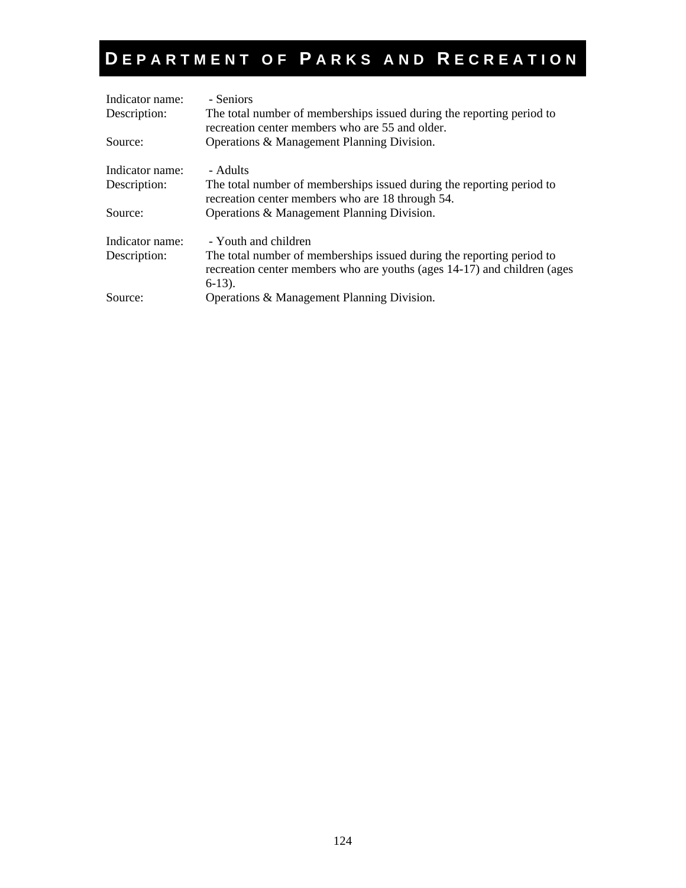# DEPARTMENT OF PARKS AND RECREATION

Indicator name: - Seniors
Description: The total number of memberships issued during the reporting period to recreation center members who are 55 and older.
Source: Operations & Management Planning Division.

Indicator name: - Adults
Description: The total number of memberships issued during the reporting period to recreation center members who are 18 through 54.
Source: Operations & Management Planning Division.

Indicator name: - Youth and children
Description: The total number of memberships issued during the reporting period to recreation center members who are youths (ages 14-17) and children (ages 6-13).
Source: Operations & Management Planning Division.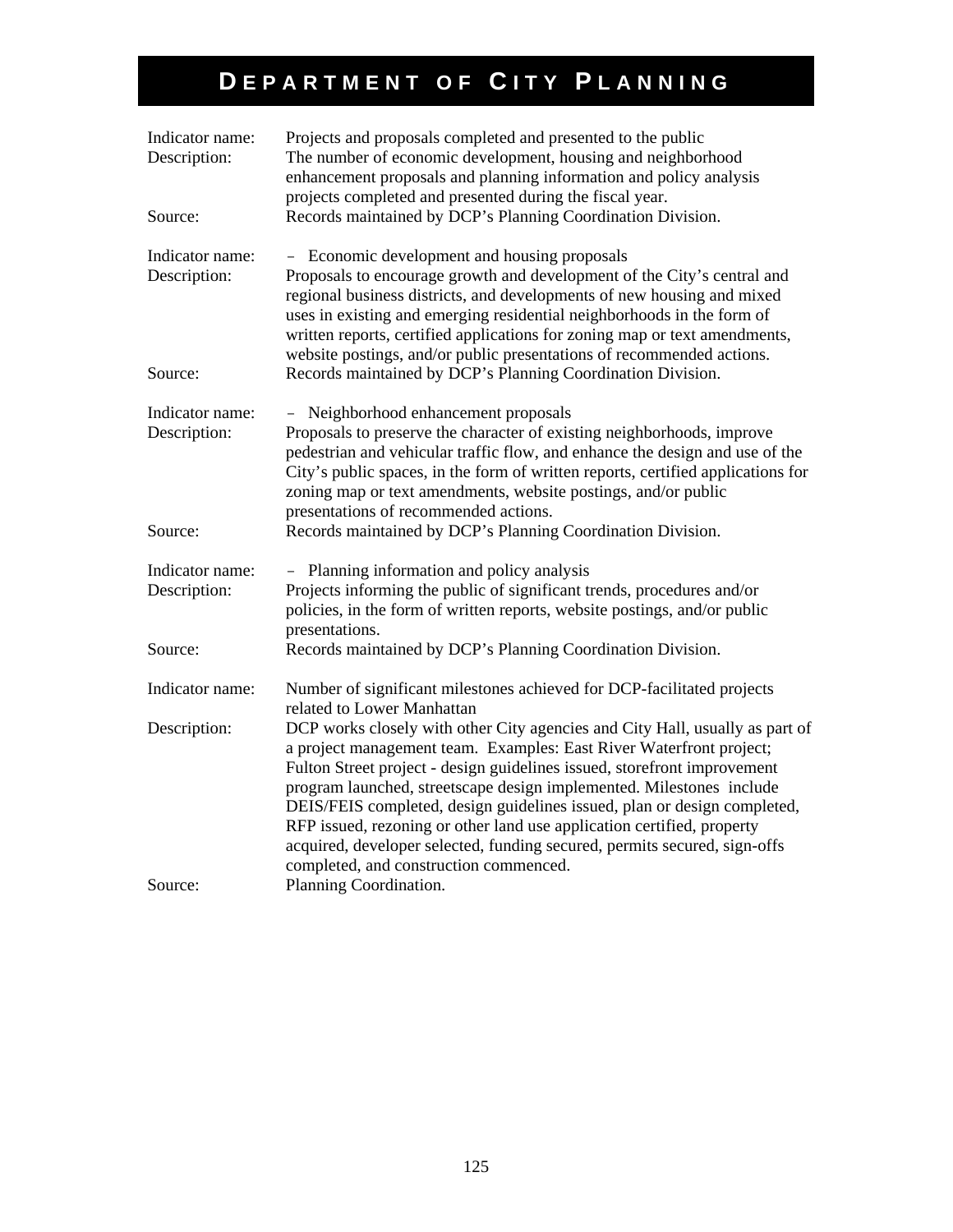# DEPARTMENT OF CITY PLANNING

| | |
|---|---|
| Indicator name: | Projects and proposals completed and presented to the public |
| Description: | The number of economic development, housing and neighborhood enhancement proposals and planning information and policy analysis projects completed and presented during the fiscal year. |
| Source: | Records maintained by DCP's Planning Coordination Division. |

| | |
|---|---|
| Indicator name: | – Economic development and housing proposals |
| Description: | Proposals to encourage growth and development of the City's central and regional business districts, and developments of new housing and mixed uses in existing and emerging residential neighborhoods in the form of written reports, certified applications for zoning map or text amendments, website postings, and/or public presentations of recommended actions. |
| Source: | Records maintained by DCP's Planning Coordination Division. |

| | |
|---|---|
| Indicator name: | – Neighborhood enhancement proposals |
| Description: | Proposals to preserve the character of existing neighborhoods, improve pedestrian and vehicular traffic flow, and enhance the design and use of the City's public spaces, in the form of written reports, certified applications for zoning map or text amendments, website postings, and/or public presentations of recommended actions. |
| Source: | Records maintained by DCP's Planning Coordination Division. |

| | |
|---|---|
| Indicator name: | – Planning information and policy analysis |
| Description: | Projects informing the public of significant trends, procedures and/or policies, in the form of written reports, website postings, and/or public presentations. |
| Source: | Records maintained by DCP's Planning Coordination Division. |

| | |
|---|---|
| Indicator name: | Number of significant milestones achieved for DCP-facilitated projects related to Lower Manhattan |
| Description: | DCP works closely with other City agencies and City Hall, usually as part of a project management team. Examples: East River Waterfront project; Fulton Street project - design guidelines issued, storefront improvement program launched, streetscape design implemented. Milestones include DEIS/FEIS completed, design guidelines issued, plan or design completed, RFP issued, rezoning or other land use application certified, property acquired, developer selected, funding secured, permits secured, sign-offs completed, and construction commenced. |
| Source: | Planning Coordination. |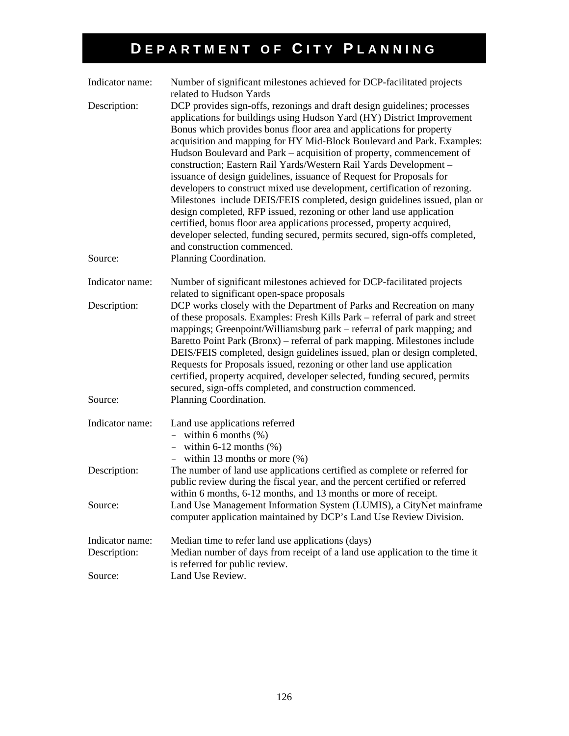# DEPARTMENT OF CITY PLANNING

Indicator name: Number of significant milestones achieved for DCP-facilitated projects related to Hudson Yards

Description: DCP provides sign-offs, rezonings and draft design guidelines; processes applications for buildings using Hudson Yard (HY) District Improvement Bonus which provides bonus floor area and applications for property acquisition and mapping for HY Mid-Block Boulevard and Park. Examples: Hudson Boulevard and Park – acquisition of property, commencement of construction; Eastern Rail Yards/Western Rail Yards Development – issuance of design guidelines, issuance of Request for Proposals for developers to construct mixed use development, certification of rezoning. Milestones include DEIS/FEIS completed, design guidelines issued, plan or design completed, RFP issued, rezoning or other land use application certified, bonus floor area applications processed, property acquired, developer selected, funding secured, permits secured, sign-offs completed, and construction commenced.

Source: Planning Coordination.

Indicator name: Number of significant milestones achieved for DCP-facilitated projects related to significant open-space proposals

Description: DCP works closely with the Department of Parks and Recreation on many of these proposals. Examples: Fresh Kills Park – referral of park and street mappings; Greenpoint/Williamsburg park – referral of park mapping; and Baretto Point Park (Bronx) – referral of park mapping. Milestones include DEIS/FEIS completed, design guidelines issued, plan or design completed, Requests for Proposals issued, rezoning or other land use application certified, property acquired, developer selected, funding secured, permits secured, sign-offs completed, and construction commenced.

Source: Planning Coordination.

Indicator name: Land use applications referred

- within 6 months (%)
- within 6-12 months (%)
- within 13 months or more (%)

Description: The number of land use applications certified as complete or referred for public review during the fiscal year, and the percent certified or referred within 6 months, 6-12 months, and 13 months or more of receipt.

Source: Land Use Management Information System (LUMIS), a CityNet mainframe computer application maintained by DCP's Land Use Review Division.

Indicator name: Median time to refer land use applications (days)

Description: Median number of days from receipt of a land use application to the time it is referred for public review.

Source: Land Use Review.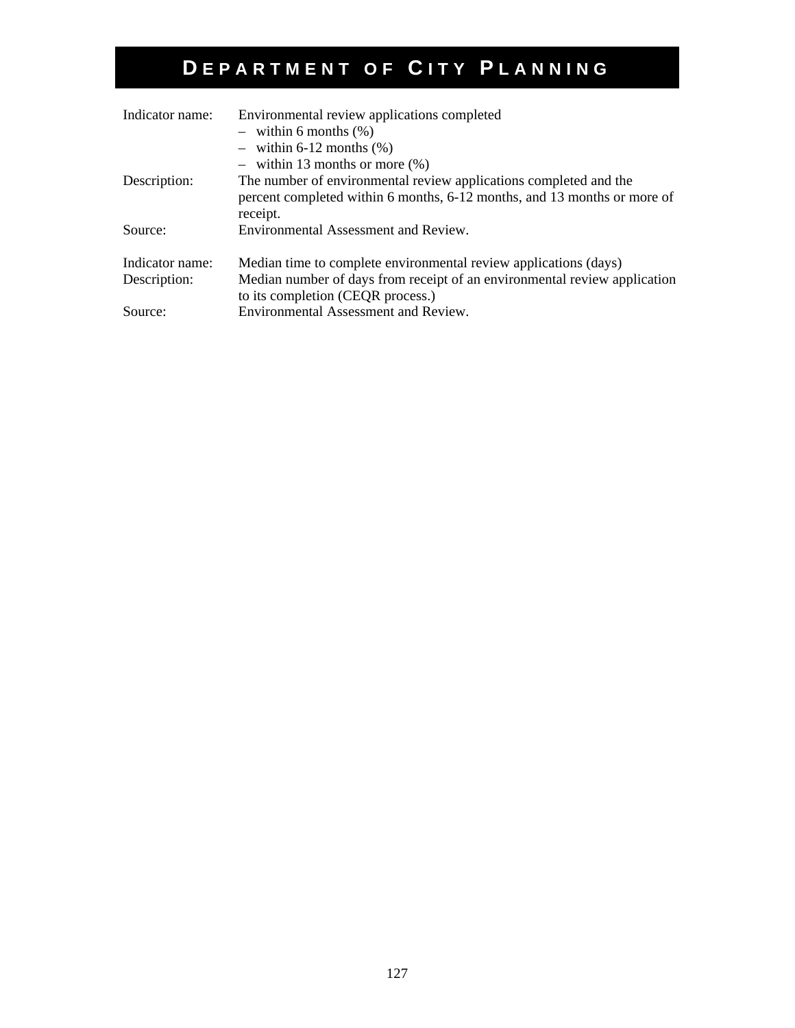# DEPARTMENT OF CITY PLANNING

| | |
|---|---|
| Indicator name: | Environmental review applications completed<br>– within 6 months (%)<br>– within 6-12 months (%)<br>– within 13 months or more (%) |
| Description: | The number of environmental review applications completed and the percent completed within 6 months, 6-12 months, and 13 months or more of receipt. |
| Source: | Environmental Assessment and Review. |

| | |
|---|---|
| Indicator name: | Median time to complete environmental review applications (days) |
| Description: | Median number of days from receipt of an environmental review application to its completion (CEQR process.) |
| Source: | Environmental Assessment and Review. |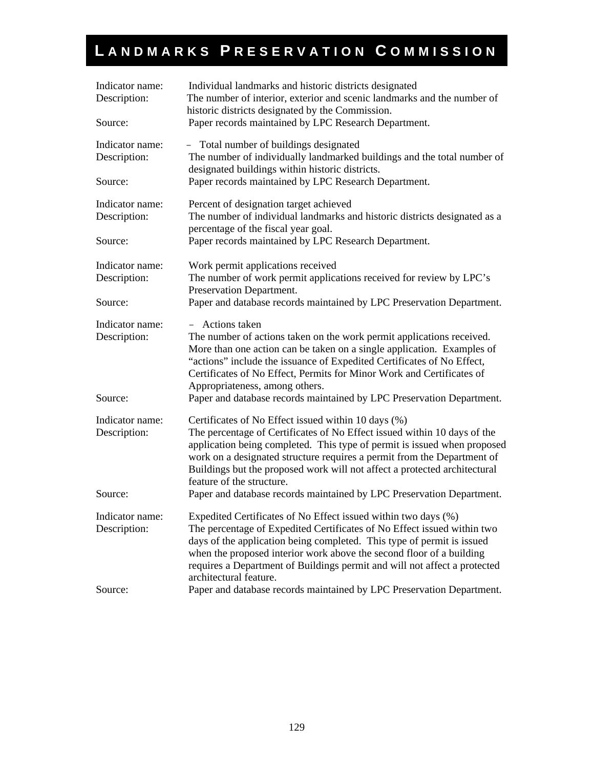# LANDMARKS PRESERVATION COMMISSION

Indicator name: Individual landmarks and historic districts designated
Description: The number of interior, exterior and scenic landmarks and the number of historic districts designated by the Commission.
Source: Paper records maintained by LPC Research Department.

Indicator name: – Total number of buildings designated
Description: The number of individually landmarked buildings and the total number of designated buildings within historic districts.
Source: Paper records maintained by LPC Research Department.

Indicator name: Percent of designation target achieved
Description: The number of individual landmarks and historic districts designated as a percentage of the fiscal year goal.
Source: Paper records maintained by LPC Research Department.

Indicator name: Work permit applications received
Description: The number of work permit applications received for review by LPC's Preservation Department.
Source: Paper and database records maintained by LPC Preservation Department.

Indicator name: – Actions taken
Description: The number of actions taken on the work permit applications received. More than one action can be taken on a single application. Examples of "actions" include the issuance of Expedited Certificates of No Effect, Certificates of No Effect, Permits for Minor Work and Certificates of Appropriateness, among others.
Source: Paper and database records maintained by LPC Preservation Department.

Indicator name: Certificates of No Effect issued within 10 days (%)
Description: The percentage of Certificates of No Effect issued within 10 days of the application being completed. This type of permit is issued when proposed work on a designated structure requires a permit from the Department of Buildings but the proposed work will not affect a protected architectural feature of the structure.
Source: Paper and database records maintained by LPC Preservation Department.

Indicator name: Expedited Certificates of No Effect issued within two days (%)
Description: The percentage of Expedited Certificates of No Effect issued within two days of the application being completed. This type of permit is issued when the proposed interior work above the second floor of a building requires a Department of Buildings permit and will not affect a protected architectural feature.
Source: Paper and database records maintained by LPC Preservation Department.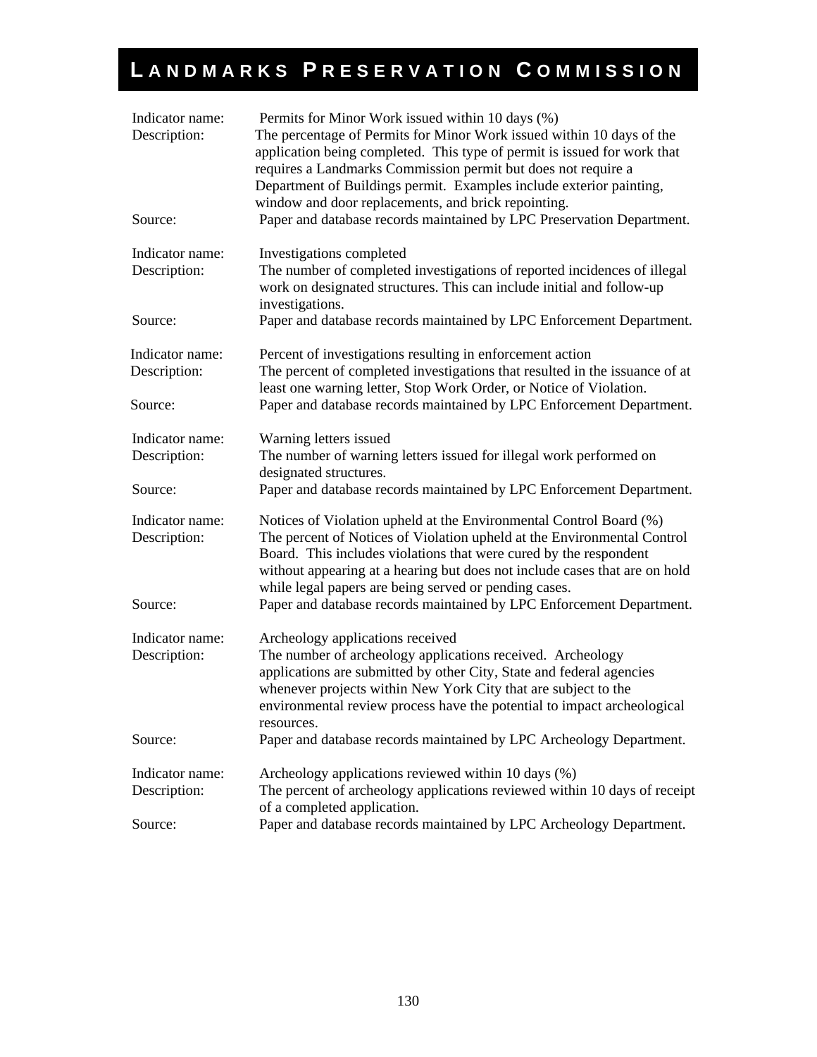# Landmarks Preservation Commission

Indicator name: Permits for Minor Work issued within 10 days (%)
Description: The percentage of Permits for Minor Work issued within 10 days of the application being completed. This type of permit is issued for work that requires a Landmarks Commission permit but does not require a Department of Buildings permit. Examples include exterior painting, window and door replacements, and brick repointing.
Source: Paper and database records maintained by LPC Preservation Department.

Indicator name: Investigations completed
Description: The number of completed investigations of reported incidences of illegal work on designated structures. This can include initial and follow-up investigations.
Source: Paper and database records maintained by LPC Enforcement Department.

Indicator name: Percent of investigations resulting in enforcement action
Description: The percent of completed investigations that resulted in the issuance of at least one warning letter, Stop Work Order, or Notice of Violation.
Source: Paper and database records maintained by LPC Enforcement Department.

Indicator name: Warning letters issued
Description: The number of warning letters issued for illegal work performed on designated structures.
Source: Paper and database records maintained by LPC Enforcement Department.

Indicator name: Notices of Violation upheld at the Environmental Control Board (%)
Description: The percent of Notices of Violation upheld at the Environmental Control Board. This includes violations that were cured by the respondent without appearing at a hearing but does not include cases that are on hold while legal papers are being served or pending cases.
Source: Paper and database records maintained by LPC Enforcement Department.

Indicator name: Archeology applications received
Description: The number of archeology applications received. Archeology applications are submitted by other City, State and federal agencies whenever projects within New York City that are subject to the environmental review process have the potential to impact archeological resources.
Source: Paper and database records maintained by LPC Archeology Department.

Indicator name: Archeology applications reviewed within 10 days (%)
Description: The percent of archeology applications reviewed within 10 days of receipt of a completed application.
Source: Paper and database records maintained by LPC Archeology Department.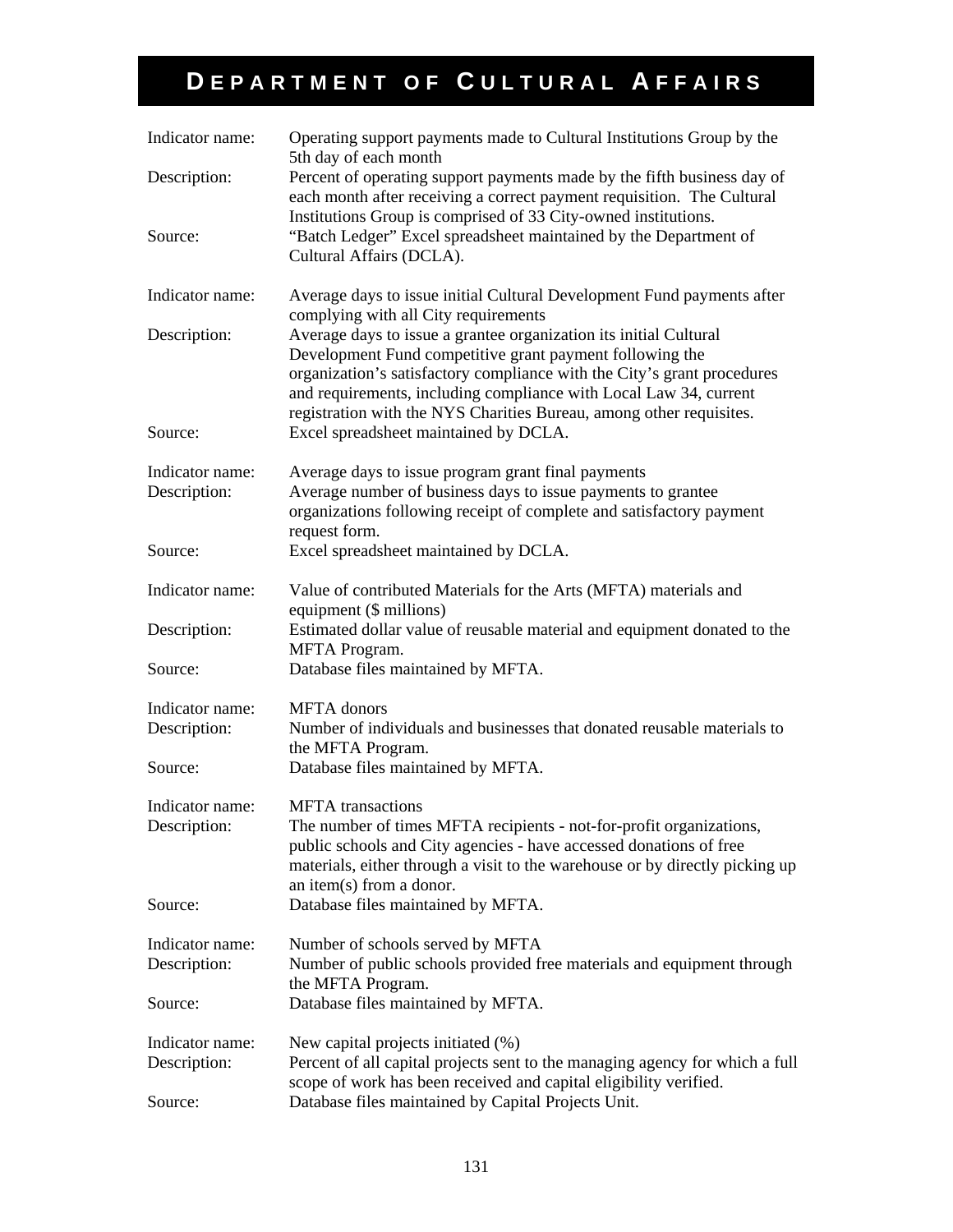# DEPARTMENT OF CULTURAL AFFAIRS

| | |
|---|---|
| Indicator name: | Operating support payments made to Cultural Institutions Group by the 5th day of each month |
| Description: | Percent of operating support payments made by the fifth business day of each month after receiving a correct payment requisition. The Cultural Institutions Group is comprised of 33 City-owned institutions. |
| Source: | "Batch Ledger" Excel spreadsheet maintained by the Department of Cultural Affairs (DCLA). |

| | |
|---|---|
| Indicator name: | Average days to issue initial Cultural Development Fund payments after complying with all City requirements |
| Description: | Average days to issue a grantee organization its initial Cultural Development Fund competitive grant payment following the organization's satisfactory compliance with the City's grant procedures and requirements, including compliance with Local Law 34, current registration with the NYS Charities Bureau, among other requisites. |
| Source: | Excel spreadsheet maintained by DCLA. |

| | |
|---|---|
| Indicator name: | Average days to issue program grant final payments |
| Description: | Average number of business days to issue payments to grantee organizations following receipt of complete and satisfactory payment request form. |
| Source: | Excel spreadsheet maintained by DCLA. |

| | |
|---|---|
| Indicator name: | Value of contributed Materials for the Arts (MFTA) materials and equipment ($ millions) |
| Description: | Estimated dollar value of reusable material and equipment donated to the MFTA Program. |
| Source: | Database files maintained by MFTA. |

| | |
|---|---|
| Indicator name: | MFTA donors |
| Description: | Number of individuals and businesses that donated reusable materials to the MFTA Program. |
| Source: | Database files maintained by MFTA. |

| | |
|---|---|
| Indicator name: | MFTA transactions |
| Description: | The number of times MFTA recipients - not-for-profit organizations, public schools and City agencies - have accessed donations of free materials, either through a visit to the warehouse or by directly picking up an item(s) from a donor. |
| Source: | Database files maintained by MFTA. |

| | |
|---|---|
| Indicator name: | Number of schools served by MFTA |
| Description: | Number of public schools provided free materials and equipment through the MFTA Program. |
| Source: | Database files maintained by MFTA. |

| | |
|---|---|
| Indicator name: | New capital projects initiated (%) |
| Description: | Percent of all capital projects sent to the managing agency for which a full scope of work has been received and capital eligibility verified. |
| Source: | Database files maintained by Capital Projects Unit. |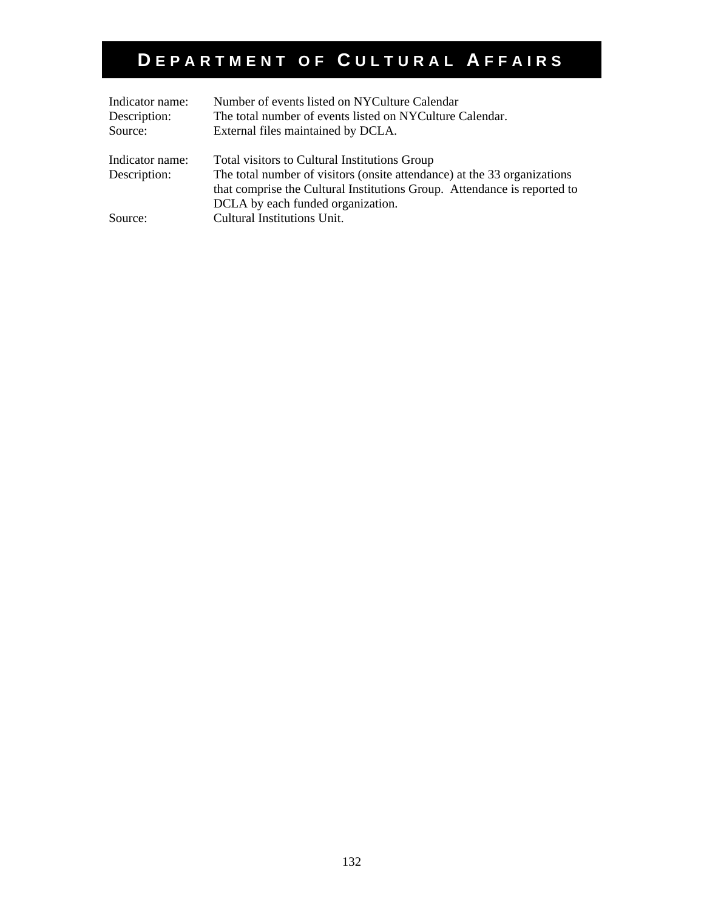# DEPARTMENT OF CULTURAL AFFAIRS

| | |
|---|---|
| Indicator name: | Number of events listed on NYCulture Calendar |
| Description: | The total number of events listed on NYCulture Calendar. |
| Source: | External files maintained by DCLA. |

| | |
|---|---|
| Indicator name: | Total visitors to Cultural Institutions Group |
| Description: | The total number of visitors (onsite attendance) at the 33 organizations that comprise the Cultural Institutions Group. Attendance is reported to DCLA by each funded organization. |
| Source: | Cultural Institutions Unit. |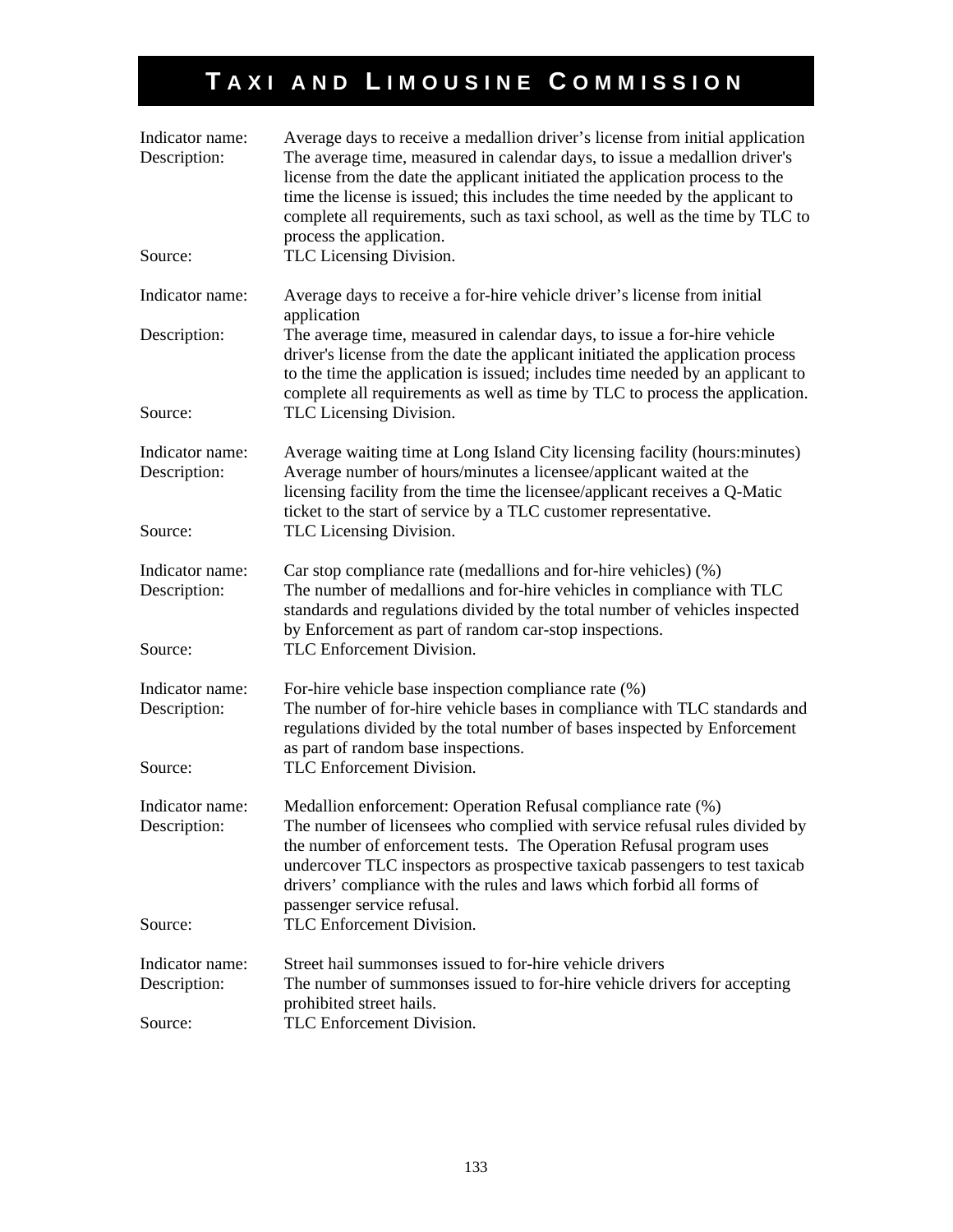# TAXI AND LIMOUSINE COMMISSION

| | |
|---|---|
| Indicator name: | Average days to receive a medallion driver's license from initial application |
| Description: | The average time, measured in calendar days, to issue a medallion driver's license from the date the applicant initiated the application process to the time the license is issued; this includes the time needed by the applicant to complete all requirements, such as taxi school, as well as the time by TLC to process the application. |
| Source: | TLC Licensing Division. |

| | |
|---|---|
| Indicator name: | Average days to receive a for-hire vehicle driver's license from initial application |
| Description: | The average time, measured in calendar days, to issue a for-hire vehicle driver's license from the date the applicant initiated the application process to the time the application is issued; includes time needed by an applicant to complete all requirements as well as time by TLC to process the application. |
| Source: | TLC Licensing Division. |

| | |
|---|---|
| Indicator name: | Average waiting time at Long Island City licensing facility (hours:minutes) |
| Description: | Average number of hours/minutes a licensee/applicant waited at the licensing facility from the time the licensee/applicant receives a Q-Matic ticket to the start of service by a TLC customer representative. |
| Source: | TLC Licensing Division. |

| | |
|---|---|
| Indicator name: | Car stop compliance rate (medallions and for-hire vehicles) (%) |
| Description: | The number of medallions and for-hire vehicles in compliance with TLC standards and regulations divided by the total number of vehicles inspected by Enforcement as part of random car-stop inspections. |
| Source: | TLC Enforcement Division. |

| | |
|---|---|
| Indicator name: | For-hire vehicle base inspection compliance rate (%) |
| Description: | The number of for-hire vehicle bases in compliance with TLC standards and regulations divided by the total number of bases inspected by Enforcement as part of random base inspections. |
| Source: | TLC Enforcement Division. |

| | |
|---|---|
| Indicator name: | Medallion enforcement: Operation Refusal compliance rate (%) |
| Description: | The number of licensees who complied with service refusal rules divided by the number of enforcement tests. The Operation Refusal program uses undercover TLC inspectors as prospective taxicab passengers to test taxicab drivers' compliance with the rules and laws which forbid all forms of passenger service refusal. |
| Source: | TLC Enforcement Division. |

| | |
|---|---|
| Indicator name: | Street hail summonses issued to for-hire vehicle drivers |
| Description: | The number of summonses issued to for-hire vehicle drivers for accepting prohibited street hails. |
| Source: | TLC Enforcement Division. |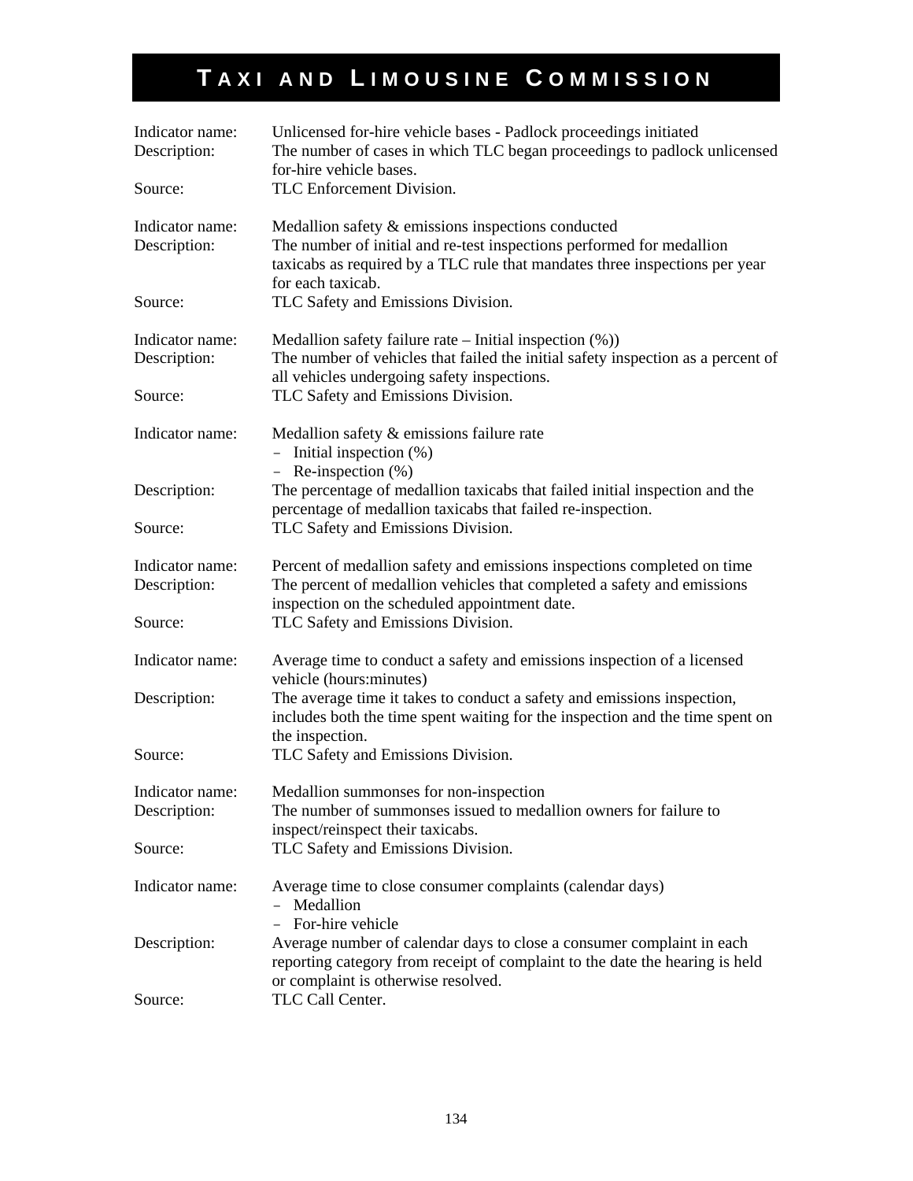# TAXI AND LIMOUSINE COMMISSION

| | |
|---|---|
| Indicator name: | Unlicensed for-hire vehicle bases - Padlock proceedings initiated |
| Description: | The number of cases in which TLC began proceedings to padlock unlicensed for-hire vehicle bases. |
| Source: | TLC Enforcement Division. |

| | |
|---|---|
| Indicator name: | Medallion safety & emissions inspections conducted |
| Description: | The number of initial and re-test inspections performed for medallion taxicabs as required by a TLC rule that mandates three inspections per year for each taxicab. |
| Source: | TLC Safety and Emissions Division. |

| | |
|---|---|
| Indicator name: | Medallion safety failure rate – Initial inspection (%)) |
| Description: | The number of vehicles that failed the initial safety inspection as a percent of all vehicles undergoing safety inspections. |
| Source: | TLC Safety and Emissions Division. |

| | |
|---|---|
| Indicator name: | Medallion safety & emissions failure rate<br>– Initial inspection (%)<br>– Re-inspection (%) |
| Description: | The percentage of medallion taxicabs that failed initial inspection and the percentage of medallion taxicabs that failed re-inspection. |
| Source: | TLC Safety and Emissions Division. |

| | |
|---|---|
| Indicator name: | Percent of medallion safety and emissions inspections completed on time |
| Description: | The percent of medallion vehicles that completed a safety and emissions inspection on the scheduled appointment date. |
| Source: | TLC Safety and Emissions Division. |

| | |
|---|---|
| Indicator name: | Average time to conduct a safety and emissions inspection of a licensed vehicle (hours:minutes) |
| Description: | The average time it takes to conduct a safety and emissions inspection, includes both the time spent waiting for the inspection and the time spent on the inspection. |
| Source: | TLC Safety and Emissions Division. |

| | |
|---|---|
| Indicator name: | Medallion summonses for non-inspection |
| Description: | The number of summonses issued to medallion owners for failure to inspect/reinspect their taxicabs. |
| Source: | TLC Safety and Emissions Division. |

| | |
|---|---|
| Indicator name: | Average time to close consumer complaints (calendar days)<br>– Medallion<br>– For-hire vehicle |
| Description: | Average number of calendar days to close a consumer complaint in each reporting category from receipt of complaint to the date the hearing is held or complaint is otherwise resolved. |
| Source: | TLC Call Center. |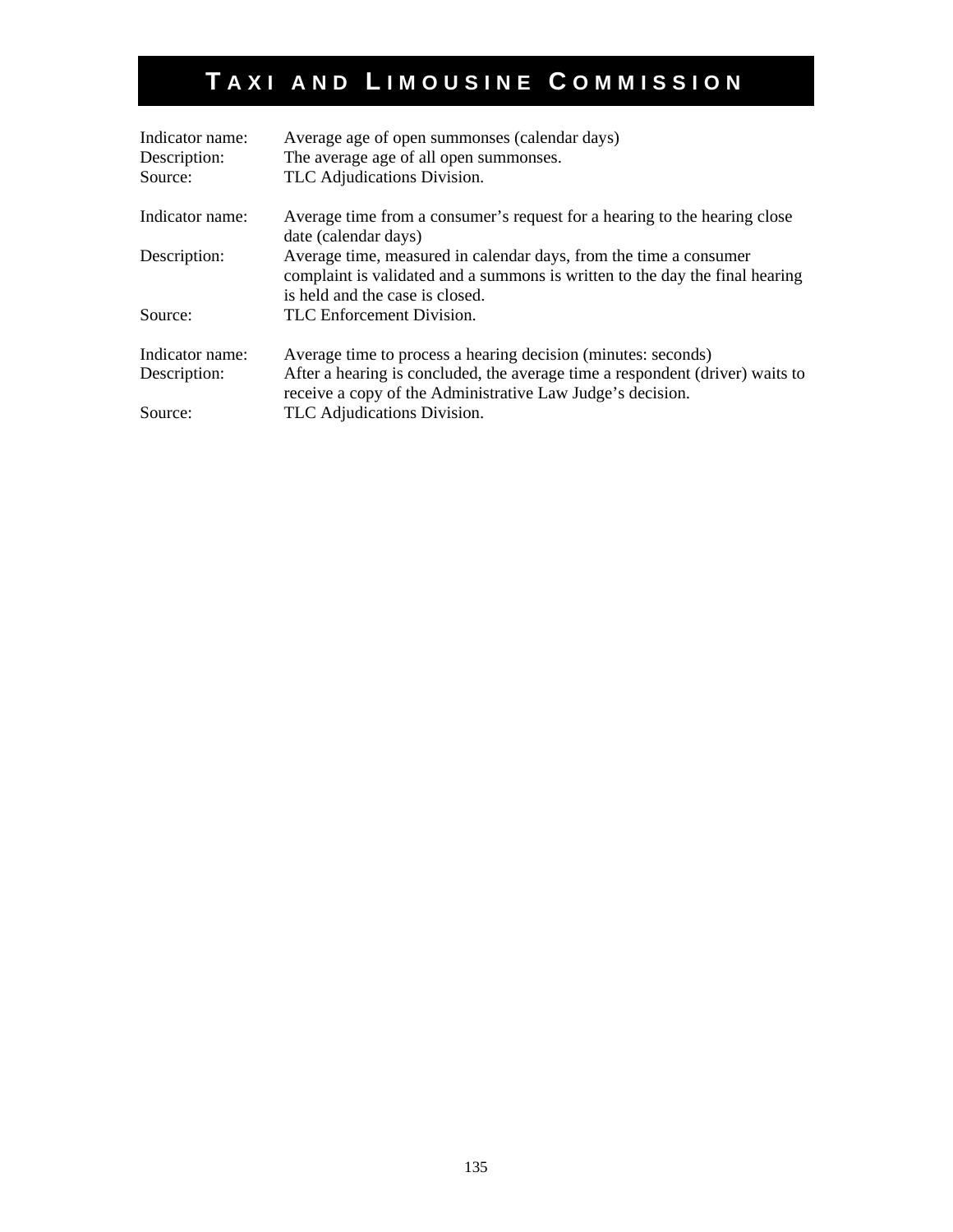# Taxi and Limousine Commission

Indicator name: Average age of open summonses (calendar days)
Description: The average age of all open summonses.
Source: TLC Adjudications Division.

Indicator name: Average time from a consumer's request for a hearing to the hearing close date (calendar days)
Description: Average time, measured in calendar days, from the time a consumer complaint is validated and a summons is written to the day the final hearing is held and the case is closed.
Source: TLC Enforcement Division.

Indicator name: Average time to process a hearing decision (minutes: seconds)
Description: After a hearing is concluded, the average time a respondent (driver) waits to receive a copy of the Administrative Law Judge's decision.
Source: TLC Adjudications Division.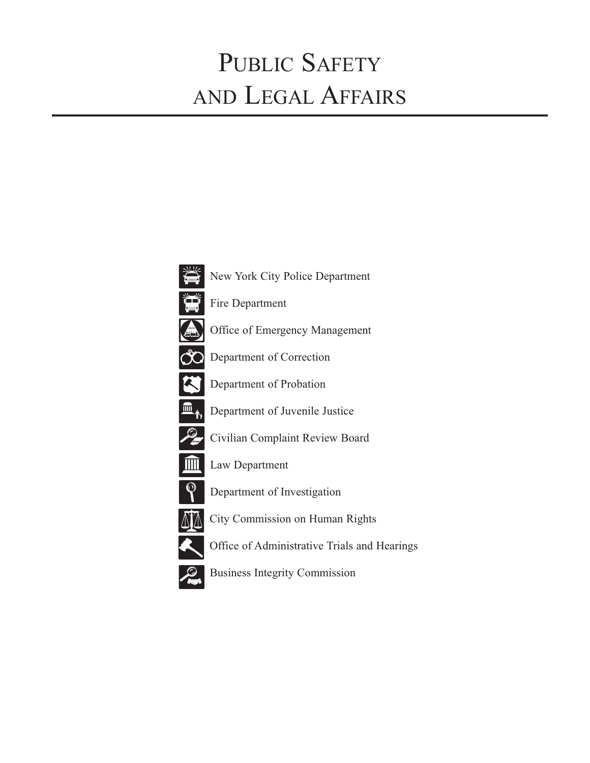# Public Safety and Legal Affairs

- New York City Police Department
- Fire Department
- Office of Emergency Management
- Department of Correction
- Department of Probation
- Department of Juvenile Justice
- Civilian Complaint Review Board
- Law Department
- Department of Investigation
- City Commission on Human Rights
- Office of Administrative Trials and Hearings
- Business Integrity Commission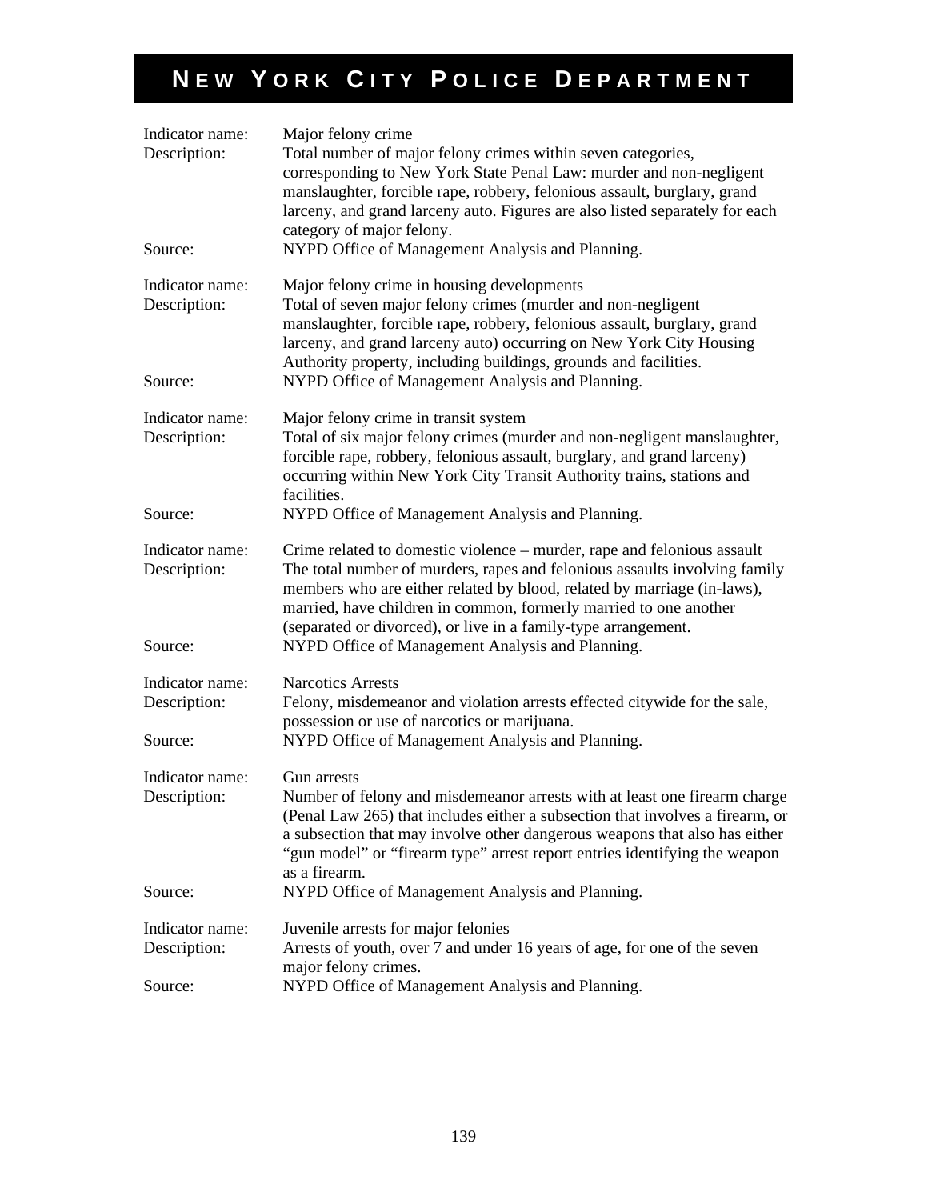# NEW YORK CITY POLICE DEPARTMENT

| | |
|---|---|
| Indicator name: | Major felony crime |
| Description: | Total number of major felony crimes within seven categories, corresponding to New York State Penal Law: murder and non-negligent manslaughter, forcible rape, robbery, felonious assault, burglary, grand larceny, and grand larceny auto. Figures are also listed separately for each category of major felony. |
| Source: | NYPD Office of Management Analysis and Planning. |

| | |
|---|---|
| Indicator name: | Major felony crime in housing developments |
| Description: | Total of seven major felony crimes (murder and non-negligent manslaughter, forcible rape, robbery, felonious assault, burglary, grand larceny, and grand larceny auto) occurring on New York City Housing Authority property, including buildings, grounds and facilities. |
| Source: | NYPD Office of Management Analysis and Planning. |

| | |
|---|---|
| Indicator name: | Major felony crime in transit system |
| Description: | Total of six major felony crimes (murder and non-negligent manslaughter, forcible rape, robbery, felonious assault, burglary, and grand larceny) occurring within New York City Transit Authority trains, stations and facilities. |
| Source: | NYPD Office of Management Analysis and Planning. |

| | |
|---|---|
| Indicator name: | Crime related to domestic violence – murder, rape and felonious assault |
| Description: | The total number of murders, rapes and felonious assaults involving family members who are either related by blood, related by marriage (in-laws), married, have children in common, formerly married to one another (separated or divorced), or live in a family-type arrangement. |
| Source: | NYPD Office of Management Analysis and Planning. |

| | |
|---|---|
| Indicator name: | Narcotics Arrests |
| Description: | Felony, misdemeanor and violation arrests effected citywide for the sale, possession or use of narcotics or marijuana. |
| Source: | NYPD Office of Management Analysis and Planning. |

| | |
|---|---|
| Indicator name: | Gun arrests |
| Description: | Number of felony and misdemeanor arrests with at least one firearm charge (Penal Law 265) that includes either a subsection that involves a firearm, or a subsection that may involve other dangerous weapons that also has either "gun model" or "firearm type" arrest report entries identifying the weapon as a firearm. |
| Source: | NYPD Office of Management Analysis and Planning. |

| | |
|---|---|
| Indicator name: | Juvenile arrests for major felonies |
| Description: | Arrests of youth, over 7 and under 16 years of age, for one of the seven major felony crimes. |
| Source: | NYPD Office of Management Analysis and Planning. |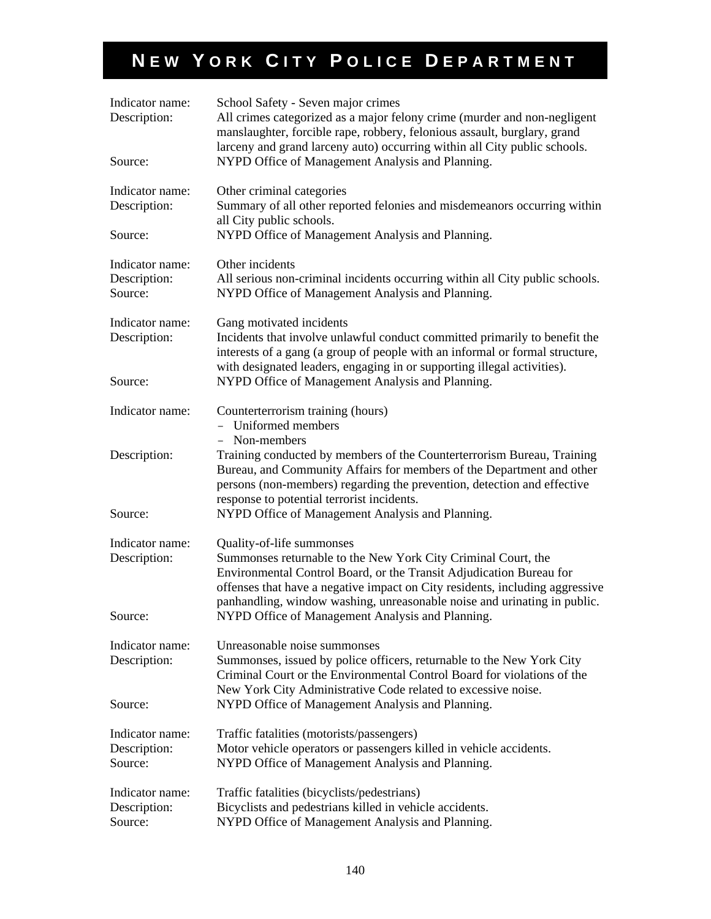# NEW YORK CITY POLICE DEPARTMENT

Indicator name: School Safety - Seven major crimes
Description: All crimes categorized as a major felony crime (murder and non-negligent manslaughter, forcible rape, robbery, felonious assault, burglary, grand larceny and grand larceny auto) occurring within all City public schools.
Source: NYPD Office of Management Analysis and Planning.

Indicator name: Other criminal categories
Description: Summary of all other reported felonies and misdemeanors occurring within all City public schools.
Source: NYPD Office of Management Analysis and Planning.

Indicator name: Other incidents
Description: All serious non-criminal incidents occurring within all City public schools.
Source: NYPD Office of Management Analysis and Planning.

Indicator name: Gang motivated incidents
Description: Incidents that involve unlawful conduct committed primarily to benefit the interests of a gang (a group of people with an informal or formal structure, with designated leaders, engaging in or supporting illegal activities).
Source: NYPD Office of Management Analysis and Planning.

Indicator name: Counterterrorism training (hours)
- Uniformed members
- Non-members

Description: Training conducted by members of the Counterterrorism Bureau, Training Bureau, and Community Affairs for members of the Department and other persons (non-members) regarding the prevention, detection and effective response to potential terrorist incidents.
Source: NYPD Office of Management Analysis and Planning.

Indicator name: Quality-of-life summonses
Description: Summonses returnable to the New York City Criminal Court, the Environmental Control Board, or the Transit Adjudication Bureau for offenses that have a negative impact on City residents, including aggressive panhandling, window washing, unreasonable noise and urinating in public.
Source: NYPD Office of Management Analysis and Planning.

Indicator name: Unreasonable noise summonses
Description: Summonses, issued by police officers, returnable to the New York City Criminal Court or the Environmental Control Board for violations of the New York City Administrative Code related to excessive noise.
Source: NYPD Office of Management Analysis and Planning.

Indicator name: Traffic fatalities (motorists/passengers)
Description: Motor vehicle operators or passengers killed in vehicle accidents.
Source: NYPD Office of Management Analysis and Planning.

Indicator name: Traffic fatalities (bicyclists/pedestrians)
Description: Bicyclists and pedestrians killed in vehicle accidents.
Source: NYPD Office of Management Analysis and Planning.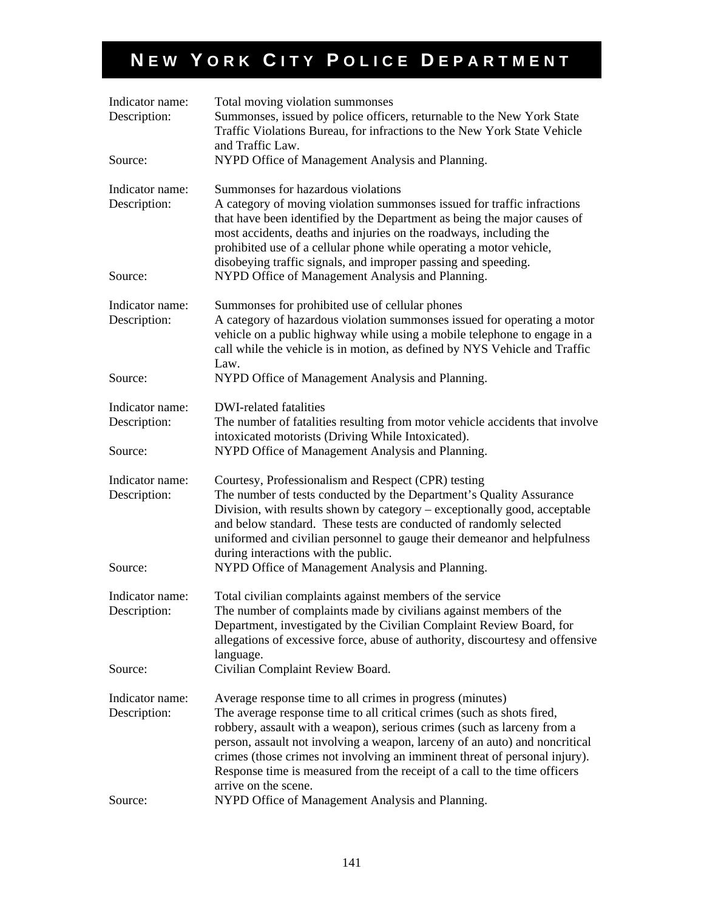# NEW YORK CITY POLICE DEPARTMENT

Indicator name: Total moving violation summonses
Description: Summonses, issued by police officers, returnable to the New York State Traffic Violations Bureau, for infractions to the New York State Vehicle and Traffic Law.
Source: NYPD Office of Management Analysis and Planning.

Indicator name: Summonses for hazardous violations
Description: A category of moving violation summonses issued for traffic infractions that have been identified by the Department as being the major causes of most accidents, deaths and injuries on the roadways, including the prohibited use of a cellular phone while operating a motor vehicle, disobeying traffic signals, and improper passing and speeding.
Source: NYPD Office of Management Analysis and Planning.

Indicator name: Summonses for prohibited use of cellular phones
Description: A category of hazardous violation summonses issued for operating a motor vehicle on a public highway while using a mobile telephone to engage in a call while the vehicle is in motion, as defined by NYS Vehicle and Traffic Law.
Source: NYPD Office of Management Analysis and Planning.

Indicator name: DWI-related fatalities
Description: The number of fatalities resulting from motor vehicle accidents that involve intoxicated motorists (Driving While Intoxicated).
Source: NYPD Office of Management Analysis and Planning.

Indicator name: Courtesy, Professionalism and Respect (CPR) testing
Description: The number of tests conducted by the Department's Quality Assurance Division, with results shown by category – exceptionally good, acceptable and below standard. These tests are conducted of randomly selected uniformed and civilian personnel to gauge their demeanor and helpfulness during interactions with the public.
Source: NYPD Office of Management Analysis and Planning.

Indicator name: Total civilian complaints against members of the service
Description: The number of complaints made by civilians against members of the Department, investigated by the Civilian Complaint Review Board, for allegations of excessive force, abuse of authority, discourtesy and offensive language.
Source: Civilian Complaint Review Board.

Indicator name: Average response time to all crimes in progress (minutes)
Description: The average response time to all critical crimes (such as shots fired, robbery, assault with a weapon), serious crimes (such as larceny from a person, assault not involving a weapon, larceny of an auto) and noncritical crimes (those crimes not involving an imminent threat of personal injury). Response time is measured from the receipt of a call to the time officers arrive on the scene.
Source: NYPD Office of Management Analysis and Planning.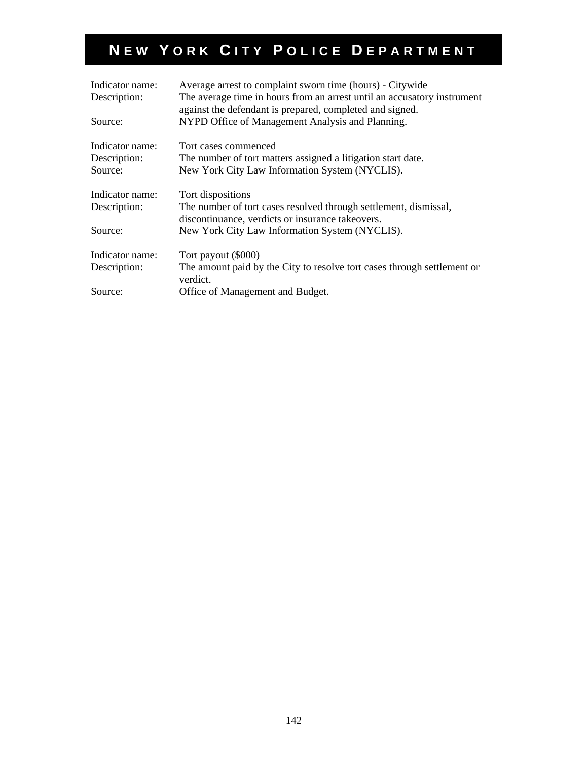# NEW YORK CITY POLICE DEPARTMENT

Indicator name: Average arrest to complaint sworn time (hours) - Citywide
Description: The average time in hours from an arrest until an accusatory instrument against the defendant is prepared, completed and signed.
Source: NYPD Office of Management Analysis and Planning.

Indicator name: Tort cases commenced
Description: The number of tort matters assigned a litigation start date.
Source: New York City Law Information System (NYCLIS).

Indicator name: Tort dispositions
Description: The number of tort cases resolved through settlement, dismissal, discontinuance, verdicts or insurance takeovers.
Source: New York City Law Information System (NYCLIS).

Indicator name: Tort payout ($000)
Description: The amount paid by the City to resolve tort cases through settlement or verdict.
Source: Office of Management and Budget.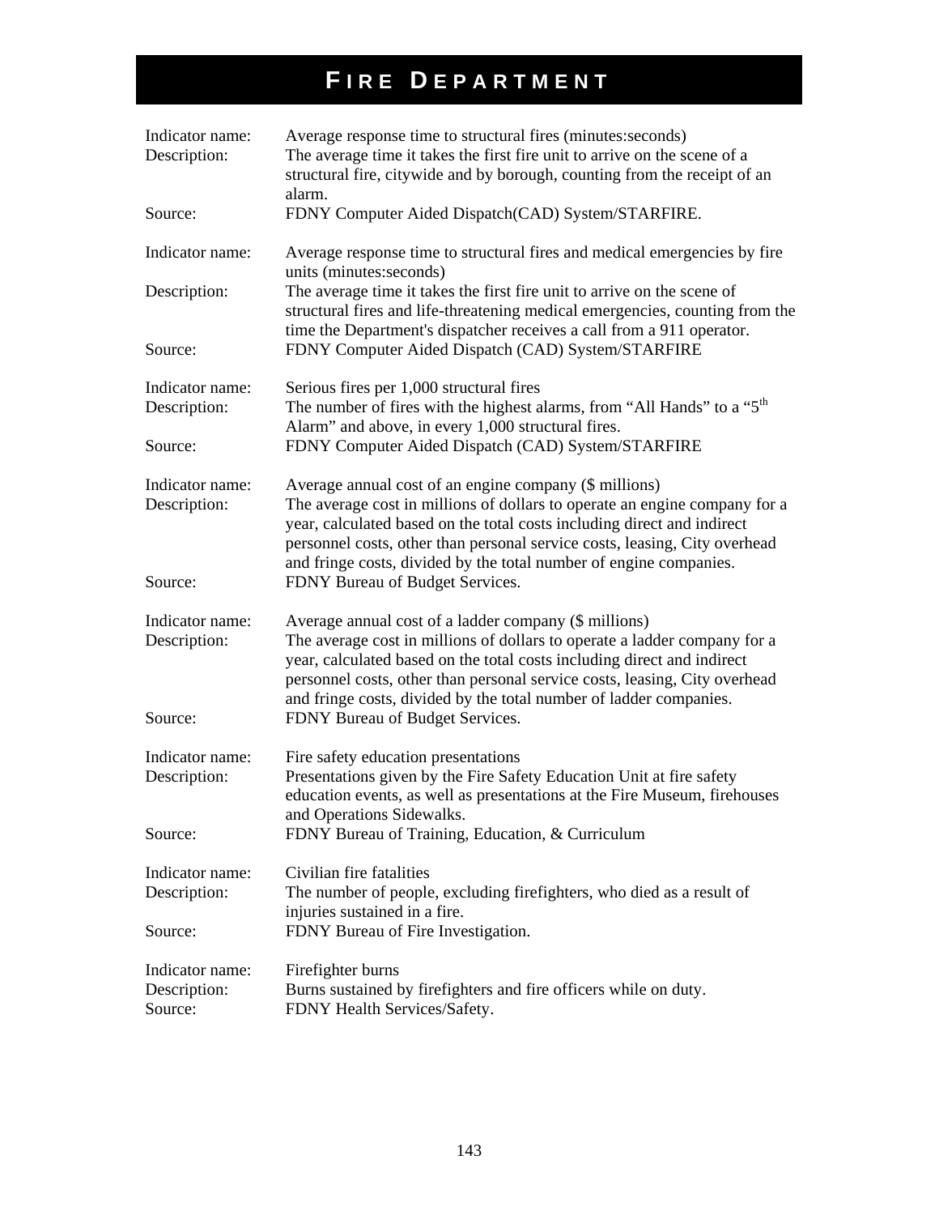# FIRE DEPARTMENT

Indicator name: Average response time to structural fires (minutes:seconds)
Description: The average time it takes the first fire unit to arrive on the scene of a structural fire, citywide and by borough, counting from the receipt of an alarm.
Source: FDNY Computer Aided Dispatch(CAD) System/STARFIRE.

Indicator name: Average response time to structural fires and medical emergencies by fire units (minutes:seconds)
Description: The average time it takes the first fire unit to arrive on the scene of structural fires and life-threatening medical emergencies, counting from the time the Department's dispatcher receives a call from a 911 operator.
Source: FDNY Computer Aided Dispatch (CAD) System/STARFIRE

Indicator name: Serious fires per 1,000 structural fires
Description: The number of fires with the highest alarms, from "All Hands" to a "5th Alarm" and above, in every 1,000 structural fires.
Source: FDNY Computer Aided Dispatch (CAD) System/STARFIRE

Indicator name: Average annual cost of an engine company ($ millions)
Description: The average cost in millions of dollars to operate an engine company for a year, calculated based on the total costs including direct and indirect personnel costs, other than personal service costs, leasing, City overhead and fringe costs, divided by the total number of engine companies.
Source: FDNY Bureau of Budget Services.

Indicator name: Average annual cost of a ladder company ($ millions)
Description: The average cost in millions of dollars to operate a ladder company for a year, calculated based on the total costs including direct and indirect personnel costs, other than personal service costs, leasing, City overhead and fringe costs, divided by the total number of ladder companies.
Source: FDNY Bureau of Budget Services.

Indicator name: Fire safety education presentations
Description: Presentations given by the Fire Safety Education Unit at fire safety education events, as well as presentations at the Fire Museum, firehouses and Operations Sidewalks.
Source: FDNY Bureau of Training, Education, & Curriculum

Indicator name: Civilian fire fatalities
Description: The number of people, excluding firefighters, who died as a result of injuries sustained in a fire.
Source: FDNY Bureau of Fire Investigation.

Indicator name: Firefighter burns
Description: Burns sustained by firefighters and fire officers while on duty.
Source: FDNY Health Services/Safety.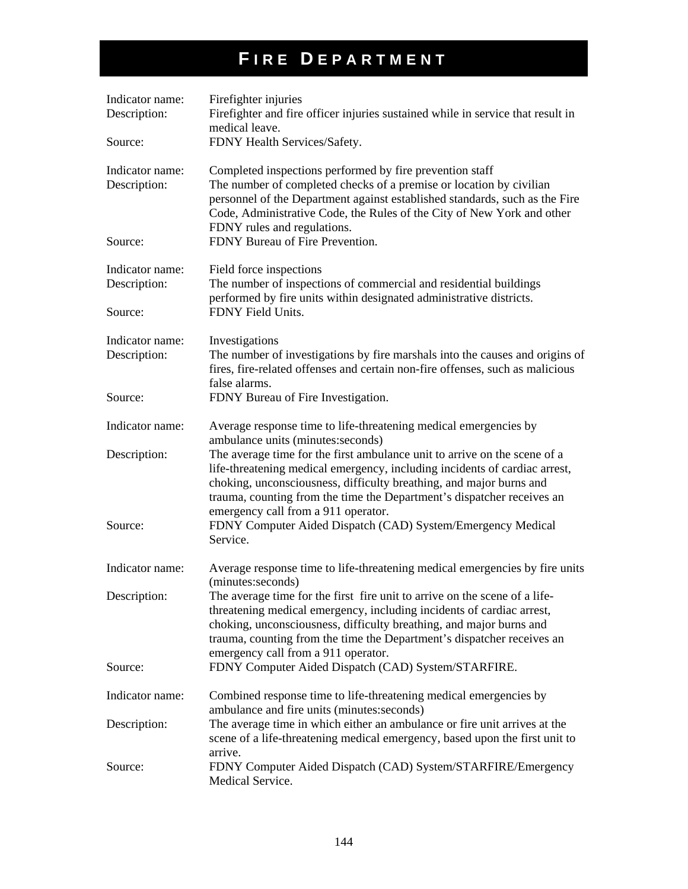# FIRE DEPARTMENT

| | |
|---|---|
| Indicator name: | Firefighter injuries |
| Description: | Firefighter and fire officer injuries sustained while in service that result in medical leave. |
| Source: | FDNY Health Services/Safety. |

| | |
|---|---|
| Indicator name: | Completed inspections performed by fire prevention staff |
| Description: | The number of completed checks of a premise or location by civilian personnel of the Department against established standards, such as the Fire Code, Administrative Code, the Rules of the City of New York and other FDNY rules and regulations. |
| Source: | FDNY Bureau of Fire Prevention. |

| | |
|---|---|
| Indicator name: | Field force inspections |
| Description: | The number of inspections of commercial and residential buildings performed by fire units within designated administrative districts. |
| Source: | FDNY Field Units. |

| | |
|---|---|
| Indicator name: | Investigations |
| Description: | The number of investigations by fire marshals into the causes and origins of fires, fire-related offenses and certain non-fire offenses, such as malicious false alarms. |
| Source: | FDNY Bureau of Fire Investigation. |

| | |
|---|---|
| Indicator name: | Average response time to life-threatening medical emergencies by ambulance units (minutes:seconds) |
| Description: | The average time for the first ambulance unit to arrive on the scene of a life-threatening medical emergency, including incidents of cardiac arrest, choking, unconsciousness, difficulty breathing, and major burns and trauma, counting from the time the Department's dispatcher receives an emergency call from a 911 operator. |
| Source: | FDNY Computer Aided Dispatch (CAD) System/Emergency Medical Service. |

| | |
|---|---|
| Indicator name: | Average response time to life-threatening medical emergencies by fire units (minutes:seconds) |
| Description: | The average time for the first fire unit to arrive on the scene of a life-threatening medical emergency, including incidents of cardiac arrest, choking, unconsciousness, difficulty breathing, and major burns and trauma, counting from the time the Department's dispatcher receives an emergency call from a 911 operator. |
| Source: | FDNY Computer Aided Dispatch (CAD) System/STARFIRE. |

| | |
|---|---|
| Indicator name: | Combined response time to life-threatening medical emergencies by ambulance and fire units (minutes:seconds) |
| Description: | The average time in which either an ambulance or fire unit arrives at the scene of a life-threatening medical emergency, based upon the first unit to arrive. |
| Source: | FDNY Computer Aided Dispatch (CAD) System/STARFIRE/Emergency Medical Service. |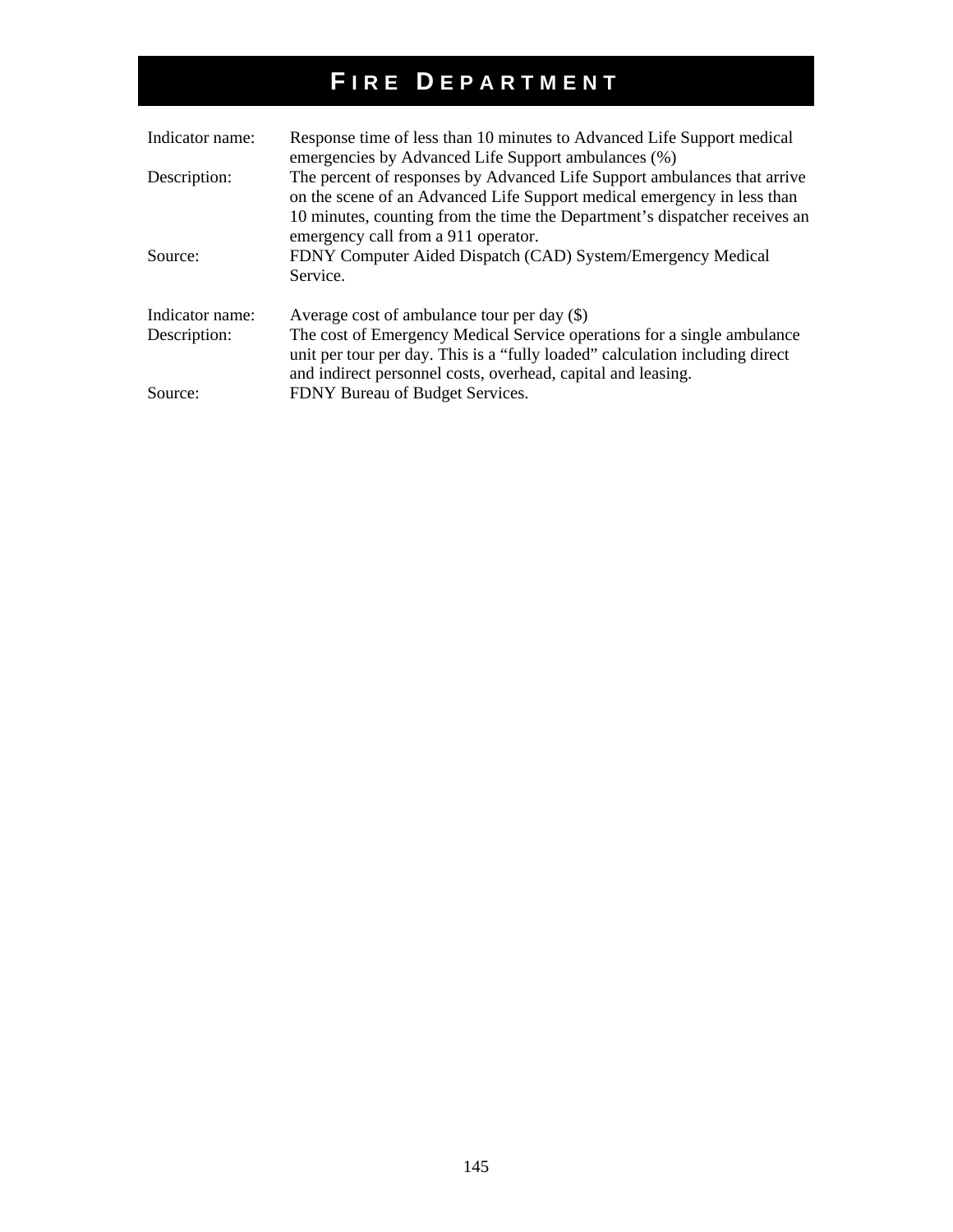# FIRE DEPARTMENT

| | |
|---|---|
| Indicator name: | Response time of less than 10 minutes to Advanced Life Support medical emergencies by Advanced Life Support ambulances (%) |
| Description: | The percent of responses by Advanced Life Support ambulances that arrive on the scene of an Advanced Life Support medical emergency in less than 10 minutes, counting from the time the Department's dispatcher receives an emergency call from a 911 operator. |
| Source: | FDNY Computer Aided Dispatch (CAD) System/Emergency Medical Service. |

| | |
|---|---|
| Indicator name: | Average cost of ambulance tour per day ($) |
| Description: | The cost of Emergency Medical Service operations for a single ambulance unit per tour per day. This is a "fully loaded" calculation including direct and indirect personnel costs, overhead, capital and leasing. |
| Source: | FDNY Bureau of Budget Services. |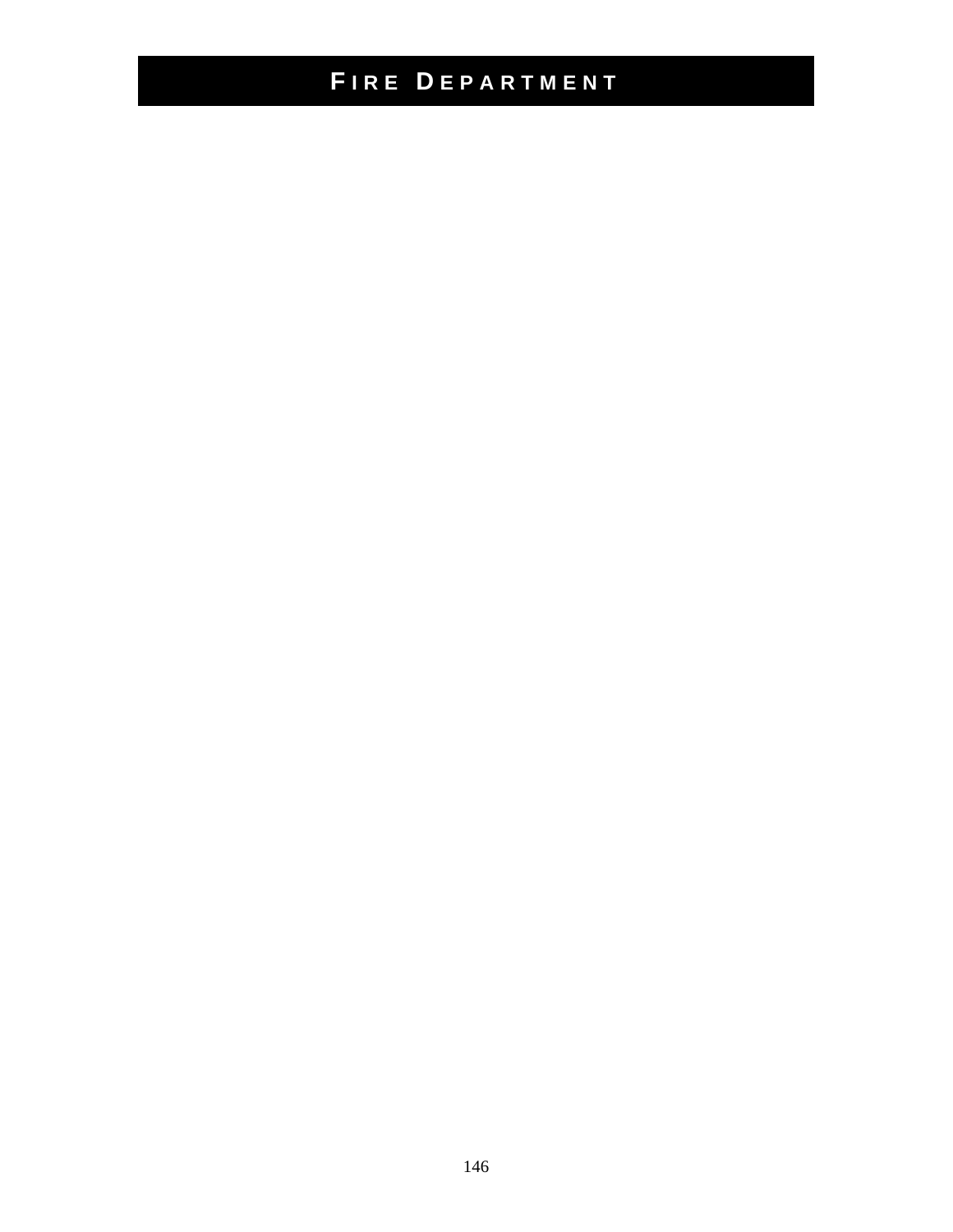# FIRE DEPARTMENT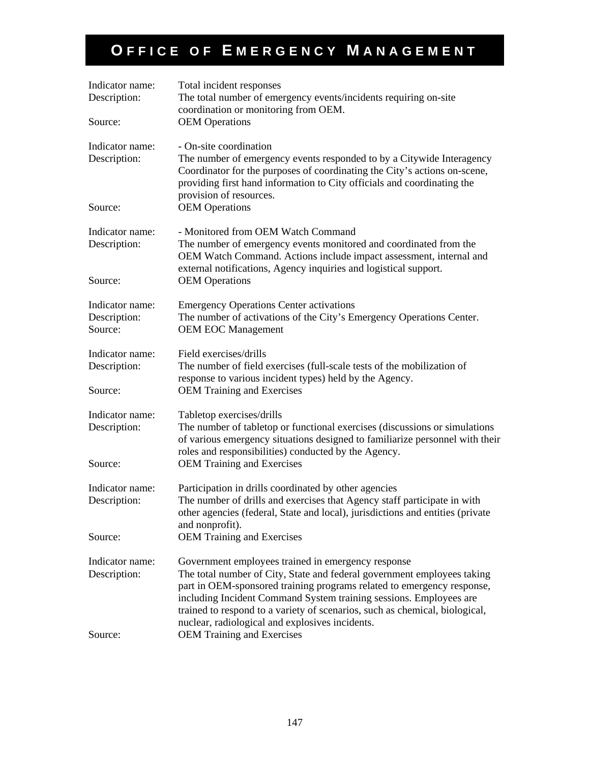# OFFICE OF EMERGENCY MANAGEMENT

Indicator name: Total incident responses
Description: The total number of emergency events/incidents requiring on-site coordination or monitoring from OEM.
Source: OEM Operations

Indicator name: - On-site coordination
Description: The number of emergency events responded to by a Citywide Interagency Coordinator for the purposes of coordinating the City's actions on-scene, providing first hand information to City officials and coordinating the provision of resources.
Source: OEM Operations

Indicator name: - Monitored from OEM Watch Command
Description: The number of emergency events monitored and coordinated from the OEM Watch Command. Actions include impact assessment, internal and external notifications, Agency inquiries and logistical support.
Source: OEM Operations

Indicator name: Emergency Operations Center activations
Description: The number of activations of the City's Emergency Operations Center.
Source: OEM EOC Management

Indicator name: Field exercises/drills
Description: The number of field exercises (full-scale tests of the mobilization of response to various incident types) held by the Agency.
Source: OEM Training and Exercises

Indicator name: Tabletop exercises/drills
Description: The number of tabletop or functional exercises (discussions or simulations of various emergency situations designed to familiarize personnel with their roles and responsibilities) conducted by the Agency.
Source: OEM Training and Exercises

Indicator name: Participation in drills coordinated by other agencies
Description: The number of drills and exercises that Agency staff participate in with other agencies (federal, State and local), jurisdictions and entities (private and nonprofit).
Source: OEM Training and Exercises

Indicator name: Government employees trained in emergency response
Description: The total number of City, State and federal government employees taking part in OEM-sponsored training programs related to emergency response, including Incident Command System training sessions. Employees are trained to respond to a variety of scenarios, such as chemical, biological, nuclear, radiological and explosives incidents.
Source: OEM Training and Exercises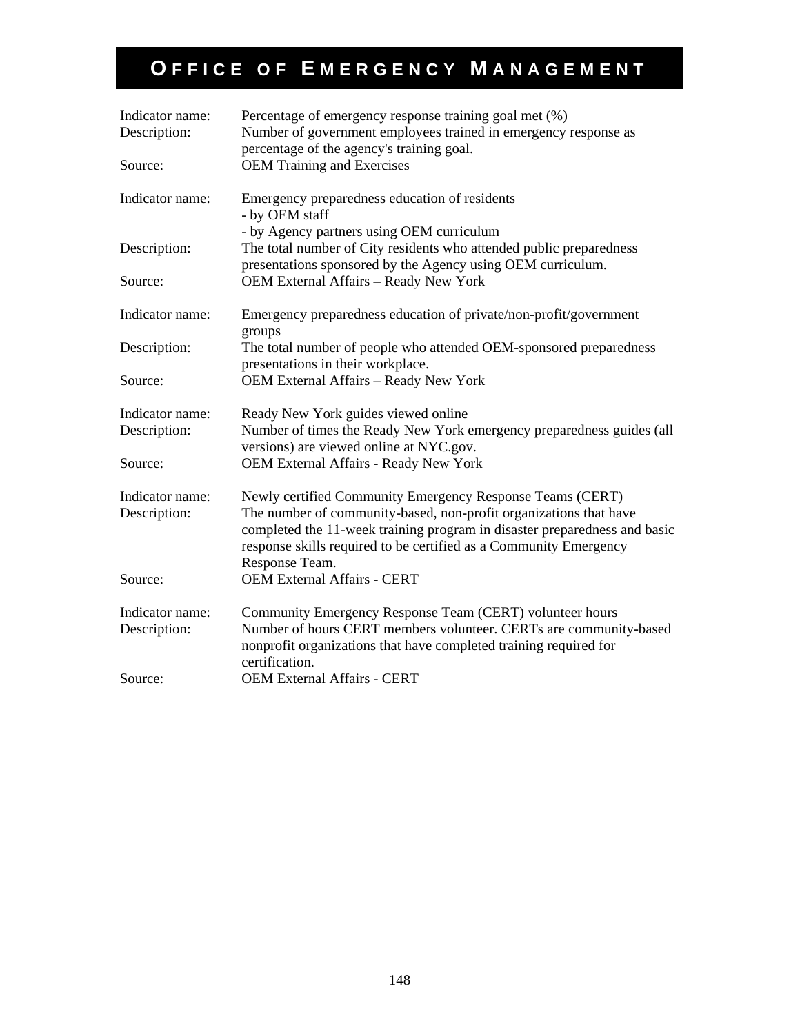# OFFICE OF EMERGENCY MANAGEMENT

Indicator name: Percentage of emergency response training goal met (%)
Description: Number of government employees trained in emergency response as percentage of the agency's training goal.
Source: OEM Training and Exercises

Indicator name: Emergency preparedness education of residents
- by OEM staff
- by Agency partners using OEM curriculum

Description: The total number of City residents who attended public preparedness presentations sponsored by the Agency using OEM curriculum.
Source: OEM External Affairs – Ready New York

Indicator name: Emergency preparedness education of private/non-profit/government groups
Description: The total number of people who attended OEM-sponsored preparedness presentations in their workplace.
Source: OEM External Affairs – Ready New York

Indicator name: Ready New York guides viewed online
Description: Number of times the Ready New York emergency preparedness guides (all versions) are viewed online at NYC.gov.
Source: OEM External Affairs - Ready New York

Indicator name: Newly certified Community Emergency Response Teams (CERT)
Description: The number of community-based, non-profit organizations that have completed the 11-week training program in disaster preparedness and basic response skills required to be certified as a Community Emergency Response Team.
Source: OEM External Affairs - CERT

Indicator name: Community Emergency Response Team (CERT) volunteer hours
Description: Number of hours CERT members volunteer. CERTs are community-based nonprofit organizations that have completed training required for certification.
Source: OEM External Affairs - CERT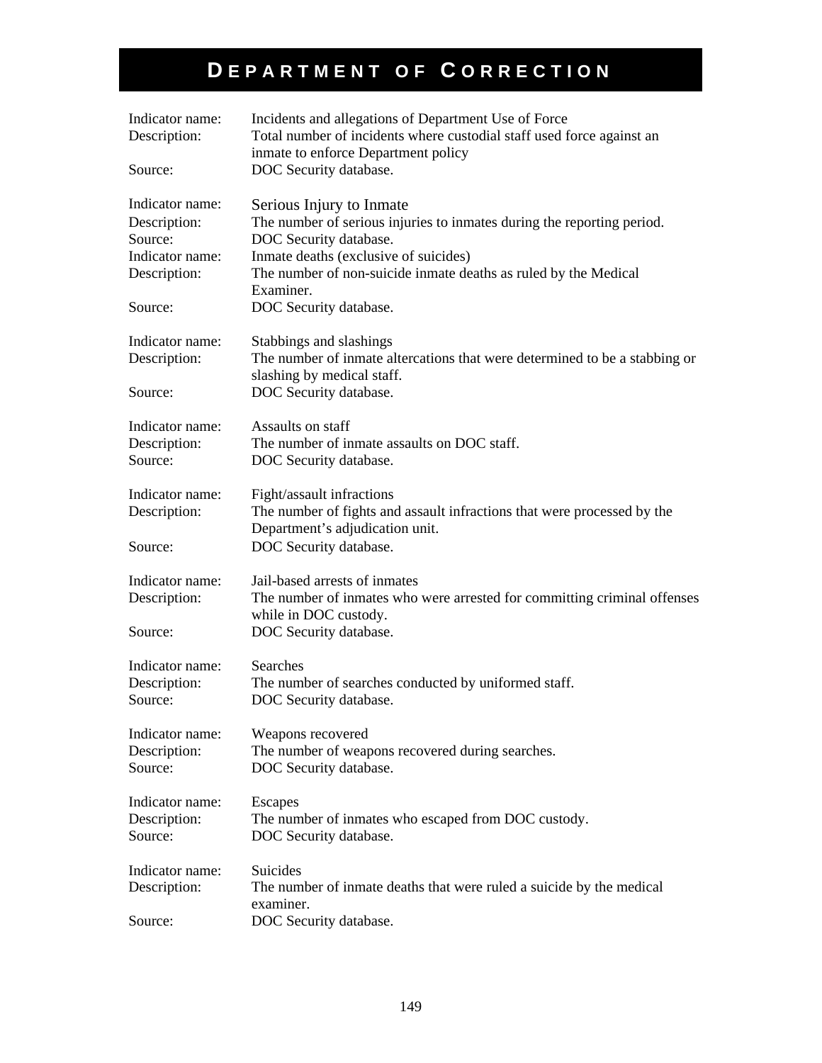# Department of Correction

Indicator name: Incidents and allegations of Department Use of Force
Description: Total number of incidents where custodial staff used force against an inmate to enforce Department policy
Source: DOC Security database.

Indicator name: Serious Injury to Inmate
Description: The number of serious injuries to inmates during the reporting period.
Source: DOC Security database.
Indicator name: Inmate deaths (exclusive of suicides)
Description: The number of non-suicide inmate deaths as ruled by the Medical Examiner.
Source: DOC Security database.

Indicator name: Stabbings and slashings
Description: The number of inmate altercations that were determined to be a stabbing or slashing by medical staff.
Source: DOC Security database.

Indicator name: Assaults on staff
Description: The number of inmate assaults on DOC staff.
Source: DOC Security database.

Indicator name: Fight/assault infractions
Description: The number of fights and assault infractions that were processed by the Department's adjudication unit.
Source: DOC Security database.

Indicator name: Jail-based arrests of inmates
Description: The number of inmates who were arrested for committing criminal offenses while in DOC custody.
Source: DOC Security database.

Indicator name: Searches
Description: The number of searches conducted by uniformed staff.
Source: DOC Security database.

Indicator name: Weapons recovered
Description: The number of weapons recovered during searches.
Source: DOC Security database.

Indicator name: Escapes
Description: The number of inmates who escaped from DOC custody.
Source: DOC Security database.

Indicator name: Suicides
Description: The number of inmate deaths that were ruled a suicide by the medical examiner.
Source: DOC Security database.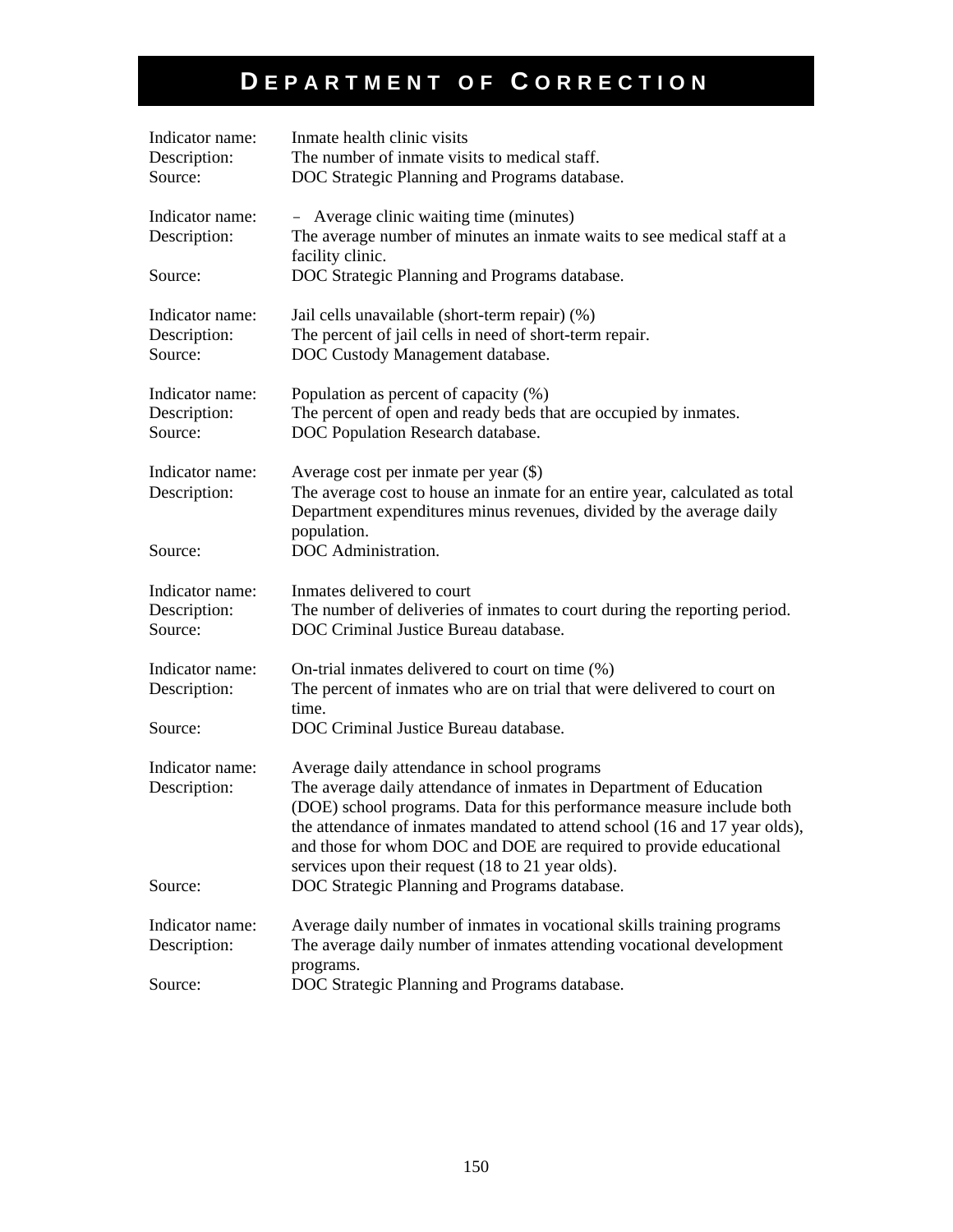# Department of Correction

Indicator name: Inmate health clinic visits
Description: The number of inmate visits to medical staff.
Source: DOC Strategic Planning and Programs database.

Indicator name: – Average clinic waiting time (minutes)
Description: The average number of minutes an inmate waits to see medical staff at a facility clinic.
Source: DOC Strategic Planning and Programs database.

Indicator name: Jail cells unavailable (short-term repair) (%)
Description: The percent of jail cells in need of short-term repair.
Source: DOC Custody Management database.

Indicator name: Population as percent of capacity (%)
Description: The percent of open and ready beds that are occupied by inmates.
Source: DOC Population Research database.

Indicator name: Average cost per inmate per year ($)
Description: The average cost to house an inmate for an entire year, calculated as total Department expenditures minus revenues, divided by the average daily population.
Source: DOC Administration.

Indicator name: Inmates delivered to court
Description: The number of deliveries of inmates to court during the reporting period.
Source: DOC Criminal Justice Bureau database.

Indicator name: On-trial inmates delivered to court on time (%)
Description: The percent of inmates who are on trial that were delivered to court on time.
Source: DOC Criminal Justice Bureau database.

Indicator name: Average daily attendance in school programs
Description: The average daily attendance of inmates in Department of Education (DOE) school programs. Data for this performance measure include both the attendance of inmates mandated to attend school (16 and 17 year olds), and those for whom DOC and DOE are required to provide educational services upon their request (18 to 21 year olds).
Source: DOC Strategic Planning and Programs database.

Indicator name: Average daily number of inmates in vocational skills training programs
Description: The average daily number of inmates attending vocational development programs.
Source: DOC Strategic Planning and Programs database.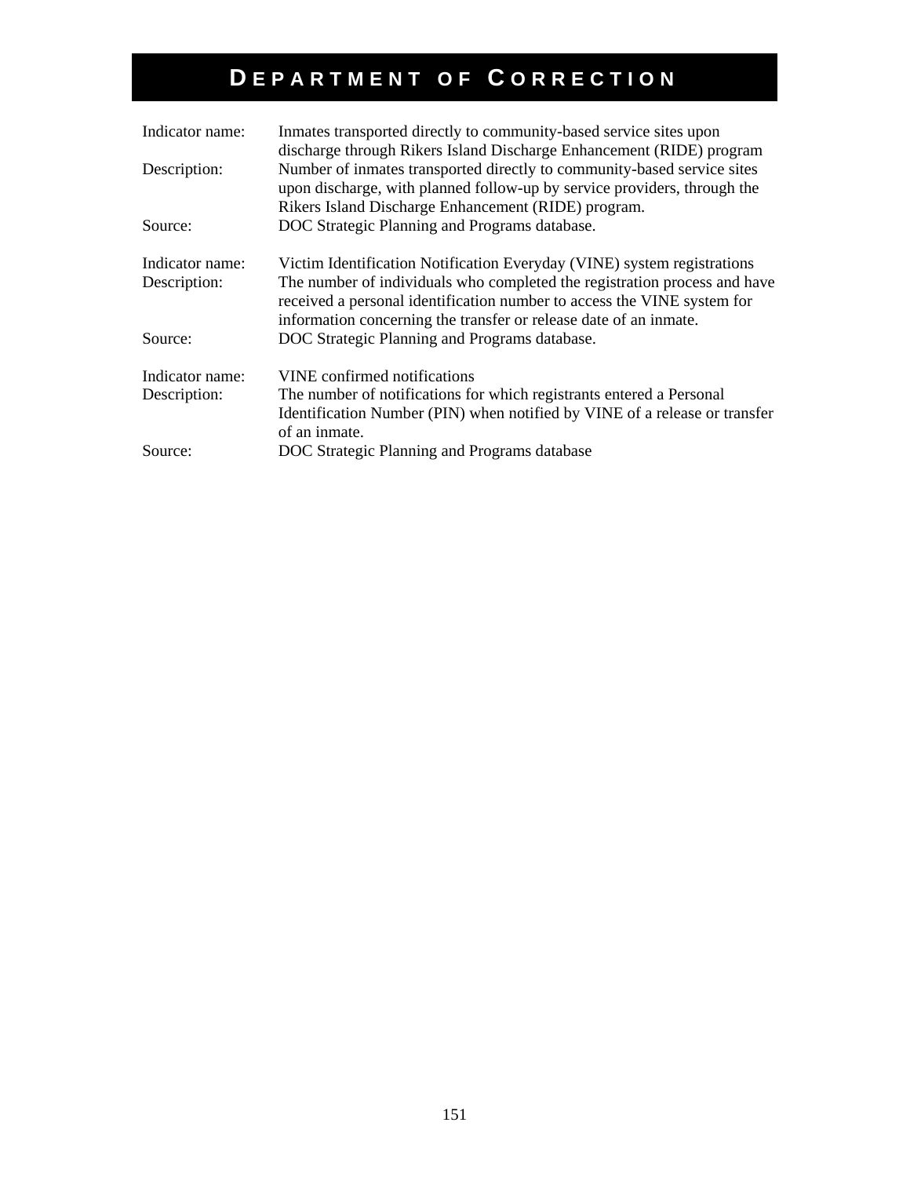# DEPARTMENT OF CORRECTION

| | |
|---|---|
| Indicator name: | Inmates transported directly to community-based service sites upon discharge through Rikers Island Discharge Enhancement (RIDE) program |
| Description: | Number of inmates transported directly to community-based service sites upon discharge, with planned follow-up by service providers, through the Rikers Island Discharge Enhancement (RIDE) program. |
| Source: | DOC Strategic Planning and Programs database. |

| | |
|---|---|
| Indicator name: | Victim Identification Notification Everyday (VINE) system registrations |
| Description: | The number of individuals who completed the registration process and have received a personal identification number to access the VINE system for information concerning the transfer or release date of an inmate. |
| Source: | DOC Strategic Planning and Programs database. |

| | |
|---|---|
| Indicator name: | VINE confirmed notifications |
| Description: | The number of notifications for which registrants entered a Personal Identification Number (PIN) when notified by VINE of a release or transfer of an inmate. |
| Source: | DOC Strategic Planning and Programs database |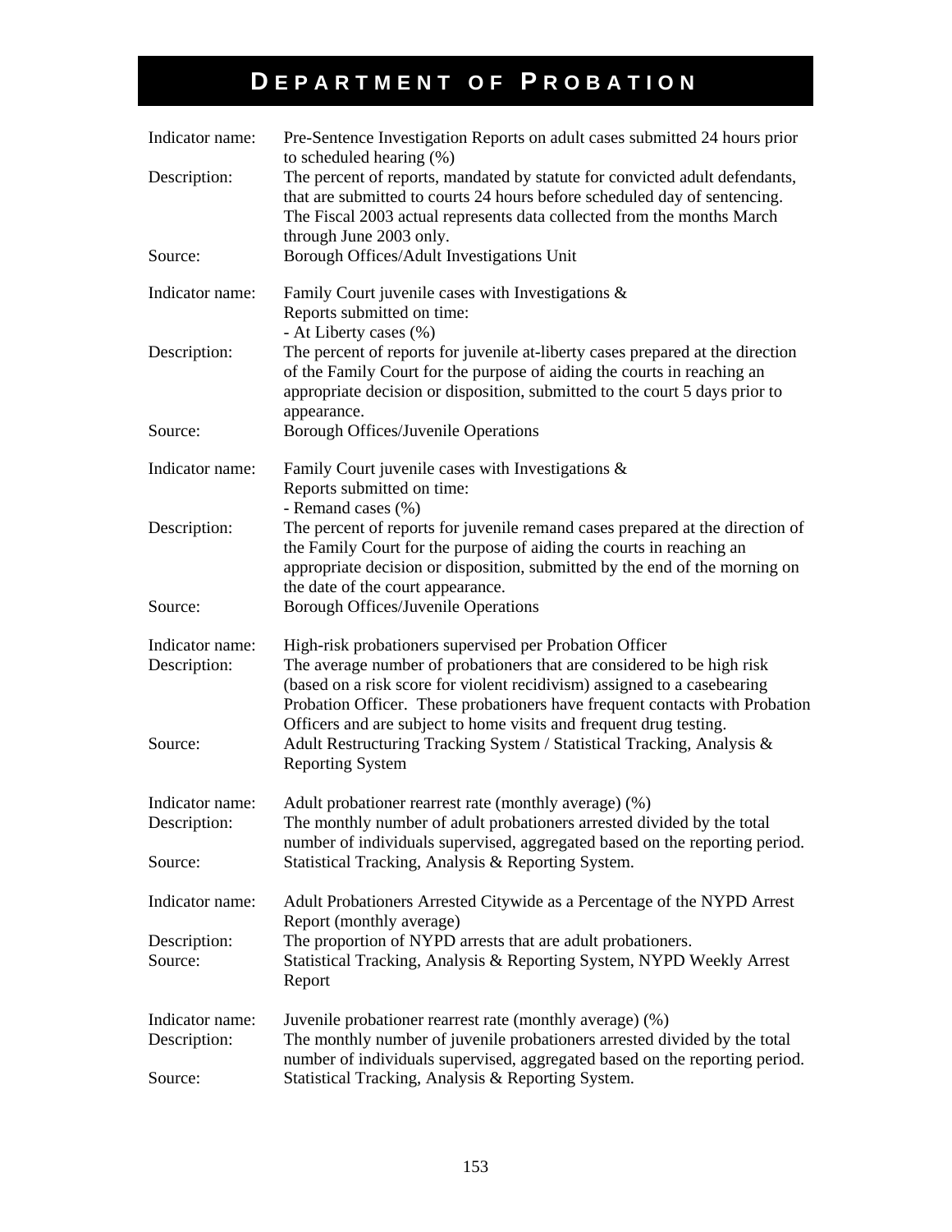# DEPARTMENT OF PROBATION

| | |
|---|---|
| Indicator name: | Pre-Sentence Investigation Reports on adult cases submitted 24 hours prior to scheduled hearing (%) |
| Description: | The percent of reports, mandated by statute for convicted adult defendants, that are submitted to courts 24 hours before scheduled day of sentencing. The Fiscal 2003 actual represents data collected from the months March through June 2003 only. |
| Source: | Borough Offices/Adult Investigations Unit |
| Indicator name: | Family Court juvenile cases with Investigations & Reports submitted on time: - At Liberty cases (%) |
| Description: | The percent of reports for juvenile at-liberty cases prepared at the direction of the Family Court for the purpose of aiding the courts in reaching an appropriate decision or disposition, submitted to the court 5 days prior to appearance. |
| Source: | Borough Offices/Juvenile Operations |
| Indicator name: | Family Court juvenile cases with Investigations & Reports submitted on time: - Remand cases (%) |
| Description: | The percent of reports for juvenile remand cases prepared at the direction of the Family Court for the purpose of aiding the courts in reaching an appropriate decision or disposition, submitted by the end of the morning on the date of the court appearance. |
| Source: | Borough Offices/Juvenile Operations |
| Indicator name: | High-risk probationers supervised per Probation Officer |
| Description: | The average number of probationers that are considered to be high risk (based on a risk score for violent recidivism) assigned to a casebearing Probation Officer. These probationers have frequent contacts with Probation Officers and are subject to home visits and frequent drug testing. |
| Source: | Adult Restructuring Tracking System / Statistical Tracking, Analysis & Reporting System |
| Indicator name: | Adult probationer rearrest rate (monthly average) (%) |
| Description: | The monthly number of adult probationers arrested divided by the total number of individuals supervised, aggregated based on the reporting period. |
| Source: | Statistical Tracking, Analysis & Reporting System. |
| Indicator name: | Adult Probationers Arrested Citywide as a Percentage of the NYPD Arrest Report (monthly average) |
| Description: | The proportion of NYPD arrests that are adult probationers. |
| Source: | Statistical Tracking, Analysis & Reporting System, NYPD Weekly Arrest Report |
| Indicator name: | Juvenile probationer rearrest rate (monthly average) (%) |
| Description: | The monthly number of juvenile probationers arrested divided by the total number of individuals supervised, aggregated based on the reporting period. |
| Source: | Statistical Tracking, Analysis & Reporting System. |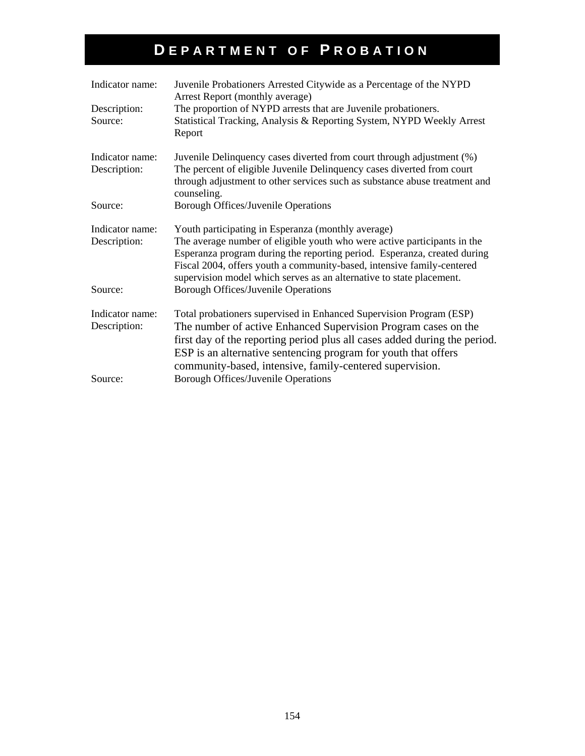# DEPARTMENT OF PROBATION

Indicator name: Juvenile Probationers Arrested Citywide as a Percentage of the NYPD Arrest Report (monthly average)
Description: The proportion of NYPD arrests that are Juvenile probationers.
Source: Statistical Tracking, Analysis & Reporting System, NYPD Weekly Arrest Report

Indicator name: Juvenile Delinquency cases diverted from court through adjustment (%)
Description: The percent of eligible Juvenile Delinquency cases diverted from court through adjustment to other services such as substance abuse treatment and counseling.
Source: Borough Offices/Juvenile Operations

Indicator name: Youth participating in Esperanza (monthly average)
Description: The average number of eligible youth who were active participants in the Esperanza program during the reporting period. Esperanza, created during Fiscal 2004, offers youth a community-based, intensive family-centered supervision model which serves as an alternative to state placement.
Source: Borough Offices/Juvenile Operations

Indicator name: Total probationers supervised in Enhanced Supervision Program (ESP)
Description: The number of active Enhanced Supervision Program cases on the first day of the reporting period plus all cases added during the period. ESP is an alternative sentencing program for youth that offers community-based, intensive, family-centered supervision.
Source: Borough Offices/Juvenile Operations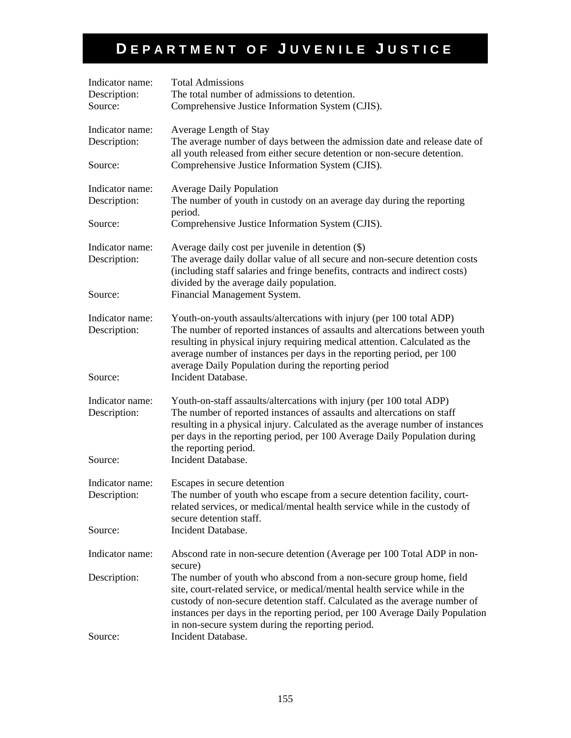# DEPARTMENT OF JUVENILE JUSTICE

Indicator name: Total Admissions
Description: The total number of admissions to detention.
Source: Comprehensive Justice Information System (CJIS).

Indicator name: Average Length of Stay
Description: The average number of days between the admission date and release date of all youth released from either secure detention or non-secure detention.
Source: Comprehensive Justice Information System (CJIS).

Indicator name: Average Daily Population
Description: The number of youth in custody on an average day during the reporting period.
Source: Comprehensive Justice Information System (CJIS).

Indicator name: Average daily cost per juvenile in detention ($)
Description: The average daily dollar value of all secure and non-secure detention costs (including staff salaries and fringe benefits, contracts and indirect costs) divided by the average daily population.
Source: Financial Management System.

Indicator name: Youth-on-youth assaults/altercations with injury (per 100 total ADP)
Description: The number of reported instances of assaults and altercations between youth resulting in physical injury requiring medical attention. Calculated as the average number of instances per days in the reporting period, per 100 average Daily Population during the reporting period
Source: Incident Database.

Indicator name: Youth-on-staff assaults/altercations with injury (per 100 total ADP)
Description: The number of reported instances of assaults and altercations on staff resulting in a physical injury. Calculated as the average number of instances per days in the reporting period, per 100 Average Daily Population during the reporting period.
Source: Incident Database.

Indicator name: Escapes in secure detention
Description: The number of youth who escape from a secure detention facility, court-related services, or medical/mental health service while in the custody of secure detention staff.
Source: Incident Database.

Indicator name: Abscond rate in non-secure detention (Average per 100 Total ADP in non-secure)
Description: The number of youth who abscond from a non-secure group home, field site, court-related service, or medical/mental health service while in the custody of non-secure detention staff. Calculated as the average number of instances per days in the reporting period, per 100 Average Daily Population in non-secure system during the reporting period.
Source: Incident Database.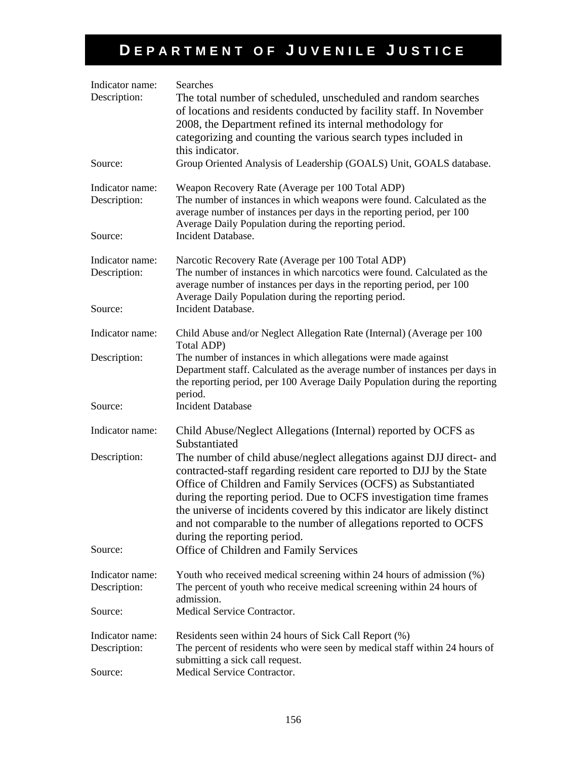# DEPARTMENT OF JUVENILE JUSTICE

Indicator name: Searches

Description: The total number of scheduled, unscheduled and random searches of locations and residents conducted by facility staff. In November 2008, the Department refined its internal methodology for categorizing and counting the various search types included in this indicator.

Source: Group Oriented Analysis of Leadership (GOALS) Unit, GOALS database.

Indicator name: Weapon Recovery Rate (Average per 100 Total ADP)

Description: The number of instances in which weapons were found. Calculated as the average number of instances per days in the reporting period, per 100 Average Daily Population during the reporting period.

Source: Incident Database.

Indicator name: Narcotic Recovery Rate (Average per 100 Total ADP)

Description: The number of instances in which narcotics were found. Calculated as the average number of instances per days in the reporting period, per 100 Average Daily Population during the reporting period.

Source: Incident Database.

Indicator name: Child Abuse and/or Neglect Allegation Rate (Internal) (Average per 100 Total ADP)

Description: The number of instances in which allegations were made against Department staff. Calculated as the average number of instances per days in the reporting period, per 100 Average Daily Population during the reporting period.

Source: Incident Database

Indicator name: Child Abuse/Neglect Allegations (Internal) reported by OCFS as Substantiated

Description: The number of child abuse/neglect allegations against DJJ direct- and contracted-staff regarding resident care reported to DJJ by the State Office of Children and Family Services (OCFS) as Substantiated during the reporting period. Due to OCFS investigation time frames the universe of incidents covered by this indicator are likely distinct and not comparable to the number of allegations reported to OCFS during the reporting period.

Source: Office of Children and Family Services

Indicator name: Youth who received medical screening within 24 hours of admission (%)

Description: The percent of youth who receive medical screening within 24 hours of admission.

Source: Medical Service Contractor.

Indicator name: Residents seen within 24 hours of Sick Call Report (%)

Description: The percent of residents who were seen by medical staff within 24 hours of submitting a sick call request.

Source: Medical Service Contractor.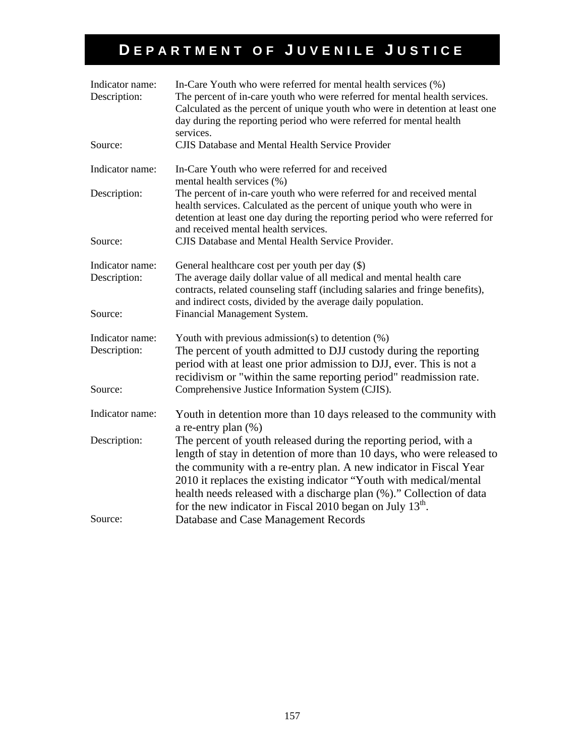# Department of Juvenile Justice

Indicator name: In-Care Youth who were referred for mental health services (%)

Description: The percent of in-care youth who were referred for mental health services. Calculated as the percent of unique youth who were in detention at least one day during the reporting period who were referred for mental health services.

Source: CJIS Database and Mental Health Service Provider

Indicator name: In-Care Youth who were referred for and received mental health services (%)

Description: The percent of in-care youth who were referred for and received mental health services. Calculated as the percent of unique youth who were in detention at least one day during the reporting period who were referred for and received mental health services.

Source: CJIS Database and Mental Health Service Provider.

Indicator name: General healthcare cost per youth per day ($)

Description: The average daily dollar value of all medical and mental health care contracts, related counseling staff (including salaries and fringe benefits), and indirect costs, divided by the average daily population.

Source: Financial Management System.

Indicator name: Youth with previous admission(s) to detention (%)

Description: The percent of youth admitted to DJJ custody during the reporting period with at least one prior admission to DJJ, ever. This is not a recidivism or "within the same reporting period" readmission rate.

Source: Comprehensive Justice Information System (CJIS).

Indicator name: Youth in detention more than 10 days released to the community with a re-entry plan (%)

Description: The percent of youth released during the reporting period, with a length of stay in detention of more than 10 days, who were released to the community with a re-entry plan. A new indicator in Fiscal Year 2010 it replaces the existing indicator "Youth with medical/mental health needs released with a discharge plan (%)." Collection of data for the new indicator in Fiscal 2010 began on July 13th.

Source: Database and Case Management Records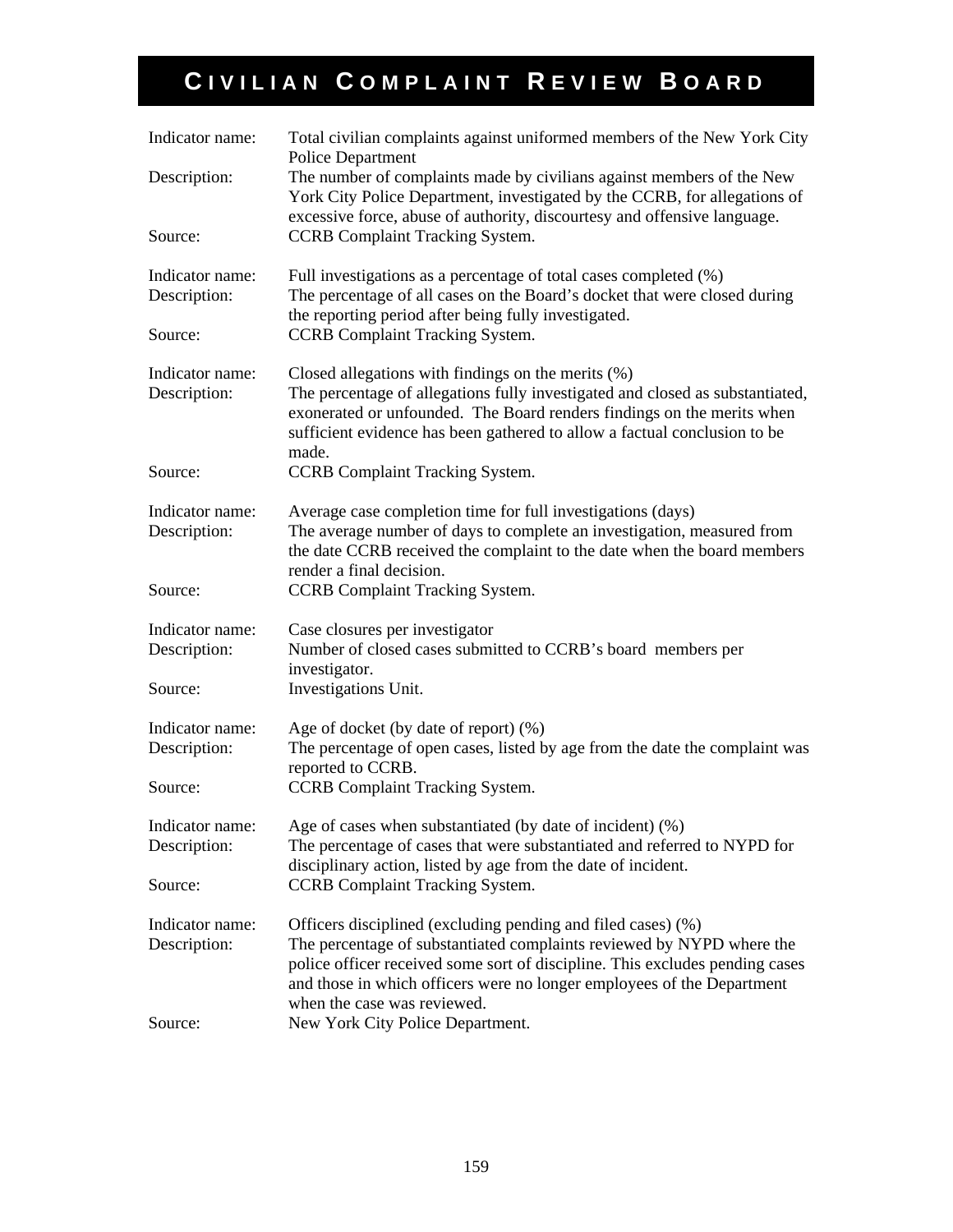# Civilian Complaint Review Board

Indicator name: Total civilian complaints against uniformed members of the New York City Police Department
Description: The number of complaints made by civilians against members of the New York City Police Department, investigated by the CCRB, for allegations of excessive force, abuse of authority, discourtesy and offensive language.
Source: CCRB Complaint Tracking System.

Indicator name: Full investigations as a percentage of total cases completed (%)
Description: The percentage of all cases on the Board's docket that were closed during the reporting period after being fully investigated.
Source: CCRB Complaint Tracking System.

Indicator name: Closed allegations with findings on the merits (%)
Description: The percentage of allegations fully investigated and closed as substantiated, exonerated or unfounded. The Board renders findings on the merits when sufficient evidence has been gathered to allow a factual conclusion to be made.
Source: CCRB Complaint Tracking System.

Indicator name: Average case completion time for full investigations (days)
Description: The average number of days to complete an investigation, measured from the date CCRB received the complaint to the date when the board members render a final decision.
Source: CCRB Complaint Tracking System.

Indicator name: Case closures per investigator
Description: Number of closed cases submitted to CCRB's board members per investigator.
Source: Investigations Unit.

Indicator name: Age of docket (by date of report) (%)
Description: The percentage of open cases, listed by age from the date the complaint was reported to CCRB.
Source: CCRB Complaint Tracking System.

Indicator name: Age of cases when substantiated (by date of incident) (%)
Description: The percentage of cases that were substantiated and referred to NYPD for disciplinary action, listed by age from the date of incident.
Source: CCRB Complaint Tracking System.

Indicator name: Officers disciplined (excluding pending and filed cases) (%)
Description: The percentage of substantiated complaints reviewed by NYPD where the police officer received some sort of discipline. This excludes pending cases and those in which officers were no longer employees of the Department when the case was reviewed.
Source: New York City Police Department.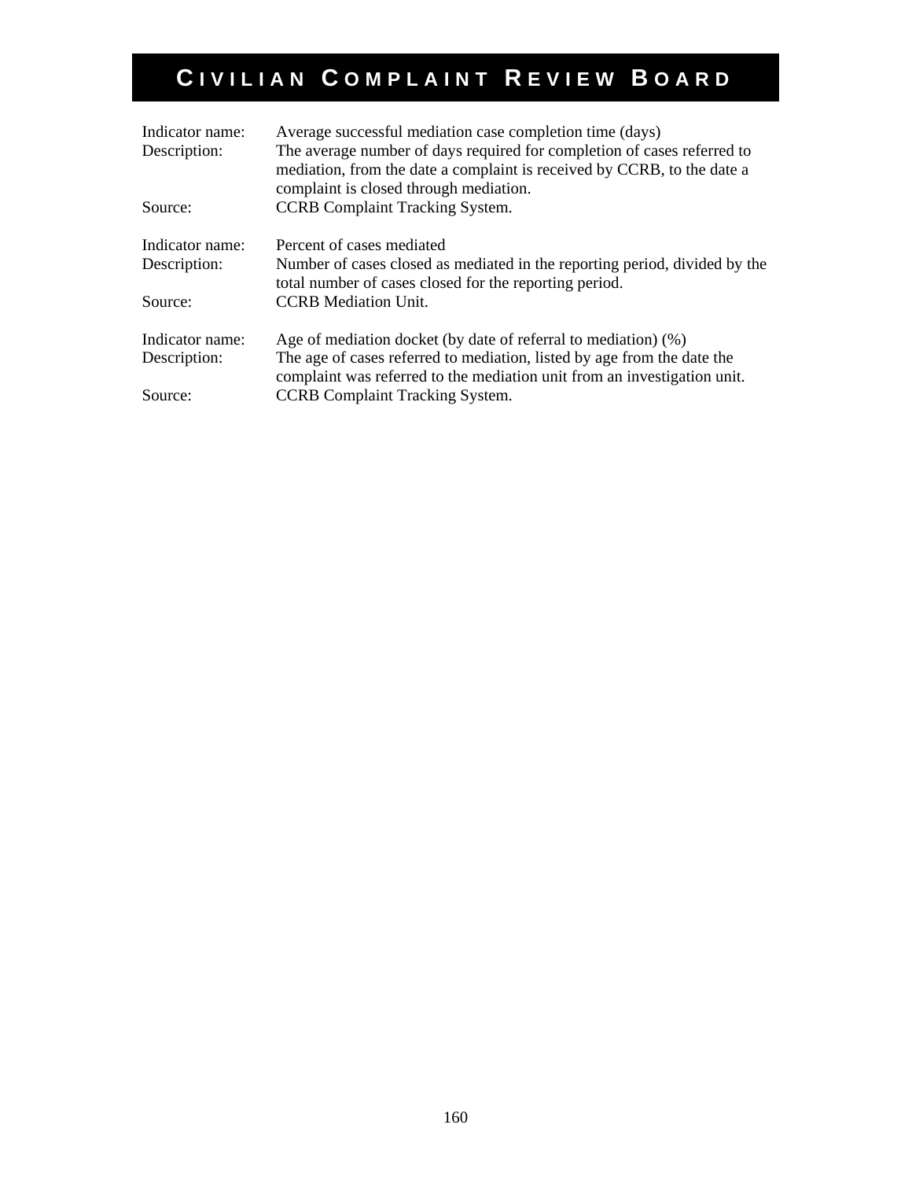# Civilian Complaint Review Board

Indicator name: Average successful mediation case completion time (days)

Description: The average number of days required for completion of cases referred to mediation, from the date a complaint is received by CCRB, to the date a complaint is closed through mediation.

Source: CCRB Complaint Tracking System.

Indicator name: Percent of cases mediated

Description: Number of cases closed as mediated in the reporting period, divided by the total number of cases closed for the reporting period.

Source: CCRB Mediation Unit.

Indicator name: Age of mediation docket (by date of referral to mediation) (%)

Description: The age of cases referred to mediation, listed by age from the date the complaint was referred to the mediation unit from an investigation unit.

Source: CCRB Complaint Tracking System.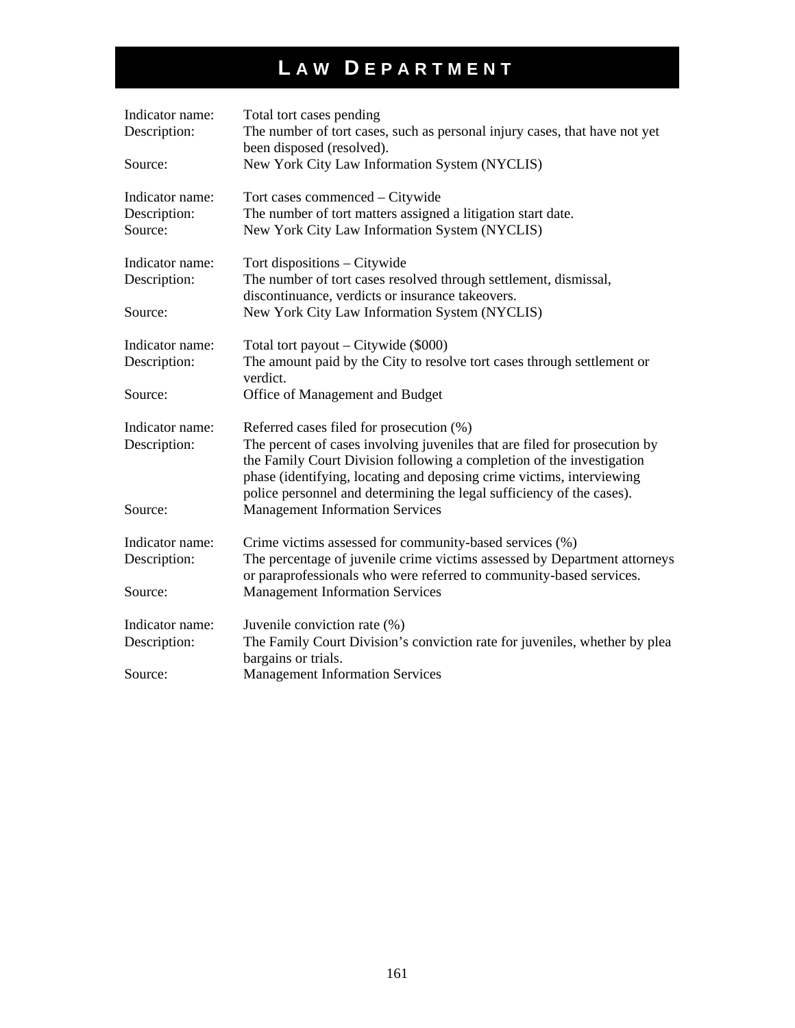# LAW DEPARTMENT

Indicator name: Total tort cases pending
Description: The number of tort cases, such as personal injury cases, that have not yet been disposed (resolved).
Source: New York City Law Information System (NYCLIS)

Indicator name: Tort cases commenced – Citywide
Description: The number of tort matters assigned a litigation start date.
Source: New York City Law Information System (NYCLIS)

Indicator name: Tort dispositions – Citywide
Description: The number of tort cases resolved through settlement, dismissal, discontinuance, verdicts or insurance takeovers.
Source: New York City Law Information System (NYCLIS)

Indicator name: Total tort payout – Citywide ($000)
Description: The amount paid by the City to resolve tort cases through settlement or verdict.
Source: Office of Management and Budget

Indicator name: Referred cases filed for prosecution (%)
Description: The percent of cases involving juveniles that are filed for prosecution by the Family Court Division following a completion of the investigation phase (identifying, locating and deposing crime victims, interviewing police personnel and determining the legal sufficiency of the cases).
Source: Management Information Services

Indicator name: Crime victims assessed for community-based services (%)
Description: The percentage of juvenile crime victims assessed by Department attorneys or paraprofessionals who were referred to community-based services.
Source: Management Information Services

Indicator name: Juvenile conviction rate (%)
Description: The Family Court Division's conviction rate for juveniles, whether by plea bargains or trials.
Source: Management Information Services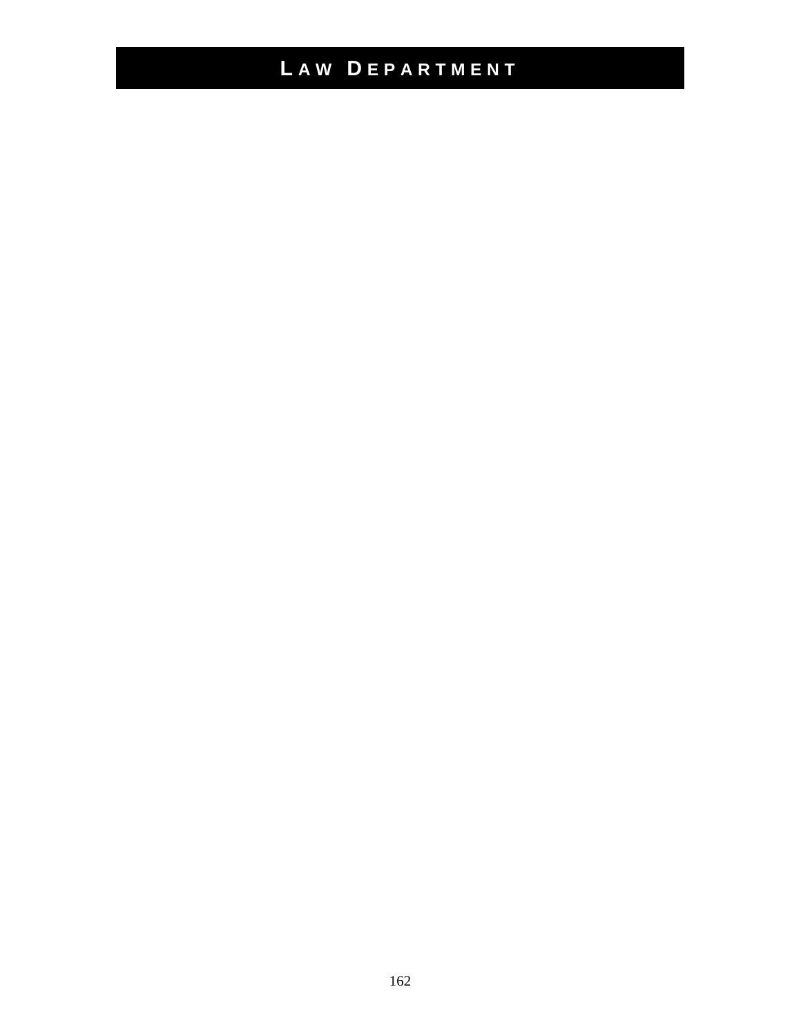# LAW DEPARTMENT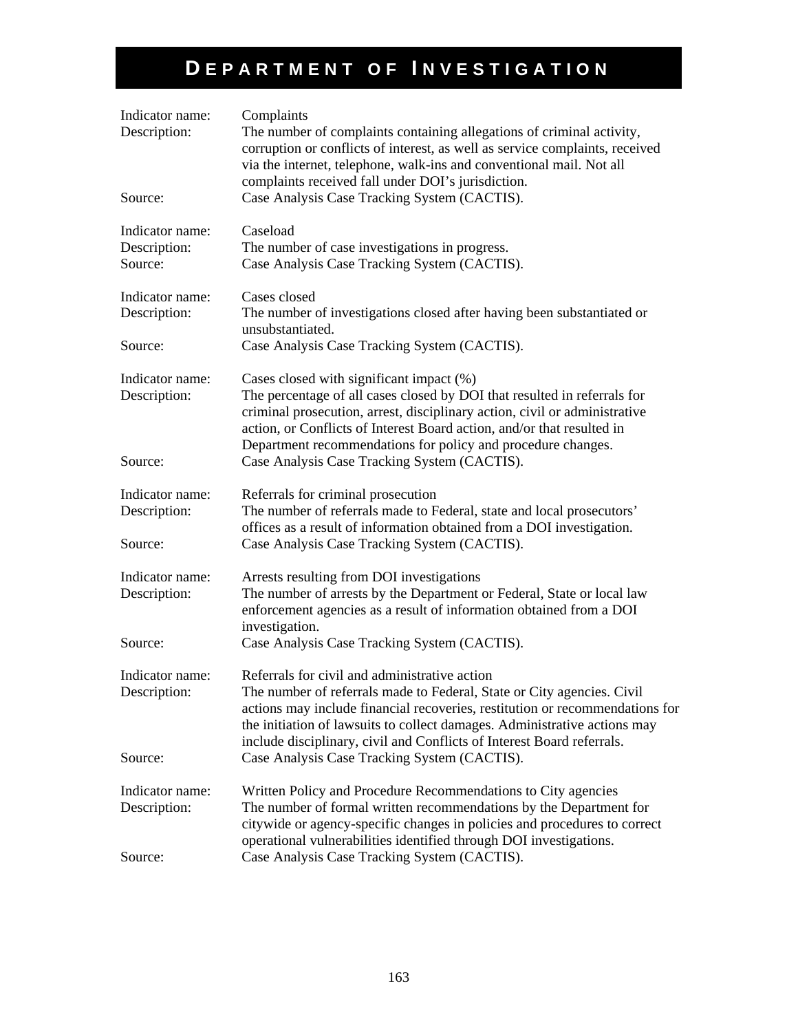# DEPARTMENT OF INVESTIGATION

Indicator name: Complaints
Description: The number of complaints containing allegations of criminal activity, corruption or conflicts of interest, as well as service complaints, received via the internet, telephone, walk-ins and conventional mail. Not all complaints received fall under DOI's jurisdiction.
Source: Case Analysis Case Tracking System (CACTIS).

Indicator name: Caseload
Description: The number of case investigations in progress.
Source: Case Analysis Case Tracking System (CACTIS).

Indicator name: Cases closed
Description: The number of investigations closed after having been substantiated or unsubstantiated.
Source: Case Analysis Case Tracking System (CACTIS).

Indicator name: Cases closed with significant impact (%)
Description: The percentage of all cases closed by DOI that resulted in referrals for criminal prosecution, arrest, disciplinary action, civil or administrative action, or Conflicts of Interest Board action, and/or that resulted in Department recommendations for policy and procedure changes.
Source: Case Analysis Case Tracking System (CACTIS).

Indicator name: Referrals for criminal prosecution
Description: The number of referrals made to Federal, state and local prosecutors' offices as a result of information obtained from a DOI investigation.
Source: Case Analysis Case Tracking System (CACTIS).

Indicator name: Arrests resulting from DOI investigations
Description: The number of arrests by the Department or Federal, State or local law enforcement agencies as a result of information obtained from a DOI investigation.
Source: Case Analysis Case Tracking System (CACTIS).

Indicator name: Referrals for civil and administrative action
Description: The number of referrals made to Federal, State or City agencies. Civil actions may include financial recoveries, restitution or recommendations for the initiation of lawsuits to collect damages. Administrative actions may include disciplinary, civil and Conflicts of Interest Board referrals.
Source: Case Analysis Case Tracking System (CACTIS).

Indicator name: Written Policy and Procedure Recommendations to City agencies
Description: The number of formal written recommendations by the Department for citywide or agency-specific changes in policies and procedures to correct operational vulnerabilities identified through DOI investigations.
Source: Case Analysis Case Tracking System (CACTIS).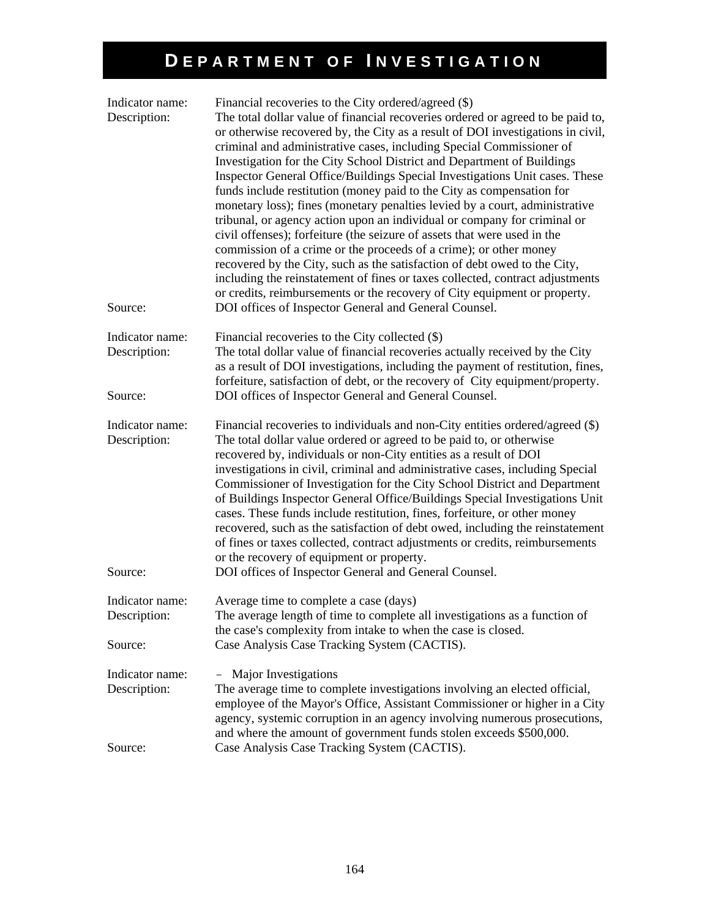# DEPARTMENT OF INVESTIGATION

| | |
|---|---|
| Indicator name: | Financial recoveries to the City ordered/agreed ($) |
| Description: | The total dollar value of financial recoveries ordered or agreed to be paid to, or otherwise recovered by, the City as a result of DOI investigations in civil, criminal and administrative cases, including Special Commissioner of Investigation for the City School District and Department of Buildings Inspector General Office/Buildings Special Investigations Unit cases. These funds include restitution (money paid to the City as compensation for monetary loss); fines (monetary penalties levied by a court, administrative tribunal, or agency action upon an individual or company for criminal or civil offenses); forfeiture (the seizure of assets that were used in the commission of a crime or the proceeds of a crime); or other money recovered by the City, such as the satisfaction of debt owed to the City, including the reinstatement of fines or taxes collected, contract adjustments or credits, reimbursements or the recovery of City equipment or property. |
| Source: | DOI offices of Inspector General and General Counsel. |

| | |
|---|---|
| Indicator name: | Financial recoveries to the City collected ($) |
| Description: | The total dollar value of financial recoveries actually received by the City as a result of DOI investigations, including the payment of restitution, fines, forfeiture, satisfaction of debt, or the recovery of City equipment/property. |
| Source: | DOI offices of Inspector General and General Counsel. |

| | |
|---|---|
| Indicator name: | Financial recoveries to individuals and non-City entities ordered/agreed ($) |
| Description: | The total dollar value ordered or agreed to be paid to, or otherwise recovered by, individuals or non-City entities as a result of DOI investigations in civil, criminal and administrative cases, including Special Commissioner of Investigation for the City School District and Department of Buildings Inspector General Office/Buildings Special Investigations Unit cases. These funds include restitution, fines, forfeiture, or other money recovered, such as the satisfaction of debt owed, including the reinstatement of fines or taxes collected, contract adjustments or credits, reimbursements or the recovery of equipment or property. |
| Source: | DOI offices of Inspector General and General Counsel. |

| | |
|---|---|
| Indicator name: | Average time to complete a case (days) |
| Description: | The average length of time to complete all investigations as a function of the case's complexity from intake to when the case is closed. |
| Source: | Case Analysis Case Tracking System (CACTIS). |

| | |
|---|---|
| Indicator name: | – Major Investigations |
| Description: | The average time to complete investigations involving an elected official, employee of the Mayor's Office, Assistant Commissioner or higher in a City agency, systemic corruption in an agency involving numerous prosecutions, and where the amount of government funds stolen exceeds $500,000. |
| Source: | Case Analysis Case Tracking System (CACTIS). |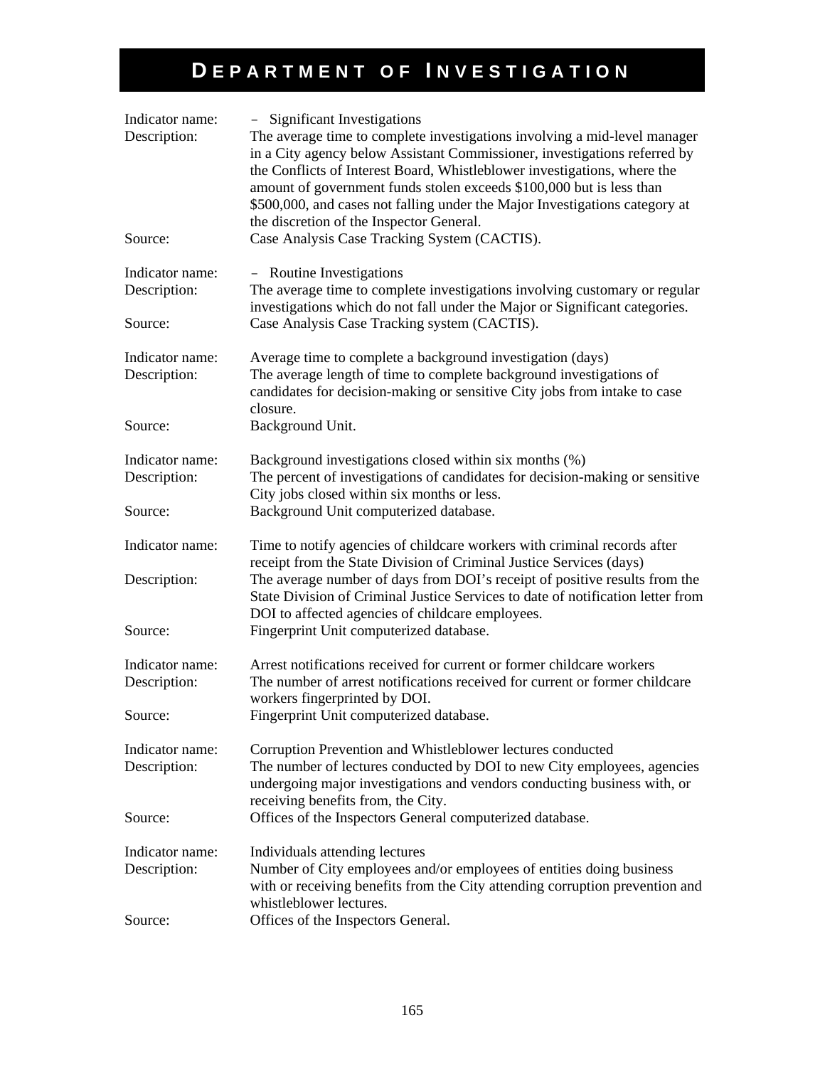# DEPARTMENT OF INVESTIGATION

| | |
|---|---|
| Indicator name: | – Significant Investigations |
| Description: | The average time to complete investigations involving a mid-level manager in a City agency below Assistant Commissioner, investigations referred by the Conflicts of Interest Board, Whistleblower investigations, where the amount of government funds stolen exceeds $100,000 but is less than $500,000, and cases not falling under the Major Investigations category at the discretion of the Inspector General. |
| Source: | Case Analysis Case Tracking System (CACTIS). |

| | |
|---|---|
| Indicator name: | – Routine Investigations |
| Description: | The average time to complete investigations involving customary or regular investigations which do not fall under the Major or Significant categories. |
| Source: | Case Analysis Case Tracking system (CACTIS). |

| | |
|---|---|
| Indicator name: | Average time to complete a background investigation (days) |
| Description: | The average length of time to complete background investigations of candidates for decision-making or sensitive City jobs from intake to case closure. |
| Source: | Background Unit. |

| | |
|---|---|
| Indicator name: | Background investigations closed within six months (%) |
| Description: | The percent of investigations of candidates for decision-making or sensitive City jobs closed within six months or less. |
| Source: | Background Unit computerized database. |

| | |
|---|---|
| Indicator name: | Time to notify agencies of childcare workers with criminal records after receipt from the State Division of Criminal Justice Services (days) |
| Description: | The average number of days from DOI's receipt of positive results from the State Division of Criminal Justice Services to date of notification letter from DOI to affected agencies of childcare employees. |
| Source: | Fingerprint Unit computerized database. |

| | |
|---|---|
| Indicator name: | Arrest notifications received for current or former childcare workers |
| Description: | The number of arrest notifications received for current or former childcare workers fingerprinted by DOI. |
| Source: | Fingerprint Unit computerized database. |

| | |
|---|---|
| Indicator name: | Corruption Prevention and Whistleblower lectures conducted |
| Description: | The number of lectures conducted by DOI to new City employees, agencies undergoing major investigations and vendors conducting business with, or receiving benefits from, the City. |
| Source: | Offices of the Inspectors General computerized database. |

| | |
|---|---|
| Indicator name: | Individuals attending lectures |
| Description: | Number of City employees and/or employees of entities doing business with or receiving benefits from the City attending corruption prevention and whistleblower lectures. |
| Source: | Offices of the Inspectors General. |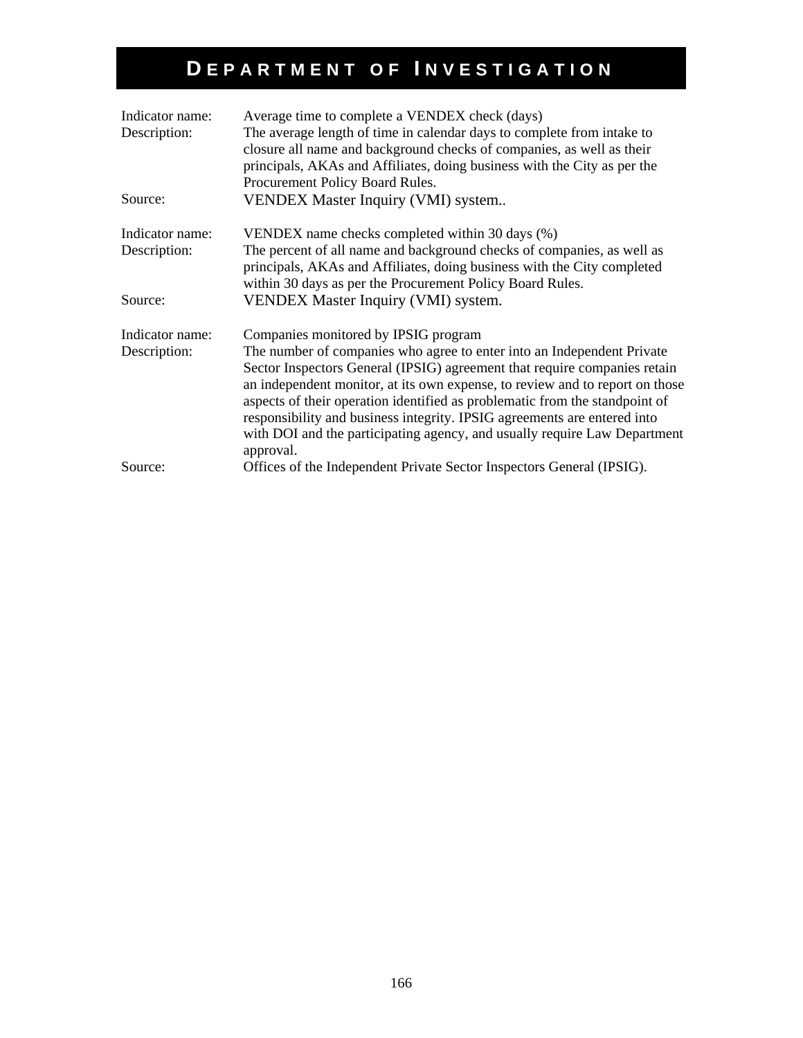# DEPARTMENT OF INVESTIGATION

Indicator name: Average time to complete a VENDEX check (days)
Description: The average length of time in calendar days to complete from intake to closure all name and background checks of companies, as well as their principals, AKAs and Affiliates, doing business with the City as per the Procurement Policy Board Rules.
Source: VENDEX Master Inquiry (VMI) system..

Indicator name: VENDEX name checks completed within 30 days (%)
Description: The percent of all name and background checks of companies, as well as principals, AKAs and Affiliates, doing business with the City completed within 30 days as per the Procurement Policy Board Rules.
Source: VENDEX Master Inquiry (VMI) system.

Indicator name: Companies monitored by IPSIG program
Description: The number of companies who agree to enter into an Independent Private Sector Inspectors General (IPSIG) agreement that require companies retain an independent monitor, at its own expense, to review and to report on those aspects of their operation identified as problematic from the standpoint of responsibility and business integrity. IPSIG agreements are entered into with DOI and the participating agency, and usually require Law Department approval.
Source: Offices of the Independent Private Sector Inspectors General (IPSIG).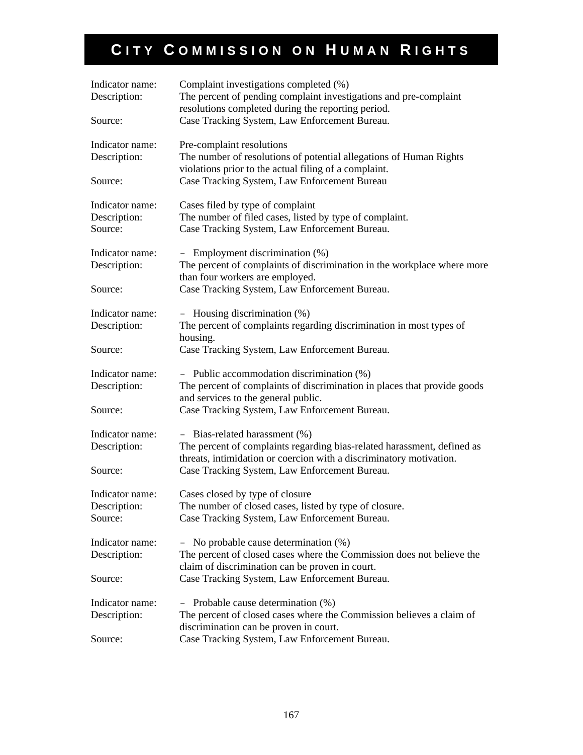# CITY COMMISSION ON HUMAN RIGHTS

| | |
|---|---|
| Indicator name: | Complaint investigations completed (%) |
| Description: | The percent of pending complaint investigations and pre-complaint resolutions completed during the reporting period. |
| Source: | Case Tracking System, Law Enforcement Bureau. |

| | |
|---|---|
| Indicator name: | Pre-complaint resolutions |
| Description: | The number of resolutions of potential allegations of Human Rights violations prior to the actual filing of a complaint. |
| Source: | Case Tracking System, Law Enforcement Bureau |

| | |
|---|---|
| Indicator name: | Cases filed by type of complaint |
| Description: | The number of filed cases, listed by type of complaint. |
| Source: | Case Tracking System, Law Enforcement Bureau. |

| | |
|---|---|
| Indicator name: | – Employment discrimination (%) |
| Description: | The percent of complaints of discrimination in the workplace where more than four workers are employed. |
| Source: | Case Tracking System, Law Enforcement Bureau. |

| | |
|---|---|
| Indicator name: | – Housing discrimination (%) |
| Description: | The percent of complaints regarding discrimination in most types of housing. |
| Source: | Case Tracking System, Law Enforcement Bureau. |

| | |
|---|---|
| Indicator name: | – Public accommodation discrimination (%) |
| Description: | The percent of complaints of discrimination in places that provide goods and services to the general public. |
| Source: | Case Tracking System, Law Enforcement Bureau. |

| | |
|---|---|
| Indicator name: | – Bias-related harassment (%) |
| Description: | The percent of complaints regarding bias-related harassment, defined as threats, intimidation or coercion with a discriminatory motivation. |
| Source: | Case Tracking System, Law Enforcement Bureau. |

| | |
|---|---|
| Indicator name: | Cases closed by type of closure |
| Description: | The number of closed cases, listed by type of closure. |
| Source: | Case Tracking System, Law Enforcement Bureau. |

| | |
|---|---|
| Indicator name: | – No probable cause determination (%) |
| Description: | The percent of closed cases where the Commission does not believe the claim of discrimination can be proven in court. |
| Source: | Case Tracking System, Law Enforcement Bureau. |

| | |
|---|---|
| Indicator name: | – Probable cause determination (%) |
| Description: | The percent of closed cases where the Commission believes a claim of discrimination can be proven in court. |
| Source: | Case Tracking System, Law Enforcement Bureau. |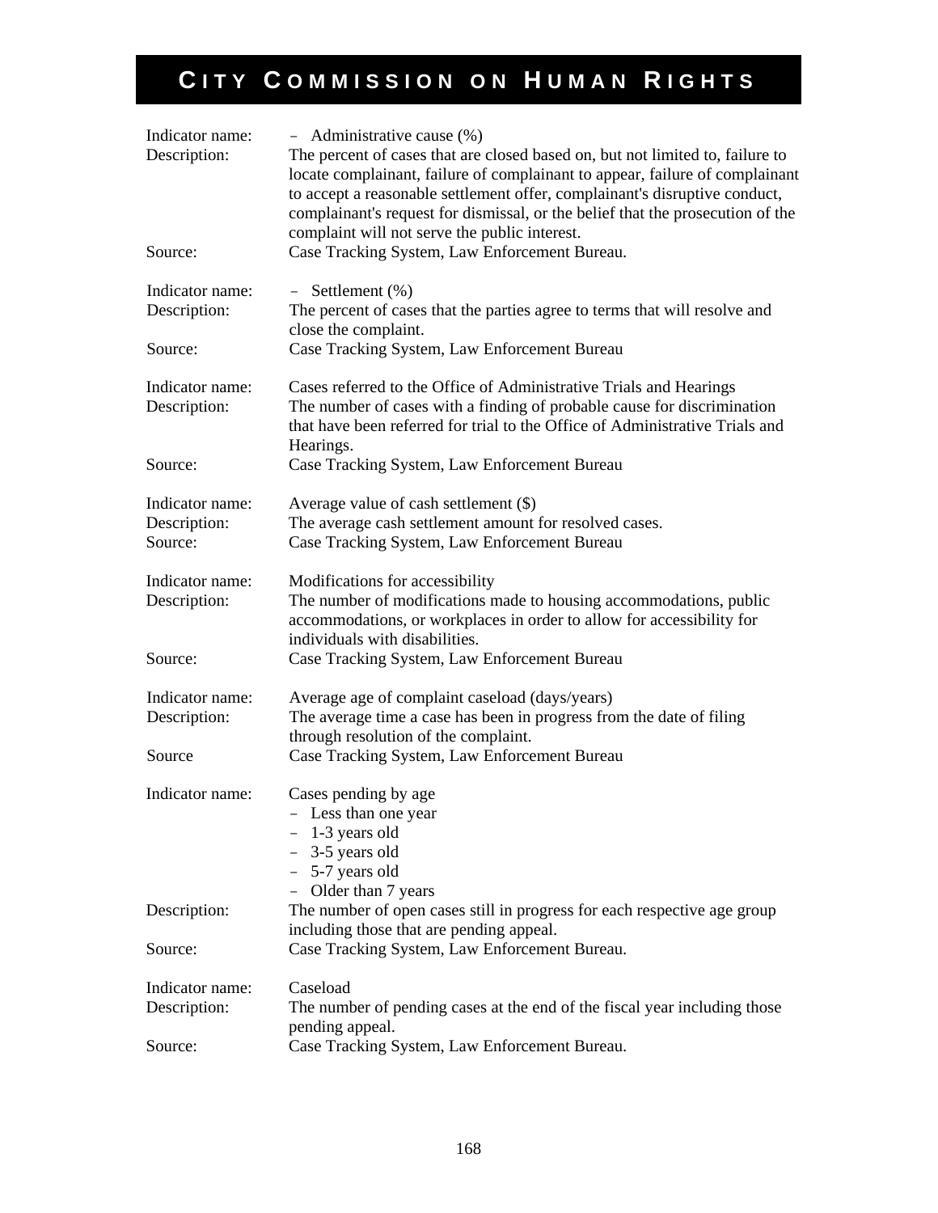# City Commission on Human Rights

Indicator name: – Administrative cause (%)
Description: The percent of cases that are closed based on, but not limited to, failure to locate complainant, failure of complainant to appear, failure of complainant to accept a reasonable settlement offer, complainant's disruptive conduct, complainant's request for dismissal, or the belief that the prosecution of the complaint will not serve the public interest.
Source: Case Tracking System, Law Enforcement Bureau.

Indicator name: – Settlement (%)
Description: The percent of cases that the parties agree to terms that will resolve and close the complaint.
Source: Case Tracking System, Law Enforcement Bureau

Indicator name: Cases referred to the Office of Administrative Trials and Hearings
Description: The number of cases with a finding of probable cause for discrimination that have been referred for trial to the Office of Administrative Trials and Hearings.
Source: Case Tracking System, Law Enforcement Bureau

Indicator name: Average value of cash settlement ($)
Description: The average cash settlement amount for resolved cases.
Source: Case Tracking System, Law Enforcement Bureau

Indicator name: Modifications for accessibility
Description: The number of modifications made to housing accommodations, public accommodations, or workplaces in order to allow for accessibility for individuals with disabilities.
Source: Case Tracking System, Law Enforcement Bureau

Indicator name: Average age of complaint caseload (days/years)
Description: The average time a case has been in progress from the date of filing through resolution of the complaint.
Source Case Tracking System, Law Enforcement Bureau

Indicator name: Cases pending by age
- Less than one year
- 1-3 years old
- 3-5 years old
- 5-7 years old
- Older than 7 years

Description: The number of open cases still in progress for each respective age group including those that are pending appeal.
Source: Case Tracking System, Law Enforcement Bureau.

Indicator name: Caseload
Description: The number of pending cases at the end of the fiscal year including those pending appeal.
Source: Case Tracking System, Law Enforcement Bureau.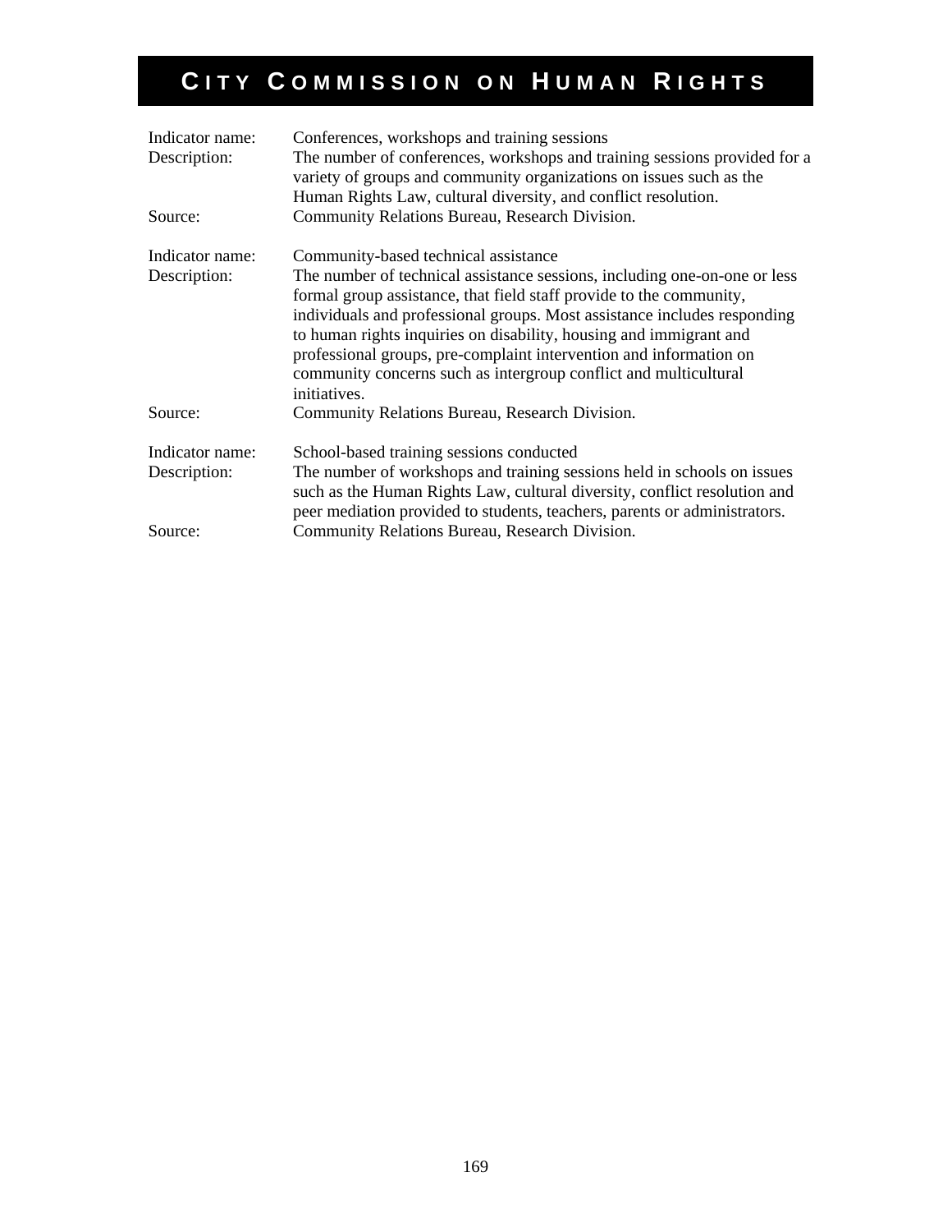# CITY COMMISSION ON HUMAN RIGHTS

Indicator name: Conferences, workshops and training sessions
Description: The number of conferences, workshops and training sessions provided for a variety of groups and community organizations on issues such as the Human Rights Law, cultural diversity, and conflict resolution.
Source: Community Relations Bureau, Research Division.

Indicator name: Community-based technical assistance
Description: The number of technical assistance sessions, including one-on-one or less formal group assistance, that field staff provide to the community, individuals and professional groups. Most assistance includes responding to human rights inquiries on disability, housing and immigrant and professional groups, pre-complaint intervention and information on community concerns such as intergroup conflict and multicultural initiatives.
Source: Community Relations Bureau, Research Division.

Indicator name: School-based training sessions conducted
Description: The number of workshops and training sessions held in schools on issues such as the Human Rights Law, cultural diversity, conflict resolution and peer mediation provided to students, teachers, parents or administrators.
Source: Community Relations Bureau, Research Division.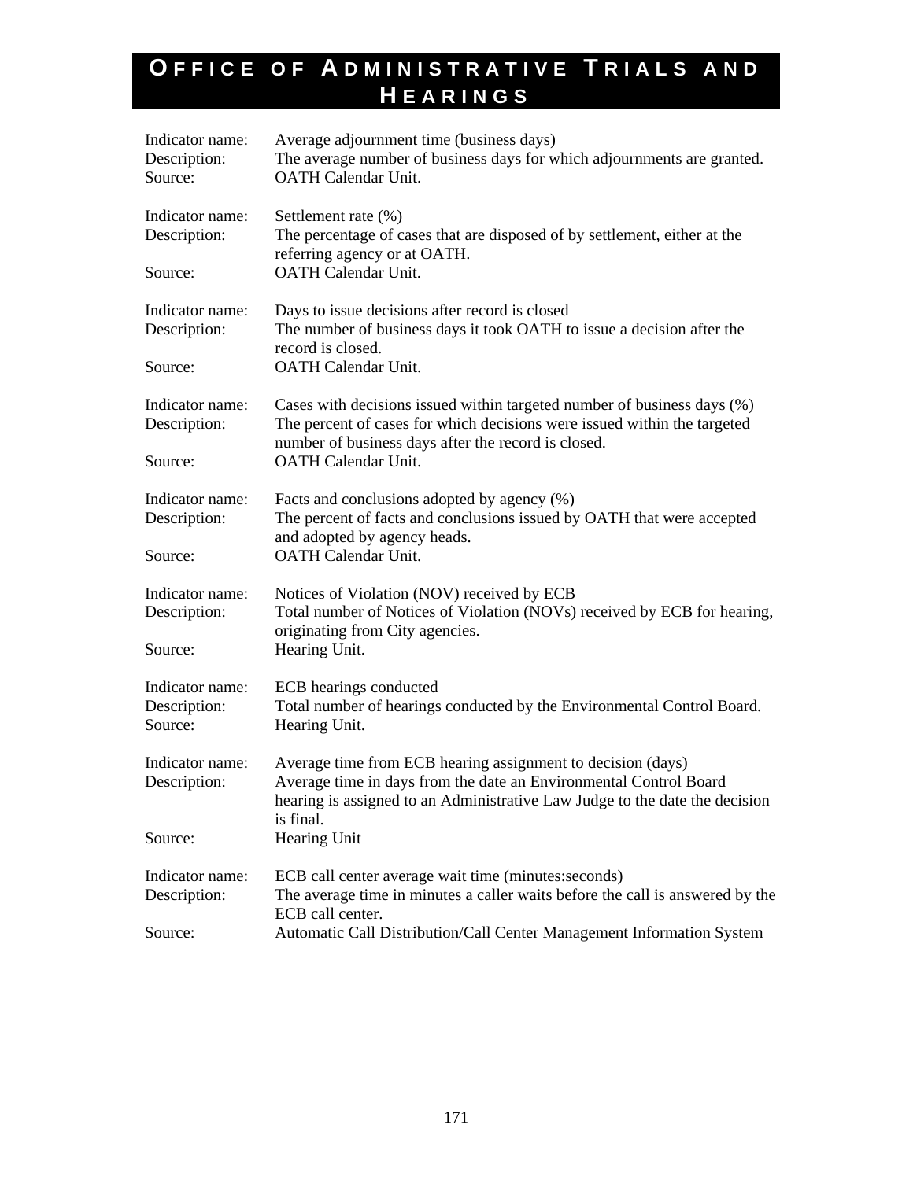# OFFICE OF ADMINISTRATIVE TRIALS AND HEARINGS

Indicator name: Average adjournment time (business days)
Description: The average number of business days for which adjournments are granted.
Source: OATH Calendar Unit.

Indicator name: Settlement rate (%)
Description: The percentage of cases that are disposed of by settlement, either at the referring agency or at OATH.
Source: OATH Calendar Unit.

Indicator name: Days to issue decisions after record is closed
Description: The number of business days it took OATH to issue a decision after the record is closed.
Source: OATH Calendar Unit.

Indicator name: Cases with decisions issued within targeted number of business days (%)
Description: The percent of cases for which decisions were issued within the targeted number of business days after the record is closed.
Source: OATH Calendar Unit.

Indicator name: Facts and conclusions adopted by agency (%)
Description: The percent of facts and conclusions issued by OATH that were accepted and adopted by agency heads.
Source: OATH Calendar Unit.

Indicator name: Notices of Violation (NOV) received by ECB
Description: Total number of Notices of Violation (NOVs) received by ECB for hearing, originating from City agencies.
Source: Hearing Unit.

Indicator name: ECB hearings conducted
Description: Total number of hearings conducted by the Environmental Control Board.
Source: Hearing Unit.

Indicator name: Average time from ECB hearing assignment to decision (days)
Description: Average time in days from the date an Environmental Control Board hearing is assigned to an Administrative Law Judge to the date the decision is final.
Source: Hearing Unit

Indicator name: ECB call center average wait time (minutes:seconds)
Description: The average time in minutes a caller waits before the call is answered by the ECB call center.
Source: Automatic Call Distribution/Call Center Management Information System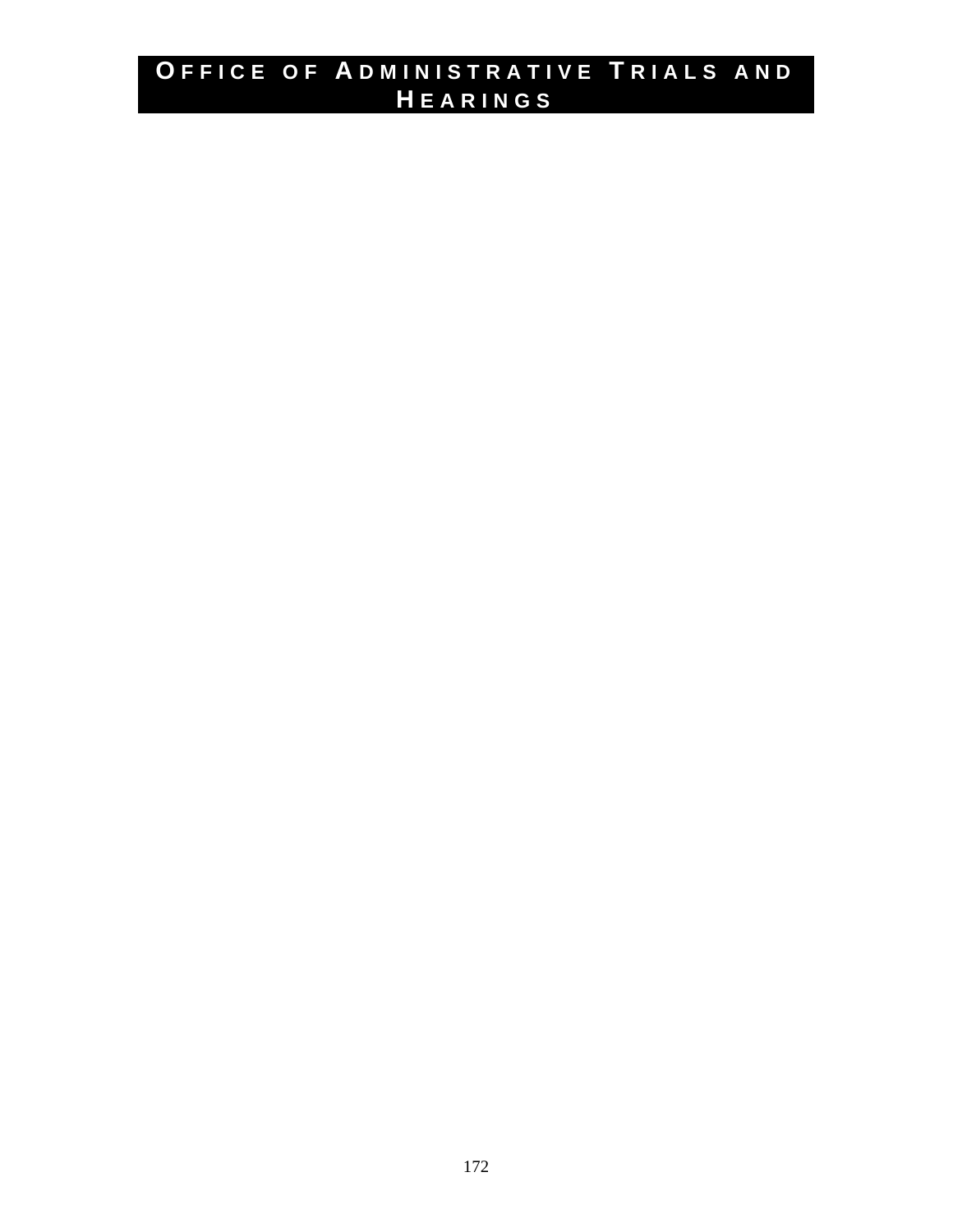# Office of Administrative Trials and Hearings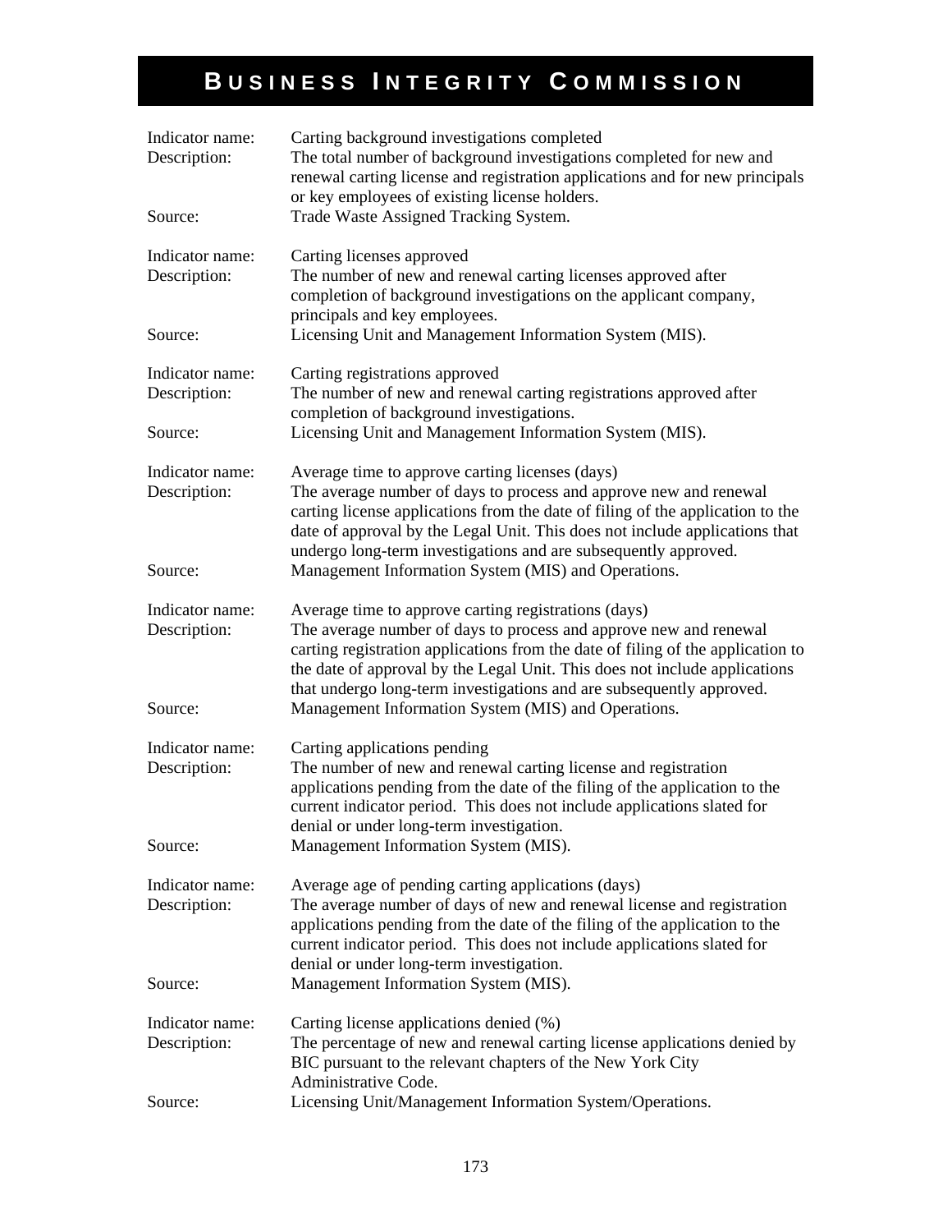# Business Integrity Commission

Indicator name: Carting background investigations completed
Description: The total number of background investigations completed for new and renewal carting license and registration applications and for new principals or key employees of existing license holders.
Source: Trade Waste Assigned Tracking System.

Indicator name: Carting licenses approved
Description: The number of new and renewal carting licenses approved after completion of background investigations on the applicant company, principals and key employees.
Source: Licensing Unit and Management Information System (MIS).

Indicator name: Carting registrations approved
Description: The number of new and renewal carting registrations approved after completion of background investigations.
Source: Licensing Unit and Management Information System (MIS).

Indicator name: Average time to approve carting licenses (days)
Description: The average number of days to process and approve new and renewal carting license applications from the date of filing of the application to the date of approval by the Legal Unit. This does not include applications that undergo long-term investigations and are subsequently approved.
Source: Management Information System (MIS) and Operations.

Indicator name: Average time to approve carting registrations (days)
Description: The average number of days to process and approve new and renewal carting registration applications from the date of filing of the application to the date of approval by the Legal Unit. This does not include applications that undergo long-term investigations and are subsequently approved.
Source: Management Information System (MIS) and Operations.

Indicator name: Carting applications pending
Description: The number of new and renewal carting license and registration applications pending from the date of the filing of the application to the current indicator period. This does not include applications slated for denial or under long-term investigation.
Source: Management Information System (MIS).

Indicator name: Average age of pending carting applications (days)
Description: The average number of days of new and renewal license and registration applications pending from the date of the filing of the application to the current indicator period. This does not include applications slated for denial or under long-term investigation.
Source: Management Information System (MIS).

Indicator name: Carting license applications denied (%)
Description: The percentage of new and renewal carting license applications denied by BIC pursuant to the relevant chapters of the New York City Administrative Code.
Source: Licensing Unit/Management Information System/Operations.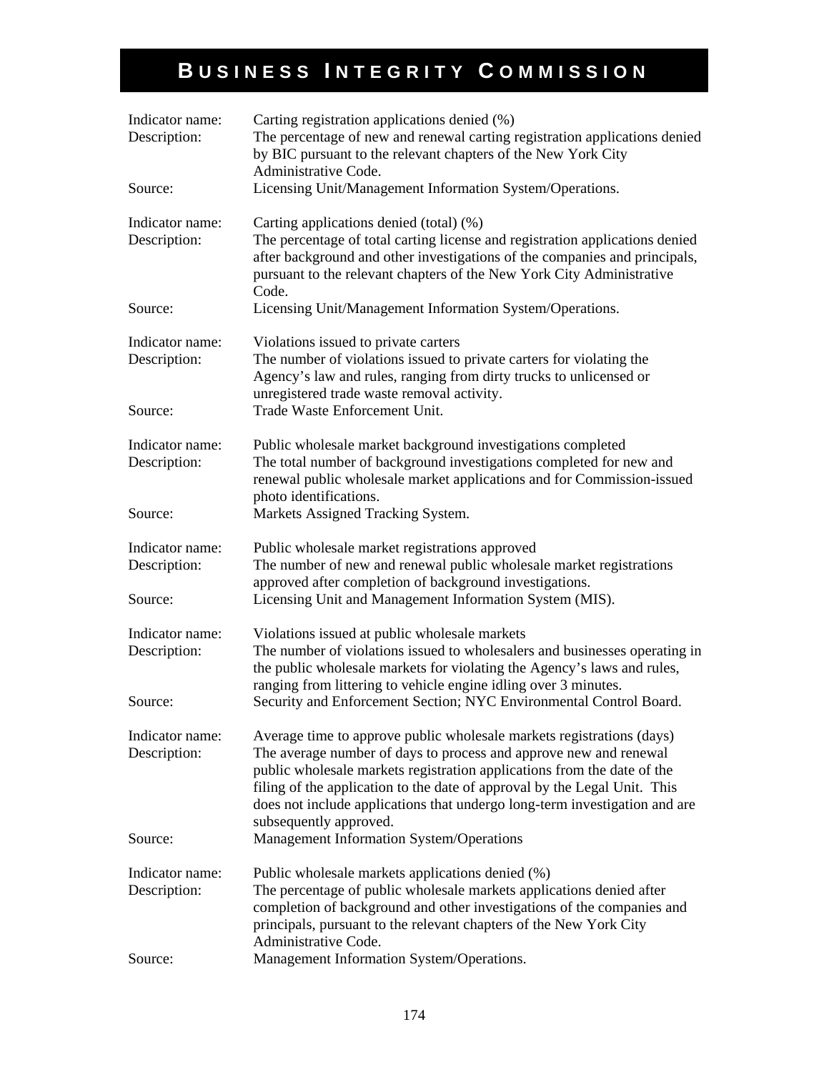# BUSINESS INTEGRITY COMMISSION

Indicator name: Carting registration applications denied (%)
Description: The percentage of new and renewal carting registration applications denied by BIC pursuant to the relevant chapters of the New York City Administrative Code.
Source: Licensing Unit/Management Information System/Operations.

Indicator name: Carting applications denied (total) (%)
Description: The percentage of total carting license and registration applications denied after background and other investigations of the companies and principals, pursuant to the relevant chapters of the New York City Administrative Code.
Source: Licensing Unit/Management Information System/Operations.

Indicator name: Violations issued to private carters
Description: The number of violations issued to private carters for violating the Agency's law and rules, ranging from dirty trucks to unlicensed or unregistered trade waste removal activity.
Source: Trade Waste Enforcement Unit.

Indicator name: Public wholesale market background investigations completed
Description: The total number of background investigations completed for new and renewal public wholesale market applications and for Commission-issued photo identifications.
Source: Markets Assigned Tracking System.

Indicator name: Public wholesale market registrations approved
Description: The number of new and renewal public wholesale market registrations approved after completion of background investigations.
Source: Licensing Unit and Management Information System (MIS).

Indicator name: Violations issued at public wholesale markets
Description: The number of violations issued to wholesalers and businesses operating in the public wholesale markets for violating the Agency's laws and rules, ranging from littering to vehicle engine idling over 3 minutes.
Source: Security and Enforcement Section; NYC Environmental Control Board.

Indicator name: Average time to approve public wholesale markets registrations (days)
Description: The average number of days to process and approve new and renewal public wholesale markets registration applications from the date of the filing of the application to the date of approval by the Legal Unit. This does not include applications that undergo long-term investigation and are subsequently approved.
Source: Management Information System/Operations

Indicator name: Public wholesale markets applications denied (%)
Description: The percentage of public wholesale markets applications denied after completion of background and other investigations of the companies and principals, pursuant to the relevant chapters of the New York City Administrative Code.
Source: Management Information System/Operations.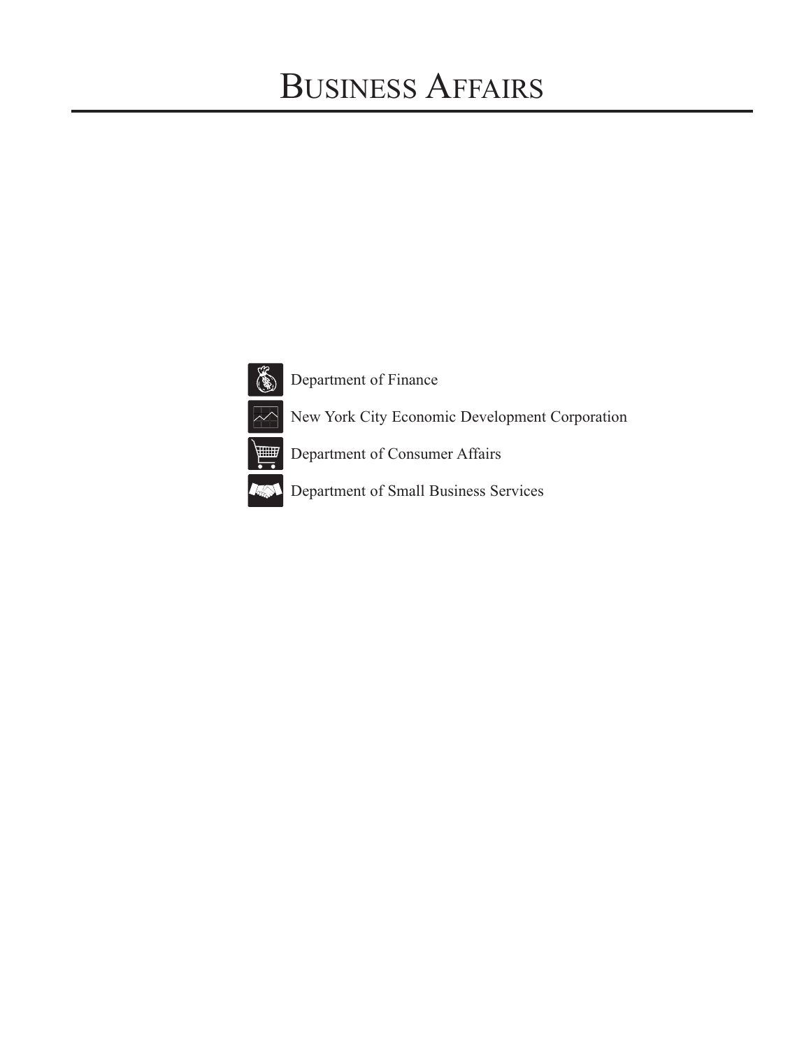# Business Affairs

- Department of Finance
- New York City Economic Development Corporation
- Department of Consumer Affairs
- Department of Small Business Services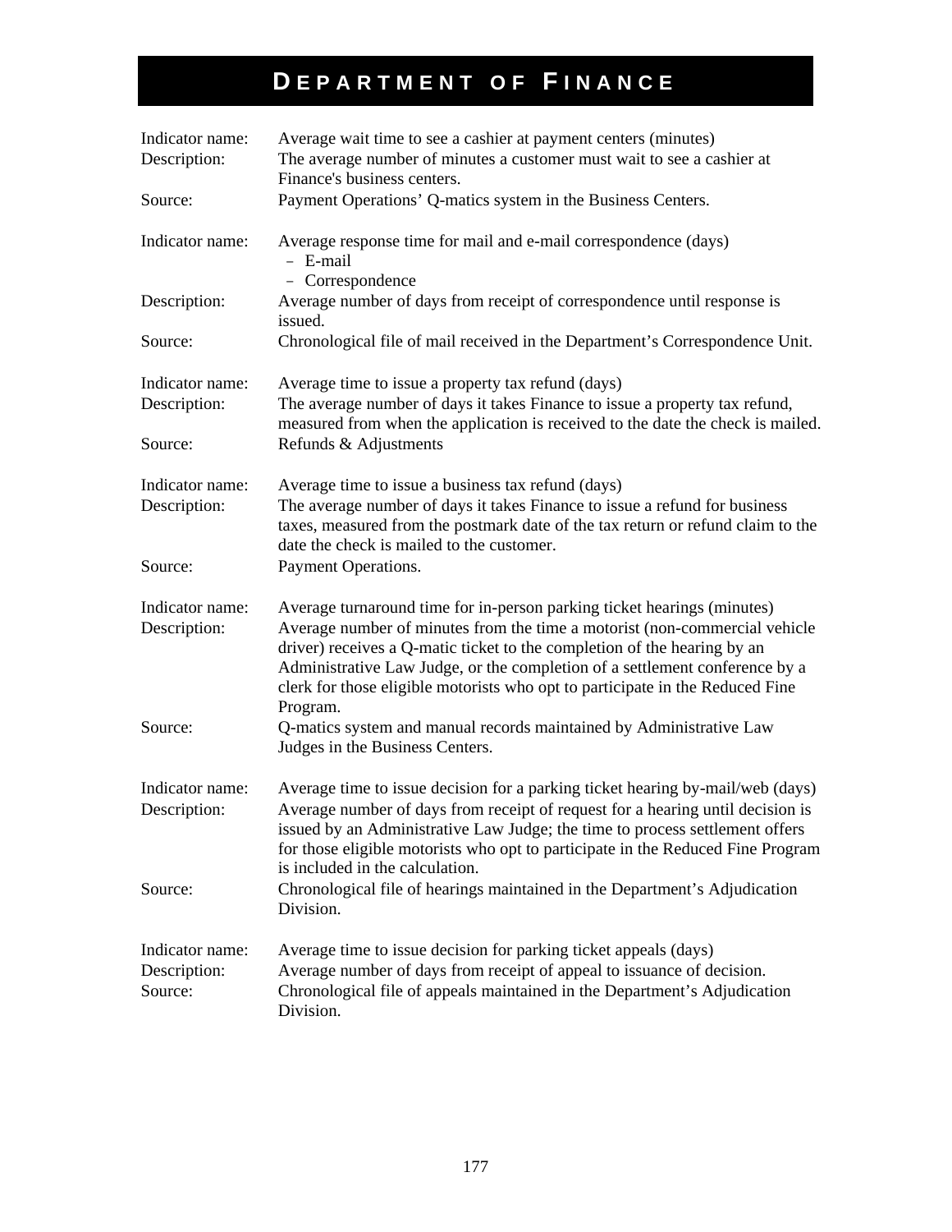# DEPARTMENT OF FINANCE

Indicator name: Average wait time to see a cashier at payment centers (minutes)
Description: The average number of minutes a customer must wait to see a cashier at Finance's business centers.
Source: Payment Operations' Q-matics system in the Business Centers.

Indicator name: Average response time for mail and e-mail correspondence (days)
- E-mail
- Correspondence

Description: Average number of days from receipt of correspondence until response is issued.
Source: Chronological file of mail received in the Department's Correspondence Unit.

Indicator name: Average time to issue a property tax refund (days)
Description: The average number of days it takes Finance to issue a property tax refund, measured from when the application is received to the date the check is mailed.
Source: Refunds & Adjustments

Indicator name: Average time to issue a business tax refund (days)
Description: The average number of days it takes Finance to issue a refund for business taxes, measured from the postmark date of the tax return or refund claim to the date the check is mailed to the customer.
Source: Payment Operations.

Indicator name: Average turnaround time for in-person parking ticket hearings (minutes)
Description: Average number of minutes from the time a motorist (non-commercial vehicle driver) receives a Q-matic ticket to the completion of the hearing by an Administrative Law Judge, or the completion of a settlement conference by a clerk for those eligible motorists who opt to participate in the Reduced Fine Program.
Source: Q-matics system and manual records maintained by Administrative Law Judges in the Business Centers.

Indicator name: Average time to issue decision for a parking ticket hearing by-mail/web (days)
Description: Average number of days from receipt of request for a hearing until decision is issued by an Administrative Law Judge; the time to process settlement offers for those eligible motorists who opt to participate in the Reduced Fine Program is included in the calculation.
Source: Chronological file of hearings maintained in the Department's Adjudication Division.

Indicator name: Average time to issue decision for parking ticket appeals (days)
Description: Average number of days from receipt of appeal to issuance of decision.
Source: Chronological file of appeals maintained in the Department's Adjudication Division.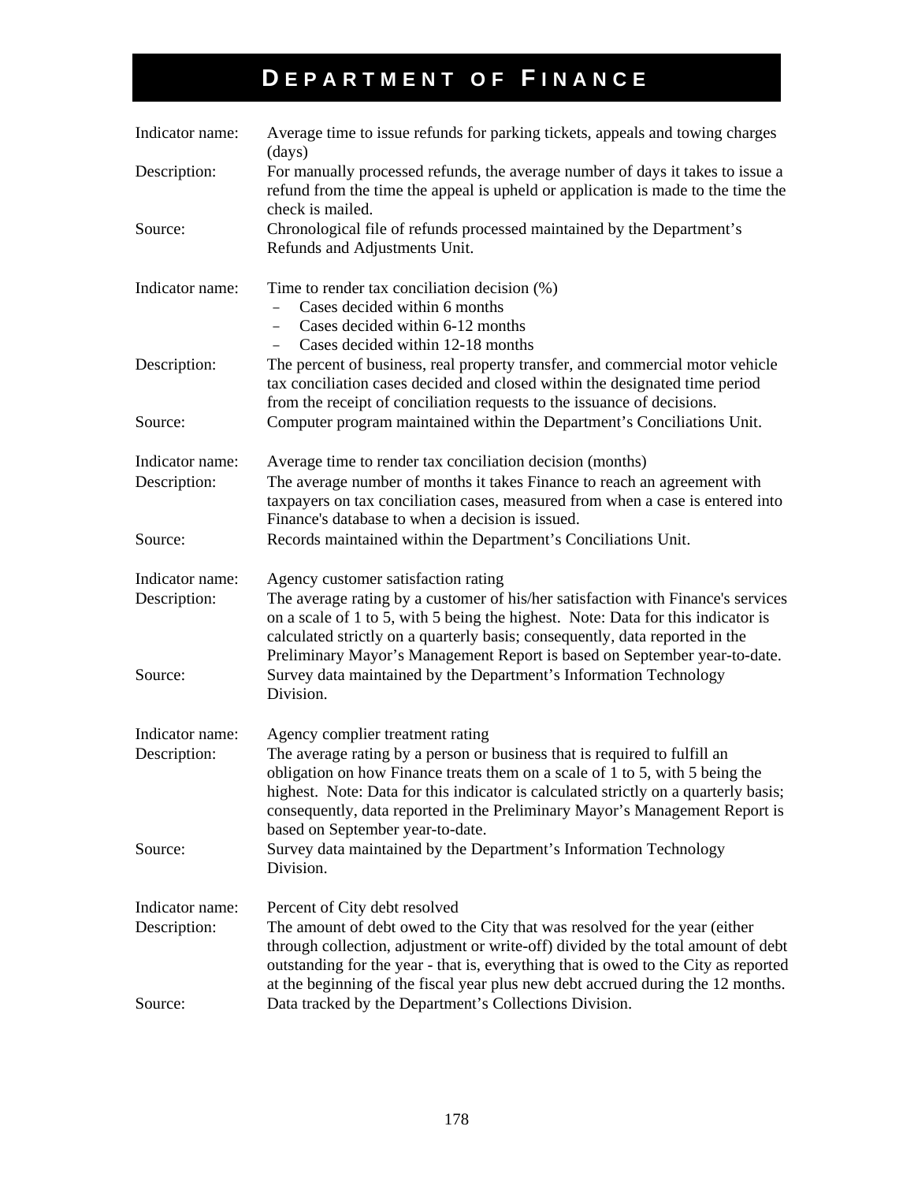# DEPARTMENT OF FINANCE

Indicator name: Average time to issue refunds for parking tickets, appeals and towing charges (days)

Description: For manually processed refunds, the average number of days it takes to issue a refund from the time the appeal is upheld or application is made to the time the check is mailed.

Source: Chronological file of refunds processed maintained by the Department's Refunds and Adjustments Unit.

Indicator name: Time to render tax conciliation decision (%)
- Cases decided within 6 months
- Cases decided within 6-12 months
- Cases decided within 12-18 months

Description: The percent of business, real property transfer, and commercial motor vehicle tax conciliation cases decided and closed within the designated time period from the receipt of conciliation requests to the issuance of decisions.

Source: Computer program maintained within the Department's Conciliations Unit.

Indicator name: Average time to render tax conciliation decision (months)

Description: The average number of months it takes Finance to reach an agreement with taxpayers on tax conciliation cases, measured from when a case is entered into Finance's database to when a decision is issued.

Source: Records maintained within the Department's Conciliations Unit.

Indicator name: Agency customer satisfaction rating

Description: The average rating by a customer of his/her satisfaction with Finance's services on a scale of 1 to 5, with 5 being the highest. Note: Data for this indicator is calculated strictly on a quarterly basis; consequently, data reported in the Preliminary Mayor's Management Report is based on September year-to-date.

Source: Survey data maintained by the Department's Information Technology Division.

Indicator name: Agency complier treatment rating

Description: The average rating by a person or business that is required to fulfill an obligation on how Finance treats them on a scale of 1 to 5, with 5 being the highest. Note: Data for this indicator is calculated strictly on a quarterly basis; consequently, data reported in the Preliminary Mayor's Management Report is based on September year-to-date.

Source: Survey data maintained by the Department's Information Technology Division.

Indicator name: Percent of City debt resolved

Description: The amount of debt owed to the City that was resolved for the year (either through collection, adjustment or write-off) divided by the total amount of debt outstanding for the year - that is, everything that is owed to the City as reported at the beginning of the fiscal year plus new debt accrued during the 12 months.

Source: Data tracked by the Department's Collections Division.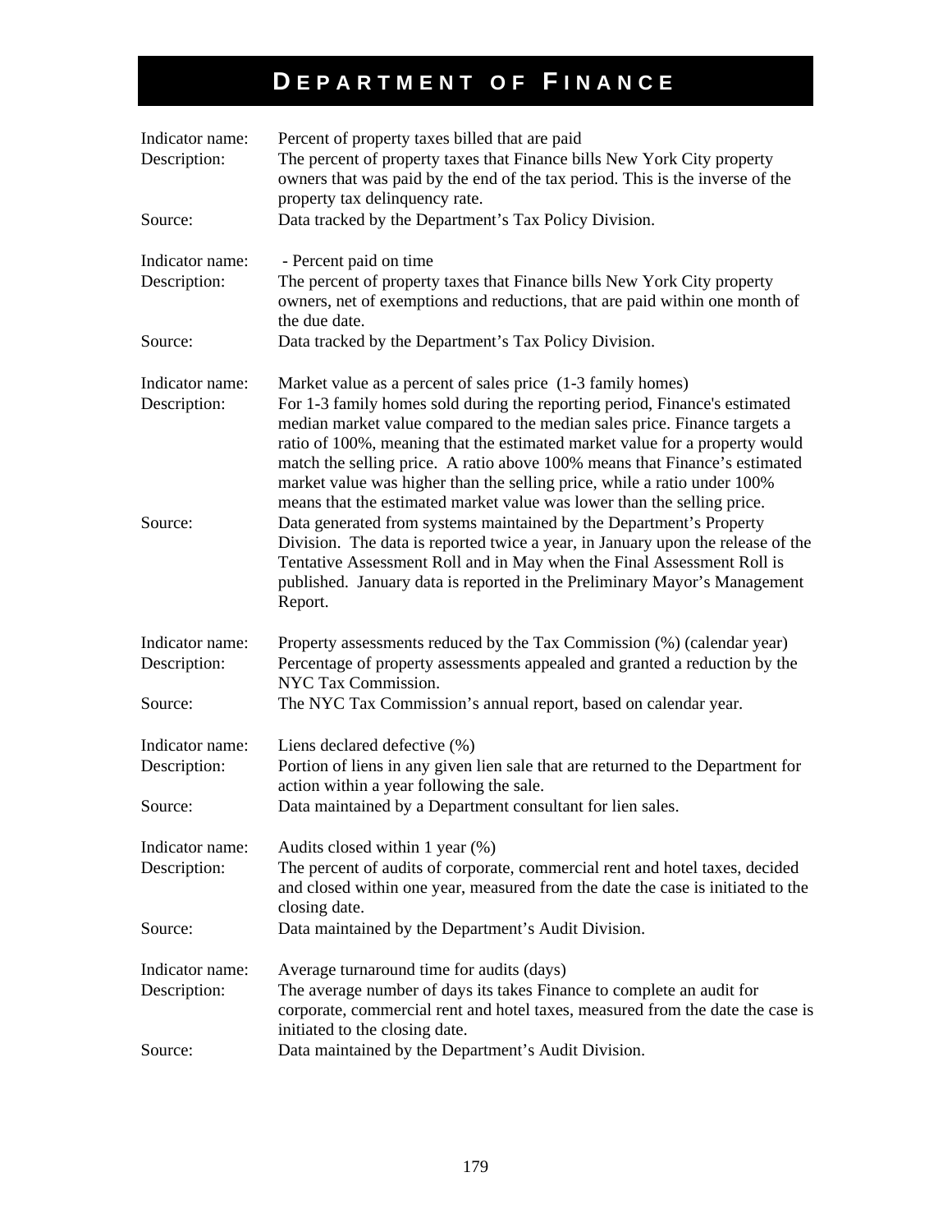# DEPARTMENT OF FINANCE

| | |
|---|---|
| Indicator name: | Percent of property taxes billed that are paid |
| Description: | The percent of property taxes that Finance bills New York City property owners that was paid by the end of the tax period. This is the inverse of the property tax delinquency rate. |
| Source: | Data tracked by the Department's Tax Policy Division. |

| | |
|---|---|
| Indicator name: | - Percent paid on time |
| Description: | The percent of property taxes that Finance bills New York City property owners, net of exemptions and reductions, that are paid within one month of the due date. |
| Source: | Data tracked by the Department's Tax Policy Division. |

| | |
|---|---|
| Indicator name: | Market value as a percent of sales price (1-3 family homes) |
| Description: | For 1-3 family homes sold during the reporting period, Finance's estimated median market value compared to the median sales price. Finance targets a ratio of 100%, meaning that the estimated market value for a property would match the selling price. A ratio above 100% means that Finance's estimated market value was higher than the selling price, while a ratio under 100% means that the estimated market value was lower than the selling price. |
| Source: | Data generated from systems maintained by the Department's Property Division. The data is reported twice a year, in January upon the release of the Tentative Assessment Roll and in May when the Final Assessment Roll is published. January data is reported in the Preliminary Mayor's Management Report. |

| | |
|---|---|
| Indicator name: | Property assessments reduced by the Tax Commission (%) (calendar year) |
| Description: | Percentage of property assessments appealed and granted a reduction by the NYC Tax Commission. |
| Source: | The NYC Tax Commission's annual report, based on calendar year. |

| | |
|---|---|
| Indicator name: | Liens declared defective (%) |
| Description: | Portion of liens in any given lien sale that are returned to the Department for action within a year following the sale. |
| Source: | Data maintained by a Department consultant for lien sales. |

| | |
|---|---|
| Indicator name: | Audits closed within 1 year (%) |
| Description: | The percent of audits of corporate, commercial rent and hotel taxes, decided and closed within one year, measured from the date the case is initiated to the closing date. |
| Source: | Data maintained by the Department's Audit Division. |

| | |
|---|---|
| Indicator name: | Average turnaround time for audits (days) |
| Description: | The average number of days its takes Finance to complete an audit for corporate, commercial rent and hotel taxes, measured from the date the case is initiated to the closing date. |
| Source: | Data maintained by the Department's Audit Division. |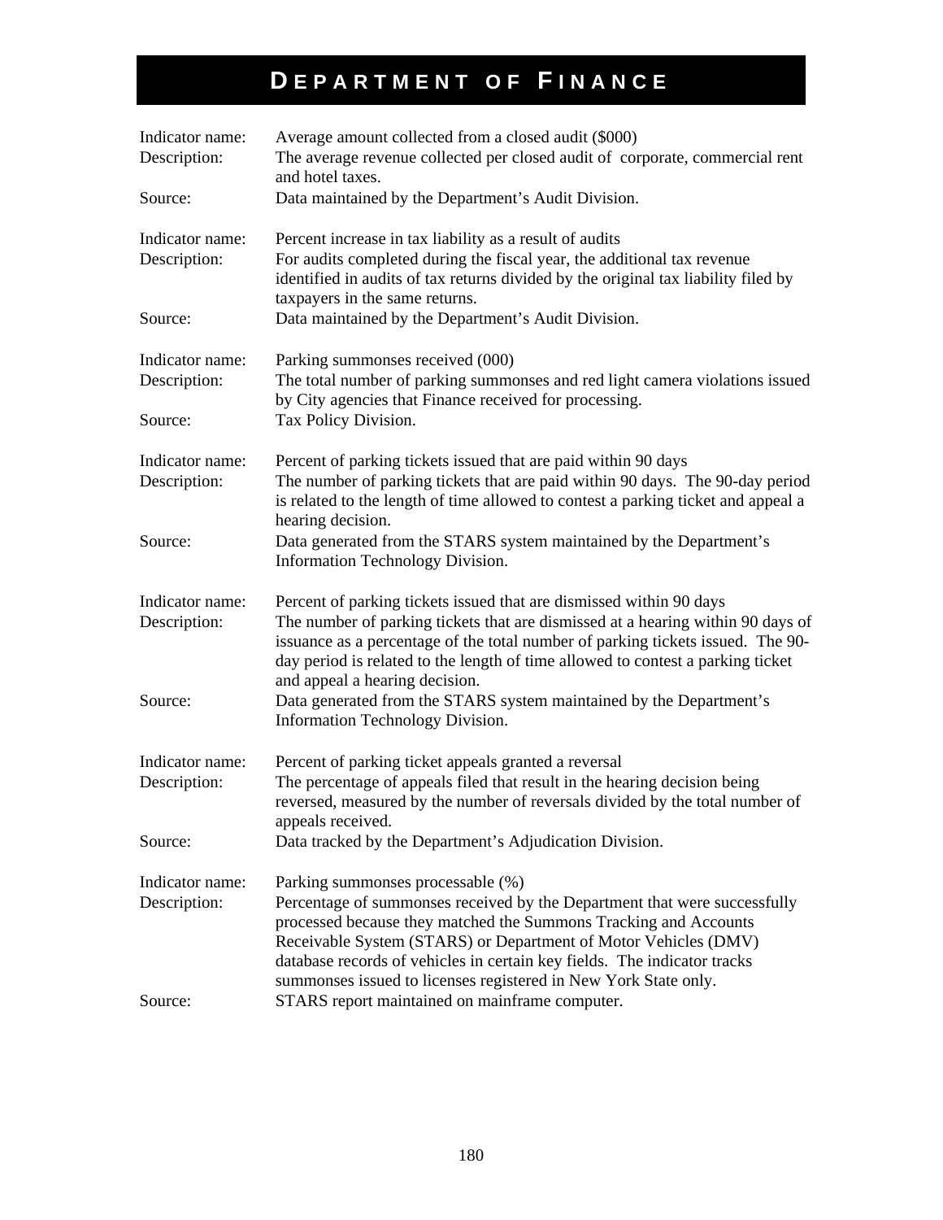# DEPARTMENT OF FINANCE

Indicator name: Average amount collected from a closed audit ($000)
Description: The average revenue collected per closed audit of corporate, commercial rent and hotel taxes.
Source: Data maintained by the Department's Audit Division.

Indicator name: Percent increase in tax liability as a result of audits
Description: For audits completed during the fiscal year, the additional tax revenue identified in audits of tax returns divided by the original tax liability filed by taxpayers in the same returns.
Source: Data maintained by the Department's Audit Division.

Indicator name: Parking summonses received (000)
Description: The total number of parking summonses and red light camera violations issued by City agencies that Finance received for processing.
Source: Tax Policy Division.

Indicator name: Percent of parking tickets issued that are paid within 90 days
Description: The number of parking tickets that are paid within 90 days. The 90-day period is related to the length of time allowed to contest a parking ticket and appeal a hearing decision.
Source: Data generated from the STARS system maintained by the Department's Information Technology Division.

Indicator name: Percent of parking tickets issued that are dismissed within 90 days
Description: The number of parking tickets that are dismissed at a hearing within 90 days of issuance as a percentage of the total number of parking tickets issued. The 90-day period is related to the length of time allowed to contest a parking ticket and appeal a hearing decision.
Source: Data generated from the STARS system maintained by the Department's Information Technology Division.

Indicator name: Percent of parking ticket appeals granted a reversal
Description: The percentage of appeals filed that result in the hearing decision being reversed, measured by the number of reversals divided by the total number of appeals received.
Source: Data tracked by the Department's Adjudication Division.

Indicator name: Parking summonses processable (%)
Description: Percentage of summonses received by the Department that were successfully processed because they matched the Summons Tracking and Accounts Receivable System (STARS) or Department of Motor Vehicles (DMV) database records of vehicles in certain key fields. The indicator tracks summonses issued to licenses registered in New York State only.
Source: STARS report maintained on mainframe computer.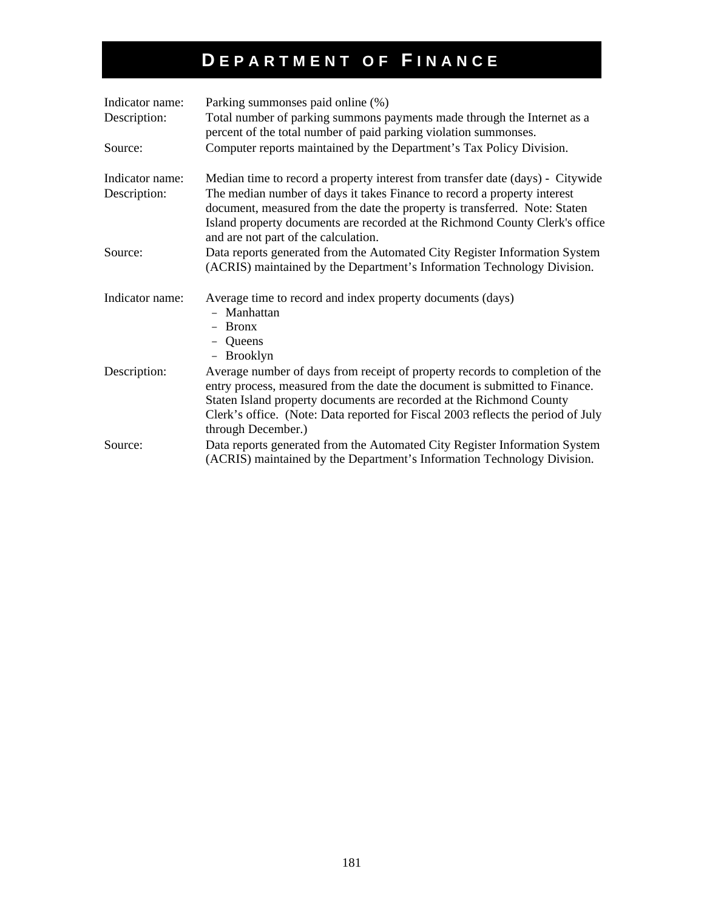# DEPARTMENT OF FINANCE

Indicator name: Parking summonses paid online (%)

Description: Total number of parking summons payments made through the Internet as a percent of the total number of paid parking violation summonses.

Source: Computer reports maintained by the Department's Tax Policy Division.

Indicator name: Median time to record a property interest from transfer date (days) - Citywide

Description: The median number of days it takes Finance to record a property interest document, measured from the date the property is transferred. Note: Staten Island property documents are recorded at the Richmond County Clerk's office and are not part of the calculation.

Source: Data reports generated from the Automated City Register Information System (ACRIS) maintained by the Department's Information Technology Division.

Indicator name: Average time to record and index property documents (days)

- Manhattan
- Bronx
- Queens
- Brooklyn

Description: Average number of days from receipt of property records to completion of the entry process, measured from the date the document is submitted to Finance. Staten Island property documents are recorded at the Richmond County Clerk's office. (Note: Data reported for Fiscal 2003 reflects the period of July through December.)

Source: Data reports generated from the Automated City Register Information System (ACRIS) maintained by the Department's Information Technology Division.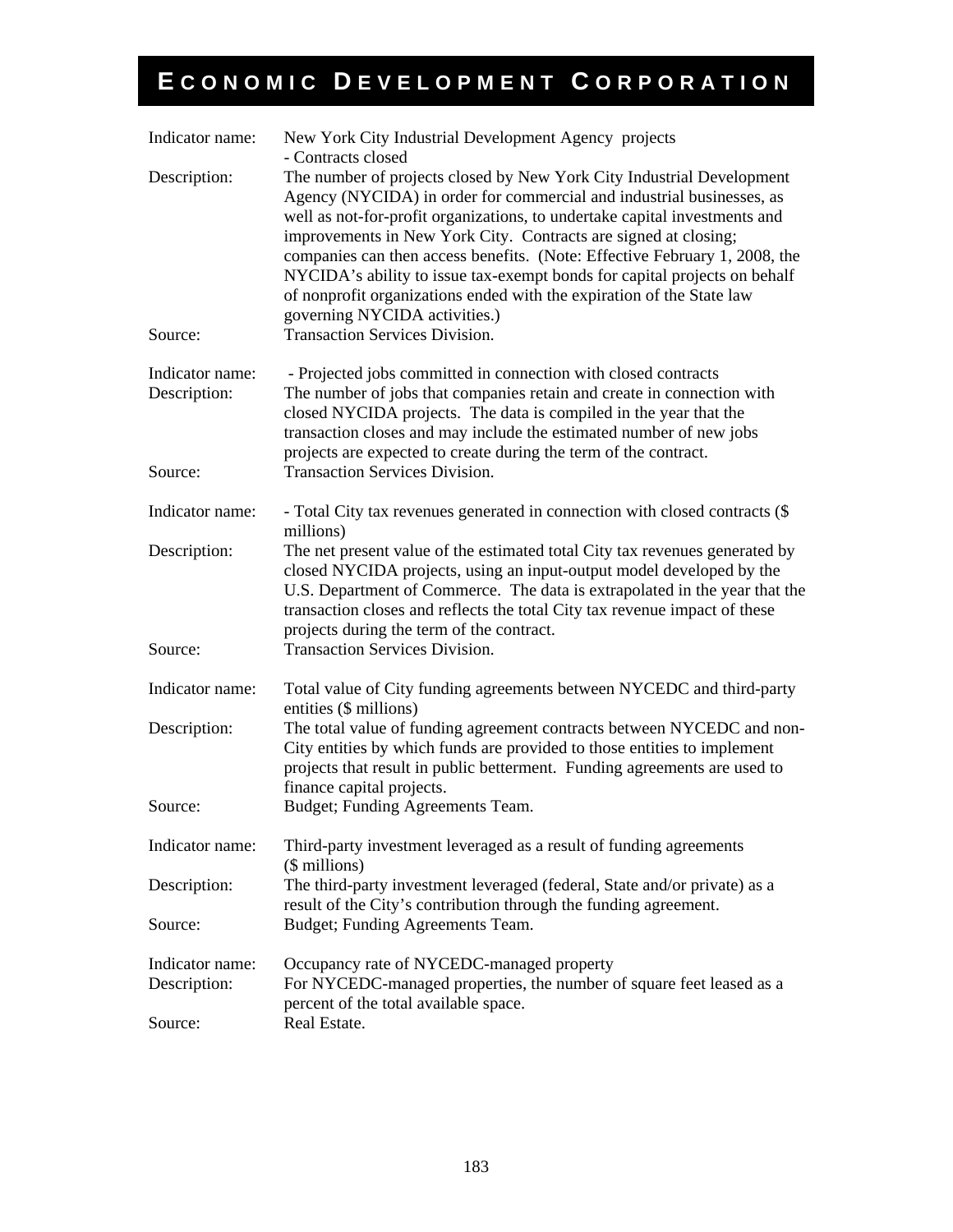# Economic Development Corporation

Indicator name: New York City Industrial Development Agency projects - Contracts closed

Description: The number of projects closed by New York City Industrial Development Agency (NYCIDA) in order for commercial and industrial businesses, as well as not-for-profit organizations, to undertake capital investments and improvements in New York City. Contracts are signed at closing; companies can then access benefits. (Note: Effective February 1, 2008, the NYCIDA's ability to issue tax-exempt bonds for capital projects on behalf of nonprofit organizations ended with the expiration of the State law governing NYCIDA activities.)

Source: Transaction Services Division.

Indicator name: - Projected jobs committed in connection with closed contracts

Description: The number of jobs that companies retain and create in connection with closed NYCIDA projects. The data is compiled in the year that the transaction closes and may include the estimated number of new jobs projects are expected to create during the term of the contract.

Source: Transaction Services Division.

Indicator name: - Total City tax revenues generated in connection with closed contracts ($ millions)

Description: The net present value of the estimated total City tax revenues generated by closed NYCIDA projects, using an input-output model developed by the U.S. Department of Commerce. The data is extrapolated in the year that the transaction closes and reflects the total City tax revenue impact of these projects during the term of the contract.

Source: Transaction Services Division.

Indicator name: Total value of City funding agreements between NYCEDC and third-party entities ($ millions)

Description: The total value of funding agreement contracts between NYCEDC and non-City entities by which funds are provided to those entities to implement projects that result in public betterment. Funding agreements are used to finance capital projects.

Source: Budget; Funding Agreements Team.

Indicator name: Third-party investment leveraged as a result of funding agreements ($ millions)

Description: The third-party investment leveraged (federal, State and/or private) as a result of the City's contribution through the funding agreement.

Source: Budget; Funding Agreements Team.

Indicator name: Occupancy rate of NYCEDC-managed property

Description: For NYCEDC-managed properties, the number of square feet leased as a percent of the total available space.

Source: Real Estate.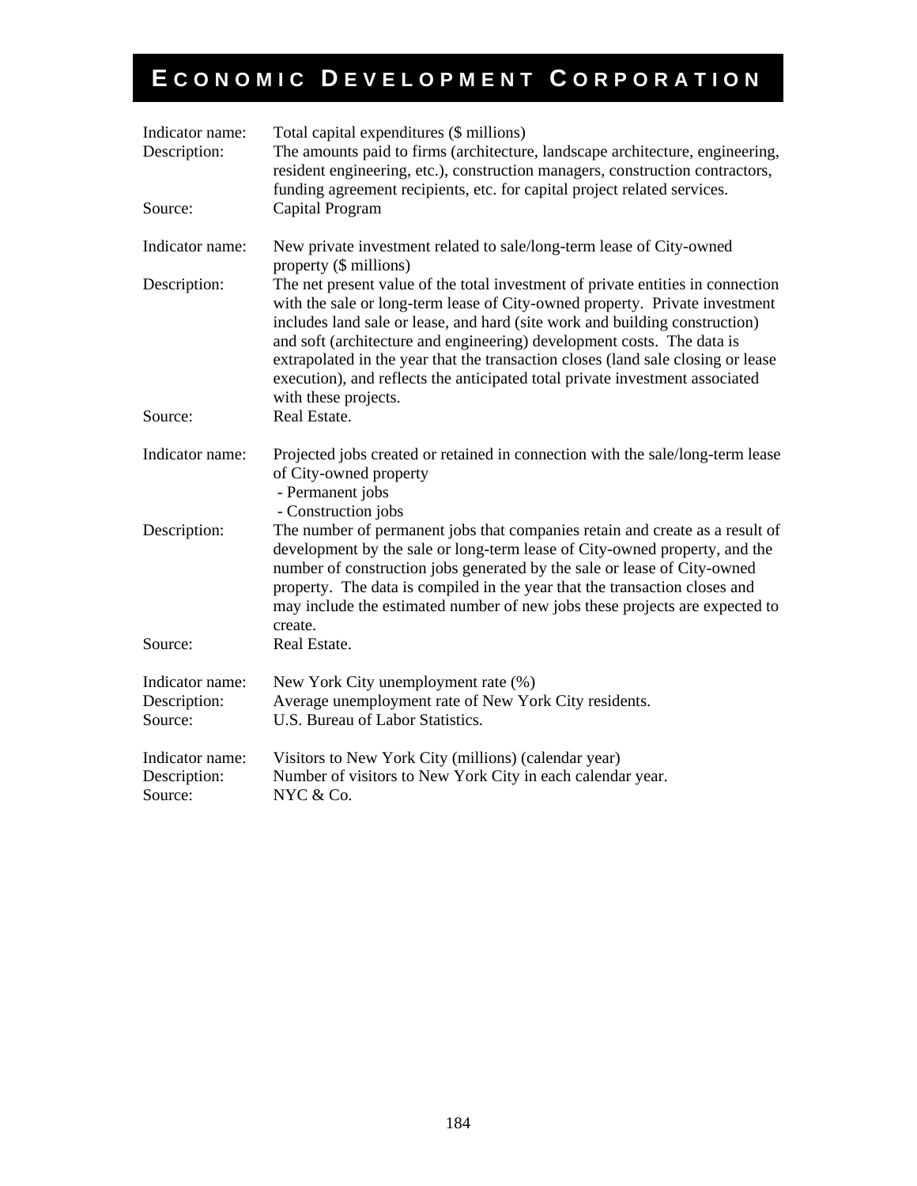# ECONOMIC DEVELOPMENT CORPORATION

| | |
|---|---|
| Indicator name: | Total capital expenditures ($ millions) |
| Description: | The amounts paid to firms (architecture, landscape architecture, engineering, resident engineering, etc.), construction managers, construction contractors, funding agreement recipients, etc. for capital project related services. |
| Source: | Capital Program |

| | |
|---|---|
| Indicator name: | New private investment related to sale/long-term lease of City-owned property ($ millions) |
| Description: | The net present value of the total investment of private entities in connection with the sale or long-term lease of City-owned property. Private investment includes land sale or lease, and hard (site work and building construction) and soft (architecture and engineering) development costs. The data is extrapolated in the year that the transaction closes (land sale closing or lease execution), and reflects the anticipated total private investment associated with these projects. |
| Source: | Real Estate. |

| | |
|---|---|
| Indicator name: | Projected jobs created or retained in connection with the sale/long-term lease of City-owned property<br>- Permanent jobs<br>- Construction jobs |
| Description: | The number of permanent jobs that companies retain and create as a result of development by the sale or long-term lease of City-owned property, and the number of construction jobs generated by the sale or lease of City-owned property. The data is compiled in the year that the transaction closes and may include the estimated number of new jobs these projects are expected to create. |
| Source: | Real Estate. |

| | |
|---|---|
| Indicator name: | New York City unemployment rate (%) |
| Description: | Average unemployment rate of New York City residents. |
| Source: | U.S. Bureau of Labor Statistics. |

| | |
|---|---|
| Indicator name: | Visitors to New York City (millions) (calendar year) |
| Description: | Number of visitors to New York City in each calendar year. |
| Source: | NYC & Co. |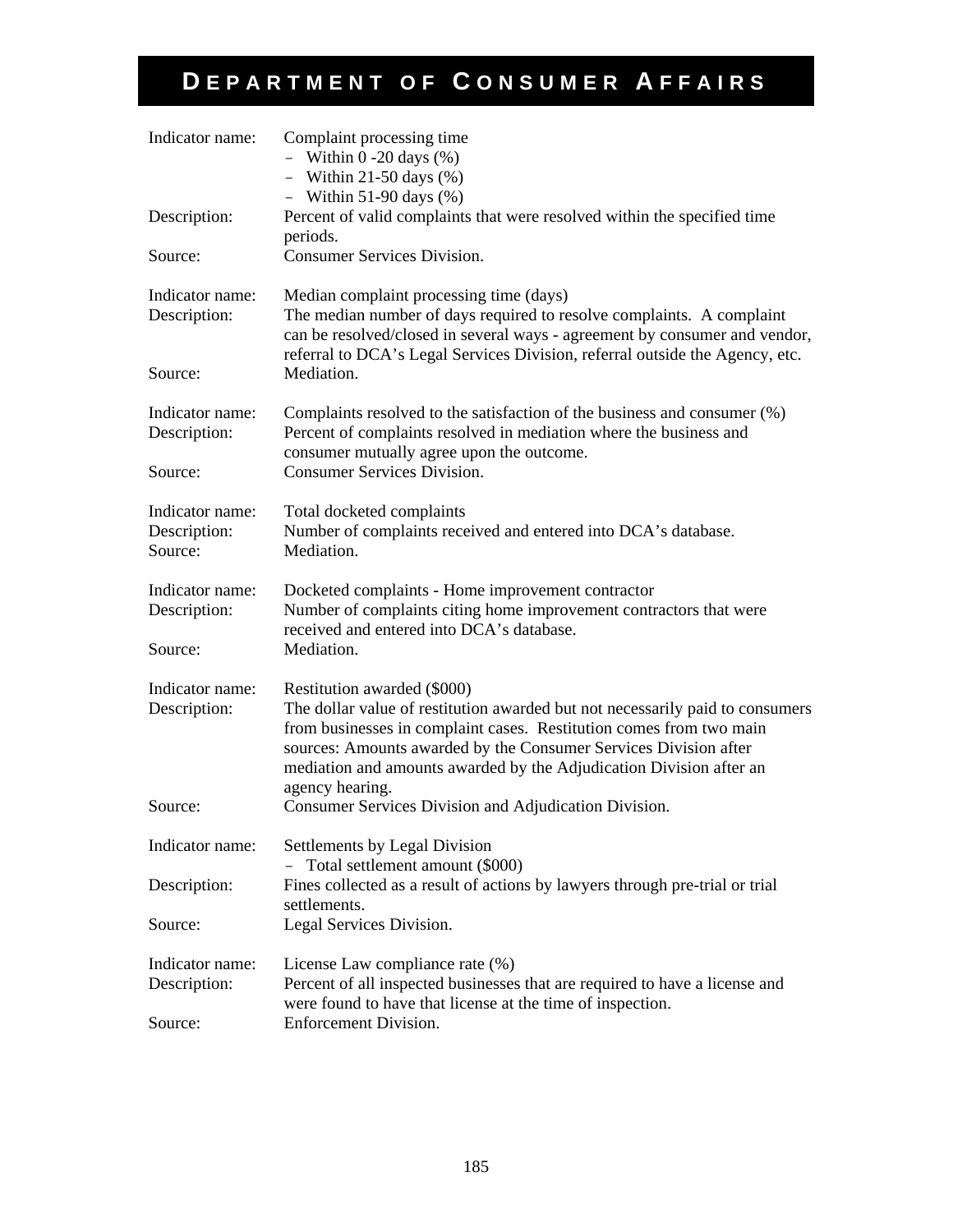# DEPARTMENT OF CONSUMER AFFAIRS

Indicator name: Complaint processing time
- Within 0 -20 days (%)
- Within 21-50 days (%)
- Within 51-90 days (%)

Description: Percent of valid complaints that were resolved within the specified time periods.

Source: Consumer Services Division.

Indicator name: Median complaint processing time (days)

Description: The median number of days required to resolve complaints. A complaint can be resolved/closed in several ways - agreement by consumer and vendor, referral to DCA's Legal Services Division, referral outside the Agency, etc.

Source: Mediation.

Indicator name: Complaints resolved to the satisfaction of the business and consumer (%)

Description: Percent of complaints resolved in mediation where the business and consumer mutually agree upon the outcome.

Source: Consumer Services Division.

Indicator name: Total docketed complaints

Description: Number of complaints received and entered into DCA's database.

Source: Mediation.

Indicator name: Docketed complaints - Home improvement contractor

Description: Number of complaints citing home improvement contractors that were received and entered into DCA's database.

Source: Mediation.

Indicator name: Restitution awarded ($000)

Description: The dollar value of restitution awarded but not necessarily paid to consumers from businesses in complaint cases. Restitution comes from two main sources: Amounts awarded by the Consumer Services Division after mediation and amounts awarded by the Adjudication Division after an agency hearing.

Source: Consumer Services Division and Adjudication Division.

Indicator name: Settlements by Legal Division
- Total settlement amount ($000)

Description: Fines collected as a result of actions by lawyers through pre-trial or trial settlements.

Source: Legal Services Division.

Indicator name: License Law compliance rate (%)

Description: Percent of all inspected businesses that are required to have a license and were found to have that license at the time of inspection.

Source: Enforcement Division.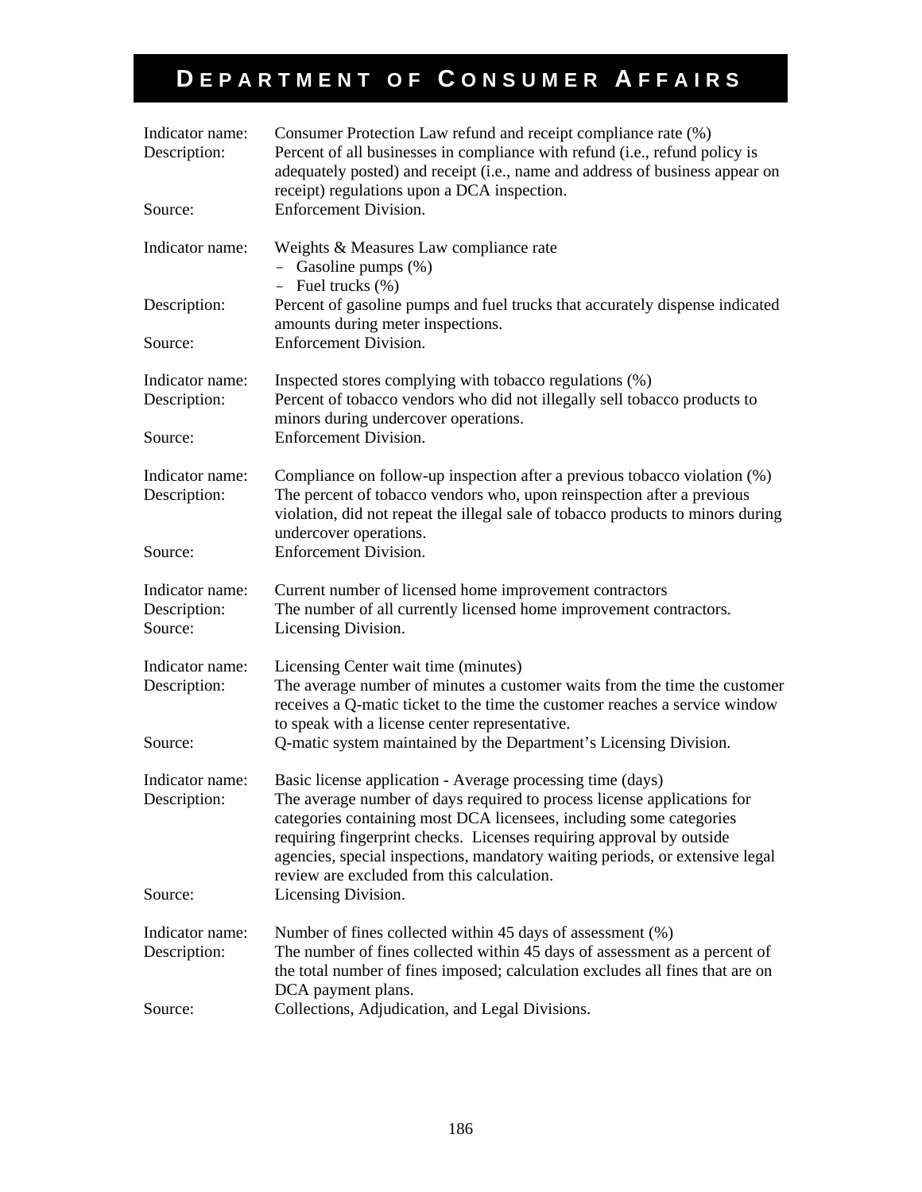# DEPARTMENT OF CONSUMER AFFAIRS

Indicator name: Consumer Protection Law refund and receipt compliance rate (%)
Description: Percent of all businesses in compliance with refund (i.e., refund policy is adequately posted) and receipt (i.e., name and address of business appear on receipt) regulations upon a DCA inspection.
Source: Enforcement Division.

Indicator name: Weights & Measures Law compliance rate
- Gasoline pumps (%)
- Fuel trucks (%)

Description: Percent of gasoline pumps and fuel trucks that accurately dispense indicated amounts during meter inspections.
Source: Enforcement Division.

Indicator name: Inspected stores complying with tobacco regulations (%)
Description: Percent of tobacco vendors who did not illegally sell tobacco products to minors during undercover operations.
Source: Enforcement Division.

Indicator name: Compliance on follow-up inspection after a previous tobacco violation (%)
Description: The percent of tobacco vendors who, upon reinspection after a previous violation, did not repeat the illegal sale of tobacco products to minors during undercover operations.
Source: Enforcement Division.

Indicator name: Current number of licensed home improvement contractors
Description: The number of all currently licensed home improvement contractors.
Source: Licensing Division.

Indicator name: Licensing Center wait time (minutes)
Description: The average number of minutes a customer waits from the time the customer receives a Q-matic ticket to the time the customer reaches a service window to speak with a license center representative.
Source: Q-matic system maintained by the Department's Licensing Division.

Indicator name: Basic license application - Average processing time (days)
Description: The average number of days required to process license applications for categories containing most DCA licensees, including some categories requiring fingerprint checks. Licenses requiring approval by outside agencies, special inspections, mandatory waiting periods, or extensive legal review are excluded from this calculation.
Source: Licensing Division.

Indicator name: Number of fines collected within 45 days of assessment (%)
Description: The number of fines collected within 45 days of assessment as a percent of the total number of fines imposed; calculation excludes all fines that are on DCA payment plans.
Source: Collections, Adjudication, and Legal Divisions.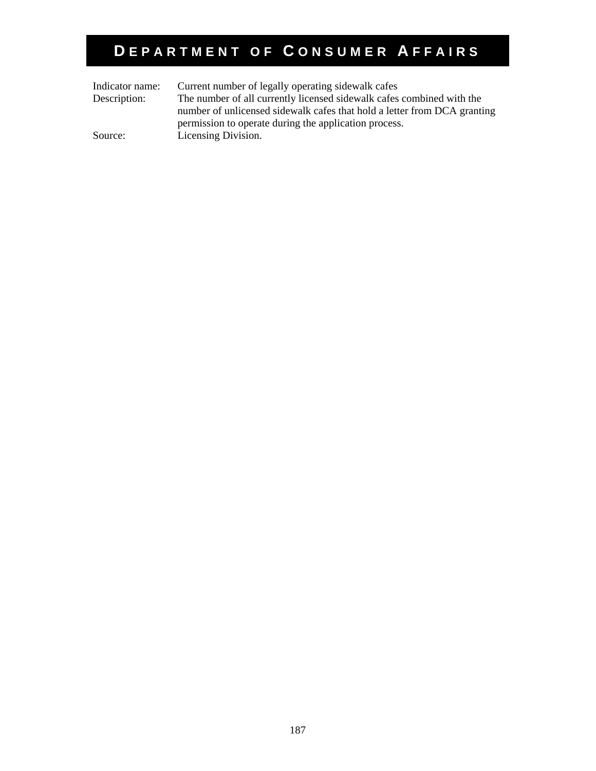# DEPARTMENT OF CONSUMER AFFAIRS

| | |
|---|---|
| Indicator name: | Current number of legally operating sidewalk cafes |
| Description: | The number of all currently licensed sidewalk cafes combined with the number of unlicensed sidewalk cafes that hold a letter from DCA granting permission to operate during the application process. |
| Source: | Licensing Division. |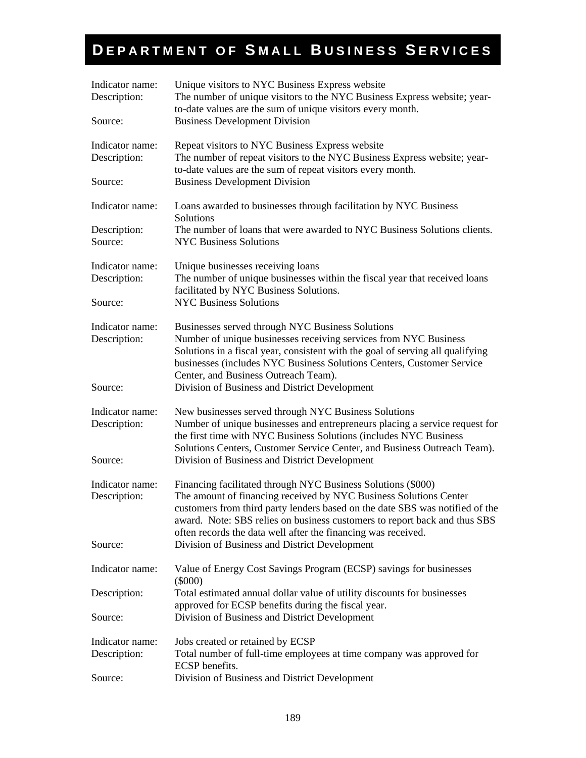# DEPARTMENT OF SMALL BUSINESS SERVICES

| | |
|---|---|
| Indicator name: | Unique visitors to NYC Business Express website |
| Description: | The number of unique visitors to the NYC Business Express website; year-to-date values are the sum of unique visitors every month. |
| Source: | Business Development Division |

| | |
|---|---|
| Indicator name: | Repeat visitors to NYC Business Express website |
| Description: | The number of repeat visitors to the NYC Business Express website; year-to-date values are the sum of repeat visitors every month. |
| Source: | Business Development Division |

| | |
|---|---|
| Indicator name: | Loans awarded to businesses through facilitation by NYC Business Solutions |
| Description: | The number of loans that were awarded to NYC Business Solutions clients. |
| Source: | NYC Business Solutions |

| | |
|---|---|
| Indicator name: | Unique businesses receiving loans |
| Description: | The number of unique businesses within the fiscal year that received loans facilitated by NYC Business Solutions. |
| Source: | NYC Business Solutions |

| | |
|---|---|
| Indicator name: | Businesses served through NYC Business Solutions |
| Description: | Number of unique businesses receiving services from NYC Business Solutions in a fiscal year, consistent with the goal of serving all qualifying businesses (includes NYC Business Solutions Centers, Customer Service Center, and Business Outreach Team). |
| Source: | Division of Business and District Development |

| | |
|---|---|
| Indicator name: | New businesses served through NYC Business Solutions |
| Description: | Number of unique businesses and entrepreneurs placing a service request for the first time with NYC Business Solutions (includes NYC Business Solutions Centers, Customer Service Center, and Business Outreach Team). |
| Source: | Division of Business and District Development |

| | |
|---|---|
| Indicator name: | Financing facilitated through NYC Business Solutions ($000) |
| Description: | The amount of financing received by NYC Business Solutions Center customers from third party lenders based on the date SBS was notified of the award. Note: SBS relies on business customers to report back and thus SBS often records the data well after the financing was received. |
| Source: | Division of Business and District Development |

| | |
|---|---|
| Indicator name: | Value of Energy Cost Savings Program (ECSP) savings for businesses ($000) |
| Description: | Total estimated annual dollar value of utility discounts for businesses approved for ECSP benefits during the fiscal year. |
| Source: | Division of Business and District Development |

| | |
|---|---|
| Indicator name: | Jobs created or retained by ECSP |
| Description: | Total number of full-time employees at time company was approved for ECSP benefits. |
| Source: | Division of Business and District Development |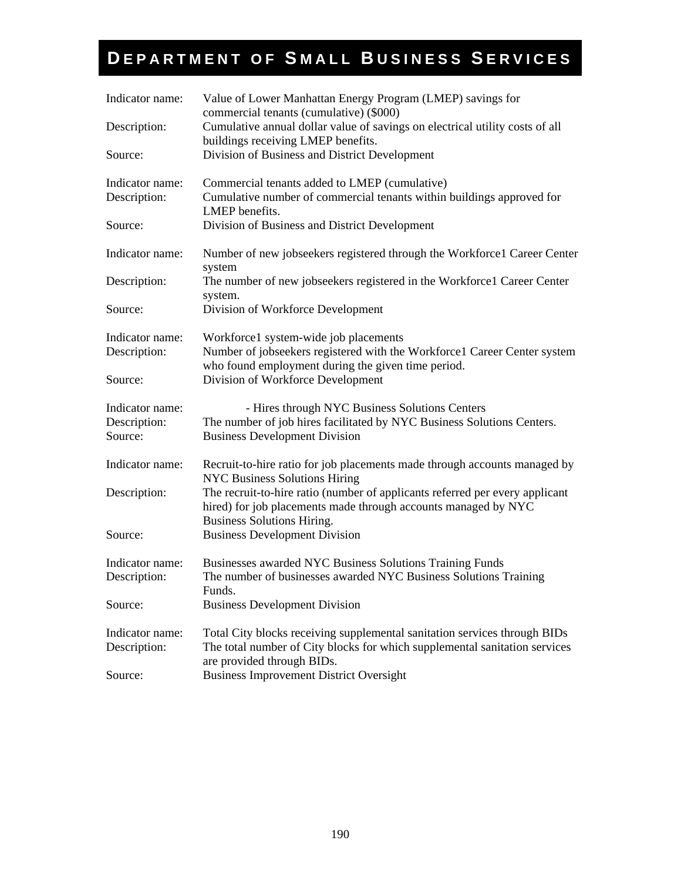# DEPARTMENT OF SMALL BUSINESS SERVICES

Indicator name: Value of Lower Manhattan Energy Program (LMEP) savings for commercial tenants (cumulative) ($000)
Description: Cumulative annual dollar value of savings on electrical utility costs of all buildings receiving LMEP benefits.
Source: Division of Business and District Development

Indicator name: Commercial tenants added to LMEP (cumulative)
Description: Cumulative number of commercial tenants within buildings approved for LMEP benefits.
Source: Division of Business and District Development

Indicator name: Number of new jobseekers registered through the Workforce1 Career Center system
Description: The number of new jobseekers registered in the Workforce1 Career Center system.
Source: Division of Workforce Development

Indicator name: Workforce1 system-wide job placements
Description: Number of jobseekers registered with the Workforce1 Career Center system who found employment during the given time period.
Source: Division of Workforce Development

Indicator name: - Hires through NYC Business Solutions Centers
Description: The number of job hires facilitated by NYC Business Solutions Centers.
Source: Business Development Division

Indicator name: Recruit-to-hire ratio for job placements made through accounts managed by NYC Business Solutions Hiring
Description: The recruit-to-hire ratio (number of applicants referred per every applicant hired) for job placements made through accounts managed by NYC Business Solutions Hiring.
Source: Business Development Division

Indicator name: Businesses awarded NYC Business Solutions Training Funds
Description: The number of businesses awarded NYC Business Solutions Training Funds.
Source: Business Development Division

Indicator name: Total City blocks receiving supplemental sanitation services through BIDs
Description: The total number of City blocks for which supplemental sanitation services are provided through BIDs.
Source: Business Improvement District Oversight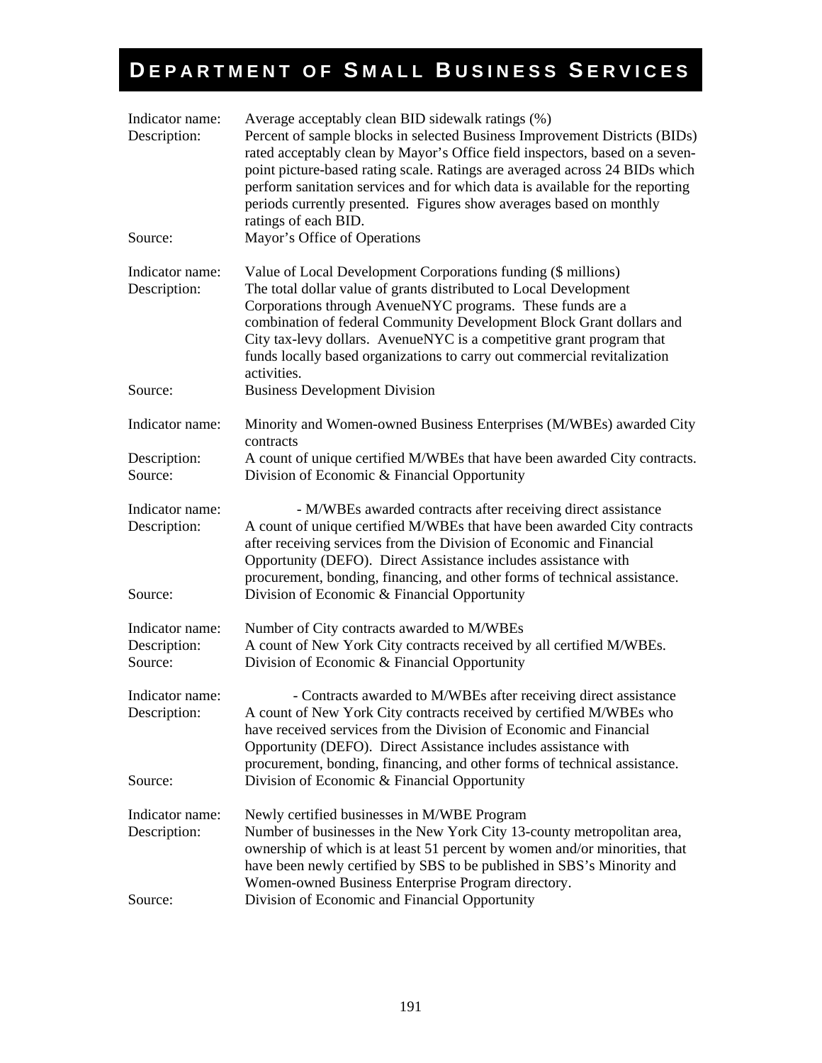# DEPARTMENT OF SMALL BUSINESS SERVICES

Indicator name: Average acceptably clean BID sidewalk ratings (%)
Description: Percent of sample blocks in selected Business Improvement Districts (BIDs) rated acceptably clean by Mayor's Office field inspectors, based on a seven-point picture-based rating scale. Ratings are averaged across 24 BIDs which perform sanitation services and for which data is available for the reporting periods currently presented. Figures show averages based on monthly ratings of each BID.
Source: Mayor's Office of Operations

Indicator name: Value of Local Development Corporations funding ($ millions)
Description: The total dollar value of grants distributed to Local Development Corporations through AvenueNYC programs. These funds are a combination of federal Community Development Block Grant dollars and City tax-levy dollars. AvenueNYC is a competitive grant program that funds locally based organizations to carry out commercial revitalization activities.
Source: Business Development Division

Indicator name: Minority and Women-owned Business Enterprises (M/WBEs) awarded City contracts
Description: A count of unique certified M/WBEs that have been awarded City contracts.
Source: Division of Economic & Financial Opportunity

Indicator name: - M/WBEs awarded contracts after receiving direct assistance
Description: A count of unique certified M/WBEs that have been awarded City contracts after receiving services from the Division of Economic and Financial Opportunity (DEFO). Direct Assistance includes assistance with procurement, bonding, financing, and other forms of technical assistance.
Source: Division of Economic & Financial Opportunity

Indicator name: Number of City contracts awarded to M/WBEs
Description: A count of New York City contracts received by all certified M/WBEs.
Source: Division of Economic & Financial Opportunity

Indicator name: - Contracts awarded to M/WBEs after receiving direct assistance
Description: A count of New York City contracts received by certified M/WBEs who have received services from the Division of Economic and Financial Opportunity (DEFO). Direct Assistance includes assistance with procurement, bonding, financing, and other forms of technical assistance.
Source: Division of Economic & Financial Opportunity

Indicator name: Newly certified businesses in M/WBE Program
Description: Number of businesses in the New York City 13-county metropolitan area, ownership of which is at least 51 percent by women and/or minorities, that have been newly certified by SBS to be published in SBS's Minority and Women-owned Business Enterprise Program directory.
Source: Division of Economic and Financial Opportunity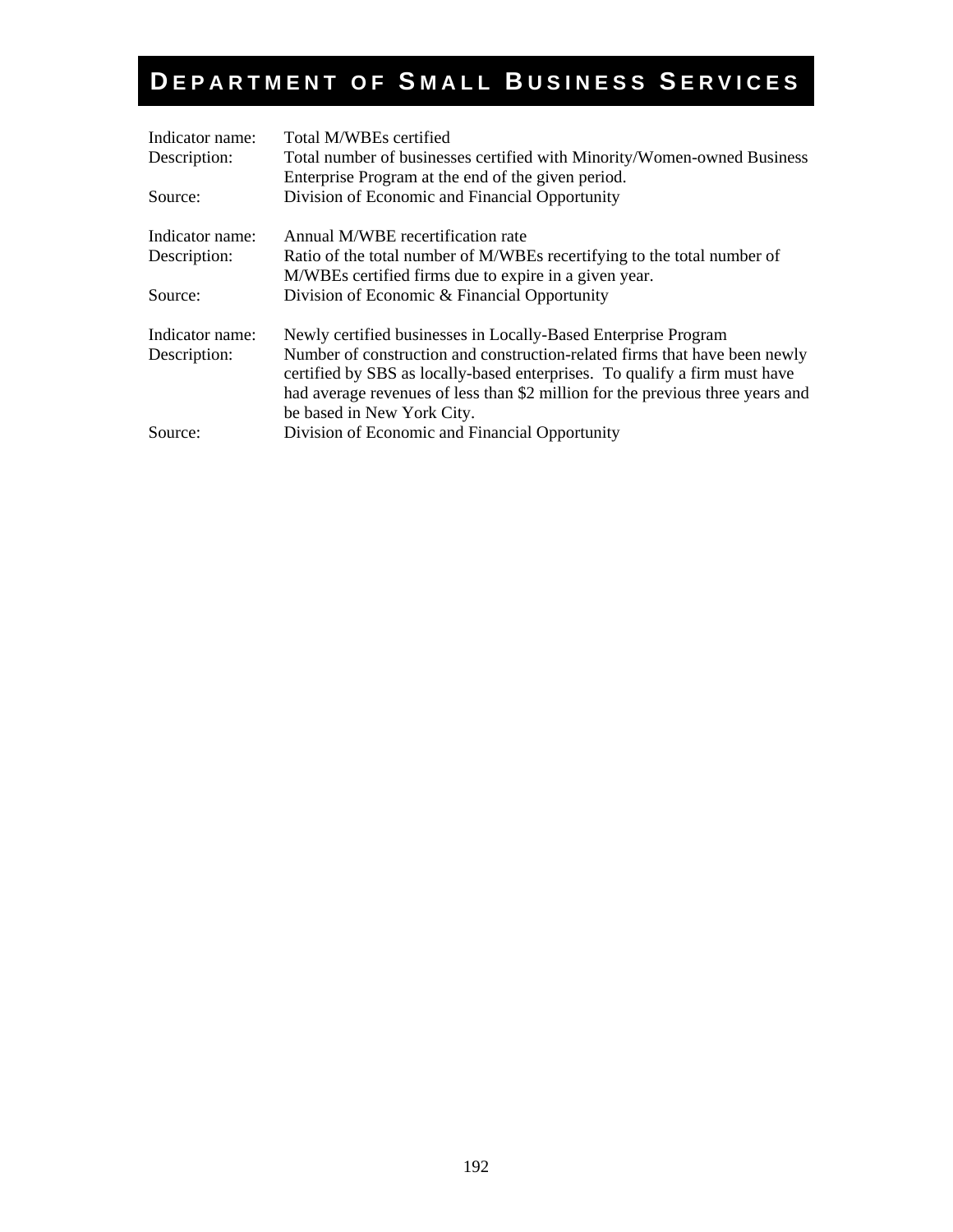# Department of Small Business Services

| | |
|---|---|
| Indicator name: | Total M/WBEs certified |
| Description: | Total number of businesses certified with Minority/Women-owned Business Enterprise Program at the end of the given period. |
| Source: | Division of Economic and Financial Opportunity |

| | |
|---|---|
| Indicator name: | Annual M/WBE recertification rate |
| Description: | Ratio of the total number of M/WBEs recertifying to the total number of M/WBEs certified firms due to expire in a given year. |
| Source: | Division of Economic & Financial Opportunity |

| | |
|---|---|
| Indicator name: | Newly certified businesses in Locally-Based Enterprise Program |
| Description: | Number of construction and construction-related firms that have been newly certified by SBS as locally-based enterprises. To qualify a firm must have had average revenues of less than $2 million for the previous three years and be based in New York City. |
| Source: | Division of Economic and Financial Opportunity |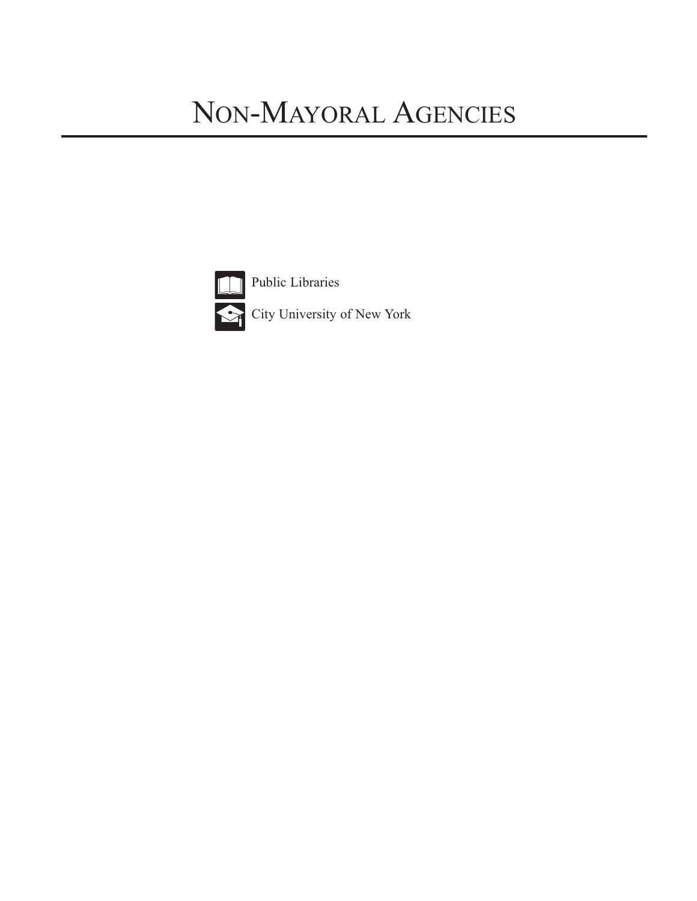# Non-Mayoral Agencies

- Public Libraries
- City University of New York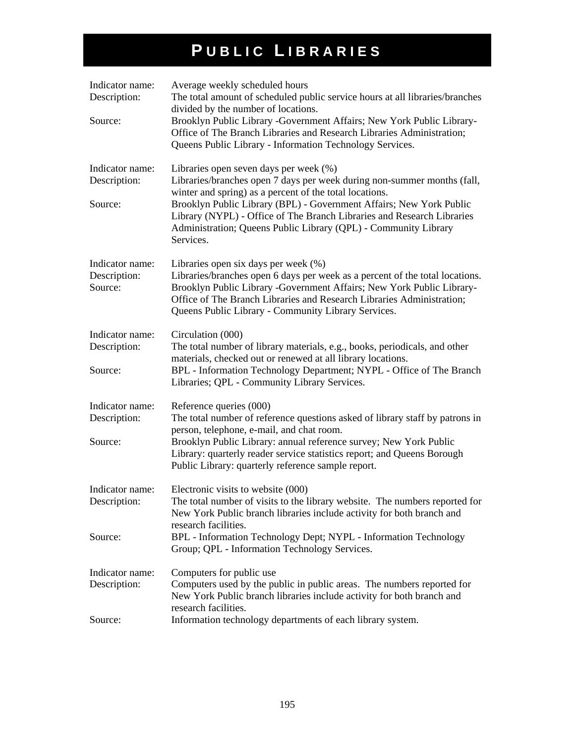# PUBLIC LIBRARIES

| | |
|---|---|
| Indicator name: | Average weekly scheduled hours |
| Description: | The total amount of scheduled public service hours at all libraries/branches divided by the number of locations. |
| Source: | Brooklyn Public Library -Government Affairs; New York Public Library-Office of The Branch Libraries and Research Libraries Administration; Queens Public Library - Information Technology Services. |

| | |
|---|---|
| Indicator name: | Libraries open seven days per week (%) |
| Description: | Libraries/branches open 7 days per week during non-summer months (fall, winter and spring) as a percent of the total locations. |
| Source: | Brooklyn Public Library (BPL) - Government Affairs; New York Public Library (NYPL) - Office of The Branch Libraries and Research Libraries Administration; Queens Public Library (QPL) - Community Library Services. |

| | |
|---|---|
| Indicator name: | Libraries open six days per week (%) |
| Description: | Libraries/branches open 6 days per week as a percent of the total locations. |
| Source: | Brooklyn Public Library -Government Affairs; New York Public Library-Office of The Branch Libraries and Research Libraries Administration; Queens Public Library - Community Library Services. |

| | |
|---|---|
| Indicator name: | Circulation (000) |
| Description: | The total number of library materials, e.g., books, periodicals, and other materials, checked out or renewed at all library locations. |
| Source: | BPL - Information Technology Department; NYPL - Office of The Branch Libraries; QPL - Community Library Services. |

| | |
|---|---|
| Indicator name: | Reference queries (000) |
| Description: | The total number of reference questions asked of library staff by patrons in person, telephone, e-mail, and chat room. |
| Source: | Brooklyn Public Library: annual reference survey; New York Public Library: quarterly reader service statistics report; and Queens Borough Public Library: quarterly reference sample report. |

| | |
|---|---|
| Indicator name: | Electronic visits to website (000) |
| Description: | The total number of visits to the library website. The numbers reported for New York Public branch libraries include activity for both branch and research facilities. |
| Source: | BPL - Information Technology Dept; NYPL - Information Technology Group; QPL - Information Technology Services. |

| | |
|---|---|
| Indicator name: | Computers for public use |
| Description: | Computers used by the public in public areas. The numbers reported for New York Public branch libraries include activity for both branch and research facilities. |
| Source: | Information technology departments of each library system. |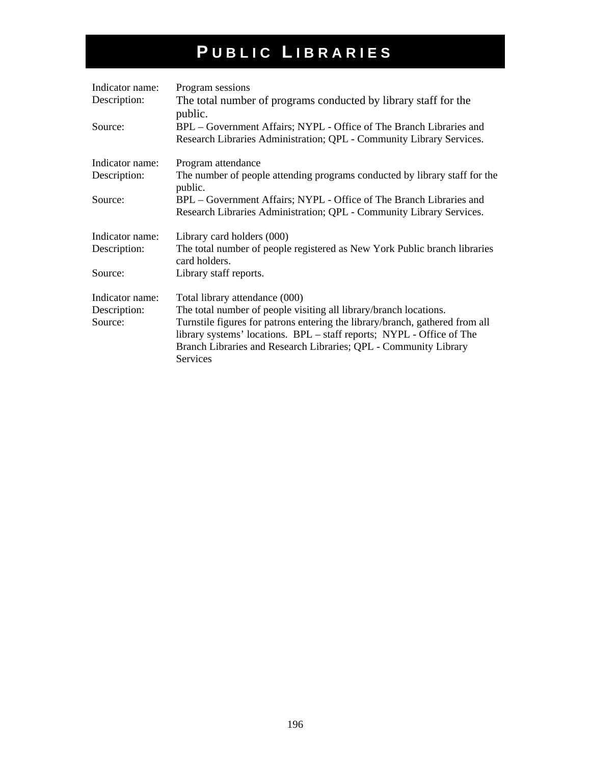# PUBLIC LIBRARIES

Indicator name: Program sessions
Description: The total number of programs conducted by library staff for the public.
Source: BPL – Government Affairs; NYPL - Office of The Branch Libraries and Research Libraries Administration; QPL - Community Library Services.

Indicator name: Program attendance
Description: The number of people attending programs conducted by library staff for the public.
Source: BPL – Government Affairs; NYPL - Office of The Branch Libraries and Research Libraries Administration; QPL - Community Library Services.

Indicator name: Library card holders (000)
Description: The total number of people registered as New York Public branch libraries card holders.
Source: Library staff reports.

Indicator name: Total library attendance (000)
Description: The total number of people visiting all library/branch locations.
Source: Turnstile figures for patrons entering the library/branch, gathered from all library systems' locations. BPL – staff reports; NYPL - Office of The Branch Libraries and Research Libraries; QPL - Community Library Services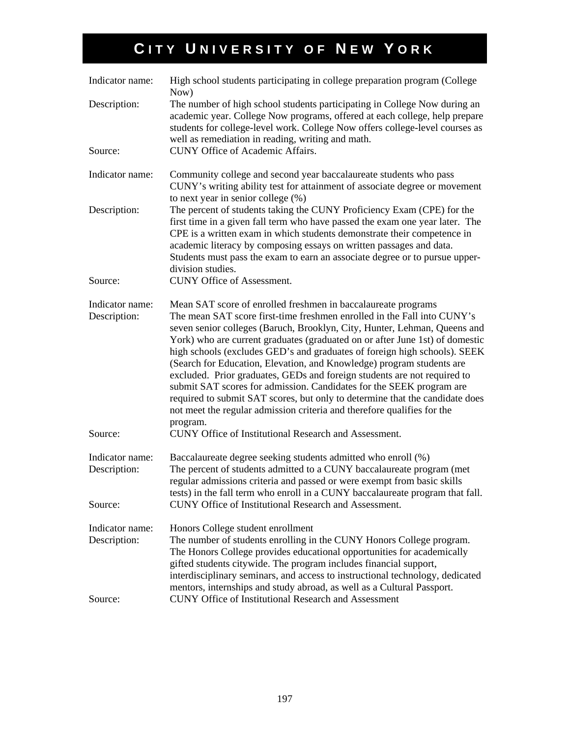# CITY UNIVERSITY OF NEW YORK

| | |
|---|---|
| Indicator name: | High school students participating in college preparation program (College Now) |
| Description: | The number of high school students participating in College Now during an academic year. College Now programs, offered at each college, help prepare students for college-level work. College Now offers college-level courses as well as remediation in reading, writing and math. |
| Source: | CUNY Office of Academic Affairs. |

| | |
|---|---|
| Indicator name: | Community college and second year baccalaureate students who pass CUNY's writing ability test for attainment of associate degree or movement to next year in senior college (%) |
| Description: | The percent of students taking the CUNY Proficiency Exam (CPE) for the first time in a given fall term who have passed the exam one year later. The CPE is a written exam in which students demonstrate their competence in academic literacy by composing essays on written passages and data. Students must pass the exam to earn an associate degree or to pursue upper-division studies. |
| Source: | CUNY Office of Assessment. |

| | |
|---|---|
| Indicator name: | Mean SAT score of enrolled freshmen in baccalaureate programs |
| Description: | The mean SAT score first-time freshmen enrolled in the Fall into CUNY's seven senior colleges (Baruch, Brooklyn, City, Hunter, Lehman, Queens and York) who are current graduates (graduated on or after June 1st) of domestic high schools (excludes GED's and graduates of foreign high schools). SEEK (Search for Education, Elevation, and Knowledge) program students are excluded. Prior graduates, GEDs and foreign students are not required to submit SAT scores for admission. Candidates for the SEEK program are required to submit SAT scores, but only to determine that the candidate does not meet the regular admission criteria and therefore qualifies for the program. |
| Source: | CUNY Office of Institutional Research and Assessment. |

| | |
|---|---|
| Indicator name: | Baccalaureate degree seeking students admitted who enroll (%) |
| Description: | The percent of students admitted to a CUNY baccalaureate program (met regular admissions criteria and passed or were exempt from basic skills tests) in the fall term who enroll in a CUNY baccalaureate program that fall. |
| Source: | CUNY Office of Institutional Research and Assessment. |

| | |
|---|---|
| Indicator name: | Honors College student enrollment |
| Description: | The number of students enrolling in the CUNY Honors College program. The Honors College provides educational opportunities for academically gifted students citywide. The program includes financial support, interdisciplinary seminars, and access to instructional technology, dedicated mentors, internships and study abroad, as well as a Cultural Passport. |
| Source: | CUNY Office of Institutional Research and Assessment |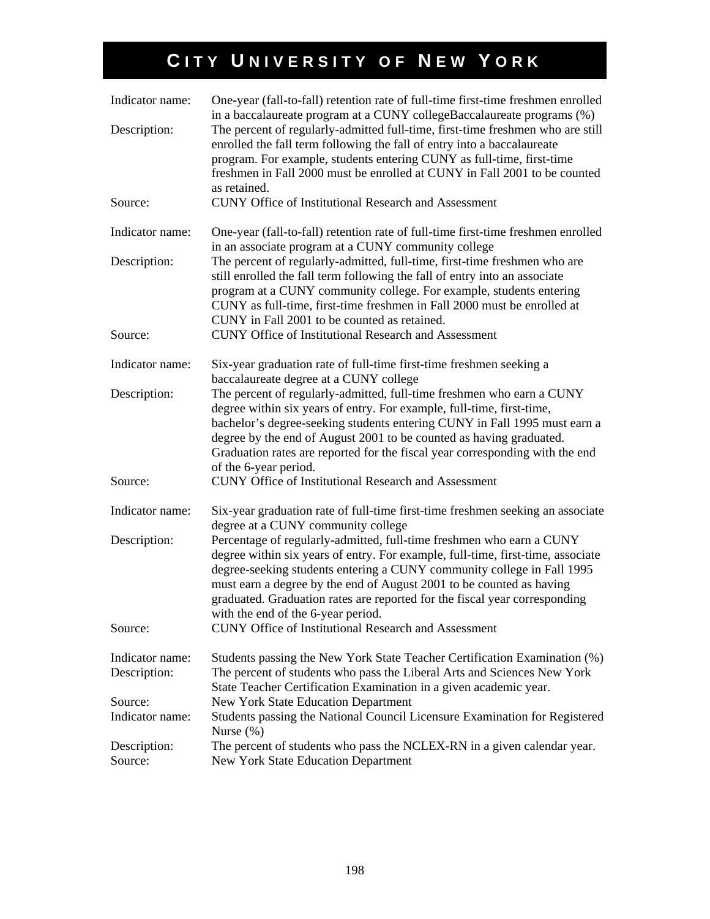# City University of New York

| | |
|---|---|
| Indicator name: | One-year (fall-to-fall) retention rate of full-time first-time freshmen enrolled in a baccalaureate program at a CUNY collegeBaccalaureate programs (%) |
| Description: | The percent of regularly-admitted full-time, first-time freshmen who are still enrolled the fall term following the fall of entry into a baccalaureate program. For example, students entering CUNY as full-time, first-time freshmen in Fall 2000 must be enrolled at CUNY in Fall 2001 to be counted as retained. |
| Source: | CUNY Office of Institutional Research and Assessment |

| | |
|---|---|
| Indicator name: | One-year (fall-to-fall) retention rate of full-time first-time freshmen enrolled in an associate program at a CUNY community college |
| Description: | The percent of regularly-admitted, full-time, first-time freshmen who are still enrolled the fall term following the fall of entry into an associate program at a CUNY community college. For example, students entering CUNY as full-time, first-time freshmen in Fall 2000 must be enrolled at CUNY in Fall 2001 to be counted as retained. |
| Source: | CUNY Office of Institutional Research and Assessment |

| | |
|---|---|
| Indicator name: | Six-year graduation rate of full-time first-time freshmen seeking a baccalaureate degree at a CUNY college |
| Description: | The percent of regularly-admitted, full-time freshmen who earn a CUNY degree within six years of entry. For example, full-time, first-time, bachelor's degree-seeking students entering CUNY in Fall 1995 must earn a degree by the end of August 2001 to be counted as having graduated. Graduation rates are reported for the fiscal year corresponding with the end of the 6-year period. |
| Source: | CUNY Office of Institutional Research and Assessment |

| | |
|---|---|
| Indicator name: | Six-year graduation rate of full-time first-time freshmen seeking an associate degree at a CUNY community college |
| Description: | Percentage of regularly-admitted, full-time freshmen who earn a CUNY degree within six years of entry. For example, full-time, first-time, associate degree-seeking students entering a CUNY community college in Fall 1995 must earn a degree by the end of August 2001 to be counted as having graduated. Graduation rates are reported for the fiscal year corresponding with the end of the 6-year period. |
| Source: | CUNY Office of Institutional Research and Assessment |

| | |
|---|---|
| Indicator name: | Students passing the New York State Teacher Certification Examination (%) |
| Description: | The percent of students who pass the Liberal Arts and Sciences New York State Teacher Certification Examination in a given academic year. |
| Source: | New York State Education Department |
| Indicator name: | Students passing the National Council Licensure Examination for Registered Nurse (%) |
| Description: | The percent of students who pass the NCLEX-RN in a given calendar year. |
| Source: | New York State Education Department |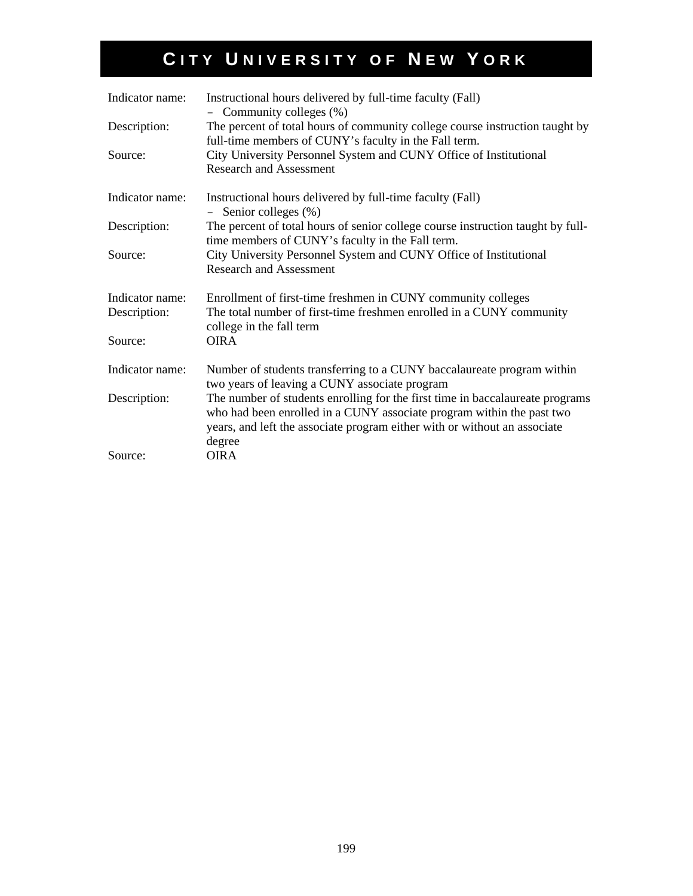# CITY UNIVERSITY OF NEW YORK

| | |
|---|---|
| Indicator name: | Instructional hours delivered by full-time faculty (Fall) – Community colleges (%) |
| Description: | The percent of total hours of community college course instruction taught by full-time members of CUNY's faculty in the Fall term. |
| Source: | City University Personnel System and CUNY Office of Institutional Research and Assessment |

| | |
|---|---|
| Indicator name: | Instructional hours delivered by full-time faculty (Fall) – Senior colleges (%) |
| Description: | The percent of total hours of senior college course instruction taught by full-time members of CUNY's faculty in the Fall term. |
| Source: | City University Personnel System and CUNY Office of Institutional Research and Assessment |

| | |
|---|---|
| Indicator name: | Enrollment of first-time freshmen in CUNY community colleges |
| Description: | The total number of first-time freshmen enrolled in a CUNY community college in the fall term |
| Source: | OIRA |

| | |
|---|---|
| Indicator name: | Number of students transferring to a CUNY baccalaureate program within two years of leaving a CUNY associate program |
| Description: | The number of students enrolling for the first time in baccalaureate programs who had been enrolled in a CUNY associate program within the past two years, and left the associate program either with or without an associate degree |
| Source: | OIRA |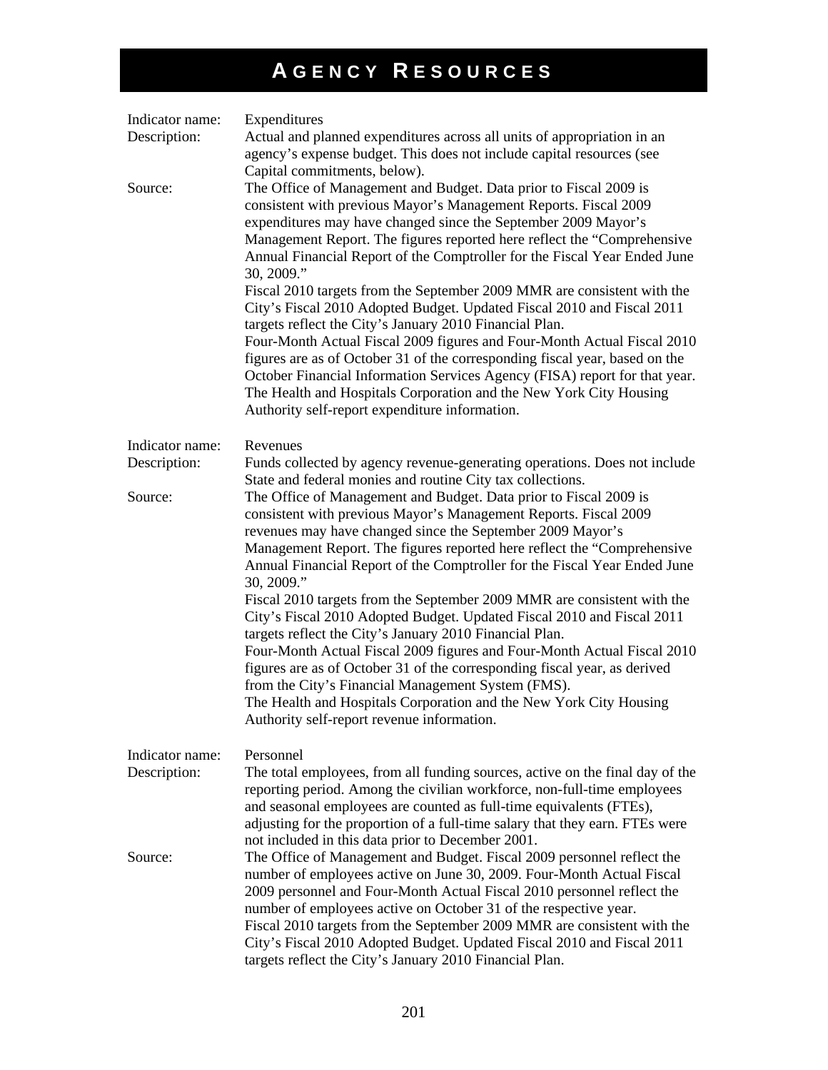# Agency Resources

| | |
|---|---|
| Indicator name: | Expenditures |
| Description: | Actual and planned expenditures across all units of appropriation in an agency's expense budget. This does not include capital resources (see Capital commitments, below). |
| Source: | The Office of Management and Budget. Data prior to Fiscal 2009 is consistent with previous Mayor's Management Reports. Fiscal 2009 expenditures may have changed since the September 2009 Mayor's Management Report. The figures reported here reflect the "Comprehensive Annual Financial Report of the Comptroller for the Fiscal Year Ended June 30, 2009." Fiscal 2010 targets from the September 2009 MMR are consistent with the City's Fiscal 2010 Adopted Budget. Updated Fiscal 2010 and Fiscal 2011 targets reflect the City's January 2010 Financial Plan. Four-Month Actual Fiscal 2009 figures and Four-Month Actual Fiscal 2010 figures are as of October 31 of the corresponding fiscal year, based on the October Financial Information Services Agency (FISA) report for that year. The Health and Hospitals Corporation and the New York City Housing Authority self-report expenditure information. |

| | |
|---|---|
| Indicator name: | Revenues |
| Description: | Funds collected by agency revenue-generating operations. Does not include State and federal monies and routine City tax collections. |
| Source: | The Office of Management and Budget. Data prior to Fiscal 2009 is consistent with previous Mayor's Management Reports. Fiscal 2009 revenues may have changed since the September 2009 Mayor's Management Report. The figures reported here reflect the "Comprehensive Annual Financial Report of the Comptroller for the Fiscal Year Ended June 30, 2009." Fiscal 2010 targets from the September 2009 MMR are consistent with the City's Fiscal 2010 Adopted Budget. Updated Fiscal 2010 and Fiscal 2011 targets reflect the City's January 2010 Financial Plan. Four-Month Actual Fiscal 2009 figures and Four-Month Actual Fiscal 2010 figures are as of October 31 of the corresponding fiscal year, as derived from the City's Financial Management System (FMS). The Health and Hospitals Corporation and the New York City Housing Authority self-report revenue information. |

| | |
|---|---|
| Indicator name: | Personnel |
| Description: | The total employees, from all funding sources, active on the final day of the reporting period. Among the civilian workforce, non-full-time employees and seasonal employees are counted as full-time equivalents (FTEs), adjusting for the proportion of a full-time salary that they earn. FTEs were not included in this data prior to December 2001. |
| Source: | The Office of Management and Budget. Fiscal 2009 personnel reflect the number of employees active on June 30, 2009. Four-Month Actual Fiscal 2009 personnel and Four-Month Actual Fiscal 2010 personnel reflect the number of employees active on October 31 of the respective year. Fiscal 2010 targets from the September 2009 MMR are consistent with the City's Fiscal 2010 Adopted Budget. Updated Fiscal 2010 and Fiscal 2011 targets reflect the City's January 2010 Financial Plan. |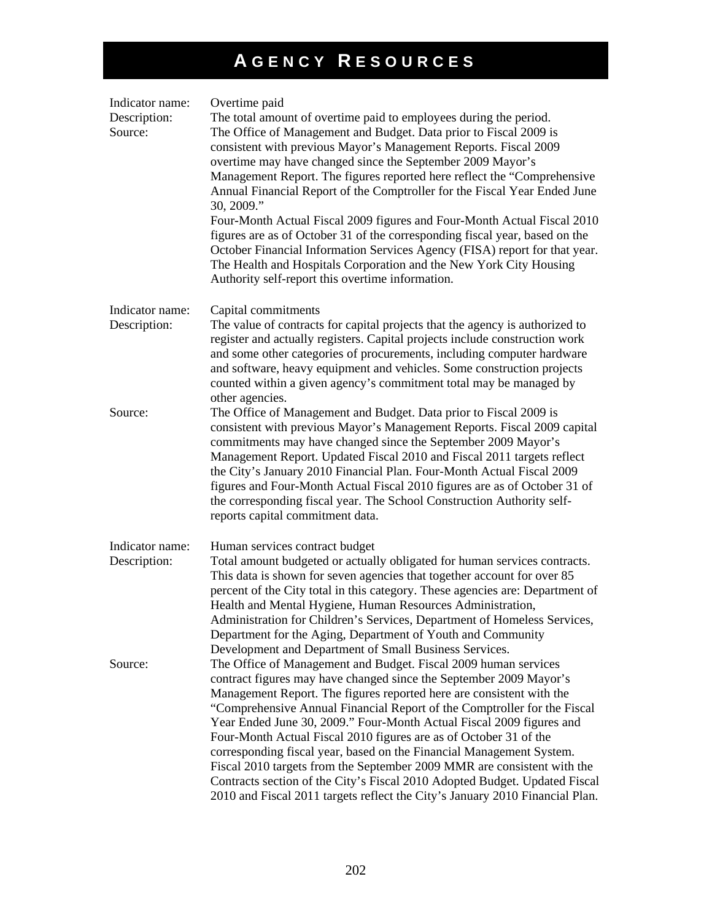# AGENCY RESOURCES

Indicator name: Overtime paid

Description: The total amount of overtime paid to employees during the period.

Source: The Office of Management and Budget. Data prior to Fiscal 2009 is consistent with previous Mayor's Management Reports. Fiscal 2009 overtime may have changed since the September 2009 Mayor's Management Report. The figures reported here reflect the "Comprehensive Annual Financial Report of the Comptroller for the Fiscal Year Ended June 30, 2009."
Four-Month Actual Fiscal 2009 figures and Four-Month Actual Fiscal 2010 figures are as of October 31 of the corresponding fiscal year, based on the October Financial Information Services Agency (FISA) report for that year. The Health and Hospitals Corporation and the New York City Housing Authority self-report this overtime information.

Indicator name: Capital commitments

Description: The value of contracts for capital projects that the agency is authorized to register and actually registers. Capital projects include construction work and some other categories of procurements, including computer hardware and software, heavy equipment and vehicles. Some construction projects counted within a given agency's commitment total may be managed by other agencies.

Source: The Office of Management and Budget. Data prior to Fiscal 2009 is consistent with previous Mayor's Management Reports. Fiscal 2009 capital commitments may have changed since the September 2009 Mayor's Management Report. Updated Fiscal 2010 and Fiscal 2011 targets reflect the City's January 2010 Financial Plan. Four-Month Actual Fiscal 2009 figures and Four-Month Actual Fiscal 2010 figures are as of October 31 of the corresponding fiscal year. The School Construction Authority self-reports capital commitment data.

Indicator name: Human services contract budget

Description: Total amount budgeted or actually obligated for human services contracts. This data is shown for seven agencies that together account for over 85 percent of the City total in this category. These agencies are: Department of Health and Mental Hygiene, Human Resources Administration, Administration for Children's Services, Department of Homeless Services, Department for the Aging, Department of Youth and Community Development and Department of Small Business Services.

Source: The Office of Management and Budget. Fiscal 2009 human services contract figures may have changed since the September 2009 Mayor's Management Report. The figures reported here are consistent with the "Comprehensive Annual Financial Report of the Comptroller for the Fiscal Year Ended June 30, 2009." Four-Month Actual Fiscal 2009 figures and Four-Month Actual Fiscal 2010 figures are as of October 31 of the corresponding fiscal year, based on the Financial Management System. Fiscal 2010 targets from the September 2009 MMR are consistent with the Contracts section of the City's Fiscal 2010 Adopted Budget. Updated Fiscal 2010 and Fiscal 2011 targets reflect the City's January 2010 Financial Plan.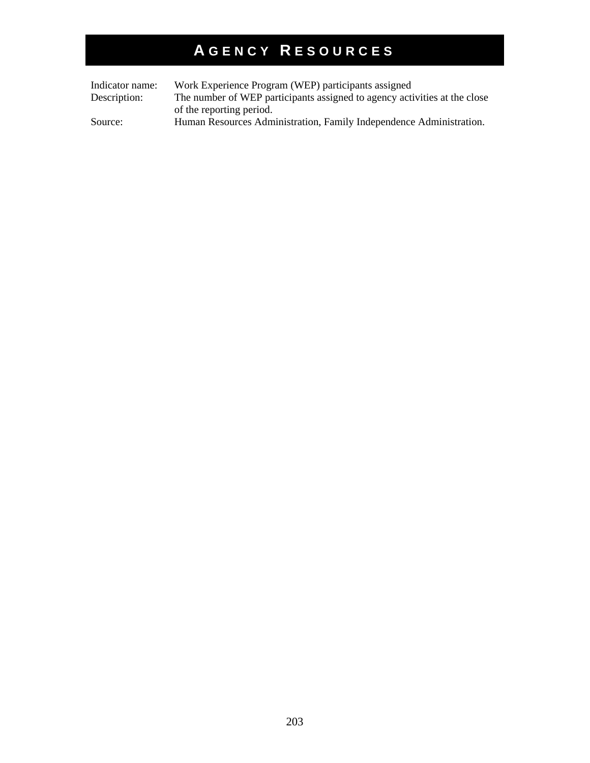# Agency Resources

| | |
|---|---|
| Indicator name: | Work Experience Program (WEP) participants assigned |
| Description: | The number of WEP participants assigned to agency activities at the close of the reporting period. |
| Source: | Human Resources Administration, Family Independence Administration. |